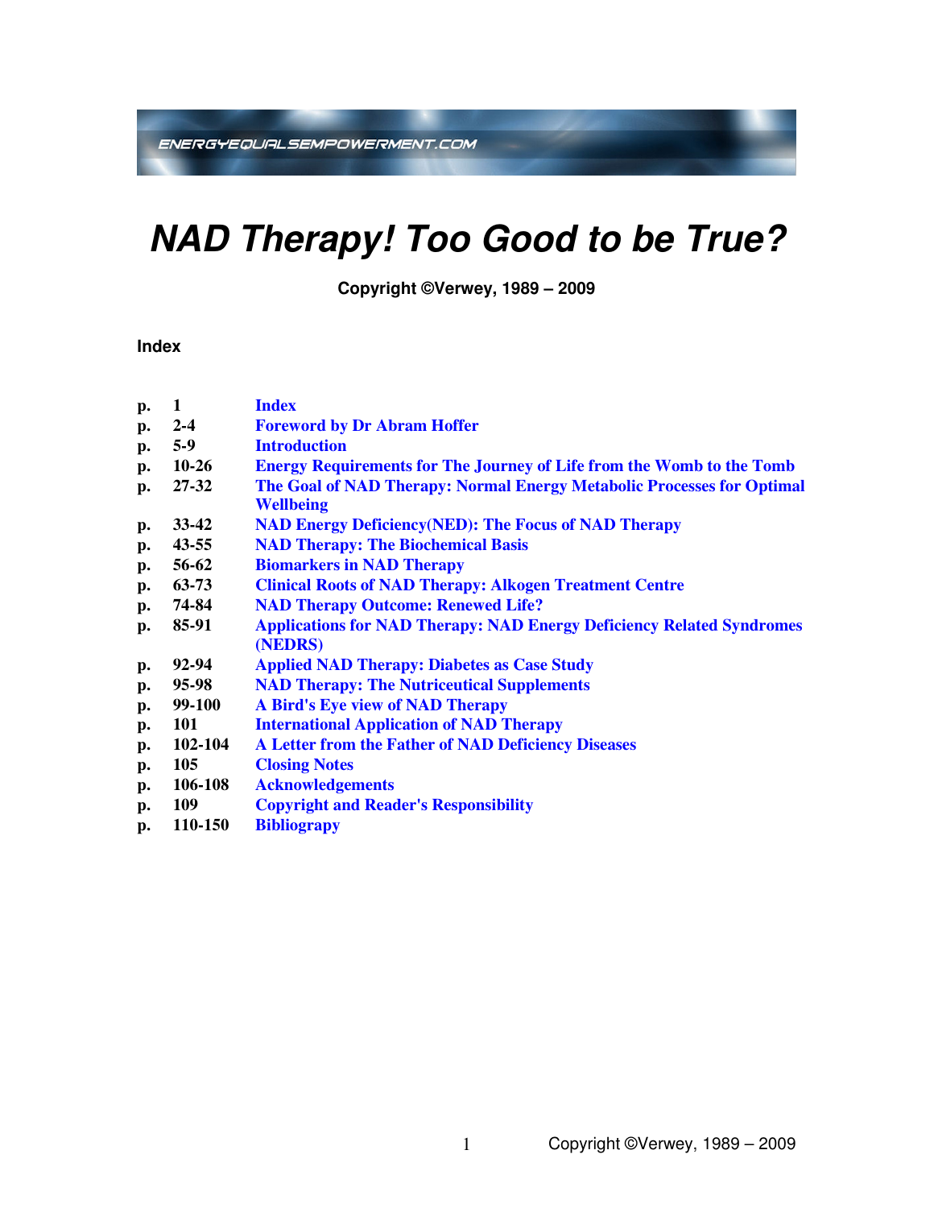ENERGYEQUALSEMPOWERMENT.COM

# *NAD Therapy! Too Good to be True?*

**Copyright ©Verwey, 1989 – 2009**

## Index

| | | |
|---|---|---|
| **p.** | **1** | **Index** |
| **p.** | **2-4** | **Foreword by Dr Abram Hoffer** |
| **p.** | **5-9** | **Introduction** |
| **p.** | **10-26** | **Energy Requirements for The Journey of Life from the Womb to the Tomb** |
| **p.** | **27-32** | **The Goal of NAD Therapy: Normal Energy Metabolic Processes for Optimal Wellbeing** |
| **p.** | **33-42** | **NAD Energy Deficiency(NED): The Focus of NAD Therapy** |
| **p.** | **43-55** | **NAD Therapy: The Biochemical Basis** |
| **p.** | **56-62** | **Biomarkers in NAD Therapy** |
| **p.** | **63-73** | **Clinical Roots of NAD Therapy: Alkogen Treatment Centre** |
| **p.** | **74-84** | **NAD Therapy Outcome: Renewed Life?** |
| **p.** | **85-91** | **Applications for NAD Therapy: NAD Energy Deficiency Related Syndromes (NEDRS)** |
| **p.** | **92-94** | **Applied NAD Therapy: Diabetes as Case Study** |
| **p.** | **95-98** | **NAD Therapy: The Nutriceutical Supplements** |
| **p.** | **99-100** | **A Bird's Eye view of NAD Therapy** |
| **p.** | **101** | **International Application of NAD Therapy** |
| **p.** | **102-104** | **A Letter from the Father of NAD Deficiency Diseases** |
| **p.** | **105** | **Closing Notes** |
| **p.** | **106-108** | **Acknowledgements** |
| **p.** | **109** | **Copyright and Reader's Responsibility** |
| **p.** | **110-150** | **Bibliograpy** |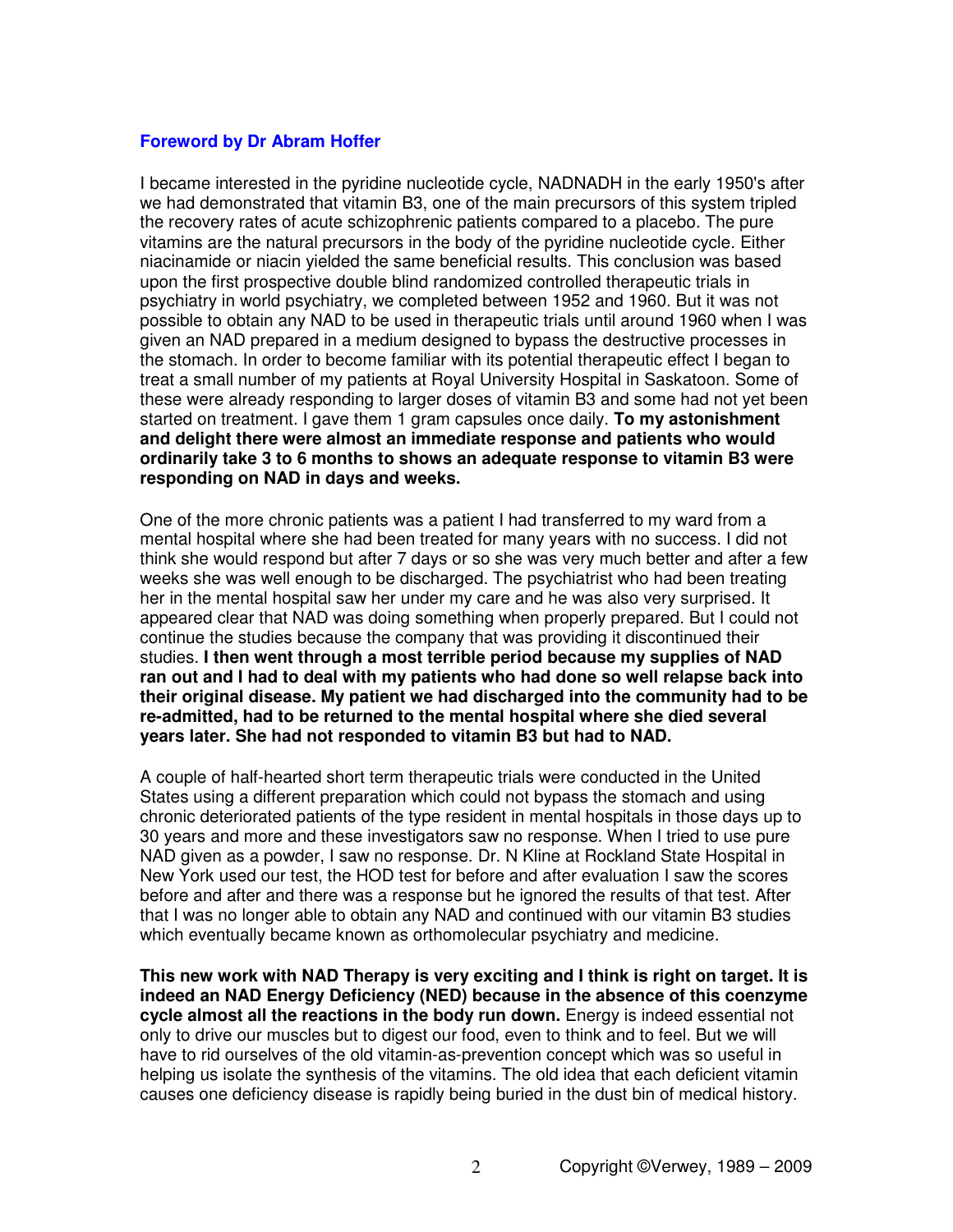## Foreword by Dr Abram Hoffer

I became interested in the pyridine nucleotide cycle, NADNADH in the early 1950's after we had demonstrated that vitamin B3, one of the main precursors of this system tripled the recovery rates of acute schizophrenic patients compared to a placebo. The pure vitamins are the natural precursors in the body of the pyridine nucleotide cycle. Either niacinamide or niacin yielded the same beneficial results. This conclusion was based upon the first prospective double blind randomized controlled therapeutic trials in psychiatry in world psychiatry, we completed between 1952 and 1960. But it was not possible to obtain any NAD to be used in therapeutic trials until around 1960 when I was given an NAD prepared in a medium designed to bypass the destructive processes in the stomach. In order to become familiar with its potential therapeutic effect I began to treat a small number of my patients at Royal University Hospital in Saskatoon. Some of these were already responding to larger doses of vitamin B3 and some had not yet been started on treatment. I gave them 1 gram capsules once daily. **To my astonishment and delight there were almost an immediate response and patients who would ordinarily take 3 to 6 months to shows an adequate response to vitamin B3 were responding on NAD in days and weeks.**

One of the more chronic patients was a patient I had transferred to my ward from a mental hospital where she had been treated for many years with no success. I did not think she would respond but after 7 days or so she was very much better and after a few weeks she was well enough to be discharged. The psychiatrist who had been treating her in the mental hospital saw her under my care and he was also very surprised. It appeared clear that NAD was doing something when properly prepared. But I could not continue the studies because the company that was providing it discontinued their studies. **I then went through a most terrible period because my supplies of NAD ran out and I had to deal with my patients who had done so well relapse back into their original disease. My patient we had discharged into the community had to be re-admitted, had to be returned to the mental hospital where she died several years later. She had not responded to vitamin B3 but had to NAD.**

A couple of half-hearted short term therapeutic trials were conducted in the United States using a different preparation which could not bypass the stomach and using chronic deteriorated patients of the type resident in mental hospitals in those days up to 30 years and more and these investigators saw no response. When I tried to use pure NAD given as a powder, I saw no response. Dr. N Kline at Rockland State Hospital in New York used our test, the HOD test for before and after evaluation I saw the scores before and after and there was a response but he ignored the results of that test. After that I was no longer able to obtain any NAD and continued with our vitamin B3 studies which eventually became known as orthomolecular psychiatry and medicine.

**This new work with NAD Therapy is very exciting and I think is right on target. It is indeed an NAD Energy Deficiency (NED) because in the absence of this coenzyme cycle almost all the reactions in the body run down.** Energy is indeed essential not only to drive our muscles but to digest our food, even to think and to feel. But we will have to rid ourselves of the old vitamin-as-prevention concept which was so useful in helping us isolate the synthesis of the vitamins. The old idea that each deficient vitamin causes one deficiency disease is rapidly being buried in the dust bin of medical history.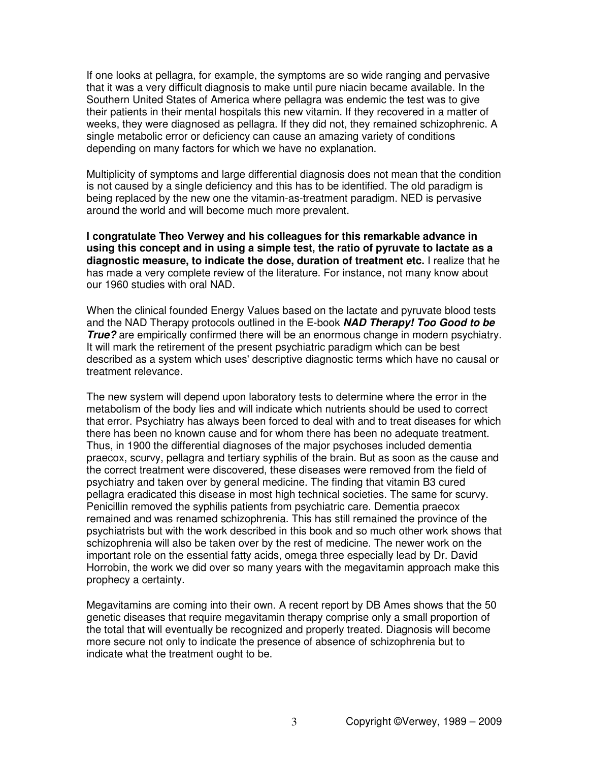If one looks at pellagra, for example, the symptoms are so wide ranging and pervasive that it was a very difficult diagnosis to make until pure niacin became available. In the Southern United States of America where pellagra was endemic the test was to give their patients in their mental hospitals this new vitamin. If they recovered in a matter of weeks, they were diagnosed as pellagra. If they did not, they remained schizophrenic. A single metabolic error or deficiency can cause an amazing variety of conditions depending on many factors for which we have no explanation.

Multiplicity of symptoms and large differential diagnosis does not mean that the condition is not caused by a single deficiency and this has to be identified. The old paradigm is being replaced by the new one the vitamin-as-treatment paradigm. NED is pervasive around the world and will become much more prevalent.

**I congratulate Theo Verwey and his colleagues for this remarkable advance in using this concept and in using a simple test, the ratio of pyruvate to lactate as a diagnostic measure, to indicate the dose, duration of treatment etc.** I realize that he has made a very complete review of the literature. For instance, not many know about our 1960 studies with oral NAD.

When the clinical founded Energy Values based on the lactate and pyruvate blood tests and the NAD Therapy protocols outlined in the E-book ***NAD Therapy! Too Good to be True?*** are empirically confirmed there will be an enormous change in modern psychiatry. It will mark the retirement of the present psychiatric paradigm which can be best described as a system which uses' descriptive diagnostic terms which have no causal or treatment relevance.

The new system will depend upon laboratory tests to determine where the error in the metabolism of the body lies and will indicate which nutrients should be used to correct that error. Psychiatry has always been forced to deal with and to treat diseases for which there has been no known cause and for whom there has been no adequate treatment. Thus, in 1900 the differential diagnoses of the major psychoses included dementia praecox, scurvy, pellagra and tertiary syphilis of the brain. But as soon as the cause and the correct treatment were discovered, these diseases were removed from the field of psychiatry and taken over by general medicine. The finding that vitamin B3 cured pellagra eradicated this disease in most high technical societies. The same for scurvy. Penicillin removed the syphilis patients from psychiatric care. Dementia praecox remained and was renamed schizophrenia. This has still remained the province of the psychiatrists but with the work described in this book and so much other work shows that schizophrenia will also be taken over by the rest of medicine. The newer work on the important role on the essential fatty acids, omega three especially lead by Dr. David Horrobin, the work we did over so many years with the megavitamin approach make this prophecy a certainty.

Megavitamins are coming into their own. A recent report by DB Ames shows that the 50 genetic diseases that require megavitamin therapy comprise only a small proportion of the total that will eventually be recognized and properly treated. Diagnosis will become more secure not only to indicate the presence of absence of schizophrenia but to indicate what the treatment ought to be.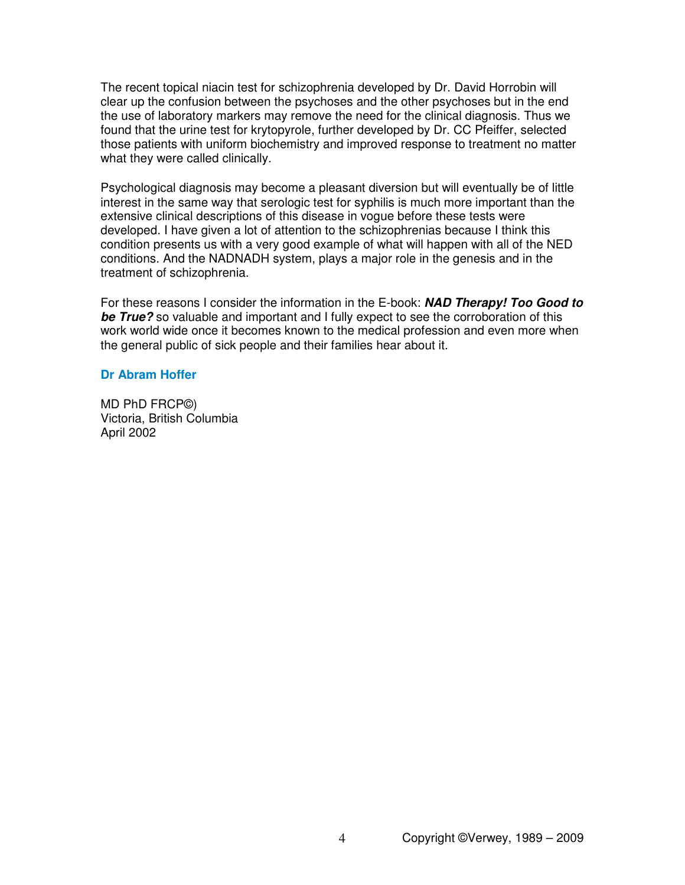The recent topical niacin test for schizophrenia developed by Dr. David Horrobin will clear up the confusion between the psychoses and the other psychoses but in the end the use of laboratory markers may remove the need for the clinical diagnosis. Thus we found that the urine test for krytopyrole, further developed by Dr. CC Pfeiffer, selected those patients with uniform biochemistry and improved response to treatment no matter what they were called clinically.

Psychological diagnosis may become a pleasant diversion but will eventually be of little interest in the same way that serologic test for syphilis is much more important than the extensive clinical descriptions of this disease in vogue before these tests were developed. I have given a lot of attention to the schizophrenias because I think this condition presents us with a very good example of what will happen with all of the NED conditions. And the NADNADH system, plays a major role in the genesis and in the treatment of schizophrenia.

For these reasons I consider the information in the E-book: ***NAD Therapy! Too Good to be True?*** so valuable and important and I fully expect to see the corroboration of this work world wide once it becomes known to the medical profession and even more when the general public of sick people and their families hear about it.

**Dr Abram Hoffer**

MD PhD FRCP©)
Victoria, British Columbia
April 2002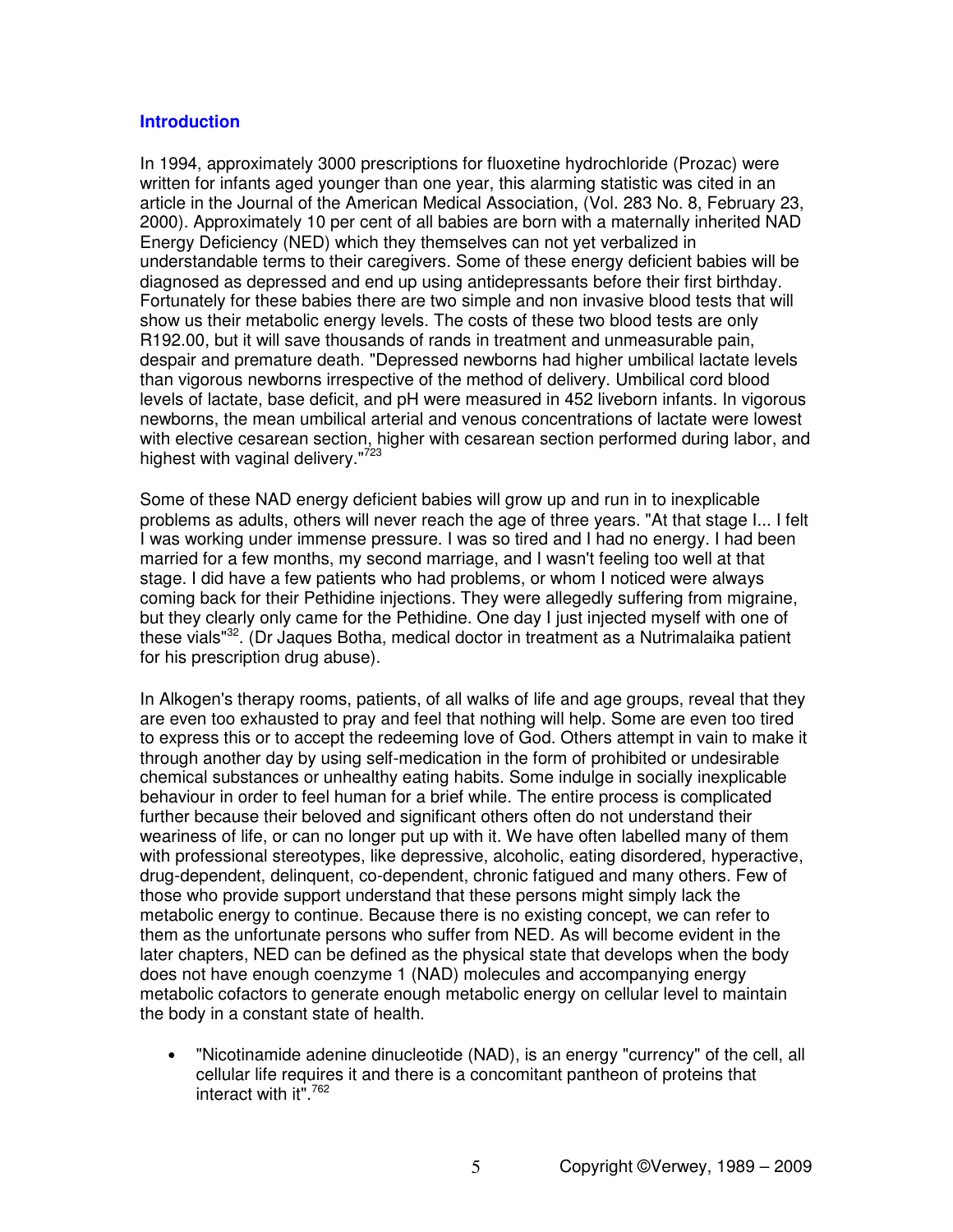## Introduction

In 1994, approximately 3000 prescriptions for fluoxetine hydrochloride (Prozac) were written for infants aged younger than one year, this alarming statistic was cited in an article in the Journal of the American Medical Association, (Vol. 283 No. 8, February 23, 2000). Approximately 10 per cent of all babies are born with a maternally inherited NAD Energy Deficiency (NED) which they themselves can not yet verbalized in understandable terms to their caregivers. Some of these energy deficient babies will be diagnosed as depressed and end up using antidepressants before their first birthday. Fortunately for these babies there are two simple and non invasive blood tests that will show us their metabolic energy levels. The costs of these two blood tests are only R192.00, but it will save thousands of rands in treatment and unmeasurable pain, despair and premature death. "Depressed newborns had higher umbilical lactate levels than vigorous newborns irrespective of the method of delivery. Umbilical cord blood levels of lactate, base deficit, and pH were measured in 452 liveborn infants. In vigorous newborns, the mean umbilical arterial and venous concentrations of lactate were lowest with elective cesarean section, higher with cesarean section performed during labor, and highest with vaginal delivery."[723]

Some of these NAD energy deficient babies will grow up and run in to inexplicable problems as adults, others will never reach the age of three years. "At that stage I... I felt I was working under immense pressure. I was so tired and I had no energy. I had been married for a few months, my second marriage, and I wasn't feeling too well at that stage. I did have a few patients who had problems, or whom I noticed were always coming back for their Pethidine injections. They were allegedly suffering from migraine, but they clearly only came for the Pethidine. One day I just injected myself with one of these vials"[32]. (Dr Jaques Botha, medical doctor in treatment as a Nutrimalaika patient for his prescription drug abuse).

In Alkogen's therapy rooms, patients, of all walks of life and age groups, reveal that they are even too exhausted to pray and feel that nothing will help. Some are even too tired to express this or to accept the redeeming love of God. Others attempt in vain to make it through another day by using self-medication in the form of prohibited or undesirable chemical substances or unhealthy eating habits. Some indulge in socially inexplicable behaviour in order to feel human for a brief while. The entire process is complicated further because their beloved and significant others often do not understand their weariness of life, or can no longer put up with it. We have often labelled many of them with professional stereotypes, like depressive, alcoholic, eating disordered, hyperactive, drug-dependent, delinquent, co-dependent, chronic fatigued and many others. Few of those who provide support understand that these persons might simply lack the metabolic energy to continue. Because there is no existing concept, we can refer to them as the unfortunate persons who suffer from NED. As will become evident in the later chapters, NED can be defined as the physical state that develops when the body does not have enough coenzyme 1 (NAD) molecules and accompanying energy metabolic cofactors to generate enough metabolic energy on cellular level to maintain the body in a constant state of health.

- "Nicotinamide adenine dinucleotide (NAD), is an energy "currency" of the cell, all cellular life requires it and there is a concomitant pantheon of proteins that interact with it".[762]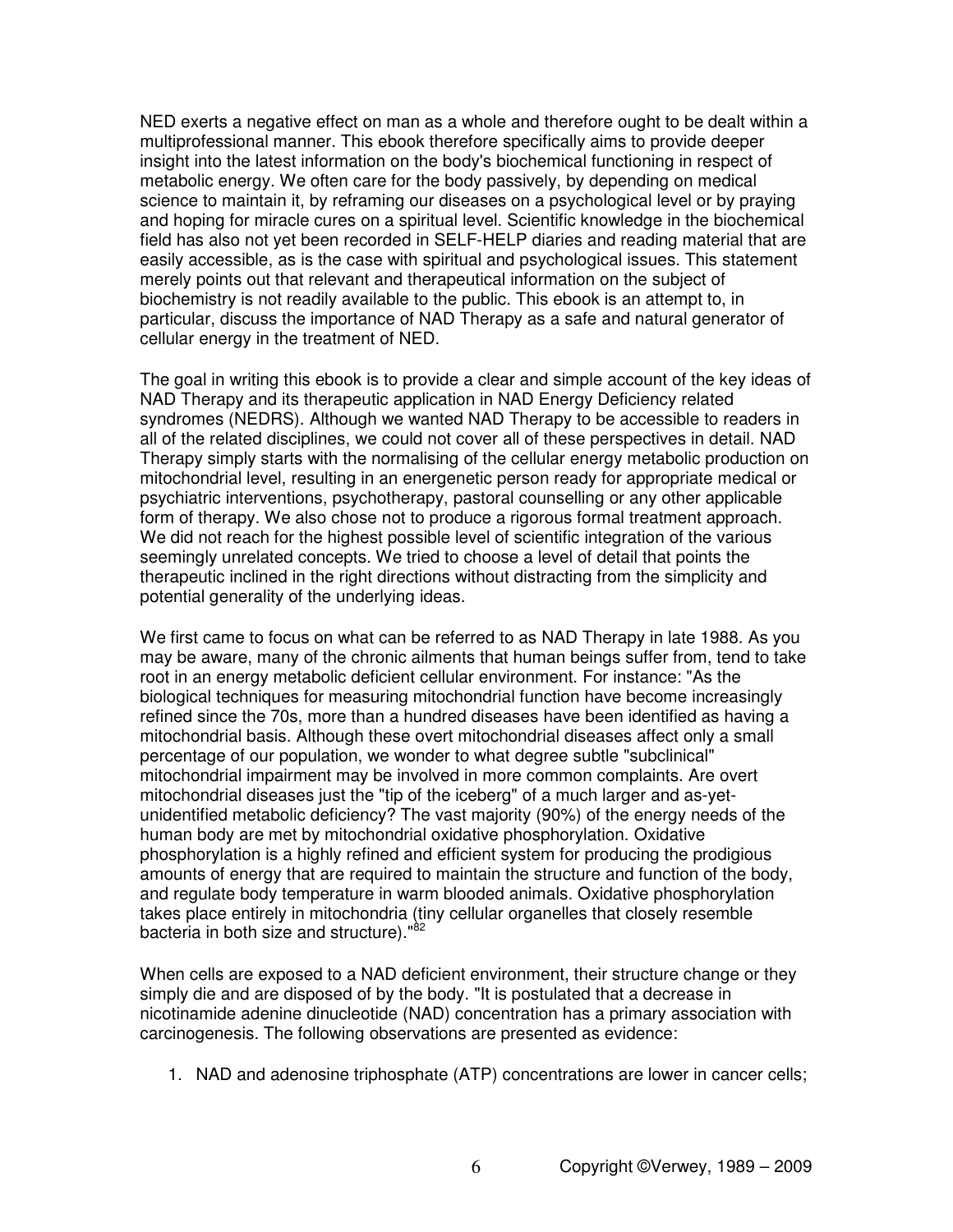NED exerts a negative effect on man as a whole and therefore ought to be dealt within a multiprofessional manner. This ebook therefore specifically aims to provide deeper insight into the latest information on the body's biochemical functioning in respect of metabolic energy. We often care for the body passively, by depending on medical science to maintain it, by reframing our diseases on a psychological level or by praying and hoping for miracle cures on a spiritual level. Scientific knowledge in the biochemical field has also not yet been recorded in SELF-HELP diaries and reading material that are easily accessible, as is the case with spiritual and psychological issues. This statement merely points out that relevant and therapeutical information on the subject of biochemistry is not readily available to the public. This ebook is an attempt to, in particular, discuss the importance of NAD Therapy as a safe and natural generator of cellular energy in the treatment of NED.

The goal in writing this ebook is to provide a clear and simple account of the key ideas of NAD Therapy and its therapeutic application in NAD Energy Deficiency related syndromes (NEDRS). Although we wanted NAD Therapy to be accessible to readers in all of the related disciplines, we could not cover all of these perspectives in detail. NAD Therapy simply starts with the normalising of the cellular energy metabolic production on mitochondrial level, resulting in an energenetic person ready for appropriate medical or psychiatric interventions, psychotherapy, pastoral counselling or any other applicable form of therapy. We also chose not to produce a rigorous formal treatment approach. We did not reach for the highest possible level of scientific integration of the various seemingly unrelated concepts. We tried to choose a level of detail that points the therapeutic inclined in the right directions without distracting from the simplicity and potential generality of the underlying ideas.

We first came to focus on what can be referred to as NAD Therapy in late 1988. As you may be aware, many of the chronic ailments that human beings suffer from, tend to take root in an energy metabolic deficient cellular environment. For instance: "As the biological techniques for measuring mitochondrial function have become increasingly refined since the 70s, more than a hundred diseases have been identified as having a mitochondrial basis. Although these overt mitochondrial diseases affect only a small percentage of our population, we wonder to what degree subtle "subclinical" mitochondrial impairment may be involved in more common complaints. Are overt mitochondrial diseases just the "tip of the iceberg" of a much larger and as-yet-unidentified metabolic deficiency? The vast majority (90%) of the energy needs of the human body are met by mitochondrial oxidative phosphorylation. Oxidative phosphorylation is a highly refined and efficient system for producing the prodigious amounts of energy that are required to maintain the structure and function of the body, and regulate body temperature in warm blooded animals. Oxidative phosphorylation takes place entirely in mitochondria (tiny cellular organelles that closely resemble bacteria in both size and structure)."[82]

When cells are exposed to a NAD deficient environment, their structure change or they simply die and are disposed of by the body. "It is postulated that a decrease in nicotinamide adenine dinucleotide (NAD) concentration has a primary association with carcinogenesis. The following observations are presented as evidence:

1. NAD and adenosine triphosphate (ATP) concentrations are lower in cancer cells;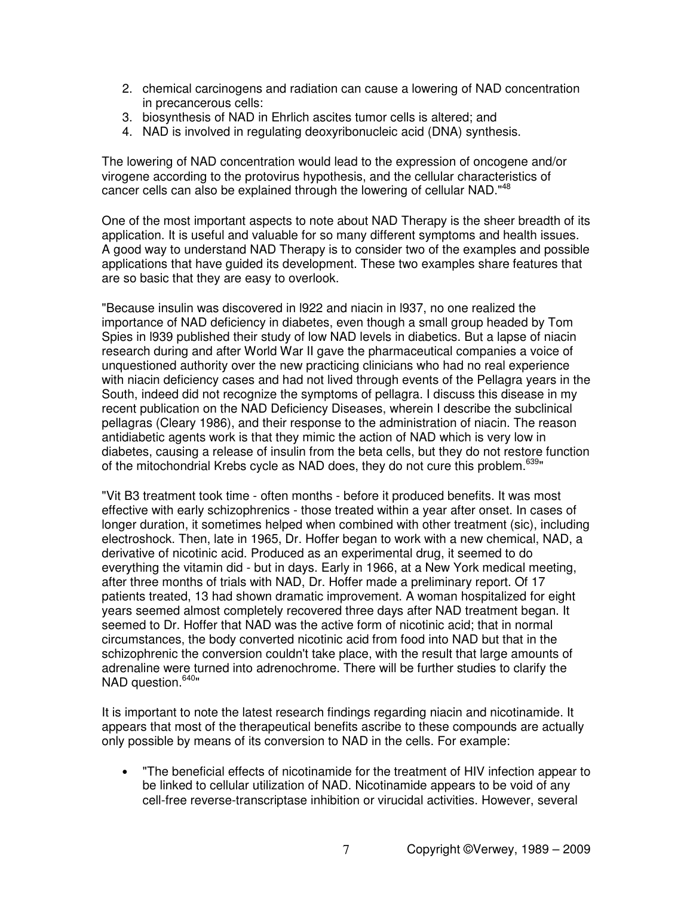2. chemical carcinogens and radiation can cause a lowering of NAD concentration in precancerous cells:
3. biosynthesis of NAD in Ehrlich ascites tumor cells is altered; and
4. NAD is involved in regulating deoxyribonucleic acid (DNA) synthesis.

The lowering of NAD concentration would lead to the expression of oncogene and/or virogene according to the protovirus hypothesis, and the cellular characteristics of cancer cells can also be explained through the lowering of cellular NAD."[48]

One of the most important aspects to note about NAD Therapy is the sheer breadth of its application. It is useful and valuable for so many different symptoms and health issues. A good way to understand NAD Therapy is to consider two of the examples and possible applications that have guided its development. These two examples share features that are so basic that they are easy to overlook.

"Because insulin was discovered in l922 and niacin in l937, no one realized the importance of NAD deficiency in diabetes, even though a small group headed by Tom Spies in l939 published their study of low NAD levels in diabetics. But a lapse of niacin research during and after World War II gave the pharmaceutical companies a voice of unquestioned authority over the new practicing clinicians who had no real experience with niacin deficiency cases and had not lived through events of the Pellagra years in the South, indeed did not recognize the symptoms of pellagra. I discuss this disease in my recent publication on the NAD Deficiency Diseases, wherein I describe the subclinical pellagras (Cleary 1986), and their response to the administration of niacin. The reason antidiabetic agents work is that they mimic the action of NAD which is very low in diabetes, causing a release of insulin from the beta cells, but they do not restore function of the mitochondrial Krebs cycle as NAD does, they do not cure this problem.[639]"

"Vit B3 treatment took time - often months - before it produced benefits. It was most effective with early schizophrenics - those treated within a year after onset. In cases of longer duration, it sometimes helped when combined with other treatment (sic), including electroshock. Then, late in 1965, Dr. Hoffer began to work with a new chemical, NAD, a derivative of nicotinic acid. Produced as an experimental drug, it seemed to do everything the vitamin did - but in days. Early in 1966, at a New York medical meeting, after three months of trials with NAD, Dr. Hoffer made a preliminary report. Of 17 patients treated, 13 had shown dramatic improvement. A woman hospitalized for eight years seemed almost completely recovered three days after NAD treatment began. It seemed to Dr. Hoffer that NAD was the active form of nicotinic acid; that in normal circumstances, the body converted nicotinic acid from food into NAD but that in the schizophrenic the conversion couldn't take place, with the result that large amounts of adrenaline were turned into adrenochrome. There will be further studies to clarify the NAD question.[640]"

It is important to note the latest research findings regarding niacin and nicotinamide. It appears that most of the therapeutical benefits ascribe to these compounds are actually only possible by means of its conversion to NAD in the cells. For example:

- "The beneficial effects of nicotinamide for the treatment of HIV infection appear to be linked to cellular utilization of NAD. Nicotinamide appears to be void of any cell-free reverse-transcriptase inhibition or virucidal activities. However, several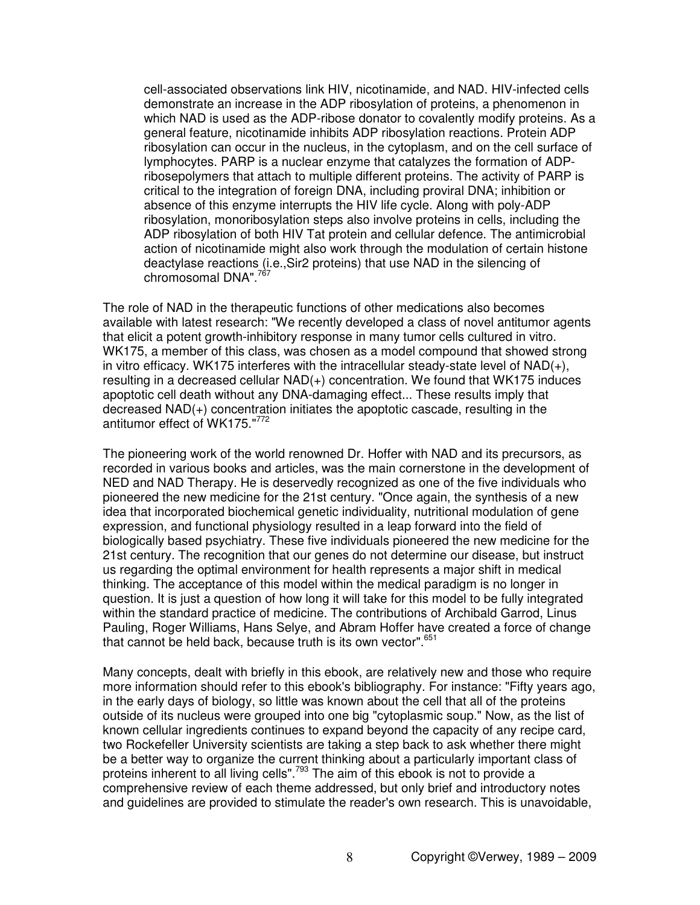> cell-associated observations link HIV, nicotinamide, and NAD. HIV-infected cells demonstrate an increase in the ADP ribosylation of proteins, a phenomenon in which NAD is used as the ADP-ribose donator to covalently modify proteins. As a general feature, nicotinamide inhibits ADP ribosylation reactions. Protein ADP ribosylation can occur in the nucleus, in the cytoplasm, and on the cell surface of lymphocytes. PARP is a nuclear enzyme that catalyzes the formation of ADP-ribosepolymers that attach to multiple different proteins. The activity of PARP is critical to the integration of foreign DNA, including proviral DNA; inhibition or absence of this enzyme interrupts the HIV life cycle. Along with poly-ADP ribosylation, monoribosylation steps also involve proteins in cells, including the ADP ribosylation of both HIV Tat protein and cellular defence. The antimicrobial action of nicotinamide might also work through the modulation of certain histone deactylase reactions (i.e.,Sir2 proteins) that use NAD in the silencing of chromosomal DNA".[767]

The role of NAD in the therapeutic functions of other medications also becomes available with latest research: "We recently developed a class of novel antitumor agents that elicit a potent growth-inhibitory response in many tumor cells cultured in vitro. WK175, a member of this class, was chosen as a model compound that showed strong in vitro efficacy. WK175 interferes with the intracellular steady-state level of NAD(+), resulting in a decreased cellular NAD(+) concentration. We found that WK175 induces apoptotic cell death without any DNA-damaging effect... These results imply that decreased NAD(+) concentration initiates the apoptotic cascade, resulting in the antitumor effect of WK175."[772]

The pioneering work of the world renowned Dr. Hoffer with NAD and its precursors, as recorded in various books and articles, was the main cornerstone in the development of NED and NAD Therapy. He is deservedly recognized as one of the five individuals who pioneered the new medicine for the 21st century. "Once again, the synthesis of a new idea that incorporated biochemical genetic individuality, nutritional modulation of gene expression, and functional physiology resulted in a leap forward into the field of biologically based psychiatry. These five individuals pioneered the new medicine for the 21st century. The recognition that our genes do not determine our disease, but instruct us regarding the optimal environment for health represents a major shift in medical thinking. The acceptance of this model within the medical paradigm is no longer in question. It is just a question of how long it will take for this model to be fully integrated within the standard practice of medicine. The contributions of Archibald Garrod, Linus Pauling, Roger Williams, Hans Selye, and Abram Hoffer have created a force of change that cannot be held back, because truth is its own vector".[651]

Many concepts, dealt with briefly in this ebook, are relatively new and those who require more information should refer to this ebook's bibliography. For instance: "Fifty years ago, in the early days of biology, so little was known about the cell that all of the proteins outside of its nucleus were grouped into one big "cytoplasmic soup." Now, as the list of known cellular ingredients continues to expand beyond the capacity of any recipe card, two Rockefeller University scientists are taking a step back to ask whether there might be a better way to organize the current thinking about a particularly important class of proteins inherent to all living cells".[793] The aim of this ebook is not to provide a comprehensive review of each theme addressed, but only brief and introductory notes and guidelines are provided to stimulate the reader's own research. This is unavoidable,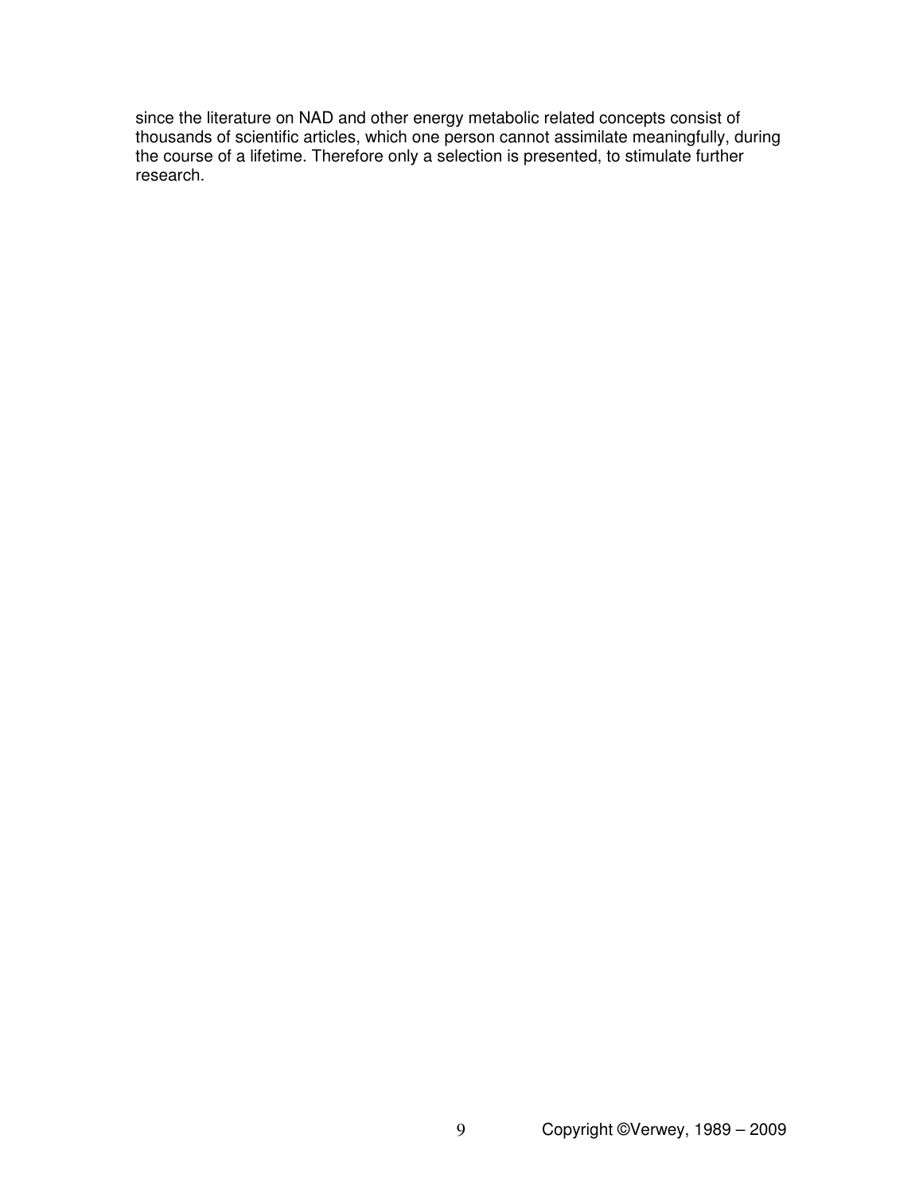since the literature on NAD and other energy metabolic related concepts consist of thousands of scientific articles, which one person cannot assimilate meaningfully, during the course of a lifetime. Therefore only a selection is presented, to stimulate further research.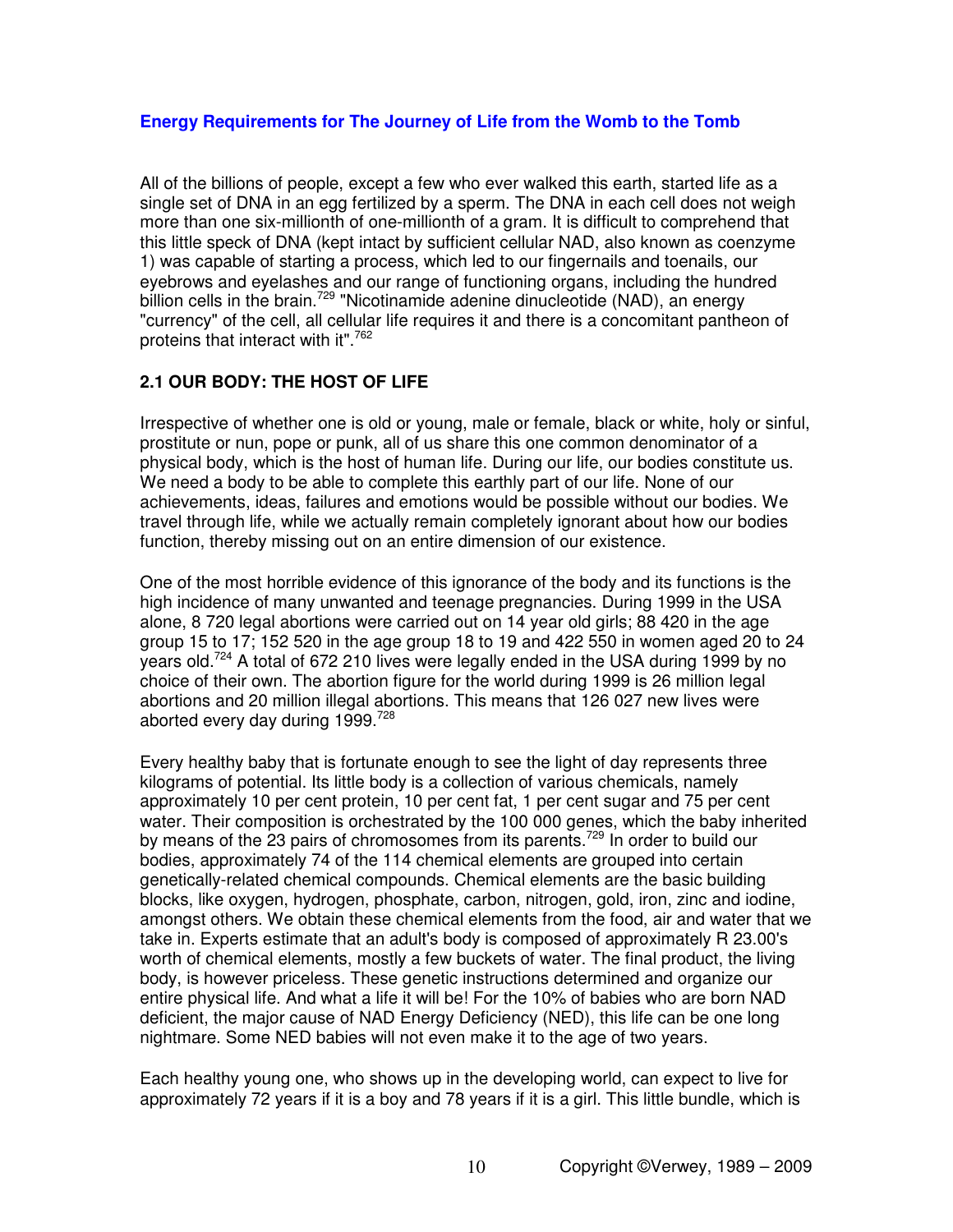**Energy Requirements for The Journey of Life from the Womb to the Tomb**

All of the billions of people, except a few who ever walked this earth, started life as a single set of DNA in an egg fertilized by a sperm. The DNA in each cell does not weigh more than one six-millionth of one-millionth of a gram. It is difficult to comprehend that this little speck of DNA (kept intact by sufficient cellular NAD, also known as coenzyme 1) was capable of starting a process, which led to our fingernails and toenails, our eyebrows and eyelashes and our range of functioning organs, including the hundred billion cells in the brain.[729] "Nicotinamide adenine dinucleotide (NAD), an energy "currency" of the cell, all cellular life requires it and there is a concomitant pantheon of proteins that interact with it".[762]

## 2.1 OUR BODY: THE HOST OF LIFE

Irrespective of whether one is old or young, male or female, black or white, holy or sinful, prostitute or nun, pope or punk, all of us share this one common denominator of a physical body, which is the host of human life. During our life, our bodies constitute us. We need a body to be able to complete this earthly part of our life. None of our achievements, ideas, failures and emotions would be possible without our bodies. We travel through life, while we actually remain completely ignorant about how our bodies function, thereby missing out on an entire dimension of our existence.

One of the most horrible evidence of this ignorance of the body and its functions is the high incidence of many unwanted and teenage pregnancies. During 1999 in the USA alone, 8 720 legal abortions were carried out on 14 year old girls; 88 420 in the age group 15 to 17; 152 520 in the age group 18 to 19 and 422 550 in women aged 20 to 24 years old.[724] A total of 672 210 lives were legally ended in the USA during 1999 by no choice of their own. The abortion figure for the world during 1999 is 26 million legal abortions and 20 million illegal abortions. This means that 126 027 new lives were aborted every day during 1999.[728]

Every healthy baby that is fortunate enough to see the light of day represents three kilograms of potential. Its little body is a collection of various chemicals, namely approximately 10 per cent protein, 10 per cent fat, 1 per cent sugar and 75 per cent water. Their composition is orchestrated by the 100 000 genes, which the baby inherited by means of the 23 pairs of chromosomes from its parents.[729] In order to build our bodies, approximately 74 of the 114 chemical elements are grouped into certain genetically-related chemical compounds. Chemical elements are the basic building blocks, like oxygen, hydrogen, phosphate, carbon, nitrogen, gold, iron, zinc and iodine, amongst others. We obtain these chemical elements from the food, air and water that we take in. Experts estimate that an adult's body is composed of approximately R 23.00's worth of chemical elements, mostly a few buckets of water. The final product, the living body, is however priceless. These genetic instructions determined and organize our entire physical life. And what a life it will be! For the 10% of babies who are born NAD deficient, the major cause of NAD Energy Deficiency (NED), this life can be one long nightmare. Some NED babies will not even make it to the age of two years.

Each healthy young one, who shows up in the developing world, can expect to live for approximately 72 years if it is a boy and 78 years if it is a girl. This little bundle, which is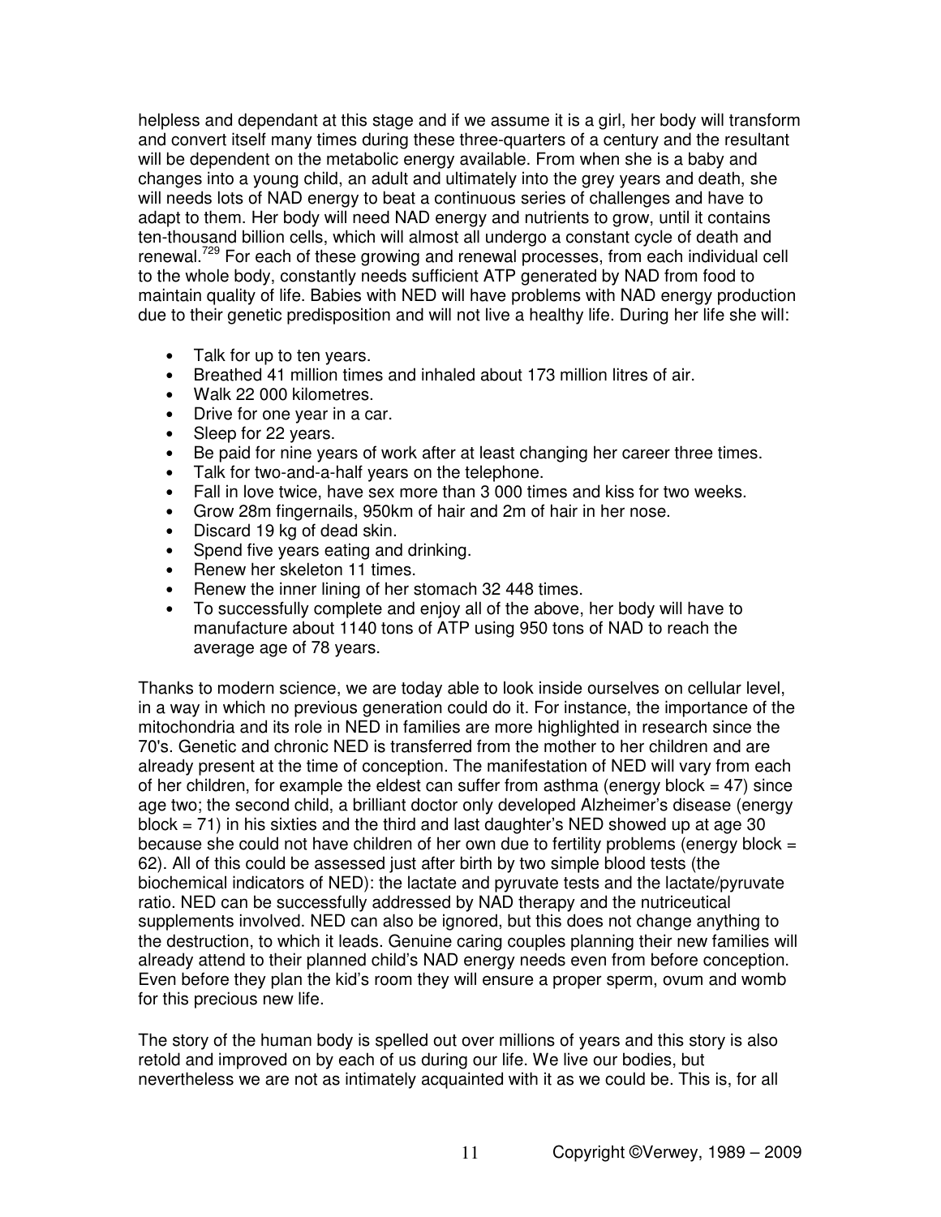helpless and dependant at this stage and if we assume it is a girl, her body will transform and convert itself many times during these three-quarters of a century and the resultant will be dependent on the metabolic energy available. From when she is a baby and changes into a young child, an adult and ultimately into the grey years and death, she will needs lots of NAD energy to beat a continuous series of challenges and have to adapt to them. Her body will need NAD energy and nutrients to grow, until it contains ten-thousand billion cells, which will almost all undergo a constant cycle of death and renewal.[729] For each of these growing and renewal processes, from each individual cell to the whole body, constantly needs sufficient ATP generated by NAD from food to maintain quality of life. Babies with NED will have problems with NAD energy production due to their genetic predisposition and will not live a healthy life. During her life she will:

- Talk for up to ten years.
- Breathed 41 million times and inhaled about 173 million litres of air.
- Walk 22 000 kilometres.
- Drive for one year in a car.
- Sleep for 22 years.
- Be paid for nine years of work after at least changing her career three times.
- Talk for two-and-a-half years on the telephone.
- Fall in love twice, have sex more than 3 000 times and kiss for two weeks.
- Grow 28m fingernails, 950km of hair and 2m of hair in her nose.
- Discard 19 kg of dead skin.
- Spend five years eating and drinking.
- Renew her skeleton 11 times.
- Renew the inner lining of her stomach 32 448 times.
- To successfully complete and enjoy all of the above, her body will have to manufacture about 1140 tons of ATP using 950 tons of NAD to reach the average age of 78 years.

Thanks to modern science, we are today able to look inside ourselves on cellular level, in a way in which no previous generation could do it. For instance, the importance of the mitochondria and its role in NED in families are more highlighted in research since the 70's. Genetic and chronic NED is transferred from the mother to her children and are already present at the time of conception. The manifestation of NED will vary from each of her children, for example the eldest can suffer from asthma (energy block = 47) since age two; the second child, a brilliant doctor only developed Alzheimer's disease (energy block = 71) in his sixties and the third and last daughter's NED showed up at age 30 because she could not have children of her own due to fertility problems (energy block = 62). All of this could be assessed just after birth by two simple blood tests (the biochemical indicators of NED): the lactate and pyruvate tests and the lactate/pyruvate ratio. NED can be successfully addressed by NAD therapy and the nutriceutical supplements involved. NED can also be ignored, but this does not change anything to the destruction, to which it leads. Genuine caring couples planning their new families will already attend to their planned child's NAD energy needs even from before conception. Even before they plan the kid's room they will ensure a proper sperm, ovum and womb for this precious new life.

The story of the human body is spelled out over millions of years and this story is also retold and improved on by each of us during our life. We live our bodies, but nevertheless we are not as intimately acquainted with it as we could be. This is, for all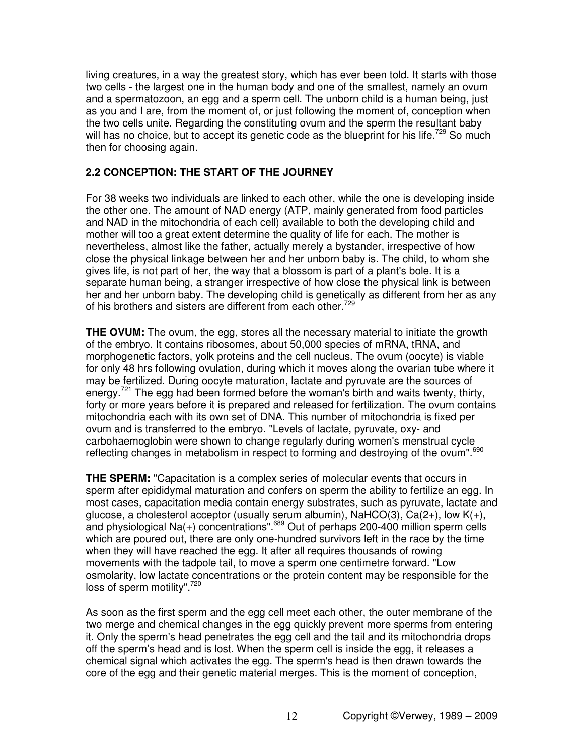living creatures, in a way the greatest story, which has ever been told. It starts with those two cells - the largest one in the human body and one of the smallest, namely an ovum and a spermatozoon, an egg and a sperm cell. The unborn child is a human being, just as you and I are, from the moment of, or just following the moment of, conception when the two cells unite. Regarding the constituting ovum and the sperm the resultant baby will has no choice, but to accept its genetic code as the blueprint for his life.[729] So much then for choosing again.

## 2.2 CONCEPTION: THE START OF THE JOURNEY

For 38 weeks two individuals are linked to each other, while the one is developing inside the other one. The amount of NAD energy (ATP, mainly generated from food particles and NAD in the mitochondria of each cell) available to both the developing child and mother will too a great extent determine the quality of life for each. The mother is nevertheless, almost like the father, actually merely a bystander, irrespective of how close the physical linkage between her and her unborn baby is. The child, to whom she gives life, is not part of her, the way that a blossom is part of a plant's bole. It is a separate human being, a stranger irrespective of how close the physical link is between her and her unborn baby. The developing child is genetically as different from her as any of his brothers and sisters are different from each other.[729]

**THE OVUM:** The ovum, the egg, stores all the necessary material to initiate the growth of the embryo. It contains ribosomes, about 50,000 species of mRNA, tRNA, and morphogenetic factors, yolk proteins and the cell nucleus. The ovum (oocyte) is viable for only 48 hrs following ovulation, during which it moves along the ovarian tube where it may be fertilized. During oocyte maturation, lactate and pyruvate are the sources of energy.[721] The egg had been formed before the woman's birth and waits twenty, thirty, forty or more years before it is prepared and released for fertilization. The ovum contains mitochondria each with its own set of DNA. This number of mitochondria is fixed per ovum and is transferred to the embryo. "Levels of lactate, pyruvate, oxy- and carbohaemoglobin were shown to change regularly during women's menstrual cycle reflecting changes in metabolism in respect to forming and destroying of the ovum".[690]

**THE SPERM:** "Capacitation is a complex series of molecular events that occurs in sperm after epididymal maturation and confers on sperm the ability to fertilize an egg. In most cases, capacitation media contain energy substrates, such as pyruvate, lactate and glucose, a cholesterol acceptor (usually serum albumin), $NaHCO(3)$, $Ca(2+)$, low $K(+)$, and physiological $Na(+)$ concentrations".[689] Out of perhaps 200-400 million sperm cells which are poured out, there are only one-hundred survivors left in the race by the time when they will have reached the egg. It after all requires thousands of rowing movements with the tadpole tail, to move a sperm one centimetre forward. "Low osmolarity, low lactate concentrations or the protein content may be responsible for the loss of sperm motility".[720]

As soon as the first sperm and the egg cell meet each other, the outer membrane of the two merge and chemical changes in the egg quickly prevent more sperms from entering it. Only the sperm's head penetrates the egg cell and the tail and its mitochondria drops off the sperm's head and is lost. When the sperm cell is inside the egg, it releases a chemical signal which activates the egg. The sperm's head is then drawn towards the core of the egg and their genetic material merges. This is the moment of conception,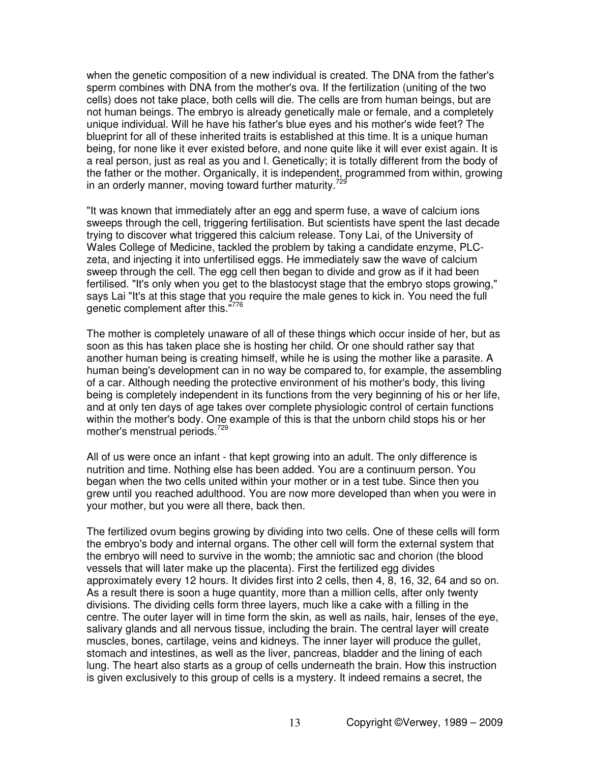when the genetic composition of a new individual is created. The DNA from the father's sperm combines with DNA from the mother's ova. If the fertilization (uniting of the two cells) does not take place, both cells will die. The cells are from human beings, but are not human beings. The embryo is already genetically male or female, and a completely unique individual. Will he have his father's blue eyes and his mother's wide feet? The blueprint for all of these inherited traits is established at this time. It is a unique human being, for none like it ever existed before, and none quite like it will ever exist again. It is a real person, just as real as you and I. Genetically; it is totally different from the body of the father or the mother. Organically, it is independent, programmed from within, growing in an orderly manner, moving toward further maturity.[729]

"It was known that immediately after an egg and sperm fuse, a wave of calcium ions sweeps through the cell, triggering fertilisation. But scientists have spent the last decade trying to discover what triggered this calcium release. Tony Lai, of the University of Wales College of Medicine, tackled the problem by taking a candidate enzyme, PLC-zeta, and injecting it into unfertilised eggs. He immediately saw the wave of calcium sweep through the cell. The egg cell then began to divide and grow as if it had been fertilised. "It's only when you get to the blastocyst stage that the embryo stops growing," says Lai "It's at this stage that you require the male genes to kick in. You need the full genetic complement after this."[776]

The mother is completely unaware of all of these things which occur inside of her, but as soon as this has taken place she is hosting her child. Or one should rather say that another human being is creating himself, while he is using the mother like a parasite. A human being's development can in no way be compared to, for example, the assembling of a car. Although needing the protective environment of his mother's body, this living being is completely independent in its functions from the very beginning of his or her life, and at only ten days of age takes over complete physiologic control of certain functions within the mother's body. One example of this is that the unborn child stops his or her mother's menstrual periods.[729]

All of us were once an infant - that kept growing into an adult. The only difference is nutrition and time. Nothing else has been added. You are a continuum person. You began when the two cells united within your mother or in a test tube. Since then you grew until you reached adulthood. You are now more developed than when you were in your mother, but you were all there, back then.

The fertilized ovum begins growing by dividing into two cells. One of these cells will form the embryo's body and internal organs. The other cell will form the external system that the embryo will need to survive in the womb; the amniotic sac and chorion (the blood vessels that will later make up the placenta). First the fertilized egg divides approximately every 12 hours. It divides first into 2 cells, then 4, 8, 16, 32, 64 and so on. As a result there is soon a huge quantity, more than a million cells, after only twenty divisions. The dividing cells form three layers, much like a cake with a filling in the centre. The outer layer will in time form the skin, as well as nails, hair, lenses of the eye, salivary glands and all nervous tissue, including the brain. The central layer will create muscles, bones, cartilage, veins and kidneys. The inner layer will produce the gullet, stomach and intestines, as well as the liver, pancreas, bladder and the lining of each lung. The heart also starts as a group of cells underneath the brain. How this instruction is given exclusively to this group of cells is a mystery. It indeed remains a secret, the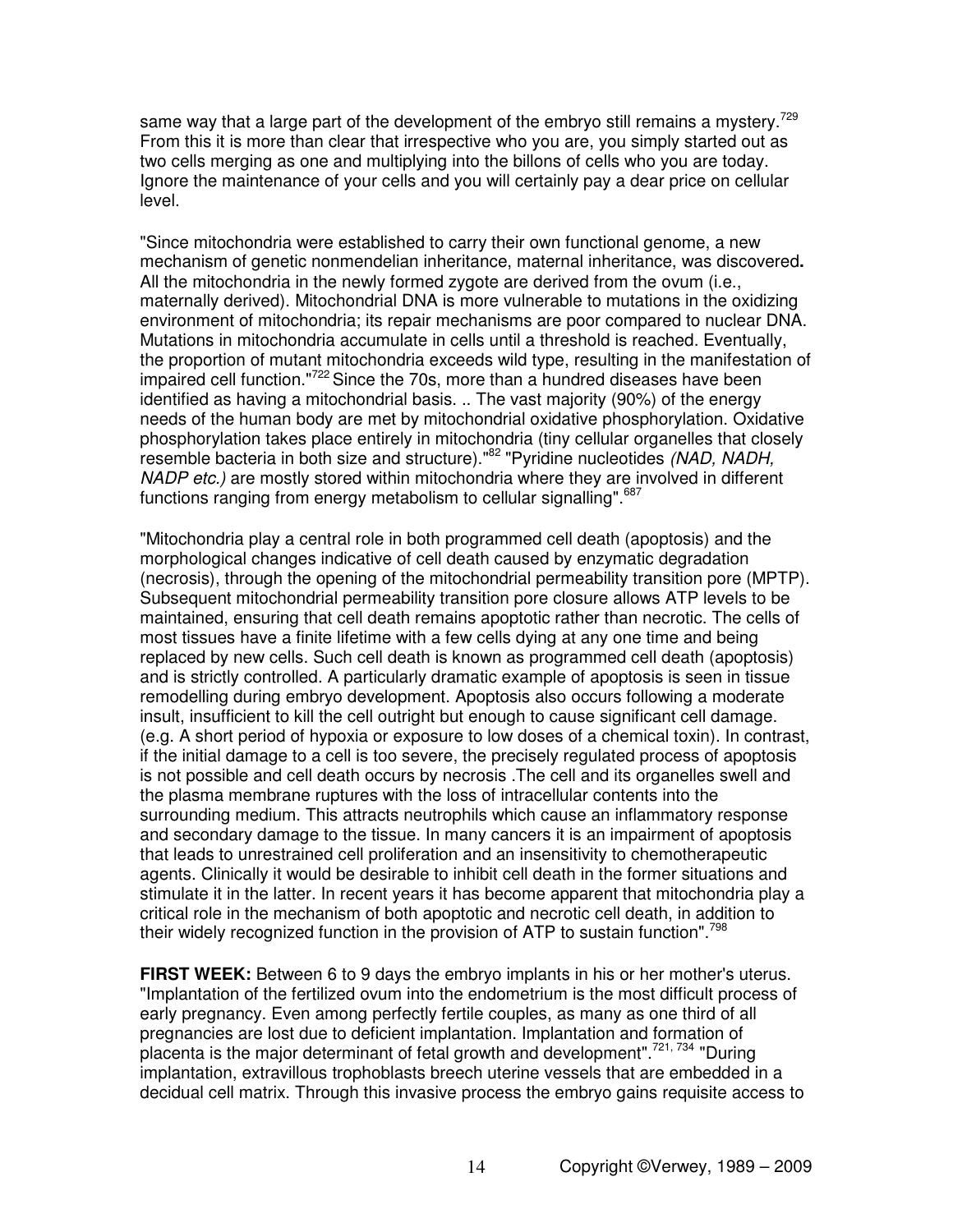same way that a large part of the development of the embryo still remains a mystery.[729] From this it is more than clear that irrespective who you are, you simply started out as two cells merging as one and multiplying into the billons of cells who you are today. Ignore the maintenance of your cells and you will certainly pay a dear price on cellular level.

"Since mitochondria were established to carry their own functional genome, a new mechanism of genetic nonmendelian inheritance, maternal inheritance, was discovered**.** All the mitochondria in the newly formed zygote are derived from the ovum (i.e., maternally derived). Mitochondrial DNA is more vulnerable to mutations in the oxidizing environment of mitochondria; its repair mechanisms are poor compared to nuclear DNA. Mutations in mitochondria accumulate in cells until a threshold is reached. Eventually, the proportion of mutant mitochondria exceeds wild type, resulting in the manifestation of impaired cell function."[722] Since the 70s, more than a hundred diseases have been identified as having a mitochondrial basis. .. The vast majority (90%) of the energy needs of the human body are met by mitochondrial oxidative phosphorylation. Oxidative phosphorylation takes place entirely in mitochondria (tiny cellular organelles that closely resemble bacteria in both size and structure)."[82] "Pyridine nucleotides *(NAD, NADH, NADP etc.)* are mostly stored within mitochondria where they are involved in different functions ranging from energy metabolism to cellular signalling".[687]

"Mitochondria play a central role in both programmed cell death (apoptosis) and the morphological changes indicative of cell death caused by enzymatic degradation (necrosis), through the opening of the mitochondrial permeability transition pore (MPTP). Subsequent mitochondrial permeability transition pore closure allows ATP levels to be maintained, ensuring that cell death remains apoptotic rather than necrotic. The cells of most tissues have a finite lifetime with a few cells dying at any one time and being replaced by new cells. Such cell death is known as programmed cell death (apoptosis) and is strictly controlled. A particularly dramatic example of apoptosis is seen in tissue remodelling during embryo development. Apoptosis also occurs following a moderate insult, insufficient to kill the cell outright but enough to cause significant cell damage. (e.g. A short period of hypoxia or exposure to low doses of a chemical toxin). In contrast, if the initial damage to a cell is too severe, the precisely regulated process of apoptosis is not possible and cell death occurs by necrosis .The cell and its organelles swell and the plasma membrane ruptures with the loss of intracellular contents into the surrounding medium. This attracts neutrophils which cause an inflammatory response and secondary damage to the tissue. In many cancers it is an impairment of apoptosis that leads to unrestrained cell proliferation and an insensitivity to chemotherapeutic agents. Clinically it would be desirable to inhibit cell death in the former situations and stimulate it in the latter. In recent years it has become apparent that mitochondria play a critical role in the mechanism of both apoptotic and necrotic cell death, in addition to their widely recognized function in the provision of ATP to sustain function".[798]

**FIRST WEEK:** Between 6 to 9 days the embryo implants in his or her mother's uterus. "Implantation of the fertilized ovum into the endometrium is the most difficult process of early pregnancy. Even among perfectly fertile couples, as many as one third of all pregnancies are lost due to deficient implantation. Implantation and formation of placenta is the major determinant of fetal growth and development".[721, 734] "During implantation, extravillous trophoblasts breech uterine vessels that are embedded in a decidual cell matrix. Through this invasive process the embryo gains requisite access to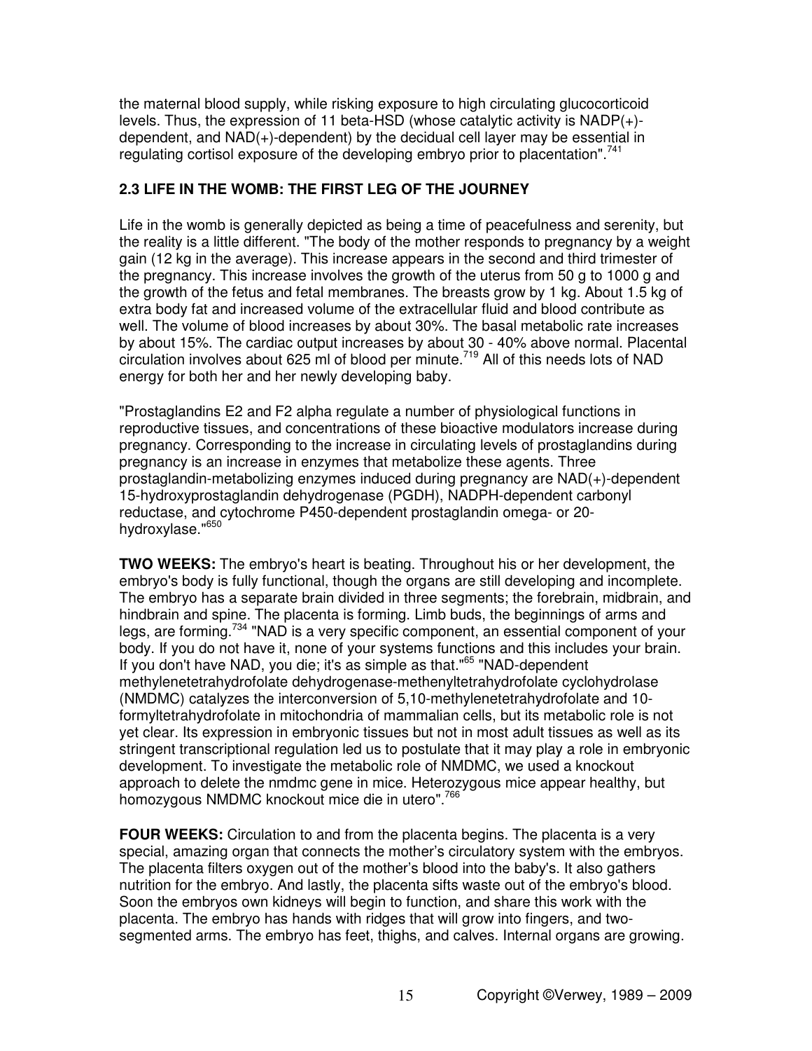the maternal blood supply, while risking exposure to high circulating glucocorticoid levels. Thus, the expression of 11 beta-HSD (whose catalytic activity is NADP(+)-dependent, and NAD(+)-dependent) by the decidual cell layer may be essential in regulating cortisol exposure of the developing embryo prior to placentation".[741]

## 2.3 LIFE IN THE WOMB: THE FIRST LEG OF THE JOURNEY

Life in the womb is generally depicted as being a time of peacefulness and serenity, but the reality is a little different. "The body of the mother responds to pregnancy by a weight gain (12 kg in the average). This increase appears in the second and third trimester of the pregnancy. This increase involves the growth of the uterus from 50 g to 1000 g and the growth of the fetus and fetal membranes. The breasts grow by 1 kg. About 1.5 kg of extra body fat and increased volume of the extracellular fluid and blood contribute as well. The volume of blood increases by about 30%. The basal metabolic rate increases by about 15%. The cardiac output increases by about 30 - 40% above normal. Placental circulation involves about 625 ml of blood per minute.[719] All of this needs lots of NAD energy for both her and her newly developing baby.

"Prostaglandins E2 and F2 alpha regulate a number of physiological functions in reproductive tissues, and concentrations of these bioactive modulators increase during pregnancy. Corresponding to the increase in circulating levels of prostaglandins during pregnancy is an increase in enzymes that metabolize these agents. Three prostaglandin-metabolizing enzymes induced during pregnancy are NAD(+)-dependent 15-hydroxyprostaglandin dehydrogenase (PGDH), NADPH-dependent carbonyl reductase, and cytochrome P450-dependent prostaglandin omega- or 20-hydroxylase."[650]

**TWO WEEKS:** The embryo's heart is beating. Throughout his or her development, the embryo's body is fully functional, though the organs are still developing and incomplete. The embryo has a separate brain divided in three segments; the forebrain, midbrain, and hindbrain and spine. The placenta is forming. Limb buds, the beginnings of arms and legs, are forming.[734] "NAD is a very specific component, an essential component of your body. If you do not have it, none of your systems functions and this includes your brain. If you don't have NAD, you die; it's as simple as that."[65] "NAD-dependent methylenetetrahydrofolate dehydrogenase-methenyltetrahydrofolate cyclohydrolase (NMDMC) catalyzes the interconversion of 5,10-methylenetetrahydrofolate and 10-formyltetrahydrofolate in mitochondria of mammalian cells, but its metabolic role is not yet clear. Its expression in embryonic tissues but not in most adult tissues as well as its stringent transcriptional regulation led us to postulate that it may play a role in embryonic development. To investigate the metabolic role of NMDMC, we used a knockout approach to delete the nmdmc gene in mice. Heterozygous mice appear healthy, but homozygous NMDMC knockout mice die in utero".[766]

**FOUR WEEKS:** Circulation to and from the placenta begins. The placenta is a very special, amazing organ that connects the mother's circulatory system with the embryos. The placenta filters oxygen out of the mother's blood into the baby's. It also gathers nutrition for the embryo. And lastly, the placenta sifts waste out of the embryo's blood. Soon the embryos own kidneys will begin to function, and share this work with the placenta. The embryo has hands with ridges that will grow into fingers, and two-segmented arms. The embryo has feet, thighs, and calves. Internal organs are growing.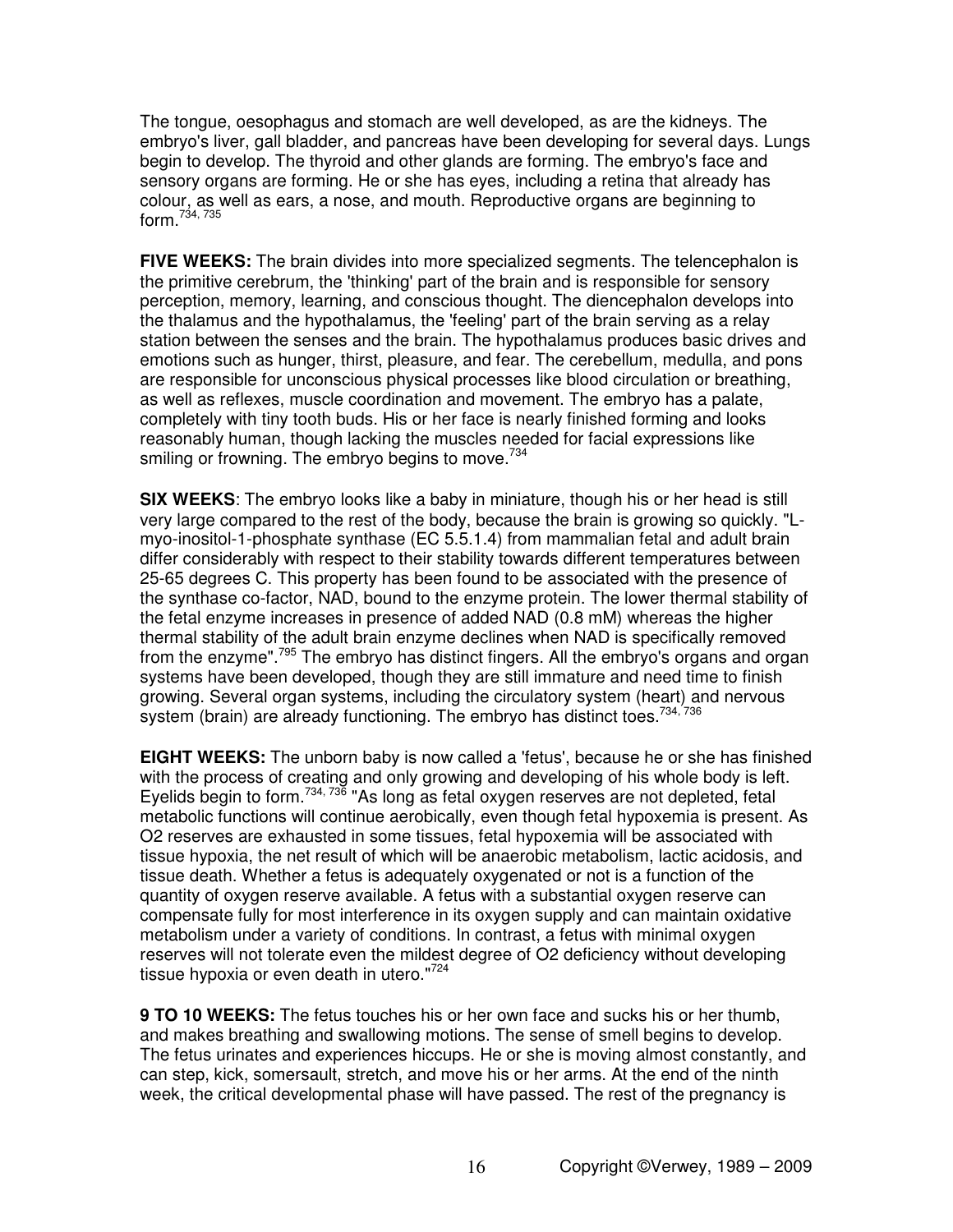The tongue, oesophagus and stomach are well developed, as are the kidneys. The embryo's liver, gall bladder, and pancreas have been developing for several days. Lungs begin to develop. The thyroid and other glands are forming. The embryo's face and sensory organs are forming. He or she has eyes, including a retina that already has colour, as well as ears, a nose, and mouth. Reproductive organs are beginning to form.[734, 735]

**FIVE WEEKS:** The brain divides into more specialized segments. The telencephalon is the primitive cerebrum, the 'thinking' part of the brain and is responsible for sensory perception, memory, learning, and conscious thought. The diencephalon develops into the thalamus and the hypothalamus, the 'feeling' part of the brain serving as a relay station between the senses and the brain. The hypothalamus produces basic drives and emotions such as hunger, thirst, pleasure, and fear. The cerebellum, medulla, and pons are responsible for unconscious physical processes like blood circulation or breathing, as well as reflexes, muscle coordination and movement. The embryo has a palate, completely with tiny tooth buds. His or her face is nearly finished forming and looks reasonably human, though lacking the muscles needed for facial expressions like smiling or frowning. The embryo begins to move.[734]

**SIX WEEKS**: The embryo looks like a baby in miniature, though his or her head is still very large compared to the rest of the body, because the brain is growing so quickly. "L-myo-inositol-1-phosphate synthase (EC 5.5.1.4) from mammalian fetal and adult brain differ considerably with respect to their stability towards different temperatures between 25-65 degrees C. This property has been found to be associated with the presence of the synthase co-factor, NAD, bound to the enzyme protein. The lower thermal stability of the fetal enzyme increases in presence of added NAD (0.8 mM) whereas the higher thermal stability of the adult brain enzyme declines when NAD is specifically removed from the enzyme".[795] The embryo has distinct fingers. All the embryo's organs and organ systems have been developed, though they are still immature and need time to finish growing. Several organ systems, including the circulatory system (heart) and nervous system (brain) are already functioning. The embryo has distinct toes.[734, 736]

**EIGHT WEEKS:** The unborn baby is now called a 'fetus', because he or she has finished with the process of creating and only growing and developing of his whole body is left. Eyelids begin to form.[734, 736] "As long as fetal oxygen reserves are not depleted, fetal metabolic functions will continue aerobically, even though fetal hypoxemia is present. As O2 reserves are exhausted in some tissues, fetal hypoxemia will be associated with tissue hypoxia, the net result of which will be anaerobic metabolism, lactic acidosis, and tissue death. Whether a fetus is adequately oxygenated or not is a function of the quantity of oxygen reserve available. A fetus with a substantial oxygen reserve can compensate fully for most interference in its oxygen supply and can maintain oxidative metabolism under a variety of conditions. In contrast, a fetus with minimal oxygen reserves will not tolerate even the mildest degree of O2 deficiency without developing tissue hypoxia or even death in utero."[724]

**9 TO 10 WEEKS:** The fetus touches his or her own face and sucks his or her thumb, and makes breathing and swallowing motions. The sense of smell begins to develop. The fetus urinates and experiences hiccups. He or she is moving almost constantly, and can step, kick, somersault, stretch, and move his or her arms. At the end of the ninth week, the critical developmental phase will have passed. The rest of the pregnancy is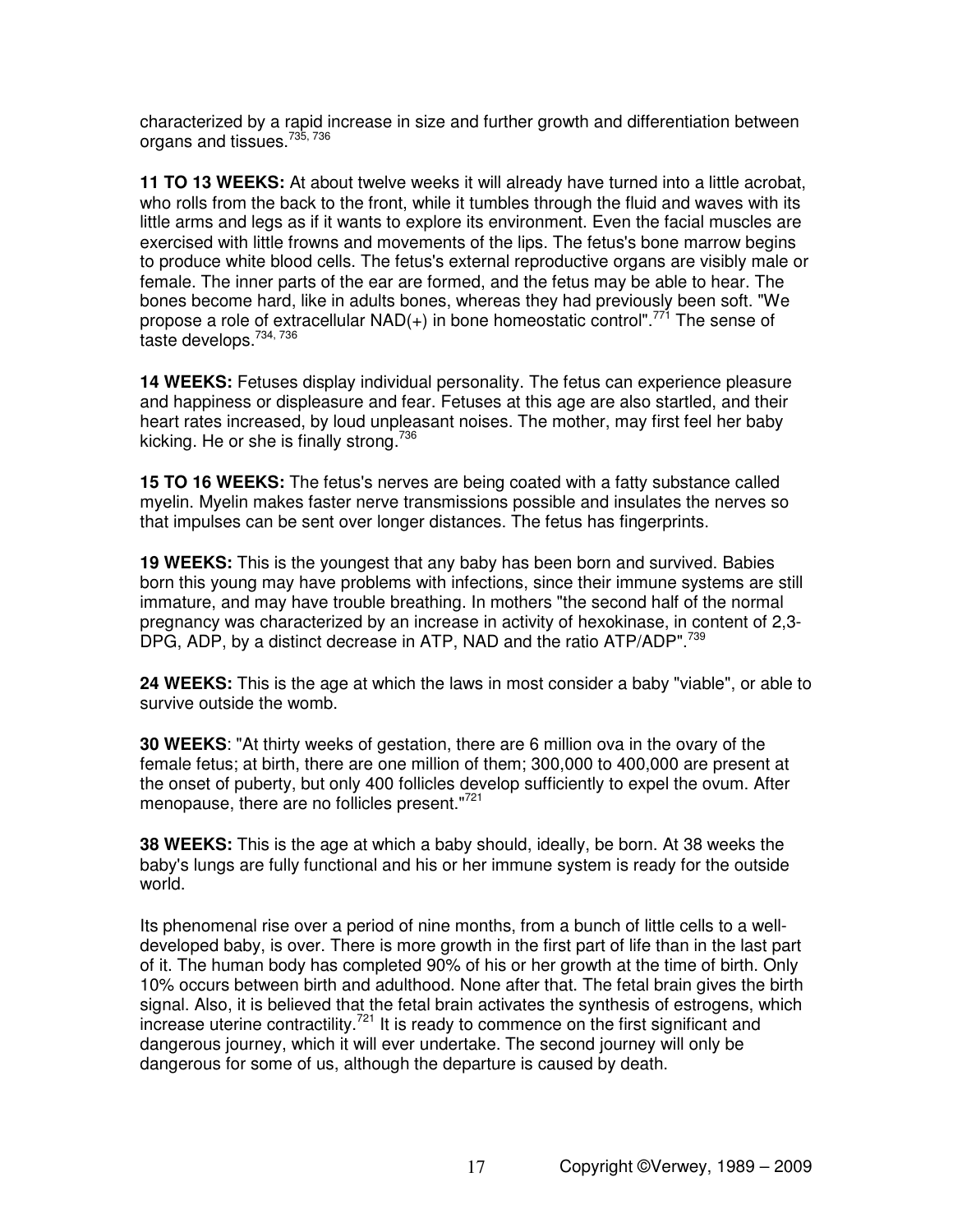characterized by a rapid increase in size and further growth and differentiation between organs and tissues.[735, 736]

**11 TO 13 WEEKS:** At about twelve weeks it will already have turned into a little acrobat, who rolls from the back to the front, while it tumbles through the fluid and waves with its little arms and legs as if it wants to explore its environment. Even the facial muscles are exercised with little frowns and movements of the lips. The fetus's bone marrow begins to produce white blood cells. The fetus's external reproductive organs are visibly male or female. The inner parts of the ear are formed, and the fetus may be able to hear. The bones become hard, like in adults bones, whereas they had previously been soft. "We propose a role of extracellular NAD(+) in bone homeostatic control".[771] The sense of taste develops.[734, 736]

**14 WEEKS:** Fetuses display individual personality. The fetus can experience pleasure and happiness or displeasure and fear. Fetuses at this age are also startled, and their heart rates increased, by loud unpleasant noises. The mother, may first feel her baby kicking. He or she is finally strong.[736]

**15 TO 16 WEEKS:** The fetus's nerves are being coated with a fatty substance called myelin. Myelin makes faster nerve transmissions possible and insulates the nerves so that impulses can be sent over longer distances. The fetus has fingerprints.

**19 WEEKS:** This is the youngest that any baby has been born and survived. Babies born this young may have problems with infections, since their immune systems are still immature, and may have trouble breathing. In mothers "the second half of the normal pregnancy was characterized by an increase in activity of hexokinase, in content of 2,3-DPG, ADP, by a distinct decrease in ATP, NAD and the ratio ATP/ADP".[739]

**24 WEEKS:** This is the age at which the laws in most consider a baby "viable", or able to survive outside the womb.

**30 WEEKS**: "At thirty weeks of gestation, there are 6 million ova in the ovary of the female fetus; at birth, there are one million of them; 300,000 to 400,000 are present at the onset of puberty, but only 400 follicles develop sufficiently to expel the ovum. After menopause, there are no follicles present."[721]

**38 WEEKS:** This is the age at which a baby should, ideally, be born. At 38 weeks the baby's lungs are fully functional and his or her immune system is ready for the outside world.

Its phenomenal rise over a period of nine months, from a bunch of little cells to a well-developed baby, is over. There is more growth in the first part of life than in the last part of it. The human body has completed 90% of his or her growth at the time of birth. Only 10% occurs between birth and adulthood. None after that. The fetal brain gives the birth signal. Also, it is believed that the fetal brain activates the synthesis of estrogens, which increase uterine contractility.[721] It is ready to commence on the first significant and dangerous journey, which it will ever undertake. The second journey will only be dangerous for some of us, although the departure is caused by death.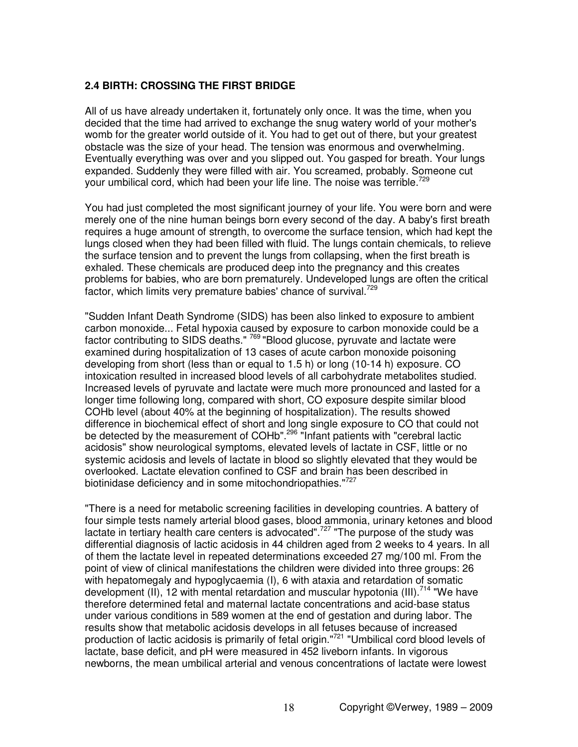## 2.4 BIRTH: CROSSING THE FIRST BRIDGE

All of us have already undertaken it, fortunately only once. It was the time, when you decided that the time had arrived to exchange the snug watery world of your mother's womb for the greater world outside of it. You had to get out of there, but your greatest obstacle was the size of your head. The tension was enormous and overwhelming. Eventually everything was over and you slipped out. You gasped for breath. Your lungs expanded. Suddenly they were filled with air. You screamed, probably. Someone cut your umbilical cord, which had been your life line. The noise was terrible.[729]

You had just completed the most significant journey of your life. You were born and were merely one of the nine human beings born every second of the day. A baby's first breath requires a huge amount of strength, to overcome the surface tension, which had kept the lungs closed when they had been filled with fluid. The lungs contain chemicals, to relieve the surface tension and to prevent the lungs from collapsing, when the first breath is exhaled. These chemicals are produced deep into the pregnancy and this creates problems for babies, who are born prematurely. Undeveloped lungs are often the critical factor, which limits very premature babies' chance of survival.[729]

"Sudden Infant Death Syndrome (SIDS) has been also linked to exposure to ambient carbon monoxide... Fetal hypoxia caused by exposure to carbon monoxide could be a factor contributing to SIDS deaths." [769] "Blood glucose, pyruvate and lactate were examined during hospitalization of 13 cases of acute carbon monoxide poisoning developing from short (less than or equal to 1.5 h) or long (10-14 h) exposure. CO intoxication resulted in increased blood levels of all carbohydrate metabolites studied. Increased levels of pyruvate and lactate were much more pronounced and lasted for a longer time following long, compared with short, CO exposure despite similar blood COHb level (about 40% at the beginning of hospitalization). The results showed difference in biochemical effect of short and long single exposure to CO that could not be detected by the measurement of COHb".[296] "Infant patients with "cerebral lactic acidosis" show neurological symptoms, elevated levels of lactate in CSF, little or no systemic acidosis and levels of lactate in blood so slightly elevated that they would be overlooked. Lactate elevation confined to CSF and brain has been described in biotinidase deficiency and in some mitochondriopathies."[727]

"There is a need for metabolic screening facilities in developing countries. A battery of four simple tests namely arterial blood gases, blood ammonia, urinary ketones and blood lactate in tertiary health care centers is advocated".[727] "The purpose of the study was differential diagnosis of lactic acidosis in 44 children aged from 2 weeks to 4 years. In all of them the lactate level in repeated determinations exceeded 27 mg/100 ml. From the point of view of clinical manifestations the children were divided into three groups: 26 with hepatomegaly and hypoglycaemia (I), 6 with ataxia and retardation of somatic development (II), 12 with mental retardation and muscular hypotonia (III).[714] "We have therefore determined fetal and maternal lactate concentrations and acid-base status under various conditions in 589 women at the end of gestation and during labor. The results show that metabolic acidosis develops in all fetuses because of increased production of lactic acidosis is primarily of fetal origin."[721] "Umbilical cord blood levels of lactate, base deficit, and pH were measured in 452 liveborn infants. In vigorous newborns, the mean umbilical arterial and venous concentrations of lactate were lowest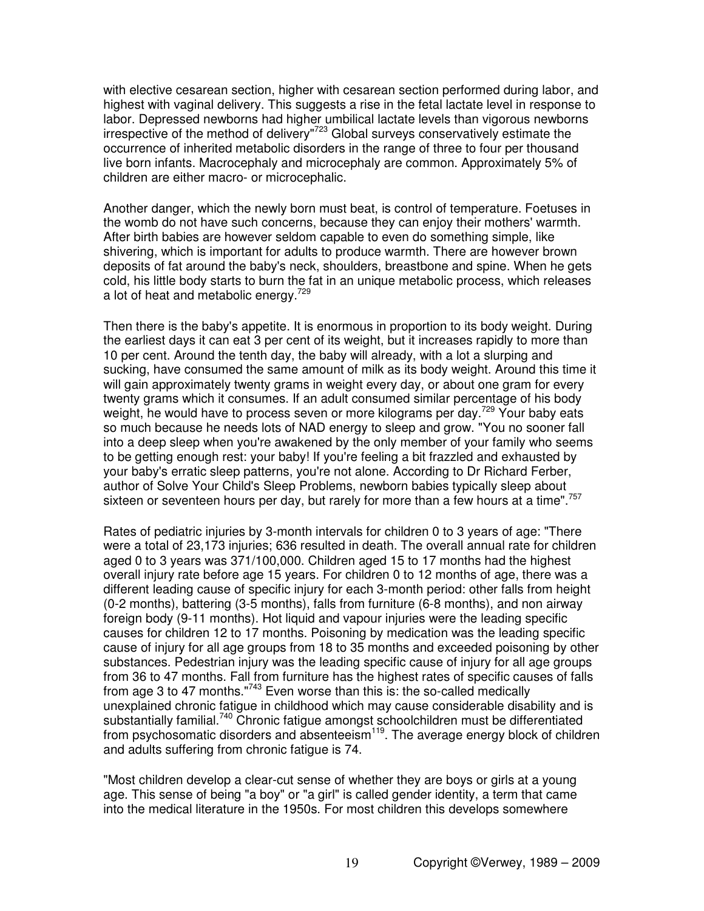with elective cesarean section, higher with cesarean section performed during labor, and highest with vaginal delivery. This suggests a rise in the fetal lactate level in response to labor. Depressed newborns had higher umbilical lactate levels than vigorous newborns irrespective of the method of delivery"[723] Global surveys conservatively estimate the occurrence of inherited metabolic disorders in the range of three to four per thousand live born infants. Macrocephaly and microcephaly are common. Approximately 5% of children are either macro- or microcephalic.

Another danger, which the newly born must beat, is control of temperature. Foetuses in the womb do not have such concerns, because they can enjoy their mothers' warmth. After birth babies are however seldom capable to even do something simple, like shivering, which is important for adults to produce warmth. There are however brown deposits of fat around the baby's neck, shoulders, breastbone and spine. When he gets cold, his little body starts to burn the fat in an unique metabolic process, which releases a lot of heat and metabolic energy.[729]

Then there is the baby's appetite. It is enormous in proportion to its body weight. During the earliest days it can eat 3 per cent of its weight, but it increases rapidly to more than 10 per cent. Around the tenth day, the baby will already, with a lot a slurping and sucking, have consumed the same amount of milk as its body weight. Around this time it will gain approximately twenty grams in weight every day, or about one gram for every twenty grams which it consumes. If an adult consumed similar percentage of his body weight, he would have to process seven or more kilograms per day.[729] Your baby eats so much because he needs lots of NAD energy to sleep and grow. "You no sooner fall into a deep sleep when you're awakened by the only member of your family who seems to be getting enough rest: your baby! If you're feeling a bit frazzled and exhausted by your baby's erratic sleep patterns, you're not alone. According to Dr Richard Ferber, author of Solve Your Child's Sleep Problems, newborn babies typically sleep about sixteen or seventeen hours per day, but rarely for more than a few hours at a time".[757]

Rates of pediatric injuries by 3-month intervals for children 0 to 3 years of age: "There were a total of 23,173 injuries; 636 resulted in death. The overall annual rate for children aged 0 to 3 years was 371/100,000. Children aged 15 to 17 months had the highest overall injury rate before age 15 years. For children 0 to 12 months of age, there was a different leading cause of specific injury for each 3-month period: other falls from height (0-2 months), battering (3-5 months), falls from furniture (6-8 months), and non airway foreign body (9-11 months). Hot liquid and vapour injuries were the leading specific causes for children 12 to 17 months. Poisoning by medication was the leading specific cause of injury for all age groups from 18 to 35 months and exceeded poisoning by other substances. Pedestrian injury was the leading specific cause of injury for all age groups from 36 to 47 months. Fall from furniture has the highest rates of specific causes of falls from age 3 to 47 months."[743] Even worse than this is: the so-called medically unexplained chronic fatigue in childhood which may cause considerable disability and is substantially familial.[740] Chronic fatigue amongst schoolchildren must be differentiated from psychosomatic disorders and absenteeism[119]. The average energy block of children and adults suffering from chronic fatigue is 74.

"Most children develop a clear-cut sense of whether they are boys or girls at a young age. This sense of being "a boy" or "a girl" is called gender identity, a term that came into the medical literature in the 1950s. For most children this develops somewhere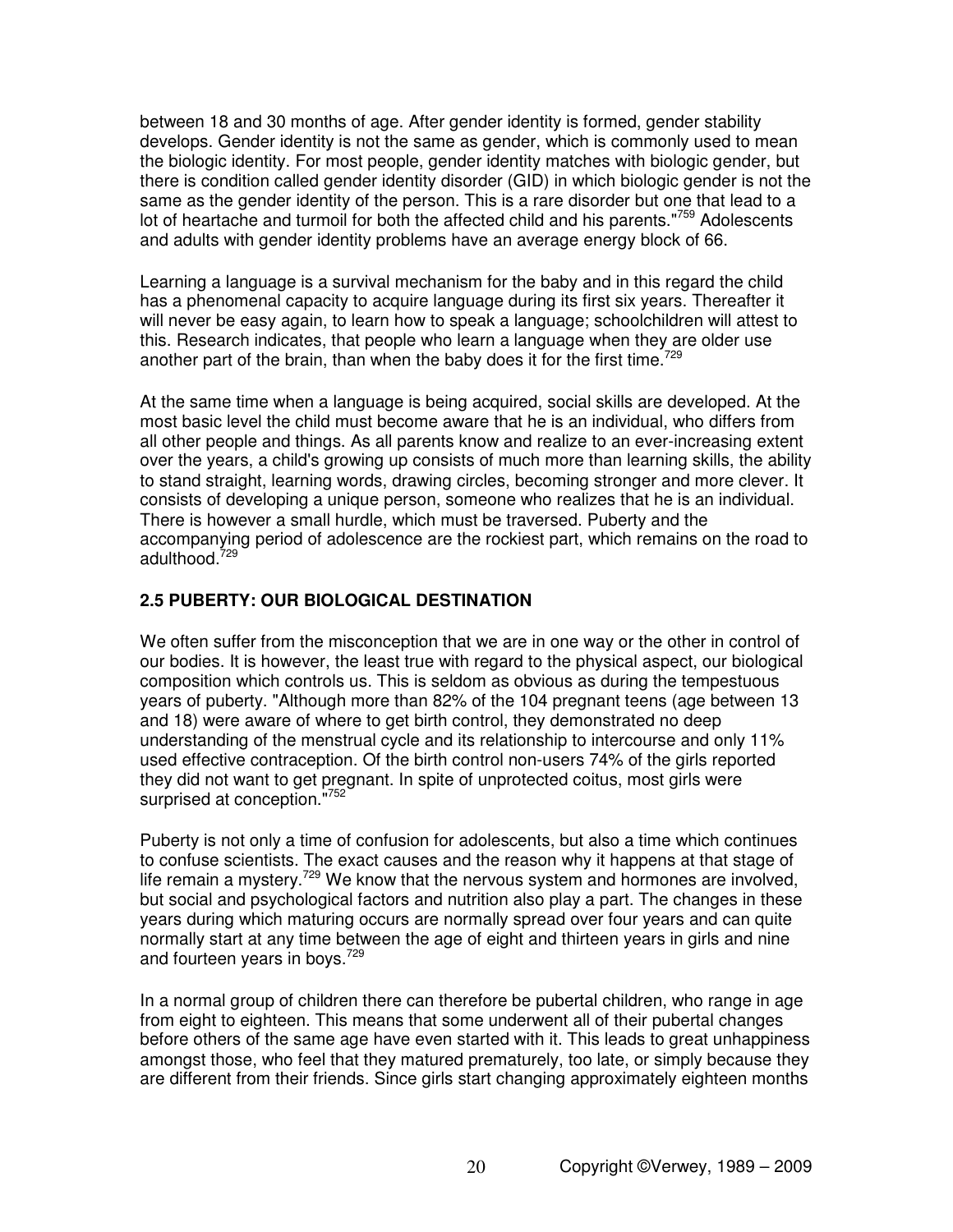between 18 and 30 months of age. After gender identity is formed, gender stability develops. Gender identity is not the same as gender, which is commonly used to mean the biologic identity. For most people, gender identity matches with biologic gender, but there is condition called gender identity disorder (GID) in which biologic gender is not the same as the gender identity of the person. This is a rare disorder but one that lead to a lot of heartache and turmoil for both the affected child and his parents."[759] Adolescents and adults with gender identity problems have an average energy block of 66.

Learning a language is a survival mechanism for the baby and in this regard the child has a phenomenal capacity to acquire language during its first six years. Thereafter it will never be easy again, to learn how to speak a language; schoolchildren will attest to this. Research indicates, that people who learn a language when they are older use another part of the brain, than when the baby does it for the first time.[729]

At the same time when a language is being acquired, social skills are developed. At the most basic level the child must become aware that he is an individual, who differs from all other people and things. As all parents know and realize to an ever-increasing extent over the years, a child's growing up consists of much more than learning skills, the ability to stand straight, learning words, drawing circles, becoming stronger and more clever. It consists of developing a unique person, someone who realizes that he is an individual. There is however a small hurdle, which must be traversed. Puberty and the accompanying period of adolescence are the rockiest part, which remains on the road to adulthood.[729]

## 2.5 PUBERTY: OUR BIOLOGICAL DESTINATION

We often suffer from the misconception that we are in one way or the other in control of our bodies. It is however, the least true with regard to the physical aspect, our biological composition which controls us. This is seldom as obvious as during the tempestuous years of puberty. "Although more than 82% of the 104 pregnant teens (age between 13 and 18) were aware of where to get birth control, they demonstrated no deep understanding of the menstrual cycle and its relationship to intercourse and only 11% used effective contraception. Of the birth control non-users 74% of the girls reported they did not want to get pregnant. In spite of unprotected coitus, most girls were surprised at conception."[752]

Puberty is not only a time of confusion for adolescents, but also a time which continues to confuse scientists. The exact causes and the reason why it happens at that stage of life remain a mystery.[729] We know that the nervous system and hormones are involved, but social and psychological factors and nutrition also play a part. The changes in these years during which maturing occurs are normally spread over four years and can quite normally start at any time between the age of eight and thirteen years in girls and nine and fourteen years in boys.[729]

In a normal group of children there can therefore be pubertal children, who range in age from eight to eighteen. This means that some underwent all of their pubertal changes before others of the same age have even started with it. This leads to great unhappiness amongst those, who feel that they matured prematurely, too late, or simply because they are different from their friends. Since girls start changing approximately eighteen months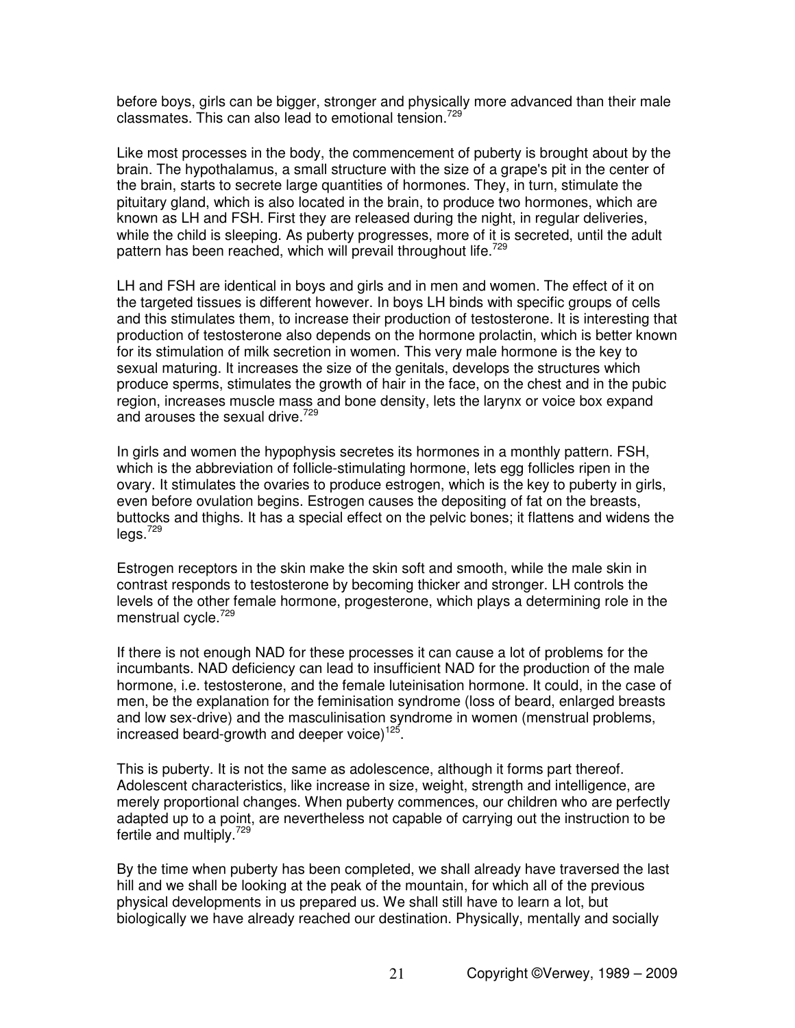before boys, girls can be bigger, stronger and physically more advanced than their male classmates. This can also lead to emotional tension.[729]

Like most processes in the body, the commencement of puberty is brought about by the brain. The hypothalamus, a small structure with the size of a grape's pit in the center of the brain, starts to secrete large quantities of hormones. They, in turn, stimulate the pituitary gland, which is also located in the brain, to produce two hormones, which are known as LH and FSH. First they are released during the night, in regular deliveries, while the child is sleeping. As puberty progresses, more of it is secreted, until the adult pattern has been reached, which will prevail throughout life.[729]

LH and FSH are identical in boys and girls and in men and women. The effect of it on the targeted tissues is different however. In boys LH binds with specific groups of cells and this stimulates them, to increase their production of testosterone. It is interesting that production of testosterone also depends on the hormone prolactin, which is better known for its stimulation of milk secretion in women. This very male hormone is the key to sexual maturing. It increases the size of the genitals, develops the structures which produce sperms, stimulates the growth of hair in the face, on the chest and in the pubic region, increases muscle mass and bone density, lets the larynx or voice box expand and arouses the sexual drive.[729]

In girls and women the hypophysis secretes its hormones in a monthly pattern. FSH, which is the abbreviation of follicle-stimulating hormone, lets egg follicles ripen in the ovary. It stimulates the ovaries to produce estrogen, which is the key to puberty in girls, even before ovulation begins. Estrogen causes the depositing of fat on the breasts, buttocks and thighs. It has a special effect on the pelvic bones; it flattens and widens the legs.[729]

Estrogen receptors in the skin make the skin soft and smooth, while the male skin in contrast responds to testosterone by becoming thicker and stronger. LH controls the levels of the other female hormone, progesterone, which plays a determining role in the menstrual cycle.[729]

If there is not enough NAD for these processes it can cause a lot of problems for the incumbants. NAD deficiency can lead to insufficient NAD for the production of the male hormone, i.e. testosterone, and the female luteinisation hormone. It could, in the case of men, be the explanation for the feminisation syndrome (loss of beard, enlarged breasts and low sex-drive) and the masculinisation syndrome in women (menstrual problems, increased beard-growth and deeper voice)[125].

This is puberty. It is not the same as adolescence, although it forms part thereof. Adolescent characteristics, like increase in size, weight, strength and intelligence, are merely proportional changes. When puberty commences, our children who are perfectly adapted up to a point, are nevertheless not capable of carrying out the instruction to be fertile and multiply.[729]

By the time when puberty has been completed, we shall already have traversed the last hill and we shall be looking at the peak of the mountain, for which all of the previous physical developments in us prepared us. We shall still have to learn a lot, but biologically we have already reached our destination. Physically, mentally and socially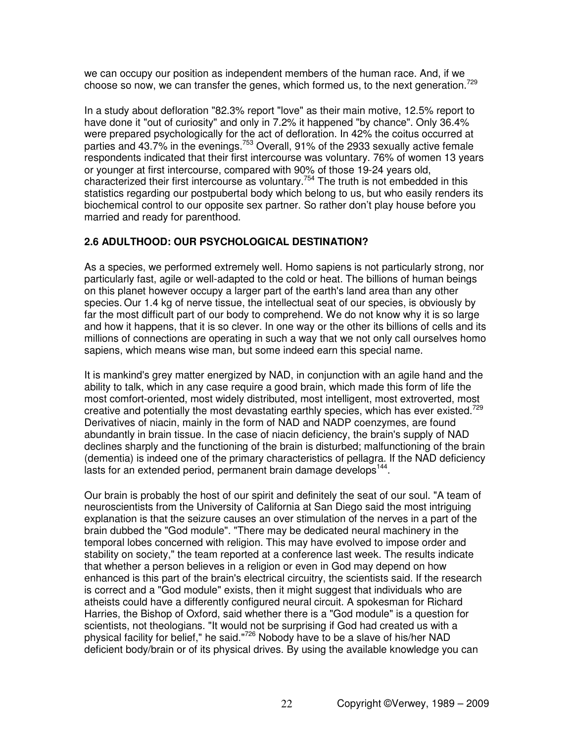we can occupy our position as independent members of the human race. And, if we choose so now, we can transfer the genes, which formed us, to the next generation.[729]

In a study about defloration "82.3% report "love" as their main motive, 12.5% report to have done it "out of curiosity" and only in 7.2% it happened "by chance". Only 36.4% were prepared psychologically for the act of defloration. In 42% the coitus occurred at parties and 43.7% in the evenings.[753] Overall, 91% of the 2933 sexually active female respondents indicated that their first intercourse was voluntary. 76% of women 13 years or younger at first intercourse, compared with 90% of those 19-24 years old, characterized their first intercourse as voluntary.[754] The truth is not embedded in this statistics regarding our postpubertal body which belong to us, but who easily renders its biochemical control to our opposite sex partner. So rather don't play house before you married and ready for parenthood.

## 2.6 ADULTHOOD: OUR PSYCHOLOGICAL DESTINATION?

As a species, we performed extremely well. Homo sapiens is not particularly strong, nor particularly fast, agile or well-adapted to the cold or heat. The billions of human beings on this planet however occupy a larger part of the earth's land area than any other species. Our 1.4 kg of nerve tissue, the intellectual seat of our species, is obviously by far the most difficult part of our body to comprehend. We do not know why it is so large and how it happens, that it is so clever. In one way or the other its billions of cells and its millions of connections are operating in such a way that we not only call ourselves homo sapiens, which means wise man, but some indeed earn this special name.

It is mankind's grey matter energized by NAD, in conjunction with an agile hand and the ability to talk, which in any case require a good brain, which made this form of life the most comfort-oriented, most widely distributed, most intelligent, most extroverted, most creative and potentially the most devastating earthly species, which has ever existed.[729] Derivatives of niacin, mainly in the form of NAD and NADP coenzymes, are found abundantly in brain tissue. In the case of niacin deficiency, the brain's supply of NAD declines sharply and the functioning of the brain is disturbed; malfunctioning of the brain (dementia) is indeed one of the primary characteristics of pellagra. If the NAD deficiency lasts for an extended period, permanent brain damage develops[144].

Our brain is probably the host of our spirit and definitely the seat of our soul. "A team of neuroscientists from the University of California at San Diego said the most intriguing explanation is that the seizure causes an over stimulation of the nerves in a part of the brain dubbed the "God module". "There may be dedicated neural machinery in the temporal lobes concerned with religion. This may have evolved to impose order and stability on society," the team reported at a conference last week. The results indicate that whether a person believes in a religion or even in God may depend on how enhanced is this part of the brain's electrical circuitry, the scientists said. If the research is correct and a "God module" exists, then it might suggest that individuals who are atheists could have a differently configured neural circuit. A spokesman for Richard Harries, the Bishop of Oxford, said whether there is a "God module" is a question for scientists, not theologians. "It would not be surprising if God had created us with a physical facility for belief," he said."[726] Nobody have to be a slave of his/her NAD deficient body/brain or of its physical drives. By using the available knowledge you can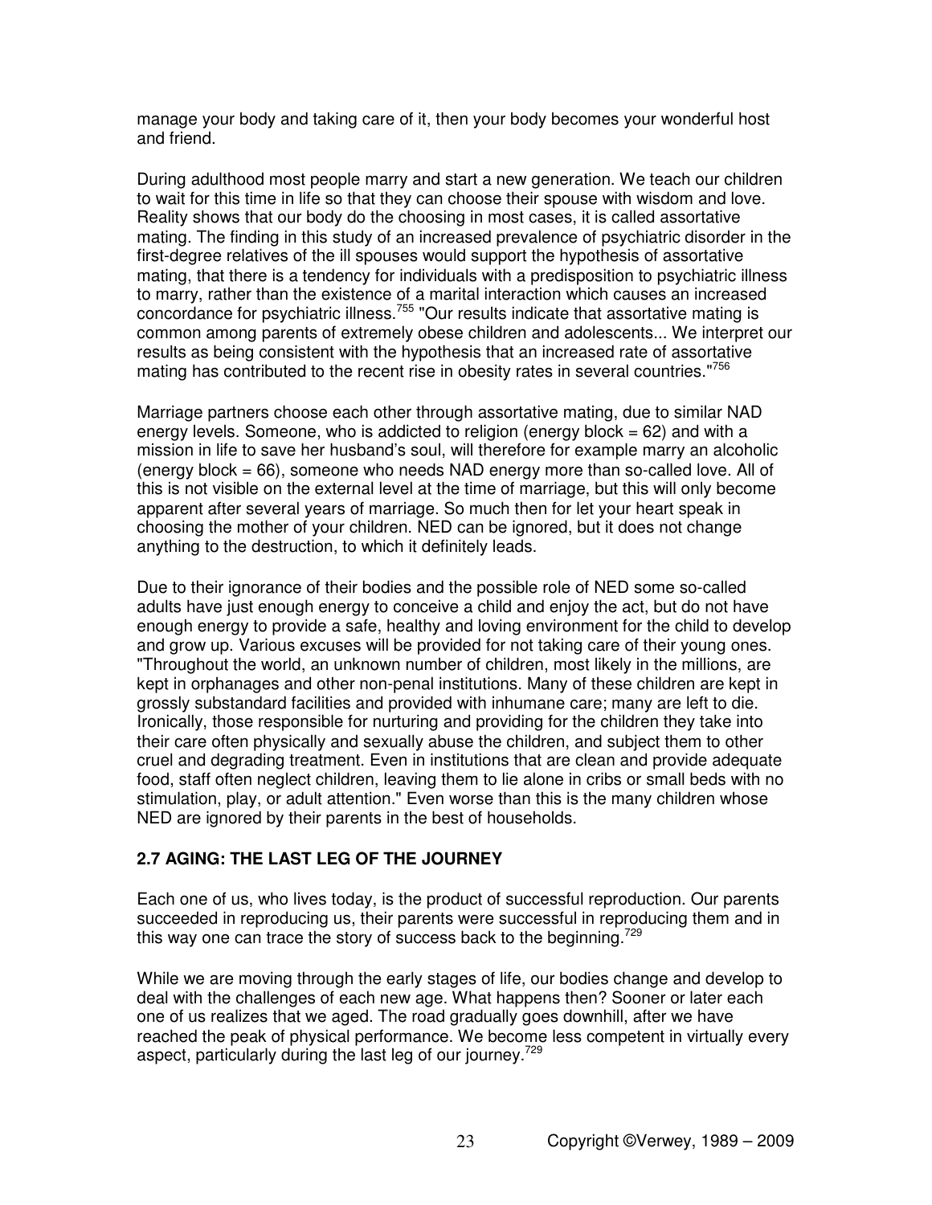manage your body and taking care of it, then your body becomes your wonderful host and friend.

During adulthood most people marry and start a new generation. We teach our children to wait for this time in life so that they can choose their spouse with wisdom and love. Reality shows that our body do the choosing in most cases, it is called assortative mating. The finding in this study of an increased prevalence of psychiatric disorder in the first-degree relatives of the ill spouses would support the hypothesis of assortative mating, that there is a tendency for individuals with a predisposition to psychiatric illness to marry, rather than the existence of a marital interaction which causes an increased concordance for psychiatric illness.[755] "Our results indicate that assortative mating is common among parents of extremely obese children and adolescents... We interpret our results as being consistent with the hypothesis that an increased rate of assortative mating has contributed to the recent rise in obesity rates in several countries."[756]

Marriage partners choose each other through assortative mating, due to similar NAD energy levels. Someone, who is addicted to religion (energy block = 62) and with a mission in life to save her husband's soul, will therefore for example marry an alcoholic (energy block = 66), someone who needs NAD energy more than so-called love. All of this is not visible on the external level at the time of marriage, but this will only become apparent after several years of marriage. So much then for let your heart speak in choosing the mother of your children. NED can be ignored, but it does not change anything to the destruction, to which it definitely leads.

Due to their ignorance of their bodies and the possible role of NED some so-called adults have just enough energy to conceive a child and enjoy the act, but do not have enough energy to provide a safe, healthy and loving environment for the child to develop and grow up. Various excuses will be provided for not taking care of their young ones. "Throughout the world, an unknown number of children, most likely in the millions, are kept in orphanages and other non-penal institutions. Many of these children are kept in grossly substandard facilities and provided with inhumane care; many are left to die. Ironically, those responsible for nurturing and providing for the children they take into their care often physically and sexually abuse the children, and subject them to other cruel and degrading treatment. Even in institutions that are clean and provide adequate food, staff often neglect children, leaving them to lie alone in cribs or small beds with no stimulation, play, or adult attention." Even worse than this is the many children whose NED are ignored by their parents in the best of households.

## 2.7 AGING: THE LAST LEG OF THE JOURNEY

Each one of us, who lives today, is the product of successful reproduction. Our parents succeeded in reproducing us, their parents were successful in reproducing them and in this way one can trace the story of success back to the beginning.[729]

While we are moving through the early stages of life, our bodies change and develop to deal with the challenges of each new age. What happens then? Sooner or later each one of us realizes that we aged. The road gradually goes downhill, after we have reached the peak of physical performance. We become less competent in virtually every aspect, particularly during the last leg of our journey.[729]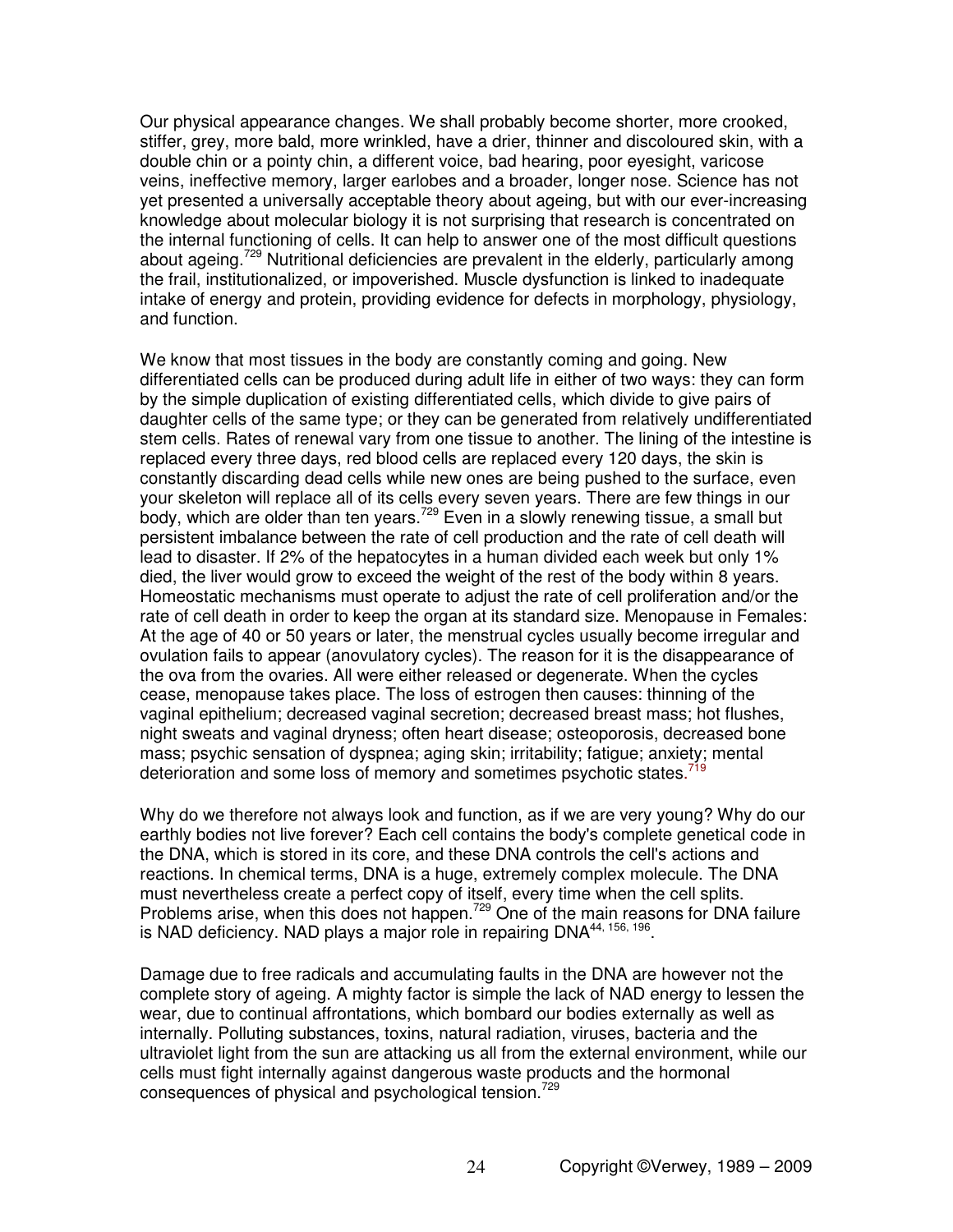Our physical appearance changes. We shall probably become shorter, more crooked, stiffer, grey, more bald, more wrinkled, have a drier, thinner and discoloured skin, with a double chin or a pointy chin, a different voice, bad hearing, poor eyesight, varicose veins, ineffective memory, larger earlobes and a broader, longer nose. Science has not yet presented a universally acceptable theory about ageing, but with our ever-increasing knowledge about molecular biology it is not surprising that research is concentrated on the internal functioning of cells. It can help to answer one of the most difficult questions about ageing.[729] Nutritional deficiencies are prevalent in the elderly, particularly among the frail, institutionalized, or impoverished. Muscle dysfunction is linked to inadequate intake of energy and protein, providing evidence for defects in morphology, physiology, and function.

We know that most tissues in the body are constantly coming and going. New differentiated cells can be produced during adult life in either of two ways: they can form by the simple duplication of existing differentiated cells, which divide to give pairs of daughter cells of the same type; or they can be generated from relatively undifferentiated stem cells. Rates of renewal vary from one tissue to another. The lining of the intestine is replaced every three days, red blood cells are replaced every 120 days, the skin is constantly discarding dead cells while new ones are being pushed to the surface, even your skeleton will replace all of its cells every seven years. There are few things in our body, which are older than ten years.[729] Even in a slowly renewing tissue, a small but persistent imbalance between the rate of cell production and the rate of cell death will lead to disaster. If 2% of the hepatocytes in a human divided each week but only 1% died, the liver would grow to exceed the weight of the rest of the body within 8 years. Homeostatic mechanisms must operate to adjust the rate of cell proliferation and/or the rate of cell death in order to keep the organ at its standard size. Menopause in Females: At the age of 40 or 50 years or later, the menstrual cycles usually become irregular and ovulation fails to appear (anovulatory cycles). The reason for it is the disappearance of the ova from the ovaries. All were either released or degenerate. When the cycles cease, menopause takes place. The loss of estrogen then causes: thinning of the vaginal epithelium; decreased vaginal secretion; decreased breast mass; hot flushes, night sweats and vaginal dryness; often heart disease; osteoporosis, decreased bone mass; psychic sensation of dyspnea; aging skin; irritability; fatigue; anxiety; mental deterioration and some loss of memory and sometimes psychotic states.[719]

Why do we therefore not always look and function, as if we are very young? Why do our earthly bodies not live forever? Each cell contains the body's complete genetical code in the DNA, which is stored in its core, and these DNA controls the cell's actions and reactions. In chemical terms, DNA is a huge, extremely complex molecule. The DNA must nevertheless create a perfect copy of itself, every time when the cell splits. Problems arise, when this does not happen.[729] One of the main reasons for DNA failure is NAD deficiency. NAD plays a major role in repairing DNA[44, 156, 196].

Damage due to free radicals and accumulating faults in the DNA are however not the complete story of ageing. A mighty factor is simple the lack of NAD energy to lessen the wear, due to continual affrontations, which bombard our bodies externally as well as internally. Polluting substances, toxins, natural radiation, viruses, bacteria and the ultraviolet light from the sun are attacking us all from the external environment, while our cells must fight internally against dangerous waste products and the hormonal consequences of physical and psychological tension.[729]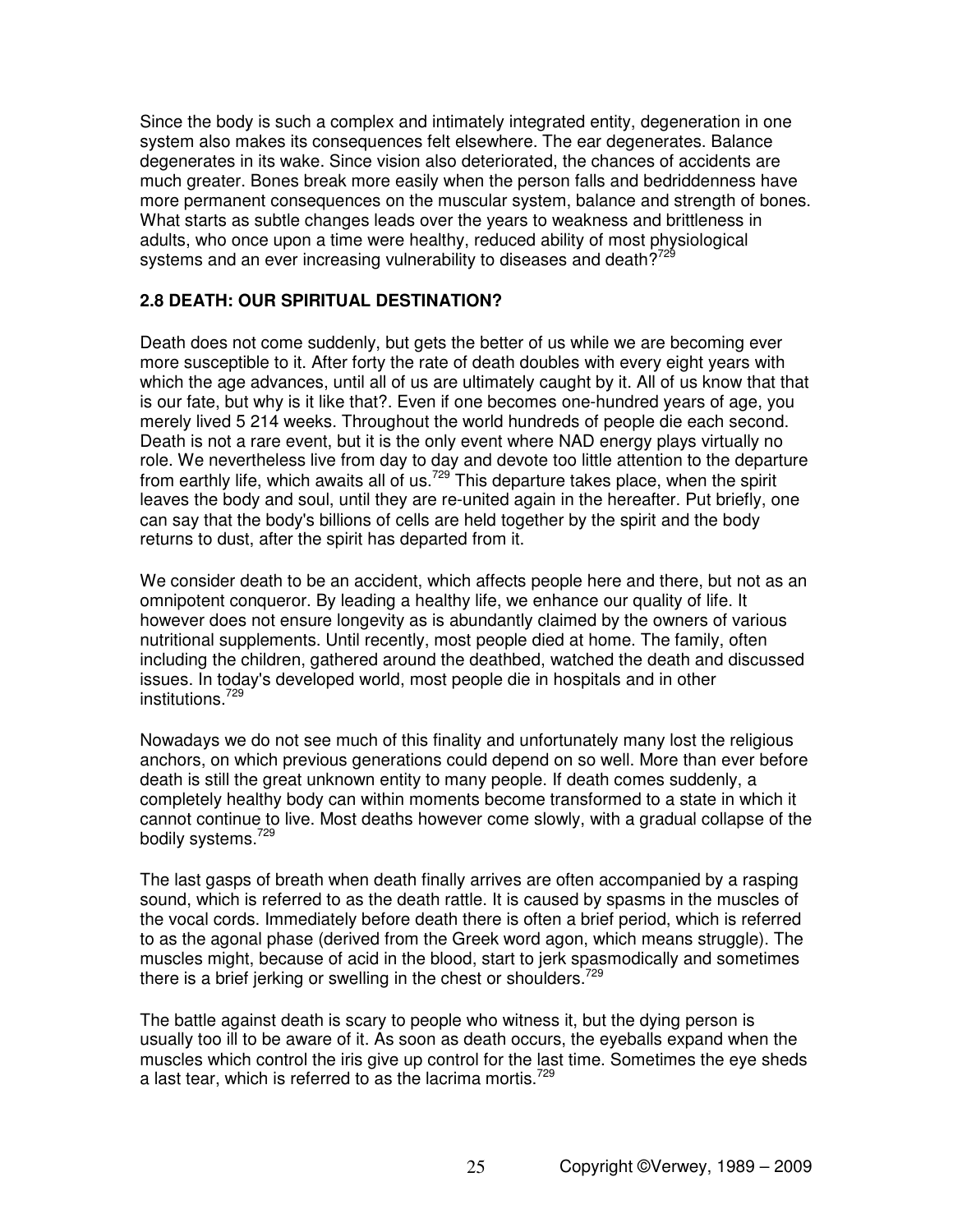Since the body is such a complex and intimately integrated entity, degeneration in one system also makes its consequences felt elsewhere. The ear degenerates. Balance degenerates in its wake. Since vision also deteriorated, the chances of accidents are much greater. Bones break more easily when the person falls and bedriddenness have more permanent consequences on the muscular system, balance and strength of bones. What starts as subtle changes leads over the years to weakness and brittleness in adults, who once upon a time were healthy, reduced ability of most physiological systems and an ever increasing vulnerability to diseases and death?[729]

### 2.8 DEATH: OUR SPIRITUAL DESTINATION?

Death does not come suddenly, but gets the better of us while we are becoming ever more susceptible to it. After forty the rate of death doubles with every eight years with which the age advances, until all of us are ultimately caught by it. All of us know that that is our fate, but why is it like that?. Even if one becomes one-hundred years of age, you merely lived 5 214 weeks. Throughout the world hundreds of people die each second. Death is not a rare event, but it is the only event where NAD energy plays virtually no role. We nevertheless live from day to day and devote too little attention to the departure from earthly life, which awaits all of us.[729] This departure takes place, when the spirit leaves the body and soul, until they are re-united again in the hereafter. Put briefly, one can say that the body's billions of cells are held together by the spirit and the body returns to dust, after the spirit has departed from it.

We consider death to be an accident, which affects people here and there, but not as an omnipotent conqueror. By leading a healthy life, we enhance our quality of life. It however does not ensure longevity as is abundantly claimed by the owners of various nutritional supplements. Until recently, most people died at home. The family, often including the children, gathered around the deathbed, watched the death and discussed issues. In today's developed world, most people die in hospitals and in other institutions.[729]

Nowadays we do not see much of this finality and unfortunately many lost the religious anchors, on which previous generations could depend on so well. More than ever before death is still the great unknown entity to many people. If death comes suddenly, a completely healthy body can within moments become transformed to a state in which it cannot continue to live. Most deaths however come slowly, with a gradual collapse of the bodily systems.[729]

The last gasps of breath when death finally arrives are often accompanied by a rasping sound, which is referred to as the death rattle. It is caused by spasms in the muscles of the vocal cords. Immediately before death there is often a brief period, which is referred to as the agonal phase (derived from the Greek word agon, which means struggle). The muscles might, because of acid in the blood, start to jerk spasmodically and sometimes there is a brief jerking or swelling in the chest or shoulders.[729]

The battle against death is scary to people who witness it, but the dying person is usually too ill to be aware of it. As soon as death occurs, the eyeballs expand when the muscles which control the iris give up control for the last time. Sometimes the eye sheds a last tear, which is referred to as the lacrima mortis.[729]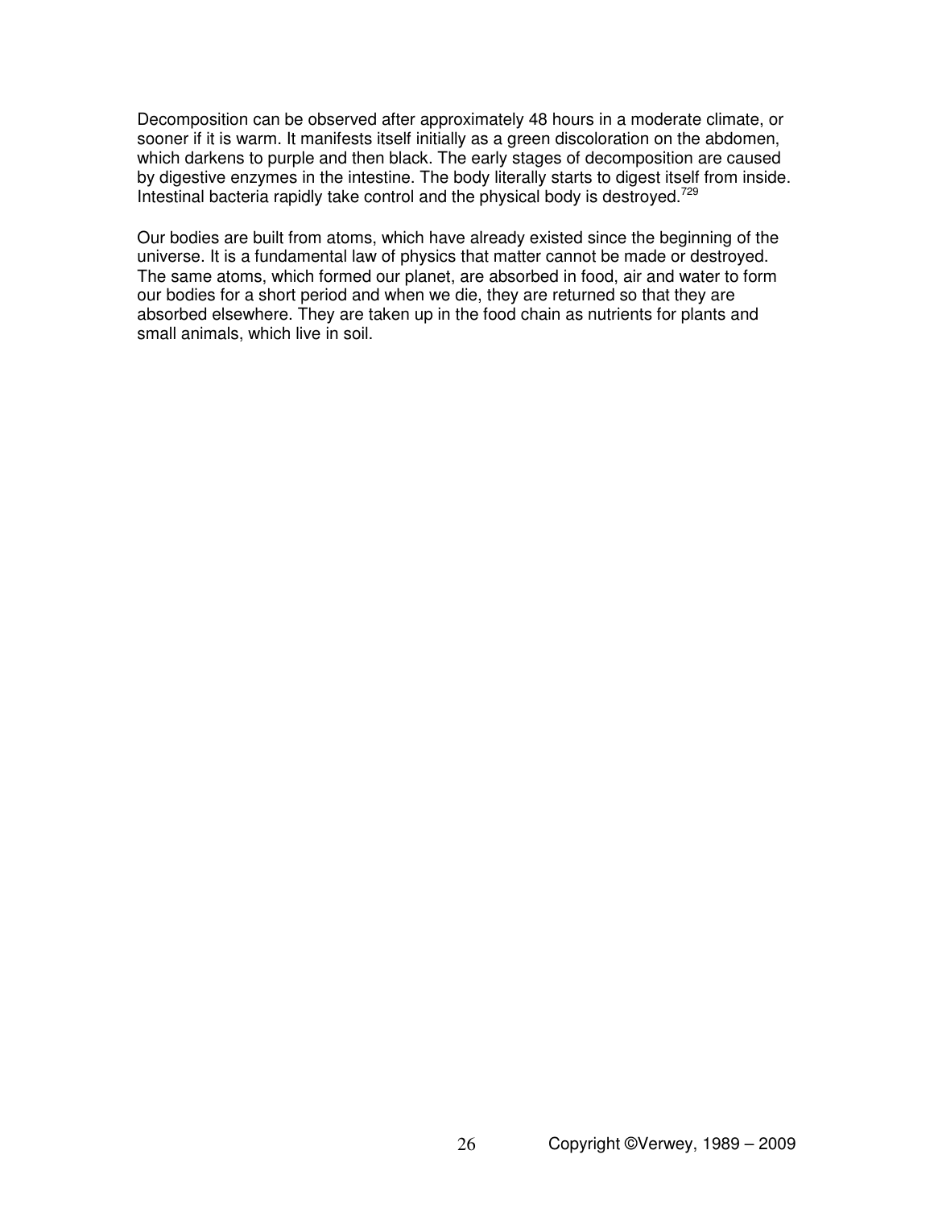Decomposition can be observed after approximately 48 hours in a moderate climate, or sooner if it is warm. It manifests itself initially as a green discoloration on the abdomen, which darkens to purple and then black. The early stages of decomposition are caused by digestive enzymes in the intestine. The body literally starts to digest itself from inside. Intestinal bacteria rapidly take control and the physical body is destroyed.[729]

Our bodies are built from atoms, which have already existed since the beginning of the universe. It is a fundamental law of physics that matter cannot be made or destroyed. The same atoms, which formed our planet, are absorbed in food, air and water to form our bodies for a short period and when we die, they are returned so that they are absorbed elsewhere. They are taken up in the food chain as nutrients for plants and small animals, which live in soil.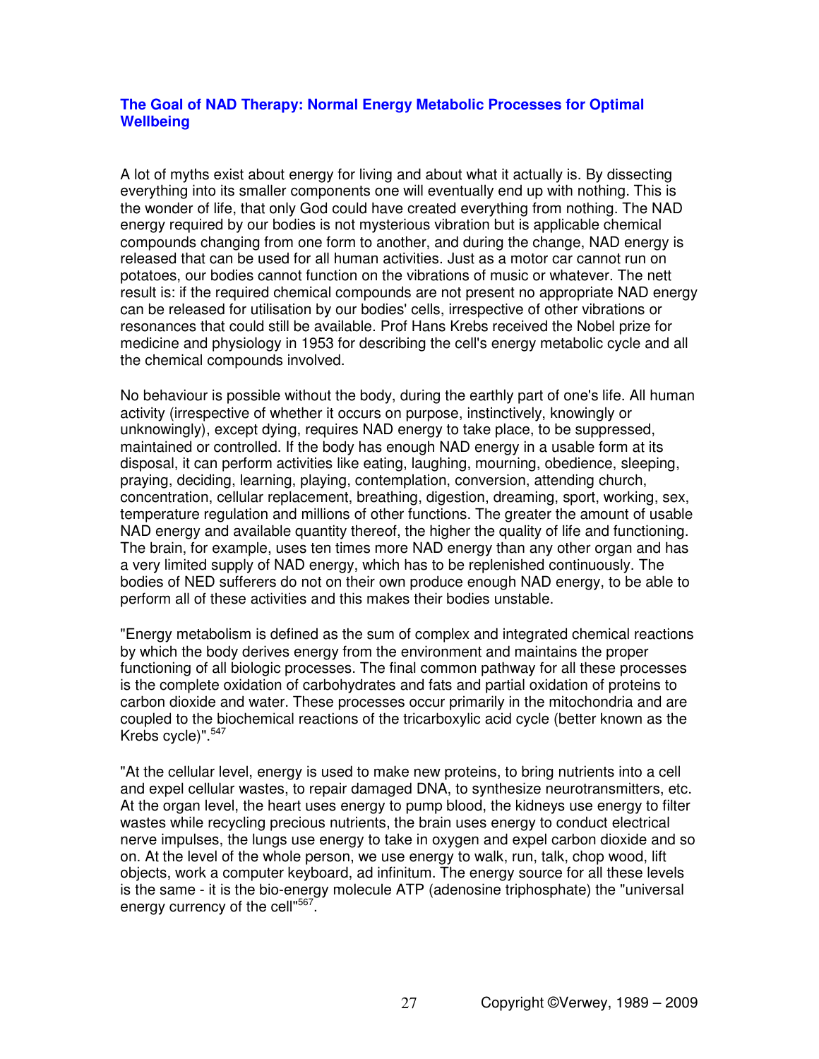### The Goal of NAD Therapy: Normal Energy Metabolic Processes for Optimal Wellbeing

A lot of myths exist about energy for living and about what it actually is. By dissecting everything into its smaller components one will eventually end up with nothing. This is the wonder of life, that only God could have created everything from nothing. The NAD energy required by our bodies is not mysterious vibration but is applicable chemical compounds changing from one form to another, and during the change, NAD energy is released that can be used for all human activities. Just as a motor car cannot run on potatoes, our bodies cannot function on the vibrations of music or whatever. The nett result is: if the required chemical compounds are not present no appropriate NAD energy can be released for utilisation by our bodies' cells, irrespective of other vibrations or resonances that could still be available. Prof Hans Krebs received the Nobel prize for medicine and physiology in 1953 for describing the cell's energy metabolic cycle and all the chemical compounds involved.

No behaviour is possible without the body, during the earthly part of one's life. All human activity (irrespective of whether it occurs on purpose, instinctively, knowingly or unknowingly), except dying, requires NAD energy to take place, to be suppressed, maintained or controlled. If the body has enough NAD energy in a usable form at its disposal, it can perform activities like eating, laughing, mourning, obedience, sleeping, praying, deciding, learning, playing, contemplation, conversion, attending church, concentration, cellular replacement, breathing, digestion, dreaming, sport, working, sex, temperature regulation and millions of other functions. The greater the amount of usable NAD energy and available quantity thereof, the higher the quality of life and functioning. The brain, for example, uses ten times more NAD energy than any other organ and has a very limited supply of NAD energy, which has to be replenished continuously. The bodies of NED sufferers do not on their own produce enough NAD energy, to be able to perform all of these activities and this makes their bodies unstable.

"Energy metabolism is defined as the sum of complex and integrated chemical reactions by which the body derives energy from the environment and maintains the proper functioning of all biologic processes. The final common pathway for all these processes is the complete oxidation of carbohydrates and fats and partial oxidation of proteins to carbon dioxide and water. These processes occur primarily in the mitochondria and are coupled to the biochemical reactions of the tricarboxylic acid cycle (better known as the Krebs cycle)".[547]

"At the cellular level, energy is used to make new proteins, to bring nutrients into a cell and expel cellular wastes, to repair damaged DNA, to synthesize neurotransmitters, etc. At the organ level, the heart uses energy to pump blood, the kidneys use energy to filter wastes while recycling precious nutrients, the brain uses energy to conduct electrical nerve impulses, the lungs use energy to take in oxygen and expel carbon dioxide and so on. At the level of the whole person, we use energy to walk, run, talk, chop wood, lift objects, work a computer keyboard, ad infinitum. The energy source for all these levels is the same - it is the bio-energy molecule ATP (adenosine triphosphate) the "universal energy currency of the cell"[567].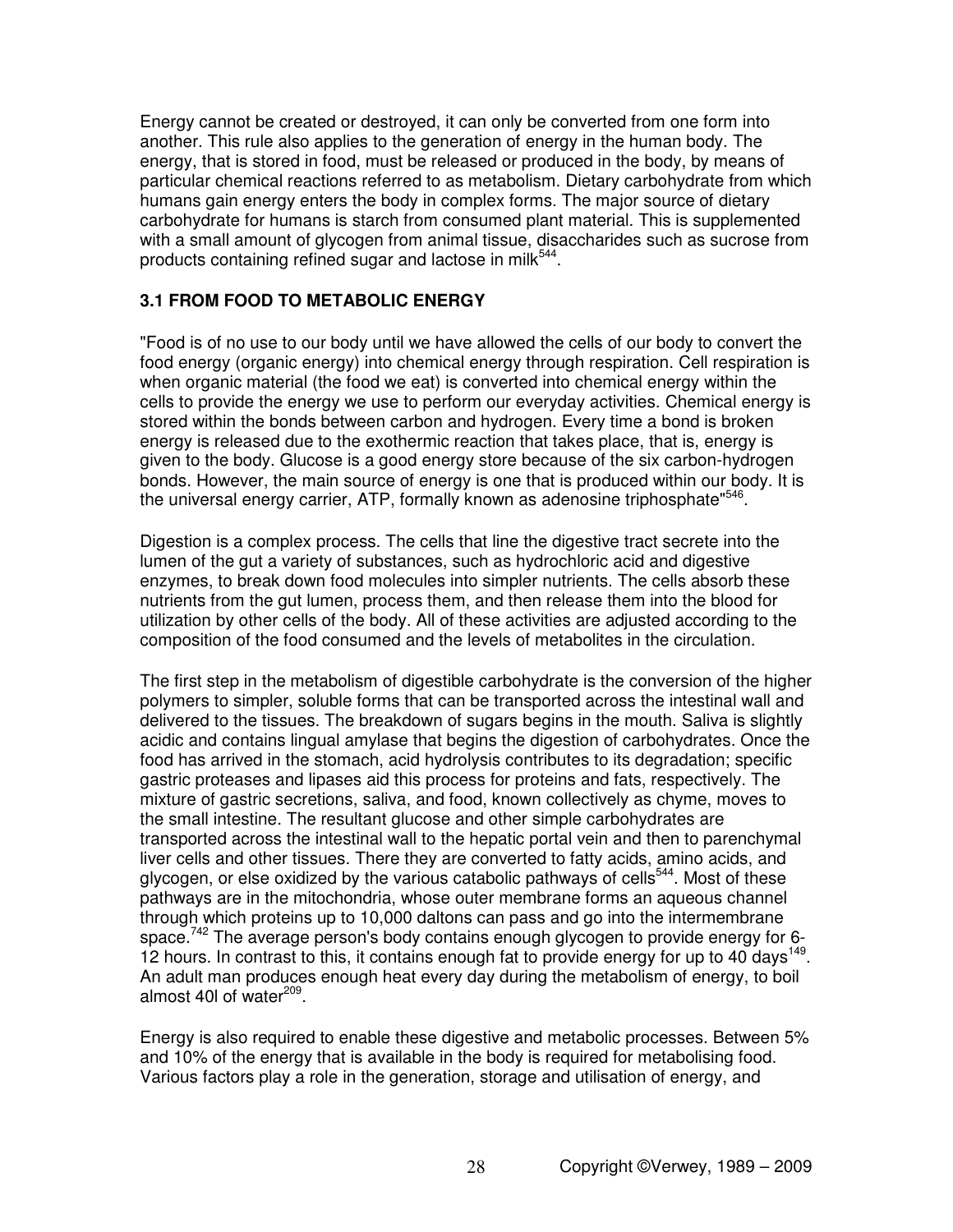Energy cannot be created or destroyed, it can only be converted from one form into another. This rule also applies to the generation of energy in the human body. The energy, that is stored in food, must be released or produced in the body, by means of particular chemical reactions referred to as metabolism. Dietary carbohydrate from which humans gain energy enters the body in complex forms. The major source of dietary carbohydrate for humans is starch from consumed plant material. This is supplemented with a small amount of glycogen from animal tissue, disaccharides such as sucrose from products containing refined sugar and lactose in milk[544].

### 3.1 FROM FOOD TO METABOLIC ENERGY

"Food is of no use to our body until we have allowed the cells of our body to convert the food energy (organic energy) into chemical energy through respiration. Cell respiration is when organic material (the food we eat) is converted into chemical energy within the cells to provide the energy we use to perform our everyday activities. Chemical energy is stored within the bonds between carbon and hydrogen. Every time a bond is broken energy is released due to the exothermic reaction that takes place, that is, energy is given to the body. Glucose is a good energy store because of the six carbon-hydrogen bonds. However, the main source of energy is one that is produced within our body. It is the universal energy carrier, ATP, formally known as adenosine triphosphate"[546].

Digestion is a complex process. The cells that line the digestive tract secrete into the lumen of the gut a variety of substances, such as hydrochloric acid and digestive enzymes, to break down food molecules into simpler nutrients. The cells absorb these nutrients from the gut lumen, process them, and then release them into the blood for utilization by other cells of the body. All of these activities are adjusted according to the composition of the food consumed and the levels of metabolites in the circulation.

The first step in the metabolism of digestible carbohydrate is the conversion of the higher polymers to simpler, soluble forms that can be transported across the intestinal wall and delivered to the tissues. The breakdown of sugars begins in the mouth. Saliva is slightly acidic and contains lingual amylase that begins the digestion of carbohydrates. Once the food has arrived in the stomach, acid hydrolysis contributes to its degradation; specific gastric proteases and lipases aid this process for proteins and fats, respectively. The mixture of gastric secretions, saliva, and food, known collectively as chyme, moves to the small intestine. The resultant glucose and other simple carbohydrates are transported across the intestinal wall to the hepatic portal vein and then to parenchymal liver cells and other tissues. There they are converted to fatty acids, amino acids, and glycogen, or else oxidized by the various catabolic pathways of cells[544]. Most of these pathways are in the mitochondria, whose outer membrane forms an aqueous channel through which proteins up to 10,000 daltons can pass and go into the intermembrane space.[742] The average person's body contains enough glycogen to provide energy for 6-12 hours. In contrast to this, it contains enough fat to provide energy for up to 40 days[149]. An adult man produces enough heat every day during the metabolism of energy, to boil almost 40l of water[209].

Energy is also required to enable these digestive and metabolic processes. Between 5% and 10% of the energy that is available in the body is required for metabolising food. Various factors play a role in the generation, storage and utilisation of energy, and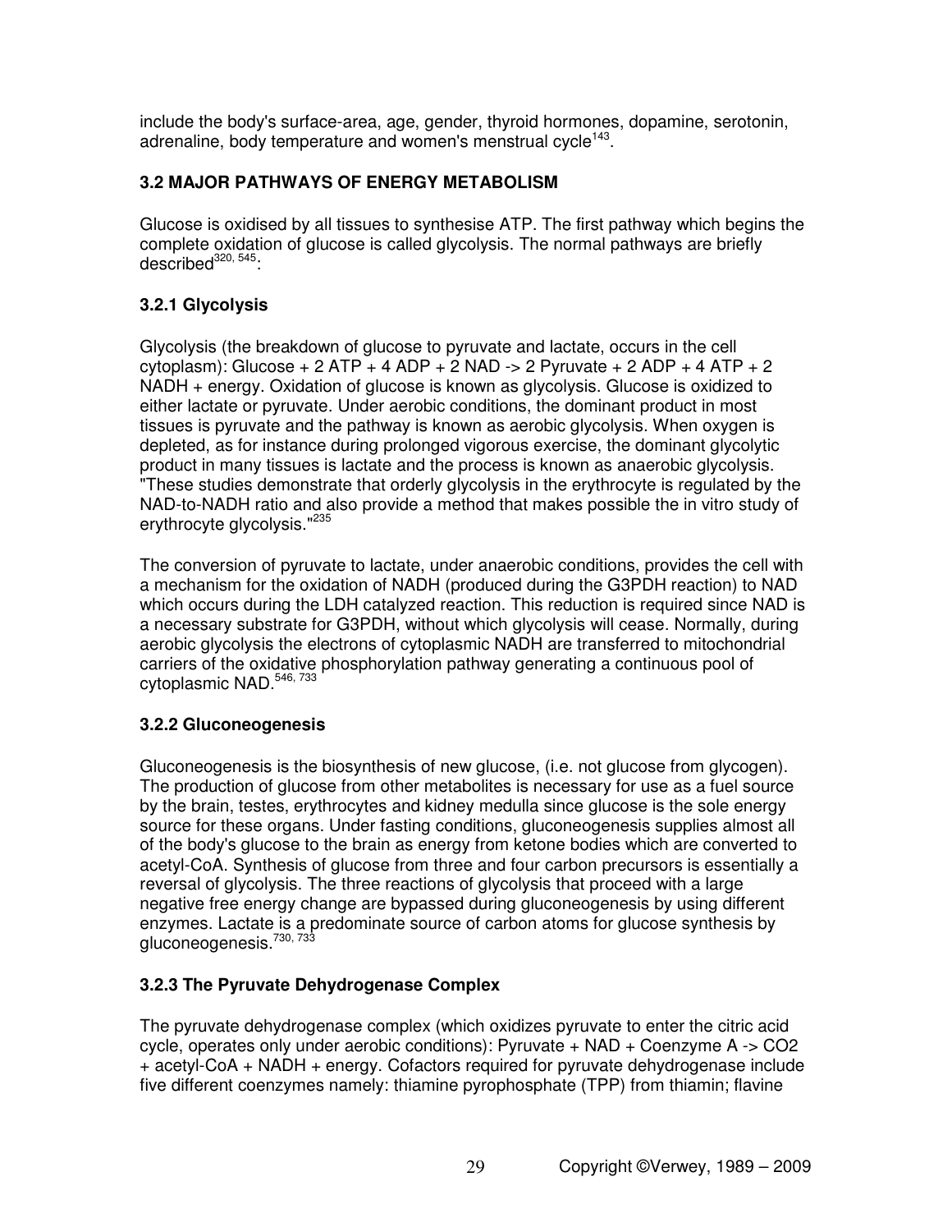include the body's surface-area, age, gender, thyroid hormones, dopamine, serotonin, adrenaline, body temperature and women's menstrual cycle[143].

### 3.2 MAJOR PATHWAYS OF ENERGY METABOLISM

Glucose is oxidised by all tissues to synthesise ATP. The first pathway which begins the complete oxidation of glucose is called glycolysis. The normal pathways are briefly described[320, 545]:

#### 3.2.1 Glycolysis

Glycolysis (the breakdown of glucose to pyruvate and lactate, occurs in the cell cytoplasm): Glucose + 2 ATP + 4 ADP + 2 NAD -> 2 Pyruvate + 2 ADP + 4 ATP + 2 NADH + energy. Oxidation of glucose is known as glycolysis. Glucose is oxidized to either lactate or pyruvate. Under aerobic conditions, the dominant product in most tissues is pyruvate and the pathway is known as aerobic glycolysis. When oxygen is depleted, as for instance during prolonged vigorous exercise, the dominant glycolytic product in many tissues is lactate and the process is known as anaerobic glycolysis. "These studies demonstrate that orderly glycolysis in the erythrocyte is regulated by the NAD-to-NADH ratio and also provide a method that makes possible the in vitro study of erythrocyte glycolysis."[235]

The conversion of pyruvate to lactate, under anaerobic conditions, provides the cell with a mechanism for the oxidation of NADH (produced during the G3PDH reaction) to NAD which occurs during the LDH catalyzed reaction. This reduction is required since NAD is a necessary substrate for G3PDH, without which glycolysis will cease. Normally, during aerobic glycolysis the electrons of cytoplasmic NADH are transferred to mitochondrial carriers of the oxidative phosphorylation pathway generating a continuous pool of cytoplasmic NAD.[546, 733]

#### 3.2.2 Gluconeogenesis

Gluconeogenesis is the biosynthesis of new glucose, (i.e. not glucose from glycogen). The production of glucose from other metabolites is necessary for use as a fuel source by the brain, testes, erythrocytes and kidney medulla since glucose is the sole energy source for these organs. Under fasting conditions, gluconeogenesis supplies almost all of the body's glucose to the brain as energy from ketone bodies which are converted to acetyl-CoA. Synthesis of glucose from three and four carbon precursors is essentially a reversal of glycolysis. The three reactions of glycolysis that proceed with a large negative free energy change are bypassed during gluconeogenesis by using different enzymes. Lactate is a predominate source of carbon atoms for glucose synthesis by gluconeogenesis.[730, 733]

#### 3.2.3 The Pyruvate Dehydrogenase Complex

The pyruvate dehydrogenase complex (which oxidizes pyruvate to enter the citric acid cycle, operates only under aerobic conditions): Pyruvate + NAD + Coenzyme A -> $CO_2$ + acetyl-CoA + NADH + energy. Cofactors required for pyruvate dehydrogenase include five different coenzymes namely: thiamine pyrophosphate (TPP) from thiamin; flavine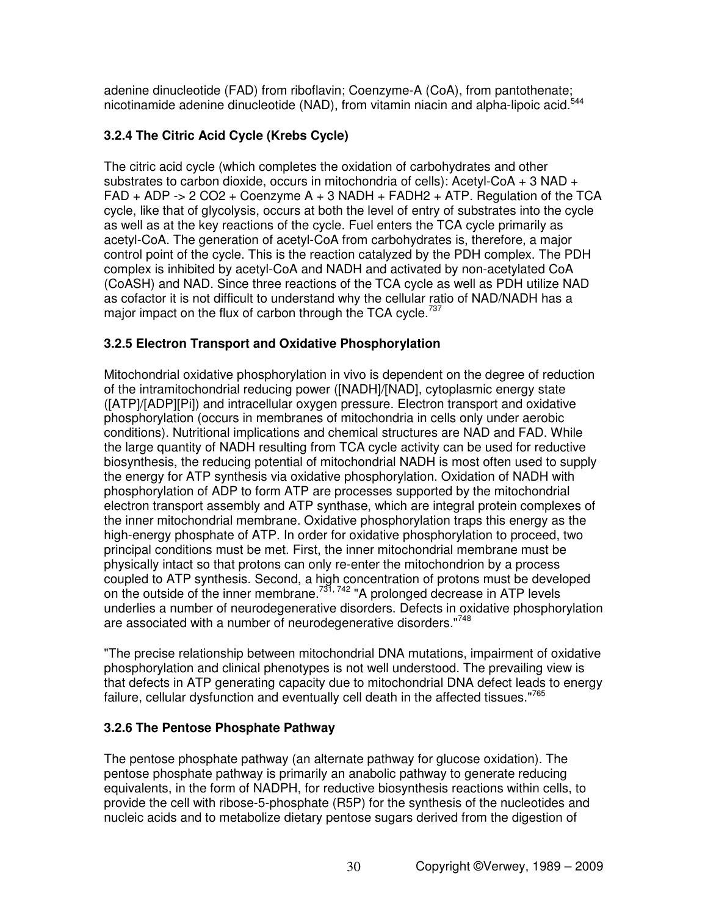adenine dinucleotide (FAD) from riboflavin; Coenzyme-A (CoA), from pantothenate; nicotinamide adenine dinucleotide (NAD), from vitamin niacin and alpha-lipoic acid.[544]

### 3.2.4 The Citric Acid Cycle (Krebs Cycle)

The citric acid cycle (which completes the oxidation of carbohydrates and other substrates to carbon dioxide, occurs in mitochondria of cells): Acetyl-CoA + 3 NAD + FAD + ADP -> 2 $CO_2$ + Coenzyme A + 3 NADH + $FADH_2$ + ATP. Regulation of the TCA cycle, like that of glycolysis, occurs at both the level of entry of substrates into the cycle as well as at the key reactions of the cycle. Fuel enters the TCA cycle primarily as acetyl-CoA. The generation of acetyl-CoA from carbohydrates is, therefore, a major control point of the cycle. This is the reaction catalyzed by the PDH complex. The PDH complex is inhibited by acetyl-CoA and NADH and activated by non-acetylated CoA (CoASH) and NAD. Since three reactions of the TCA cycle as well as PDH utilize NAD as cofactor it is not difficult to understand why the cellular ratio of NAD/NADH has a major impact on the flux of carbon through the TCA cycle.[737]

### 3.2.5 Electron Transport and Oxidative Phosphorylation

Mitochondrial oxidative phosphorylation in vivo is dependent on the degree of reduction of the intramitochondrial reducing power ([NADH]/[NAD], cytoplasmic energy state ([ATP]/[ADP][Pi]) and intracellular oxygen pressure. Electron transport and oxidative phosphorylation (occurs in membranes of mitochondria in cells only under aerobic conditions). Nutritional implications and chemical structures are NAD and FAD. While the large quantity of NADH resulting from TCA cycle activity can be used for reductive biosynthesis, the reducing potential of mitochondrial NADH is most often used to supply the energy for ATP synthesis via oxidative phosphorylation. Oxidation of NADH with phosphorylation of ADP to form ATP are processes supported by the mitochondrial electron transport assembly and ATP synthase, which are integral protein complexes of the inner mitochondrial membrane. Oxidative phosphorylation traps this energy as the high-energy phosphate of ATP. In order for oxidative phosphorylation to proceed, two principal conditions must be met. First, the inner mitochondrial membrane must be physically intact so that protons can only re-enter the mitochondrion by a process coupled to ATP synthesis. Second, a high concentration of protons must be developed on the outside of the inner membrane.[731, 742] "A prolonged decrease in ATP levels underlies a number of neurodegenerative disorders. Defects in oxidative phosphorylation are associated with a number of neurodegenerative disorders."[748]

"The precise relationship between mitochondrial DNA mutations, impairment of oxidative phosphorylation and clinical phenotypes is not well understood. The prevailing view is that defects in ATP generating capacity due to mitochondrial DNA defect leads to energy failure, cellular dysfunction and eventually cell death in the affected tissues."[765]

### 3.2.6 The Pentose Phosphate Pathway

The pentose phosphate pathway (an alternate pathway for glucose oxidation). The pentose phosphate pathway is primarily an anabolic pathway to generate reducing equivalents, in the form of NADPH, for reductive biosynthesis reactions within cells, to provide the cell with ribose-5-phosphate (R5P) for the synthesis of the nucleotides and nucleic acids and to metabolize dietary pentose sugars derived from the digestion of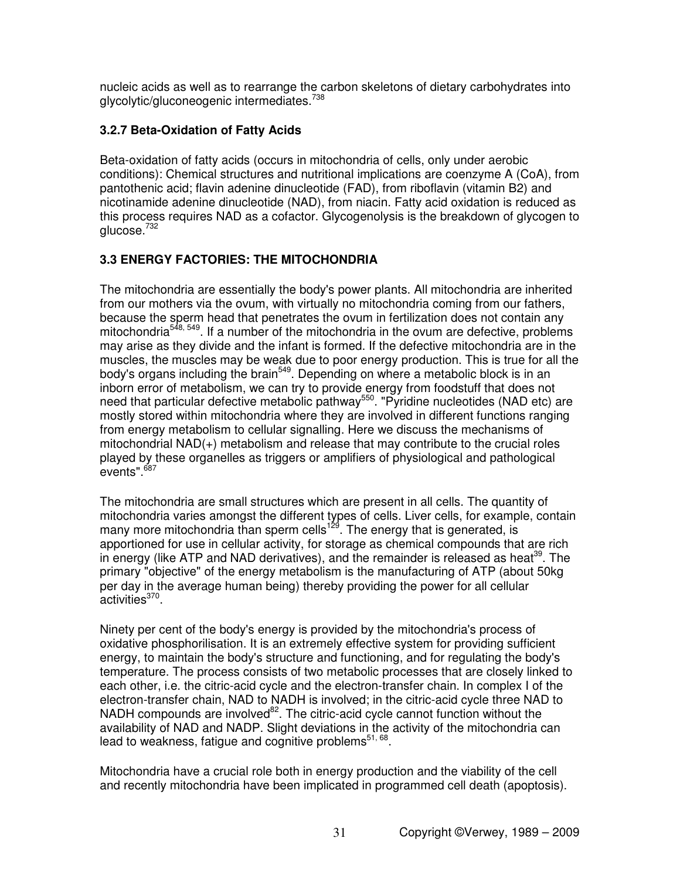nucleic acids as well as to rearrange the carbon skeletons of dietary carbohydrates into glycolytic/gluconeogenic intermediates.[738]

### 3.2.7 Beta-Oxidation of Fatty Acids

Beta-oxidation of fatty acids (occurs in mitochondria of cells, only under aerobic conditions): Chemical structures and nutritional implications are coenzyme A (CoA), from pantothenic acid; flavin adenine dinucleotide (FAD), from riboflavin (vitamin B2) and nicotinamide adenine dinucleotide (NAD), from niacin. Fatty acid oxidation is reduced as this process requires NAD as a cofactor. Glycogenolysis is the breakdown of glycogen to glucose.[732]

## 3.3 ENERGY FACTORIES: THE MITOCHONDRIA

The mitochondria are essentially the body's power plants. All mitochondria are inherited from our mothers via the ovum, with virtually no mitochondria coming from our fathers, because the sperm head that penetrates the ovum in fertilization does not contain any mitochondria[548, 549]. If a number of the mitochondria in the ovum are defective, problems may arise as they divide and the infant is formed. If the defective mitochondria are in the muscles, the muscles may be weak due to poor energy production. This is true for all the body's organs including the brain[549]. Depending on where a metabolic block is in an inborn error of metabolism, we can try to provide energy from foodstuff that does not need that particular defective metabolic pathway[550]. "Pyridine nucleotides (NAD etc) are mostly stored within mitochondria where they are involved in different functions ranging from energy metabolism to cellular signalling. Here we discuss the mechanisms of mitochondrial NAD(+) metabolism and release that may contribute to the crucial roles played by these organelles as triggers or amplifiers of physiological and pathological events".[687]

The mitochondria are small structures which are present in all cells. The quantity of mitochondria varies amongst the different types of cells. Liver cells, for example, contain many more mitochondria than sperm cells[129]. The energy that is generated, is apportioned for use in cellular activity, for storage as chemical compounds that are rich in energy (like ATP and NAD derivatives), and the remainder is released as heat[39]. The primary "objective" of the energy metabolism is the manufacturing of ATP (about 50kg per day in the average human being) thereby providing the power for all cellular activities[370].

Ninety per cent of the body's energy is provided by the mitochondria's process of oxidative phosphorilisation. It is an extremely effective system for providing sufficient energy, to maintain the body's structure and functioning, and for regulating the body's temperature. The process consists of two metabolic processes that are closely linked to each other, i.e. the citric-acid cycle and the electron-transfer chain. In complex I of the electron-transfer chain, NAD to NADH is involved; in the citric-acid cycle three NAD to NADH compounds are involved[82]. The citric-acid cycle cannot function without the availability of NAD and NADP. Slight deviations in the activity of the mitochondria can lead to weakness, fatigue and cognitive problems[51, 68].

Mitochondria have a crucial role both in energy production and the viability of the cell and recently mitochondria have been implicated in programmed cell death (apoptosis).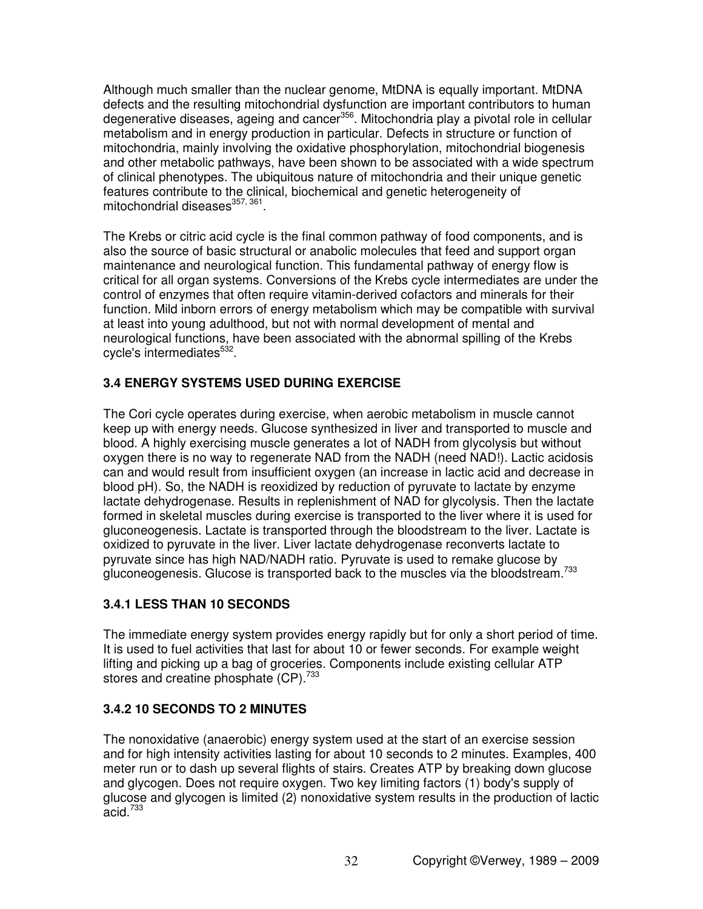Although much smaller than the nuclear genome, MtDNA is equally important. MtDNA defects and the resulting mitochondrial dysfunction are important contributors to human degenerative diseases, ageing and cancer[356]. Mitochondria play a pivotal role in cellular metabolism and in energy production in particular. Defects in structure or function of mitochondria, mainly involving the oxidative phosphorylation, mitochondrial biogenesis and other metabolic pathways, have been shown to be associated with a wide spectrum of clinical phenotypes. The ubiquitous nature of mitochondria and their unique genetic features contribute to the clinical, biochemical and genetic heterogeneity of mitochondrial diseases[357, 361].

The Krebs or citric acid cycle is the final common pathway of food components, and is also the source of basic structural or anabolic molecules that feed and support organ maintenance and neurological function. This fundamental pathway of energy flow is critical for all organ systems. Conversions of the Krebs cycle intermediates are under the control of enzymes that often require vitamin-derived cofactors and minerals for their function. Mild inborn errors of energy metabolism which may be compatible with survival at least into young adulthood, but not with normal development of mental and neurological functions, have been associated with the abnormal spilling of the Krebs cycle's intermediates[532].

### 3.4 ENERGY SYSTEMS USED DURING EXERCISE

The Cori cycle operates during exercise, when aerobic metabolism in muscle cannot keep up with energy needs. Glucose synthesized in liver and transported to muscle and blood. A highly exercising muscle generates a lot of NADH from glycolysis but without oxygen there is no way to regenerate NAD from the NADH (need NAD!). Lactic acidosis can and would result from insufficient oxygen (an increase in lactic acid and decrease in blood pH). So, the NADH is reoxidized by reduction of pyruvate to lactate by enzyme lactate dehydrogenase. Results in replenishment of NAD for glycolysis. Then the lactate formed in skeletal muscles during exercise is transported to the liver where it is used for gluconeogenesis. Lactate is transported through the bloodstream to the liver. Lactate is oxidized to pyruvate in the liver. Liver lactate dehydrogenase reconverts lactate to pyruvate since has high NAD/NADH ratio. Pyruvate is used to remake glucose by gluconeogenesis. Glucose is transported back to the muscles via the bloodstream.[733]

#### 3.4.1 LESS THAN 10 SECONDS

The immediate energy system provides energy rapidly but for only a short period of time. It is used to fuel activities that last for about 10 or fewer seconds. For example weight lifting and picking up a bag of groceries. Components include existing cellular ATP stores and creatine phosphate (CP).[733]

#### 3.4.2 10 SECONDS TO 2 MINUTES

The nonoxidative (anaerobic) energy system used at the start of an exercise session and for high intensity activities lasting for about 10 seconds to 2 minutes. Examples, 400 meter run or to dash up several flights of stairs. Creates ATP by breaking down glucose and glycogen. Does not require oxygen. Two key limiting factors (1) body's supply of glucose and glycogen is limited (2) nonoxidative system results in the production of lactic acid.[733]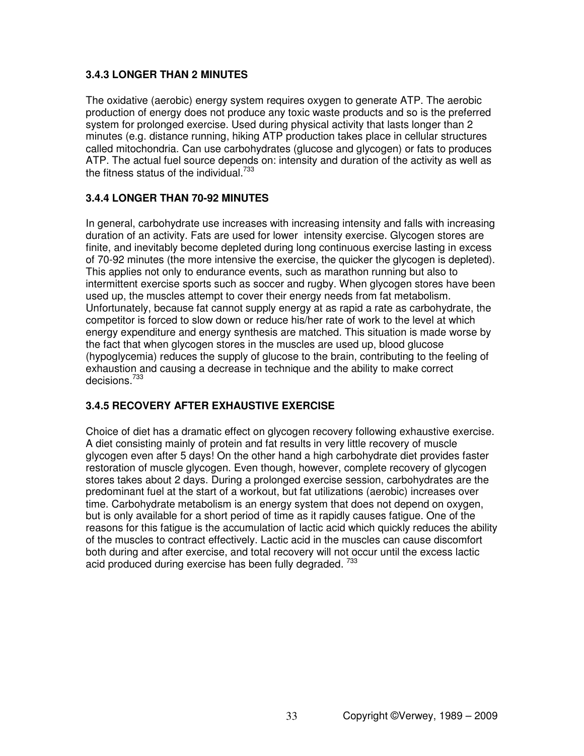### 3.4.3 LONGER THAN 2 MINUTES

The oxidative (aerobic) energy system requires oxygen to generate ATP. The aerobic production of energy does not produce any toxic waste products and so is the preferred system for prolonged exercise. Used during physical activity that lasts longer than 2 minutes (e.g. distance running, hiking ATP production takes place in cellular structures called mitochondria. Can use carbohydrates (glucose and glycogen) or fats to produces ATP. The actual fuel source depends on: intensity and duration of the activity as well as the fitness status of the individual.[733]

### 3.4.4 LONGER THAN 70-92 MINUTES

In general, carbohydrate use increases with increasing intensity and falls with increasing duration of an activity. Fats are used for lower intensity exercise. Glycogen stores are finite, and inevitably become depleted during long continuous exercise lasting in excess of 70-92 minutes (the more intensive the exercise, the quicker the glycogen is depleted). This applies not only to endurance events, such as marathon running but also to intermittent exercise sports such as soccer and rugby. When glycogen stores have been used up, the muscles attempt to cover their energy needs from fat metabolism. Unfortunately, because fat cannot supply energy at as rapid a rate as carbohydrate, the competitor is forced to slow down or reduce his/her rate of work to the level at which energy expenditure and energy synthesis are matched. This situation is made worse by the fact that when glycogen stores in the muscles are used up, blood glucose (hypoglycemia) reduces the supply of glucose to the brain, contributing to the feeling of exhaustion and causing a decrease in technique and the ability to make correct decisions.[733]

### 3.4.5 RECOVERY AFTER EXHAUSTIVE EXERCISE

Choice of diet has a dramatic effect on glycogen recovery following exhaustive exercise. A diet consisting mainly of protein and fat results in very little recovery of muscle glycogen even after 5 days! On the other hand a high carbohydrate diet provides faster restoration of muscle glycogen. Even though, however, complete recovery of glycogen stores takes about 2 days. During a prolonged exercise session, carbohydrates are the predominant fuel at the start of a workout, but fat utilizations (aerobic) increases over time. Carbohydrate metabolism is an energy system that does not depend on oxygen, but is only available for a short period of time as it rapidly causes fatigue. One of the reasons for this fatigue is the accumulation of lactic acid which quickly reduces the ability of the muscles to contract effectively. Lactic acid in the muscles can cause discomfort both during and after exercise, and total recovery will not occur until the excess lactic acid produced during exercise has been fully degraded. [733]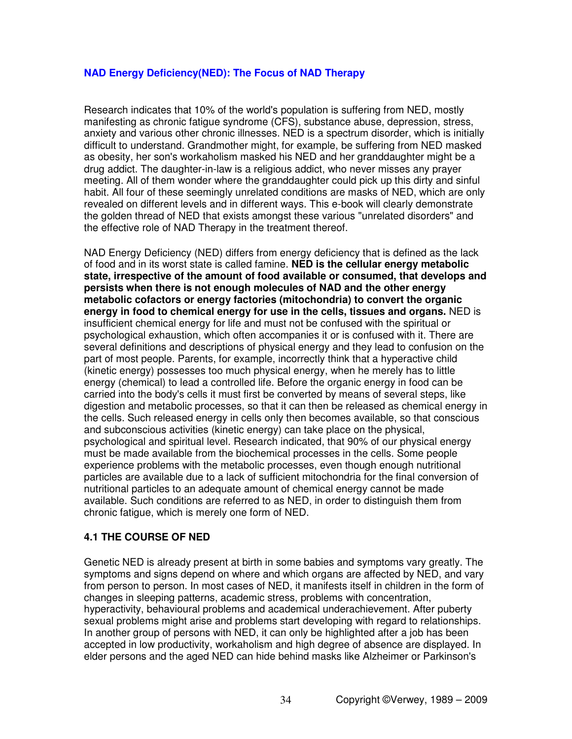## NAD Energy Deficiency(NED): The Focus of NAD Therapy

Research indicates that 10% of the world's population is suffering from NED, mostly manifesting as chronic fatigue syndrome (CFS), substance abuse, depression, stress, anxiety and various other chronic illnesses. NED is a spectrum disorder, which is initially difficult to understand. Grandmother might, for example, be suffering from NED masked as obesity, her son's workaholism masked his NED and her granddaughter might be a drug addict. The daughter-in-law is a religious addict, who never misses any prayer meeting. All of them wonder where the granddaughter could pick up this dirty and sinful habit. All four of these seemingly unrelated conditions are masks of NED, which are only revealed on different levels and in different ways. This e-book will clearly demonstrate the golden thread of NED that exists amongst these various "unrelated disorders" and the effective role of NAD Therapy in the treatment thereof.

NAD Energy Deficiency (NED) differs from energy deficiency that is defined as the lack of food and in its worst state is called famine. **NED is the cellular energy metabolic state, irrespective of the amount of food available or consumed, that develops and persists when there is not enough molecules of NAD and the other energy metabolic cofactors or energy factories (mitochondria) to convert the organic energy in food to chemical energy for use in the cells, tissues and organs.** NED is insufficient chemical energy for life and must not be confused with the spiritual or psychological exhaustion, which often accompanies it or is confused with it. There are several definitions and descriptions of physical energy and they lead to confusion on the part of most people. Parents, for example, incorrectly think that a hyperactive child (kinetic energy) possesses too much physical energy, when he merely has to little energy (chemical) to lead a controlled life. Before the organic energy in food can be carried into the body's cells it must first be converted by means of several steps, like digestion and metabolic processes, so that it can then be released as chemical energy in the cells. Such released energy in cells only then becomes available, so that conscious and subconscious activities (kinetic energy) can take place on the physical, psychological and spiritual level. Research indicated, that 90% of our physical energy must be made available from the biochemical processes in the cells. Some people experience problems with the metabolic processes, even though enough nutritional particles are available due to a lack of sufficient mitochondria for the final conversion of nutritional particles to an adequate amount of chemical energy cannot be made available. Such conditions are referred to as NED, in order to distinguish them from chronic fatigue, which is merely one form of NED.

### 4.1 THE COURSE OF NED

Genetic NED is already present at birth in some babies and symptoms vary greatly. The symptoms and signs depend on where and which organs are affected by NED, and vary from person to person. In most cases of NED, it manifests itself in children in the form of changes in sleeping patterns, academic stress, problems with concentration, hyperactivity, behavioural problems and academical underachievement. After puberty sexual problems might arise and problems start developing with regard to relationships. In another group of persons with NED, it can only be highlighted after a job has been accepted in low productivity, workaholism and high degree of absence are displayed. In elder persons and the aged NED can hide behind masks like Alzheimer or Parkinson's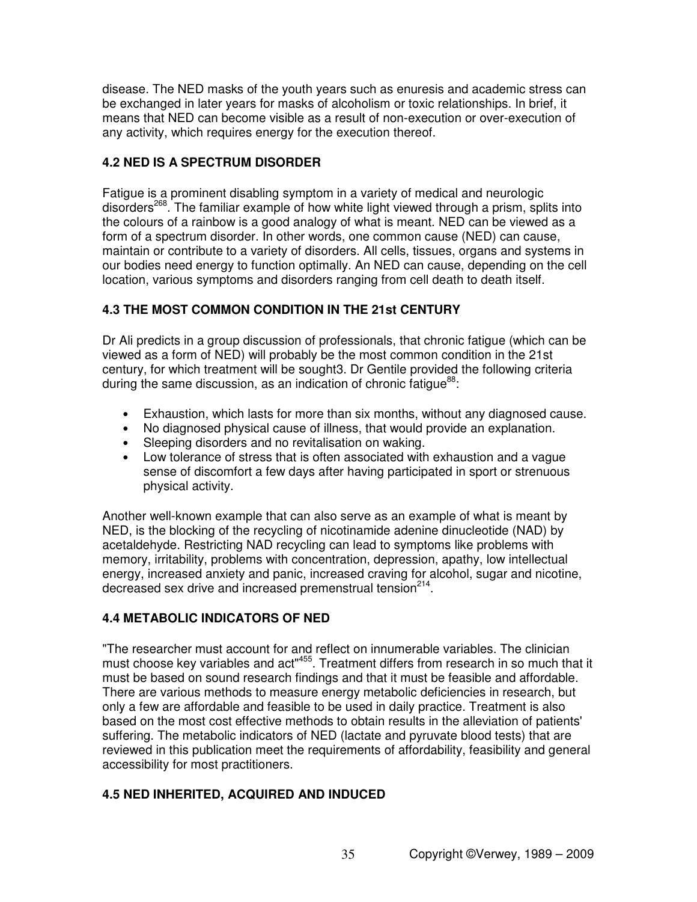disease. The NED masks of the youth years such as enuresis and academic stress can be exchanged in later years for masks of alcoholism or toxic relationships. In brief, it means that NED can become visible as a result of non-execution or over-execution of any activity, which requires energy for the execution thereof.

## 4.2 NED IS A SPECTRUM DISORDER

Fatigue is a prominent disabling symptom in a variety of medical and neurologic disorders[268]. The familiar example of how white light viewed through a prism, splits into the colours of a rainbow is a good analogy of what is meant. NED can be viewed as a form of a spectrum disorder. In other words, one common cause (NED) can cause, maintain or contribute to a variety of disorders. All cells, tissues, organs and systems in our bodies need energy to function optimally. An NED can cause, depending on the cell location, various symptoms and disorders ranging from cell death to death itself.

## 4.3 THE MOST COMMON CONDITION IN THE 21st CENTURY

Dr Ali predicts in a group discussion of professionals, that chronic fatigue (which can be viewed as a form of NED) will probably be the most common condition in the 21st century, for which treatment will be sought3. Dr Gentile provided the following criteria during the same discussion, as an indication of chronic fatigue[88]:

- Exhaustion, which lasts for more than six months, without any diagnosed cause.
- No diagnosed physical cause of illness, that would provide an explanation.
- Sleeping disorders and no revitalisation on waking.
- Low tolerance of stress that is often associated with exhaustion and a vague sense of discomfort a few days after having participated in sport or strenuous physical activity.

Another well-known example that can also serve as an example of what is meant by NED, is the blocking of the recycling of nicotinamide adenine dinucleotide (NAD) by acetaldehyde. Restricting NAD recycling can lead to symptoms like problems with memory, irritability, problems with concentration, depression, apathy, low intellectual energy, increased anxiety and panic, increased craving for alcohol, sugar and nicotine, decreased sex drive and increased premenstrual tension[214].

## 4.4 METABOLIC INDICATORS OF NED

"The researcher must account for and reflect on innumerable variables. The clinician must choose key variables and act"[455]. Treatment differs from research in so much that it must be based on sound research findings and that it must be feasible and affordable. There are various methods to measure energy metabolic deficiencies in research, but only a few are affordable and feasible to be used in daily practice. Treatment is also based on the most cost effective methods to obtain results in the alleviation of patients' suffering. The metabolic indicators of NED (lactate and pyruvate blood tests) that are reviewed in this publication meet the requirements of affordability, feasibility and general accessibility for most practitioners.

## 4.5 NED INHERITED, ACQUIRED AND INDUCED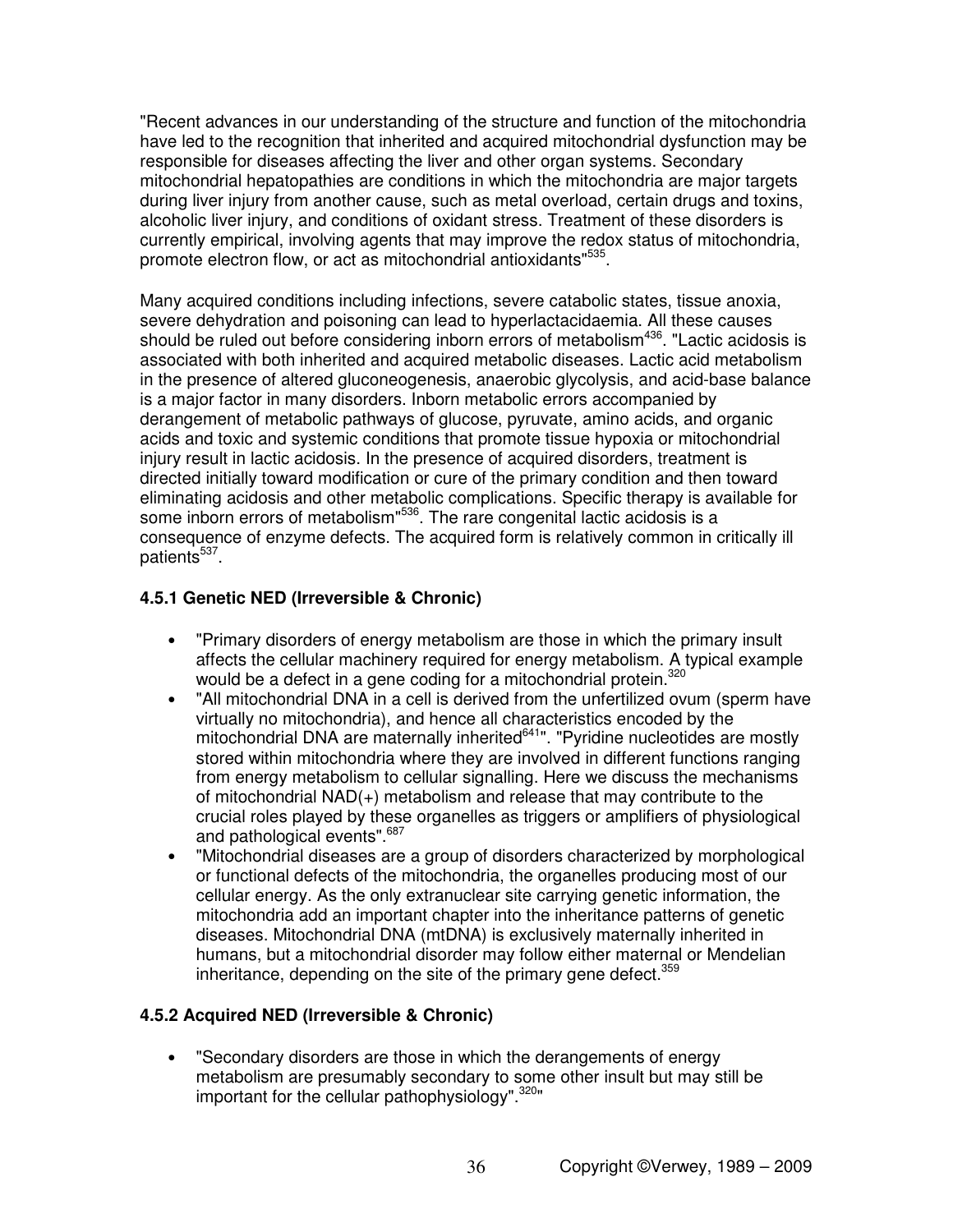"Recent advances in our understanding of the structure and function of the mitochondria have led to the recognition that inherited and acquired mitochondrial dysfunction may be responsible for diseases affecting the liver and other organ systems. Secondary mitochondrial hepatopathies are conditions in which the mitochondria are major targets during liver injury from another cause, such as metal overload, certain drugs and toxins, alcoholic liver injury, and conditions of oxidant stress. Treatment of these disorders is currently empirical, involving agents that may improve the redox status of mitochondria, promote electron flow, or act as mitochondrial antioxidants"[535].

Many acquired conditions including infections, severe catabolic states, tissue anoxia, severe dehydration and poisoning can lead to hyperlactacidaemia. All these causes should be ruled out before considering inborn errors of metabolism[436]. "Lactic acidosis is associated with both inherited and acquired metabolic diseases. Lactic acid metabolism in the presence of altered gluconeogenesis, anaerobic glycolysis, and acid-base balance is a major factor in many disorders. Inborn metabolic errors accompanied by derangement of metabolic pathways of glucose, pyruvate, amino acids, and organic acids and toxic and systemic conditions that promote tissue hypoxia or mitochondrial injury result in lactic acidosis. In the presence of acquired disorders, treatment is directed initially toward modification or cure of the primary condition and then toward eliminating acidosis and other metabolic complications. Specific therapy is available for some inborn errors of metabolism"[536]. The rare congenital lactic acidosis is a consequence of enzyme defects. The acquired form is relatively common in critically ill patients[537].

### 4.5.1 Genetic NED (Irreversible & Chronic)

- "Primary disorders of energy metabolism are those in which the primary insult affects the cellular machinery required for energy metabolism. A typical example would be a defect in a gene coding for a mitochondrial protein.[320]
- "All mitochondrial DNA in a cell is derived from the unfertilized ovum (sperm have virtually no mitochondria), and hence all characteristics encoded by the mitochondrial DNA are maternally inherited[641]". "Pyridine nucleotides are mostly stored within mitochondria where they are involved in different functions ranging from energy metabolism to cellular signalling. Here we discuss the mechanisms of mitochondrial NAD(+) metabolism and release that may contribute to the crucial roles played by these organelles as triggers or amplifiers of physiological and pathological events".[687]
- "Mitochondrial diseases are a group of disorders characterized by morphological or functional defects of the mitochondria, the organelles producing most of our cellular energy. As the only extranuclear site carrying genetic information, the mitochondria add an important chapter into the inheritance patterns of genetic diseases. Mitochondrial DNA (mtDNA) is exclusively maternally inherited in humans, but a mitochondrial disorder may follow either maternal or Mendelian inheritance, depending on the site of the primary gene defect.[359]

### 4.5.2 Acquired NED (Irreversible & Chronic)

- "Secondary disorders are those in which the derangements of energy metabolism are presumably secondary to some other insult but may still be important for the cellular pathophysiology".[320]"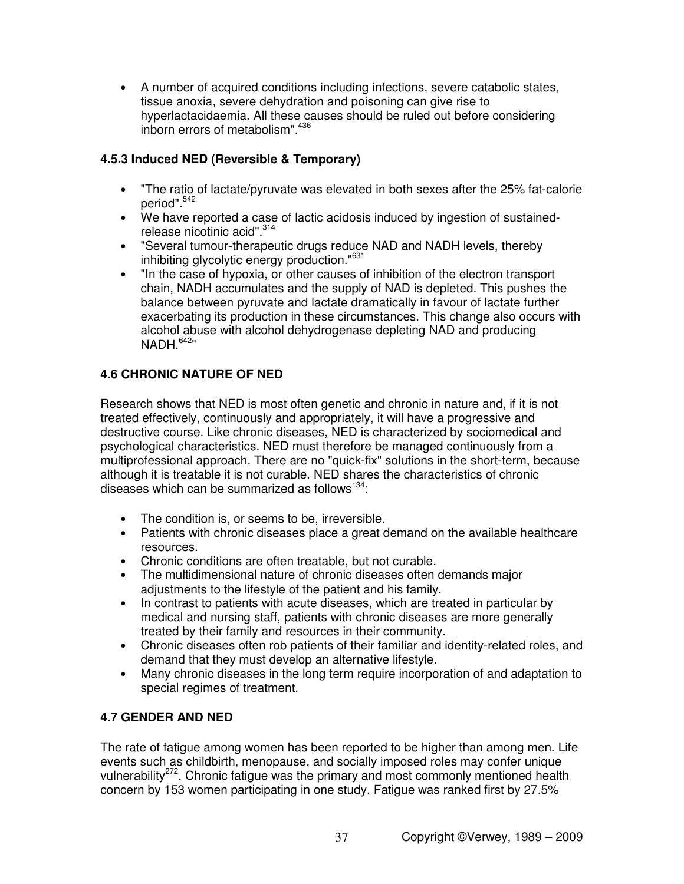- A number of acquired conditions including infections, severe catabolic states, tissue anoxia, severe dehydration and poisoning can give rise to hyperlactacidaemia. All these causes should be ruled out before considering inborn errors of metabolism".[436]

### 4.5.3 Induced NED (Reversible & Temporary)

- "The ratio of lactate/pyruvate was elevated in both sexes after the 25% fat-calorie period".[542]
- We have reported a case of lactic acidosis induced by ingestion of sustained-release nicotinic acid".[314]
- "Several tumour-therapeutic drugs reduce NAD and NADH levels, thereby inhibiting glycolytic energy production."[631]
- "In the case of hypoxia, or other causes of inhibition of the electron transport chain, NADH accumulates and the supply of NAD is depleted. This pushes the balance between pyruvate and lactate dramatically in favour of lactate further exacerbating its production in these circumstances. This change also occurs with alcohol abuse with alcohol dehydrogenase depleting NAD and producing NADH.[642]"

## 4.6 CHRONIC NATURE OF NED

Research shows that NED is most often genetic and chronic in nature and, if it is not treated effectively, continuously and appropriately, it will have a progressive and destructive course. Like chronic diseases, NED is characterized by sociomedical and psychological characteristics. NED must therefore be managed continuously from a multiprofessional approach. There are no "quick-fix" solutions in the short-term, because although it is treatable it is not curable. NED shares the characteristics of chronic diseases which can be summarized as follows[134]:

- The condition is, or seems to be, irreversible.
- Patients with chronic diseases place a great demand on the available healthcare resources.
- Chronic conditions are often treatable, but not curable.
- The multidimensional nature of chronic diseases often demands major adjustments to the lifestyle of the patient and his family.
- In contrast to patients with acute diseases, which are treated in particular by medical and nursing staff, patients with chronic diseases are more generally treated by their family and resources in their community.
- Chronic diseases often rob patients of their familiar and identity-related roles, and demand that they must develop an alternative lifestyle.
- Many chronic diseases in the long term require incorporation of and adaptation to special regimes of treatment.

## 4.7 GENDER AND NED

The rate of fatigue among women has been reported to be higher than among men. Life events such as childbirth, menopause, and socially imposed roles may confer unique vulnerability[272]. Chronic fatigue was the primary and most commonly mentioned health concern by 153 women participating in one study. Fatigue was ranked first by 27.5%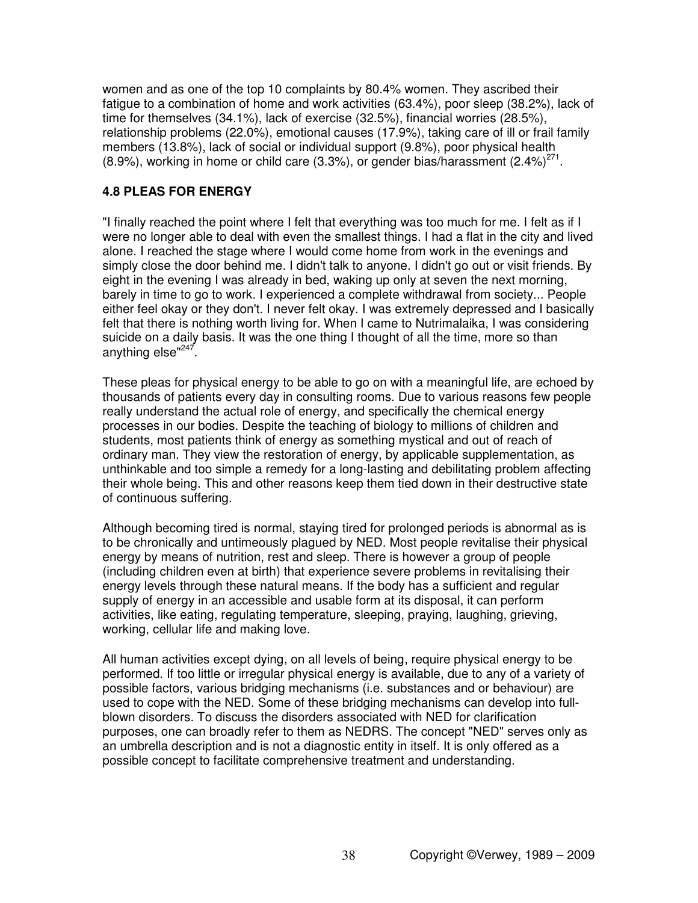women and as one of the top 10 complaints by 80.4% women. They ascribed their fatigue to a combination of home and work activities (63.4%), poor sleep (38.2%), lack of time for themselves (34.1%), lack of exercise (32.5%), financial worries (28.5%), relationship problems (22.0%), emotional causes (17.9%), taking care of ill or frail family members (13.8%), lack of social or individual support (9.8%), poor physical health (8.9%), working in home or child care (3.3%), or gender bias/harassment (2.4%)[271].

## 4.8 PLEAS FOR ENERGY

"I finally reached the point where I felt that everything was too much for me. I felt as if I were no longer able to deal with even the smallest things. I had a flat in the city and lived alone. I reached the stage where I would come home from work in the evenings and simply close the door behind me. I didn't talk to anyone. I didn't go out or visit friends. By eight in the evening I was already in bed, waking up only at seven the next morning, barely in time to go to work. I experienced a complete withdrawal from society... People either feel okay or they don't. I never felt okay. I was extremely depressed and I basically felt that there is nothing worth living for. When I came to Nutrimalaika, I was considering suicide on a daily basis. It was the one thing I thought of all the time, more so than anything else"[247].

These pleas for physical energy to be able to go on with a meaningful life, are echoed by thousands of patients every day in consulting rooms. Due to various reasons few people really understand the actual role of energy, and specifically the chemical energy processes in our bodies. Despite the teaching of biology to millions of children and students, most patients think of energy as something mystical and out of reach of ordinary man. They view the restoration of energy, by applicable supplementation, as unthinkable and too simple a remedy for a long-lasting and debilitating problem affecting their whole being. This and other reasons keep them tied down in their destructive state of continuous suffering.

Although becoming tired is normal, staying tired for prolonged periods is abnormal as is to be chronically and untimeously plagued by NED. Most people revitalise their physical energy by means of nutrition, rest and sleep. There is however a group of people (including children even at birth) that experience severe problems in revitalising their energy levels through these natural means. If the body has a sufficient and regular supply of energy in an accessible and usable form at its disposal, it can perform activities, like eating, regulating temperature, sleeping, praying, laughing, grieving, working, cellular life and making love.

All human activities except dying, on all levels of being, require physical energy to be performed. If too little or irregular physical energy is available, due to any of a variety of possible factors, various bridging mechanisms (i.e. substances and or behaviour) are used to cope with the NED. Some of these bridging mechanisms can develop into full-blown disorders. To discuss the disorders associated with NED for clarification purposes, one can broadly refer to them as NEDRS. The concept "NED" serves only as an umbrella description and is not a diagnostic entity in itself. It is only offered as a possible concept to facilitate comprehensive treatment and understanding.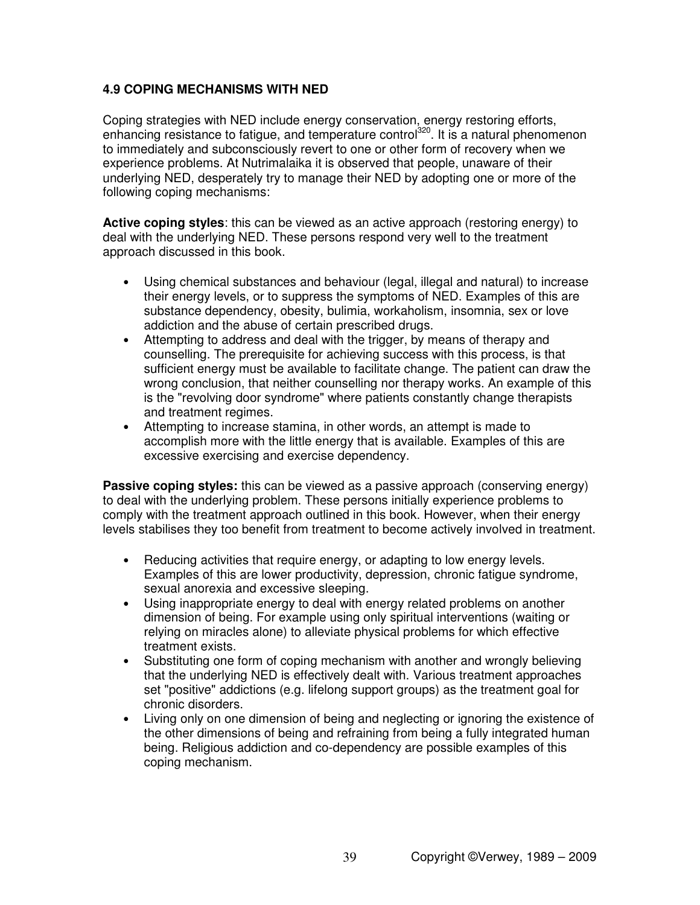### 4.9 COPING MECHANISMS WITH NED

Coping strategies with NED include energy conservation, energy restoring efforts, enhancing resistance to fatigue, and temperature control[320]. It is a natural phenomenon to immediately and subconsciously revert to one or other form of recovery when we experience problems. At Nutrimalaika it is observed that people, unaware of their underlying NED, desperately try to manage their NED by adopting one or more of the following coping mechanisms:

**Active coping styles**: this can be viewed as an active approach (restoring energy) to deal with the underlying NED. These persons respond very well to the treatment approach discussed in this book.

- Using chemical substances and behaviour (legal, illegal and natural) to increase their energy levels, or to suppress the symptoms of NED. Examples of this are substance dependency, obesity, bulimia, workaholism, insomnia, sex or love addiction and the abuse of certain prescribed drugs.
- Attempting to address and deal with the trigger, by means of therapy and counselling. The prerequisite for achieving success with this process, is that sufficient energy must be available to facilitate change. The patient can draw the wrong conclusion, that neither counselling nor therapy works. An example of this is the "revolving door syndrome" where patients constantly change therapists and treatment regimes.
- Attempting to increase stamina, in other words, an attempt is made to accomplish more with the little energy that is available. Examples of this are excessive exercising and exercise dependency.

**Passive coping styles:** this can be viewed as a passive approach (conserving energy) to deal with the underlying problem. These persons initially experience problems to comply with the treatment approach outlined in this book. However, when their energy levels stabilises they too benefit from treatment to become actively involved in treatment.

- Reducing activities that require energy, or adapting to low energy levels. Examples of this are lower productivity, depression, chronic fatigue syndrome, sexual anorexia and excessive sleeping.
- Using inappropriate energy to deal with energy related problems on another dimension of being. For example using only spiritual interventions (waiting or relying on miracles alone) to alleviate physical problems for which effective treatment exists.
- Substituting one form of coping mechanism with another and wrongly believing that the underlying NED is effectively dealt with. Various treatment approaches set "positive" addictions (e.g. lifelong support groups) as the treatment goal for chronic disorders.
- Living only on one dimension of being and neglecting or ignoring the existence of the other dimensions of being and refraining from being a fully integrated human being. Religious addiction and co-dependency are possible examples of this coping mechanism.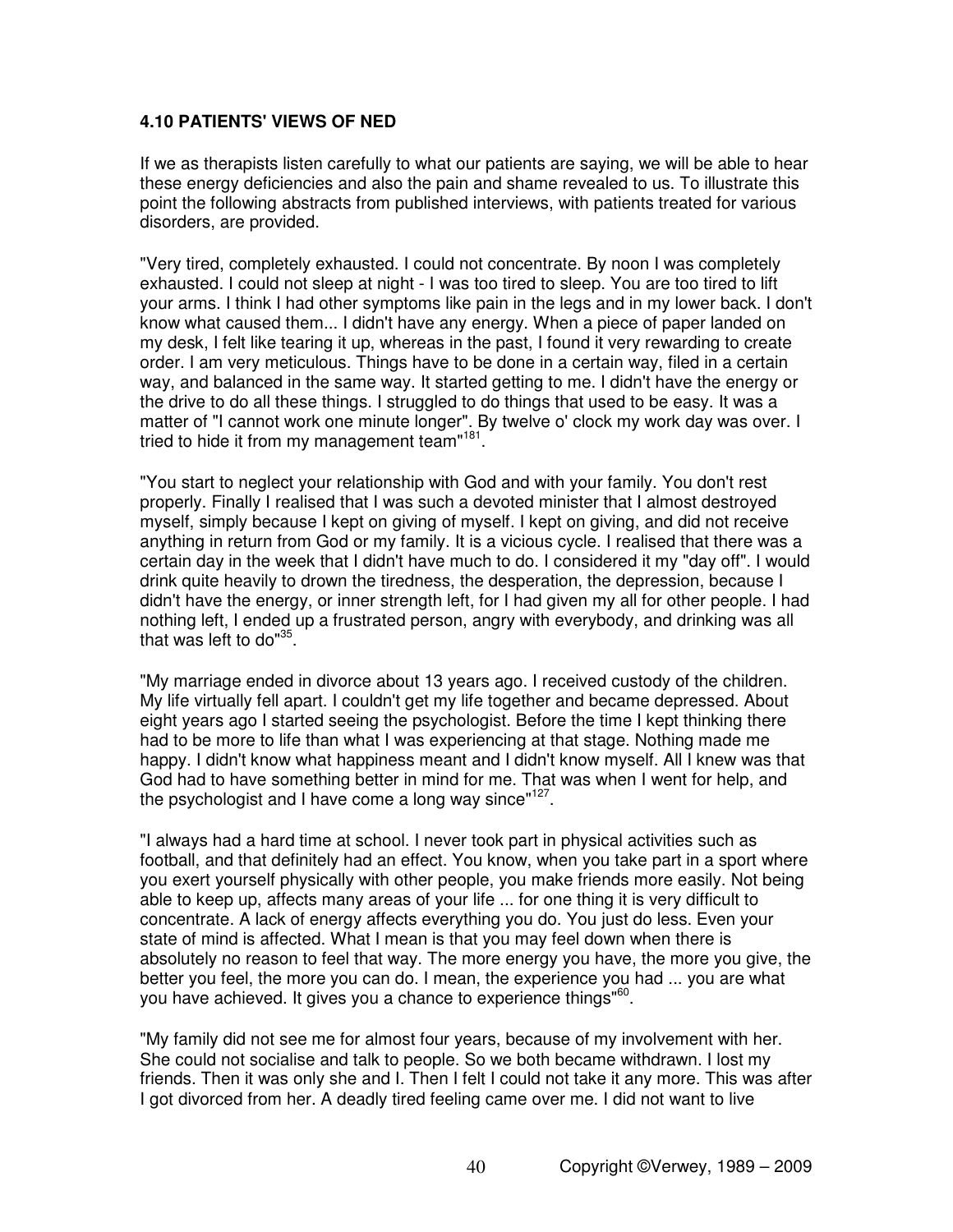### 4.10 PATIENTS' VIEWS OF NED

If we as therapists listen carefully to what our patients are saying, we will be able to hear these energy deficiencies and also the pain and shame revealed to us. To illustrate this point the following abstracts from published interviews, with patients treated for various disorders, are provided.

"Very tired, completely exhausted. I could not concentrate. By noon I was completely exhausted. I could not sleep at night - I was too tired to sleep. You are too tired to lift your arms. I think I had other symptoms like pain in the legs and in my lower back. I don't know what caused them... I didn't have any energy. When a piece of paper landed on my desk, I felt like tearing it up, whereas in the past, I found it very rewarding to create order. I am very meticulous. Things have to be done in a certain way, filed in a certain way, and balanced in the same way. It started getting to me. I didn't have the energy or the drive to do all these things. I struggled to do things that used to be easy. It was a matter of "I cannot work one minute longer". By twelve o' clock my work day was over. I tried to hide it from my management team"[181].

"You start to neglect your relationship with God and with your family. You don't rest properly. Finally I realised that I was such a devoted minister that I almost destroyed myself, simply because I kept on giving of myself. I kept on giving, and did not receive anything in return from God or my family. It is a vicious cycle. I realised that there was a certain day in the week that I didn't have much to do. I considered it my "day off". I would drink quite heavily to drown the tiredness, the desperation, the depression, because I didn't have the energy, or inner strength left, for I had given my all for other people. I had nothing left, I ended up a frustrated person, angry with everybody, and drinking was all that was left to do"[35].

"My marriage ended in divorce about 13 years ago. I received custody of the children. My life virtually fell apart. I couldn't get my life together and became depressed. About eight years ago I started seeing the psychologist. Before the time I kept thinking there had to be more to life than what I was experiencing at that stage. Nothing made me happy. I didn't know what happiness meant and I didn't know myself. All I knew was that God had to have something better in mind for me. That was when I went for help, and the psychologist and I have come a long way since"[127].

"I always had a hard time at school. I never took part in physical activities such as football, and that definitely had an effect. You know, when you take part in a sport where you exert yourself physically with other people, you make friends more easily. Not being able to keep up, affects many areas of your life ... for one thing it is very difficult to concentrate. A lack of energy affects everything you do. You just do less. Even your state of mind is affected. What I mean is that you may feel down when there is absolutely no reason to feel that way. The more energy you have, the more you give, the better you feel, the more you can do. I mean, the experience you had ... you are what you have achieved. It gives you a chance to experience things"[60].

"My family did not see me for almost four years, because of my involvement with her. She could not socialise and talk to people. So we both became withdrawn. I lost my friends. Then it was only she and I. Then I felt I could not take it any more. This was after I got divorced from her. A deadly tired feeling came over me. I did not want to live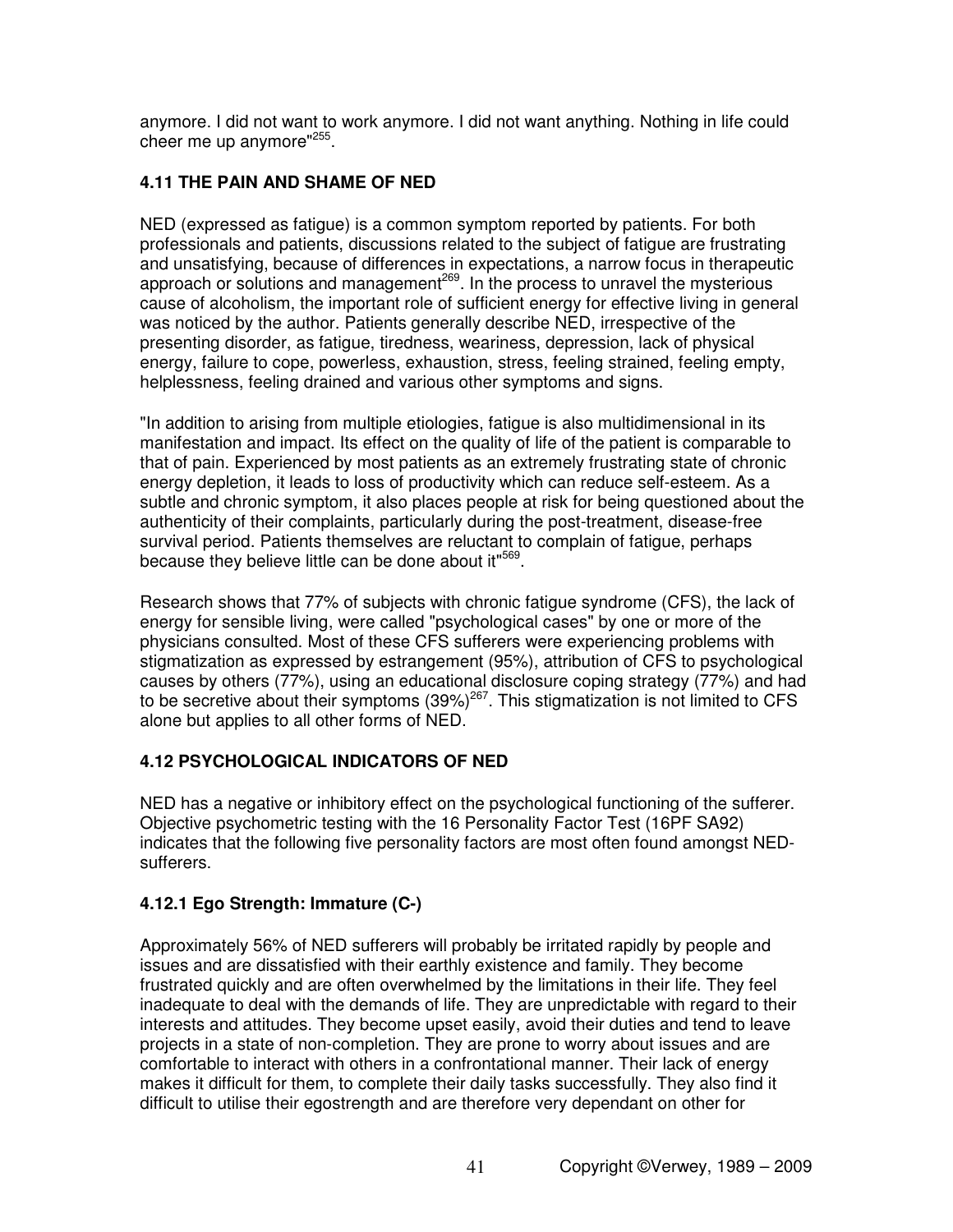anymore. I did not want to work anymore. I did not want anything. Nothing in life could cheer me up anymore"[255].

### 4.11 THE PAIN AND SHAME OF NED

NED (expressed as fatigue) is a common symptom reported by patients. For both professionals and patients, discussions related to the subject of fatigue are frustrating and unsatisfying, because of differences in expectations, a narrow focus in therapeutic approach or solutions and management[269]. In the process to unravel the mysterious cause of alcoholism, the important role of sufficient energy for effective living in general was noticed by the author. Patients generally describe NED, irrespective of the presenting disorder, as fatigue, tiredness, weariness, depression, lack of physical energy, failure to cope, powerless, exhaustion, stress, feeling strained, feeling empty, helplessness, feeling drained and various other symptoms and signs.

"In addition to arising from multiple etiologies, fatigue is also multidimensional in its manifestation and impact. Its effect on the quality of life of the patient is comparable to that of pain. Experienced by most patients as an extremely frustrating state of chronic energy depletion, it leads to loss of productivity which can reduce self-esteem. As a subtle and chronic symptom, it also places people at risk for being questioned about the authenticity of their complaints, particularly during the post-treatment, disease-free survival period. Patients themselves are reluctant to complain of fatigue, perhaps because they believe little can be done about it"[569].

Research shows that 77% of subjects with chronic fatigue syndrome (CFS), the lack of energy for sensible living, were called "psychological cases" by one or more of the physicians consulted. Most of these CFS sufferers were experiencing problems with stigmatization as expressed by estrangement (95%), attribution of CFS to psychological causes by others (77%), using an educational disclosure coping strategy (77%) and had to be secretive about their symptoms (39%)[267]. This stigmatization is not limited to CFS alone but applies to all other forms of NED.

### 4.12 PSYCHOLOGICAL INDICATORS OF NED

NED has a negative or inhibitory effect on the psychological functioning of the sufferer. Objective psychometric testing with the 16 Personality Factor Test (16PF SA92) indicates that the following five personality factors are most often found amongst NED-sufferers.

#### 4.12.1 Ego Strength: Immature (C-)

Approximately 56% of NED sufferers will probably be irritated rapidly by people and issues and are dissatisfied with their earthly existence and family. They become frustrated quickly and are often overwhelmed by the limitations in their life. They feel inadequate to deal with the demands of life. They are unpredictable with regard to their interests and attitudes. They become upset easily, avoid their duties and tend to leave projects in a state of non-completion. They are prone to worry about issues and are comfortable to interact with others in a confrontational manner. Their lack of energy makes it difficult for them, to complete their daily tasks successfully. They also find it difficult to utilise their egostrength and are therefore very dependant on other for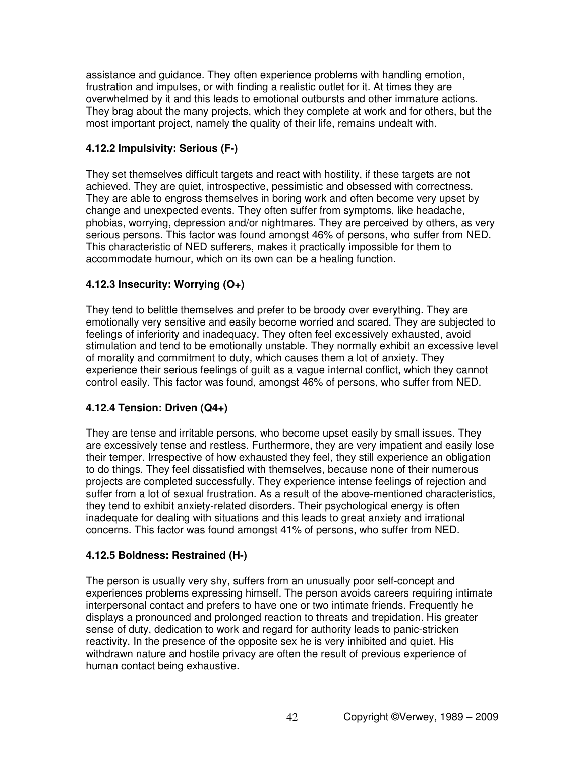assistance and guidance. They often experience problems with handling emotion, frustration and impulses, or with finding a realistic outlet for it. At times they are overwhelmed by it and this leads to emotional outbursts and other immature actions. They brag about the many projects, which they complete at work and for others, but the most important project, namely the quality of their life, remains undealt with.

### 4.12.2 Impulsivity: Serious (F-)

They set themselves difficult targets and react with hostility, if these targets are not achieved. They are quiet, introspective, pessimistic and obsessed with correctness. They are able to engross themselves in boring work and often become very upset by change and unexpected events. They often suffer from symptoms, like headache, phobias, worrying, depression and/or nightmares. They are perceived by others, as very serious persons. This factor was found amongst 46% of persons, who suffer from NED. This characteristic of NED sufferers, makes it practically impossible for them to accommodate humour, which on its own can be a healing function.

### 4.12.3 Insecurity: Worrying (O+)

They tend to belittle themselves and prefer to be broody over everything. They are emotionally very sensitive and easily become worried and scared. They are subjected to feelings of inferiority and inadequacy. They often feel excessively exhausted, avoid stimulation and tend to be emotionally unstable. They normally exhibit an excessive level of morality and commitment to duty, which causes them a lot of anxiety. They experience their serious feelings of guilt as a vague internal conflict, which they cannot control easily. This factor was found, amongst 46% of persons, who suffer from NED.

### 4.12.4 Tension: Driven (Q4+)

They are tense and irritable persons, who become upset easily by small issues. They are excessively tense and restless. Furthermore, they are very impatient and easily lose their temper. Irrespective of how exhausted they feel, they still experience an obligation to do things. They feel dissatisfied with themselves, because none of their numerous projects are completed successfully. They experience intense feelings of rejection and suffer from a lot of sexual frustration. As a result of the above-mentioned characteristics, they tend to exhibit anxiety-related disorders. Their psychological energy is often inadequate for dealing with situations and this leads to great anxiety and irrational concerns. This factor was found amongst 41% of persons, who suffer from NED.

### 4.12.5 Boldness: Restrained (H-)

The person is usually very shy, suffers from an unusually poor self-concept and experiences problems expressing himself. The person avoids careers requiring intimate interpersonal contact and prefers to have one or two intimate friends. Frequently he displays a pronounced and prolonged reaction to threats and trepidation. His greater sense of duty, dedication to work and regard for authority leads to panic-stricken reactivity. In the presence of the opposite sex he is very inhibited and quiet. His withdrawn nature and hostile privacy are often the result of previous experience of human contact being exhaustive.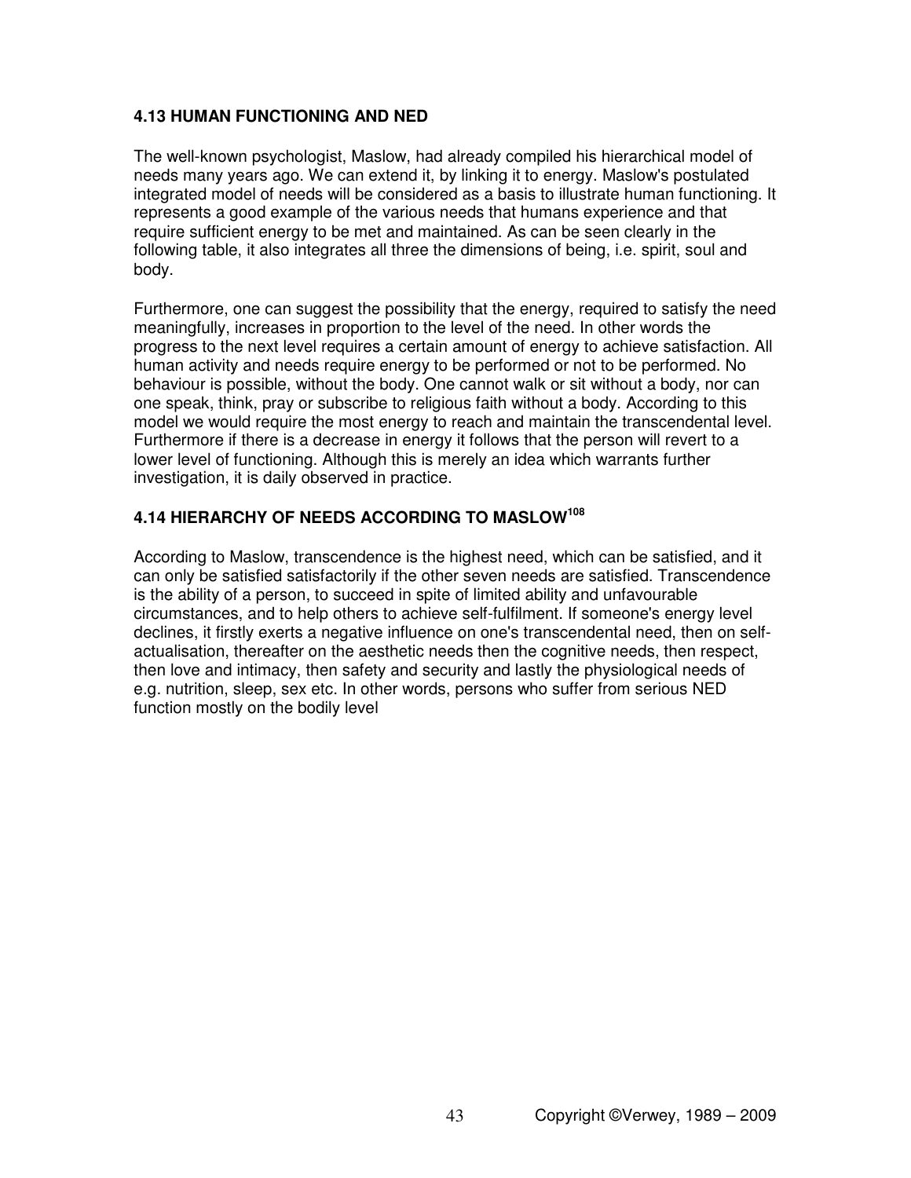### 4.13 HUMAN FUNCTIONING AND NED

The well-known psychologist, Maslow, had already compiled his hierarchical model of needs many years ago. We can extend it, by linking it to energy. Maslow's postulated integrated model of needs will be considered as a basis to illustrate human functioning. It represents a good example of the various needs that humans experience and that require sufficient energy to be met and maintained. As can be seen clearly in the following table, it also integrates all three the dimensions of being, i.e. spirit, soul and body.

Furthermore, one can suggest the possibility that the energy, required to satisfy the need meaningfully, increases in proportion to the level of the need. In other words the progress to the next level requires a certain amount of energy to achieve satisfaction. All human activity and needs require energy to be performed or not to be performed. No behaviour is possible, without the body. One cannot walk or sit without a body, nor can one speak, think, pray or subscribe to religious faith without a body. According to this model we would require the most energy to reach and maintain the transcendental level. Furthermore if there is a decrease in energy it follows that the person will revert to a lower level of functioning. Although this is merely an idea which warrants further investigation, it is daily observed in practice.

### 4.14 HIERARCHY OF NEEDS ACCORDING TO MASLOW[108]

According to Maslow, transcendence is the highest need, which can be satisfied, and it can only be satisfied satisfactorily if the other seven needs are satisfied. Transcendence is the ability of a person, to succeed in spite of limited ability and unfavourable circumstances, and to help others to achieve self-fulfilment. If someone's energy level declines, it firstly exerts a negative influence on one's transcendental need, then on self-actualisation, thereafter on the aesthetic needs then the cognitive needs, then respect, then love and intimacy, then safety and security and lastly the physiological needs of e.g. nutrition, sleep, sex etc. In other words, persons who suffer from serious NED function mostly on the bodily level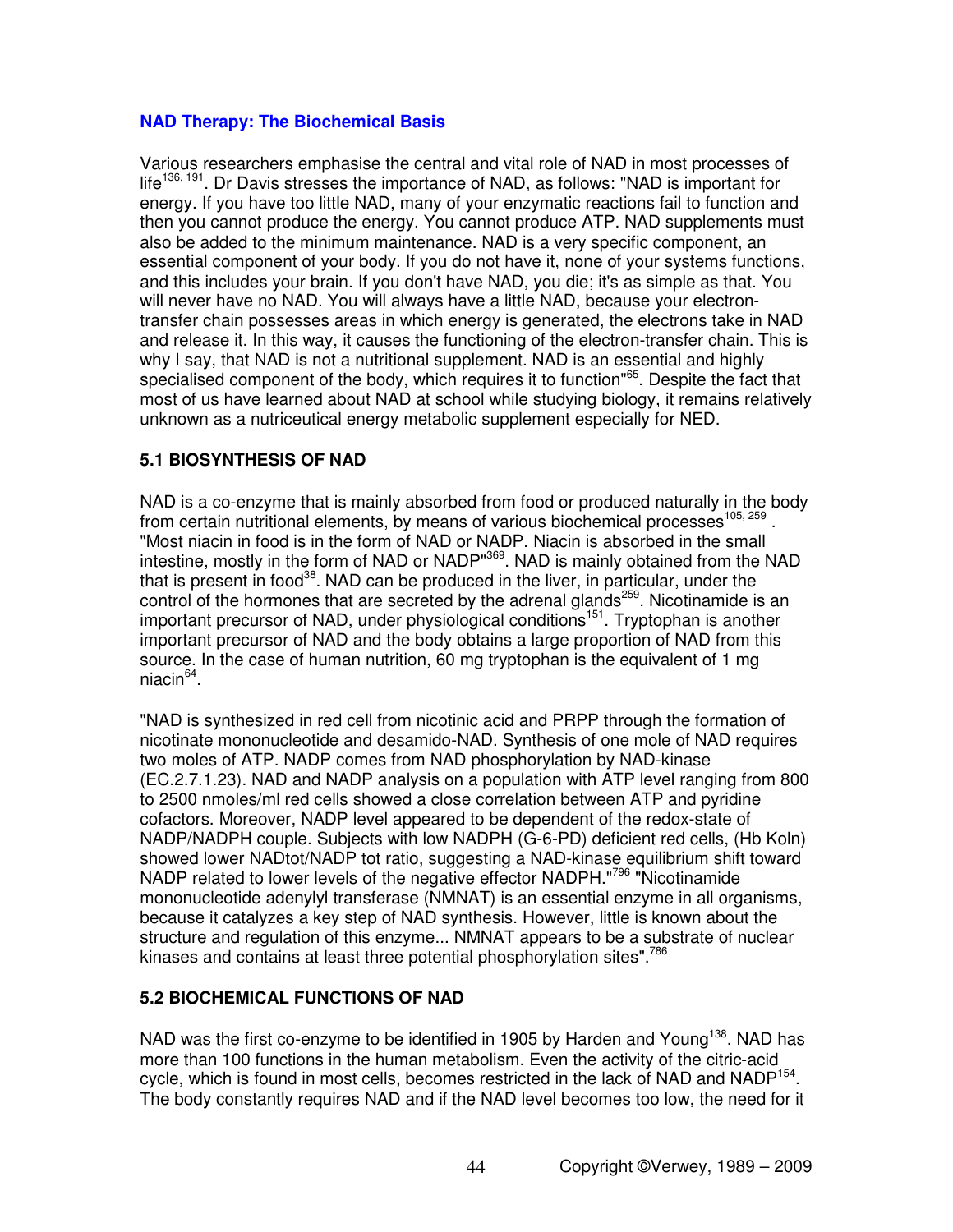## NAD Therapy: The Biochemical Basis

Various researchers emphasise the central and vital role of NAD in most processes of life[136, 191]. Dr Davis stresses the importance of NAD, as follows: "NAD is important for energy. If you have too little NAD, many of your enzymatic reactions fail to function and then you cannot produce the energy. You cannot produce ATP. NAD supplements must also be added to the minimum maintenance. NAD is a very specific component, an essential component of your body. If you do not have it, none of your systems functions, and this includes your brain. If you don't have NAD, you die; it's as simple as that. You will never have no NAD. You will always have a little NAD, because your electron-transfer chain possesses areas in which energy is generated, the electrons take in NAD and release it. In this way, it causes the functioning of the electron-transfer chain. This is why I say, that NAD is not a nutritional supplement. NAD is an essential and highly specialised component of the body, which requires it to function"[65]. Despite the fact that most of us have learned about NAD at school while studying biology, it remains relatively unknown as a nutriceutical energy metabolic supplement especially for NED.

### 5.1 BIOSYNTHESIS OF NAD

NAD is a co-enzyme that is mainly absorbed from food or produced naturally in the body from certain nutritional elements, by means of various biochemical processes[105, 259]. "Most niacin in food is in the form of NAD or NADP. Niacin is absorbed in the small intestine, mostly in the form of NAD or NADP"[369]. NAD is mainly obtained from the NAD that is present in food[38]. NAD can be produced in the liver, in particular, under the control of the hormones that are secreted by the adrenal glands[259]. Nicotinamide is an important precursor of NAD, under physiological conditions[151]. Tryptophan is another important precursor of NAD and the body obtains a large proportion of NAD from this source. In the case of human nutrition, 60 mg tryptophan is the equivalent of 1 mg niacin[64].

"NAD is synthesized in red cell from nicotinic acid and PRPP through the formation of nicotinate mononucleotide and desamido-NAD. Synthesis of one mole of NAD requires two moles of ATP. NADP comes from NAD phosphorylation by NAD-kinase (EC.2.7.1.23). NAD and NADP analysis on a population with ATP level ranging from 800 to 2500 nmoles/ml red cells showed a close correlation between ATP and pyridine cofactors. Moreover, NADP level appeared to be dependent of the redox-state of NADP/NADPH couple. Subjects with low NADPH (G-6-PD) deficient red cells, (Hb Koln) showed lower NADtot/NADP tot ratio, suggesting a NAD-kinase equilibrium shift toward NADP related to lower levels of the negative effector NADPH."[796] "Nicotinamide mononucleotide adenylyl transferase (NMNAT) is an essential enzyme in all organisms, because it catalyzes a key step of NAD synthesis. However, little is known about the structure and regulation of this enzyme... NMNAT appears to be a substrate of nuclear kinases and contains at least three potential phosphorylation sites".[786]

### 5.2 BIOCHEMICAL FUNCTIONS OF NAD

NAD was the first co-enzyme to be identified in 1905 by Harden and Young[138]. NAD has more than 100 functions in the human metabolism. Even the activity of the citric-acid cycle, which is found in most cells, becomes restricted in the lack of NAD and NADP[154]. The body constantly requires NAD and if the NAD level becomes too low, the need for it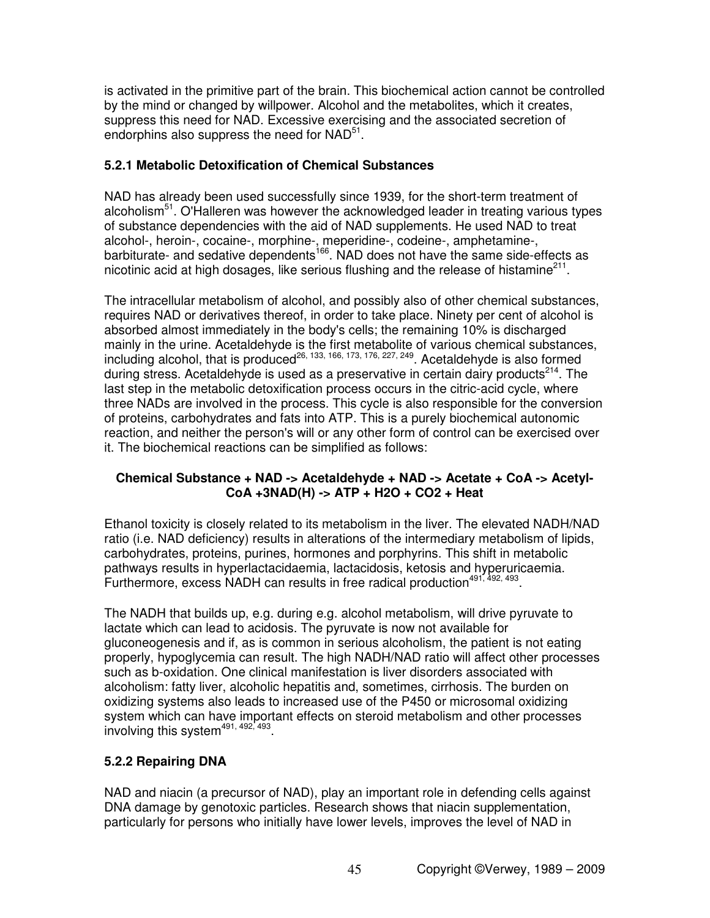is activated in the primitive part of the brain. This biochemical action cannot be controlled by the mind or changed by willpower. Alcohol and the metabolites, which it creates, suppress this need for NAD. Excessive exercising and the associated secretion of endorphins also suppress the need for NAD[51].

### 5.2.1 Metabolic Detoxification of Chemical Substances

NAD has already been used successfully since 1939, for the short-term treatment of alcoholism[51]. O'Halleren was however the acknowledged leader in treating various types of substance dependencies with the aid of NAD supplements. He used NAD to treat alcohol-, heroin-, cocaine-, morphine-, meperidine-, codeine-, amphetamine-, barbiturate- and sedative dependents[166]. NAD does not have the same side-effects as nicotinic acid at high dosages, like serious flushing and the release of histamine[211].

The intracellular metabolism of alcohol, and possibly also of other chemical substances, requires NAD or derivatives thereof, in order to take place. Ninety per cent of alcohol is absorbed almost immediately in the body's cells; the remaining 10% is discharged mainly in the urine. Acetaldehyde is the first metabolite of various chemical substances, including alcohol, that is produced[26, 133, 166, 173, 176, 227, 249]. Acetaldehyde is also formed during stress. Acetaldehyde is used as a preservative in certain dairy products[214]. The last step in the metabolic detoxification process occurs in the citric-acid cycle, where three NADs are involved in the process. This cycle is also responsible for the conversion of proteins, carbohydrates and fats into ATP. This is a purely biochemical autonomic reaction, and neither the person's will or any other form of control can be exercised over it. The biochemical reactions can be simplified as follows:

**Chemical Substance + NAD -> Acetaldehyde + NAD -> Acetate + CoA -> Acetyl-CoA +3NAD(H) -> ATP + $H_2O$ + $CO_2$ + Heat**

Ethanol toxicity is closely related to its metabolism in the liver. The elevated NADH/NAD ratio (i.e. NAD deficiency) results in alterations of the intermediary metabolism of lipids, carbohydrates, proteins, purines, hormones and porphyrins. This shift in metabolic pathways results in hyperlactacidaemia, lactacidosis, ketosis and hyperuricaemia. Furthermore, excess NADH can results in free radical production[491, 492, 493].

The NADH that builds up, e.g. during e.g. alcohol metabolism, will drive pyruvate to lactate which can lead to acidosis. The pyruvate is now not available for gluconeogenesis and if, as is common in serious alcoholism, the patient is not eating properly, hypoglycemia can result. The high NADH/NAD ratio will affect other processes such as b-oxidation. One clinical manifestation is liver disorders associated with alcoholism: fatty liver, alcoholic hepatitis and, sometimes, cirrhosis. The burden on oxidizing systems also leads to increased use of the P450 or microsomal oxidizing system which can have important effects on steroid metabolism and other processes involving this system[491, 492, 493].

### 5.2.2 Repairing DNA

NAD and niacin (a precursor of NAD), play an important role in defending cells against DNA damage by genotoxic particles. Research shows that niacin supplementation, particularly for persons who initially have lower levels, improves the level of NAD in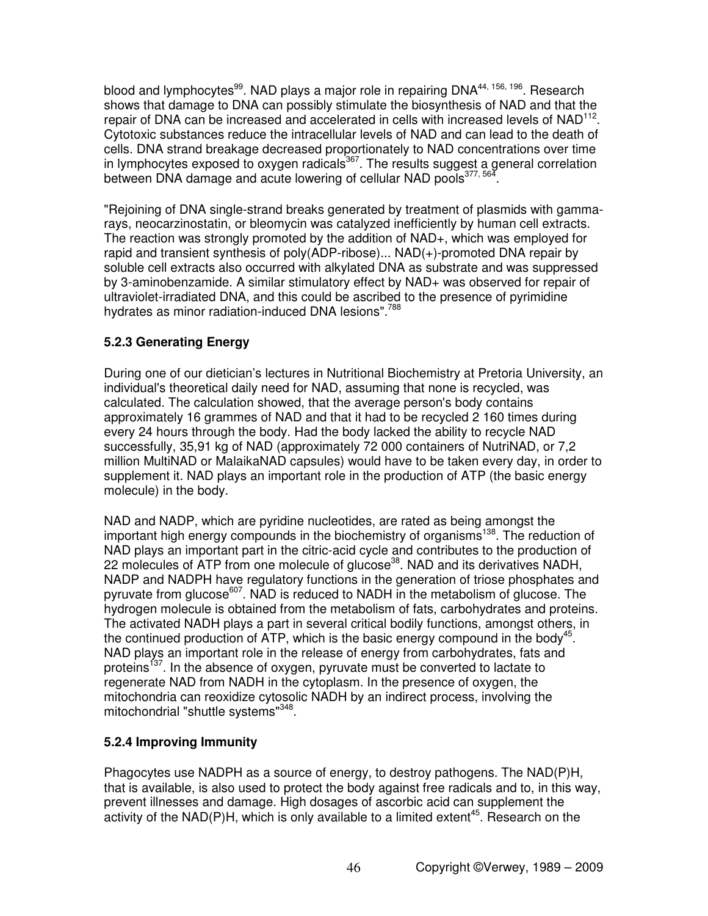blood and lymphocytes[99]. NAD plays a major role in repairing DNA[44, 156, 196]. Research shows that damage to DNA can possibly stimulate the biosynthesis of NAD and that the repair of DNA can be increased and accelerated in cells with increased levels of NAD[112]. Cytotoxic substances reduce the intracellular levels of NAD and can lead to the death of cells. DNA strand breakage decreased proportionately to NAD concentrations over time in lymphocytes exposed to oxygen radicals[367]. The results suggest a general correlation between DNA damage and acute lowering of cellular NAD pools[377, 564].

"Rejoining of DNA single-strand breaks generated by treatment of plasmids with gamma-rays, neocarzinostatin, or bleomycin was catalyzed inefficiently by human cell extracts. The reaction was strongly promoted by the addition of NAD+, which was employed for rapid and transient synthesis of poly(ADP-ribose)... NAD(+)-promoted DNA repair by soluble cell extracts also occurred with alkylated DNA as substrate and was suppressed by 3-aminobenzamide. A similar stimulatory effect by NAD+ was observed for repair of ultraviolet-irradiated DNA, and this could be ascribed to the presence of pyrimidine hydrates as minor radiation-induced DNA lesions".[788]

### 5.2.3 Generating Energy

During one of our dietician's lectures in Nutritional Biochemistry at Pretoria University, an individual's theoretical daily need for NAD, assuming that none is recycled, was calculated. The calculation showed, that the average person's body contains approximately 16 grammes of NAD and that it had to be recycled 2 160 times during every 24 hours through the body. Had the body lacked the ability to recycle NAD successfully, 35,91 kg of NAD (approximately 72 000 containers of NutriNAD, or 7,2 million MultiNAD or MalaikaNAD capsules) would have to be taken every day, in order to supplement it. NAD plays an important role in the production of ATP (the basic energy molecule) in the body.

NAD and NADP, which are pyridine nucleotides, are rated as being amongst the important high energy compounds in the biochemistry of organisms[138]. The reduction of NAD plays an important part in the citric-acid cycle and contributes to the production of 22 molecules of ATP from one molecule of glucose[38]. NAD and its derivatives NADH, NADP and NADPH have regulatory functions in the generation of triose phosphates and pyruvate from glucose[607]. NAD is reduced to NADH in the metabolism of glucose. The hydrogen molecule is obtained from the metabolism of fats, carbohydrates and proteins. The activated NADH plays a part in several critical bodily functions, amongst others, in the continued production of ATP, which is the basic energy compound in the body[45]. NAD plays an important role in the release of energy from carbohydrates, fats and proteins[137]. In the absence of oxygen, pyruvate must be converted to lactate to regenerate NAD from NADH in the cytoplasm. In the presence of oxygen, the mitochondria can reoxidize cytosolic NADH by an indirect process, involving the mitochondrial "shuttle systems"[348].

### 5.2.4 Improving Immunity

Phagocytes use NADPH as a source of energy, to destroy pathogens. The NAD(P)H, that is available, is also used to protect the body against free radicals and to, in this way, prevent illnesses and damage. High dosages of ascorbic acid can supplement the activity of the NAD(P)H, which is only available to a limited extent[45]. Research on the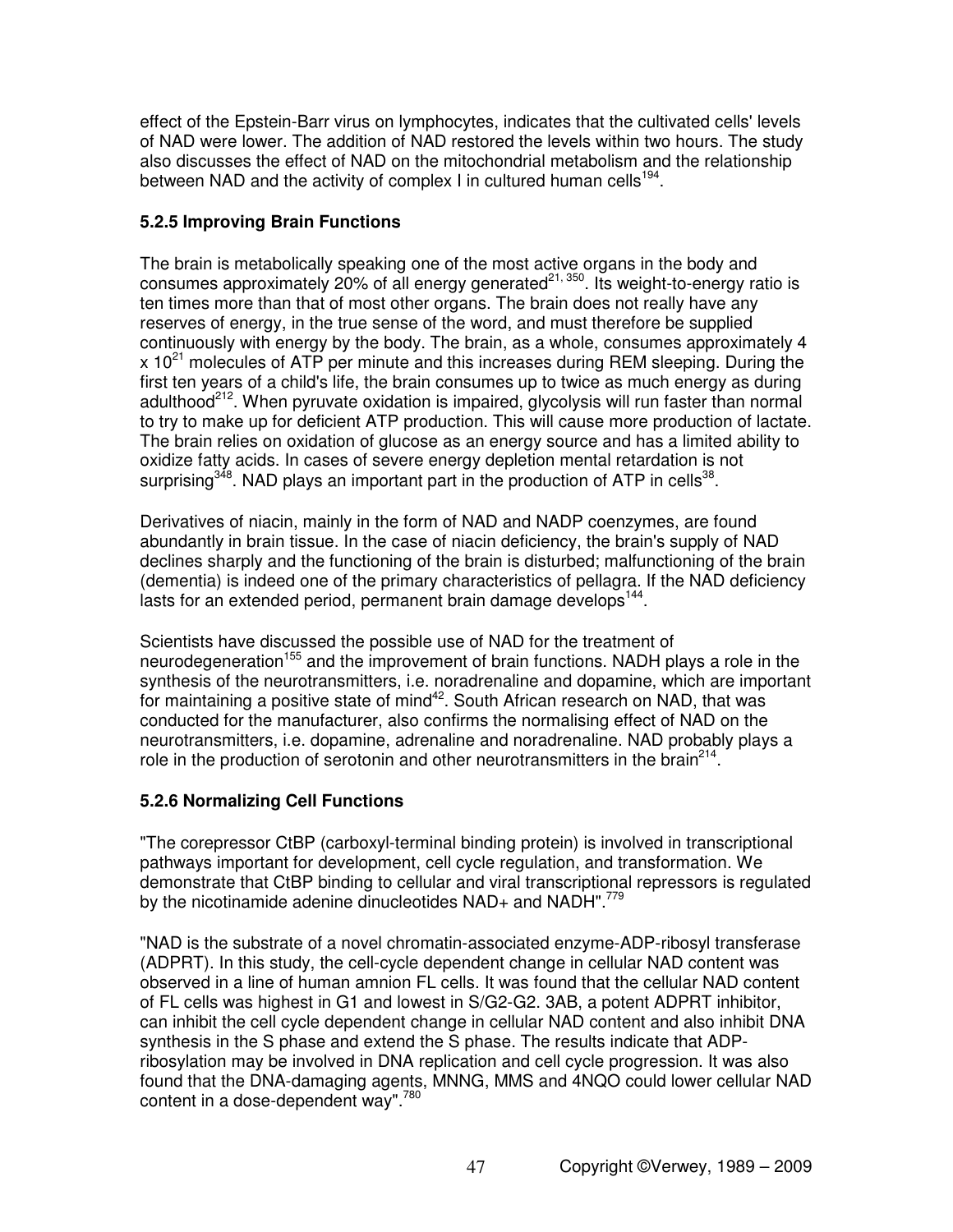effect of the Epstein-Barr virus on lymphocytes, indicates that the cultivated cells' levels of NAD were lower. The addition of NAD restored the levels within two hours. The study also discusses the effect of NAD on the mitochondrial metabolism and the relationship between NAD and the activity of complex I in cultured human cells[194].

### 5.2.5 Improving Brain Functions

The brain is metabolically speaking one of the most active organs in the body and consumes approximately 20% of all energy generated[21, 350]. Its weight-to-energy ratio is ten times more than that of most other organs. The brain does not really have any reserves of energy, in the true sense of the word, and must therefore be supplied continuously with energy by the body. The brain, as a whole, consumes approximately 4 x $10^{21}$ molecules of ATP per minute and this increases during REM sleeping. During the first ten years of a child's life, the brain consumes up to twice as much energy as during adulthood[212]. When pyruvate oxidation is impaired, glycolysis will run faster than normal to try to make up for deficient ATP production. This will cause more production of lactate. The brain relies on oxidation of glucose as an energy source and has a limited ability to oxidize fatty acids. In cases of severe energy depletion mental retardation is not surprising[348]. NAD plays an important part in the production of ATP in cells[38].

Derivatives of niacin, mainly in the form of NAD and NADP coenzymes, are found abundantly in brain tissue. In the case of niacin deficiency, the brain's supply of NAD declines sharply and the functioning of the brain is disturbed; malfunctioning of the brain (dementia) is indeed one of the primary characteristics of pellagra. If the NAD deficiency lasts for an extended period, permanent brain damage develops[144].

Scientists have discussed the possible use of NAD for the treatment of neurodegeneration[155] and the improvement of brain functions. NADH plays a role in the synthesis of the neurotransmitters, i.e. noradrenaline and dopamine, which are important for maintaining a positive state of mind[42]. South African research on NAD, that was conducted for the manufacturer, also confirms the normalising effect of NAD on the neurotransmitters, i.e. dopamine, adrenaline and noradrenaline. NAD probably plays a role in the production of serotonin and other neurotransmitters in the brain[214].

### 5.2.6 Normalizing Cell Functions

"The corepressor CtBP (carboxyl-terminal binding protein) is involved in transcriptional pathways important for development, cell cycle regulation, and transformation. We demonstrate that CtBP binding to cellular and viral transcriptional repressors is regulated by the nicotinamide adenine dinucleotides NAD+ and NADH".[779]

"NAD is the substrate of a novel chromatin-associated enzyme-ADP-ribosyl transferase (ADPRT). In this study, the cell-cycle dependent change in cellular NAD content was observed in a line of human amnion FL cells. It was found that the cellular NAD content of FL cells was highest in G1 and lowest in S/G2-G2. 3AB, a potent ADPRT inhibitor, can inhibit the cell cycle dependent change in cellular NAD content and also inhibit DNA synthesis in the S phase and extend the S phase. The results indicate that ADP-ribosylation may be involved in DNA replication and cell cycle progression. It was also found that the DNA-damaging agents, MNNG, MMS and 4NQO could lower cellular NAD content in a dose-dependent way".[780]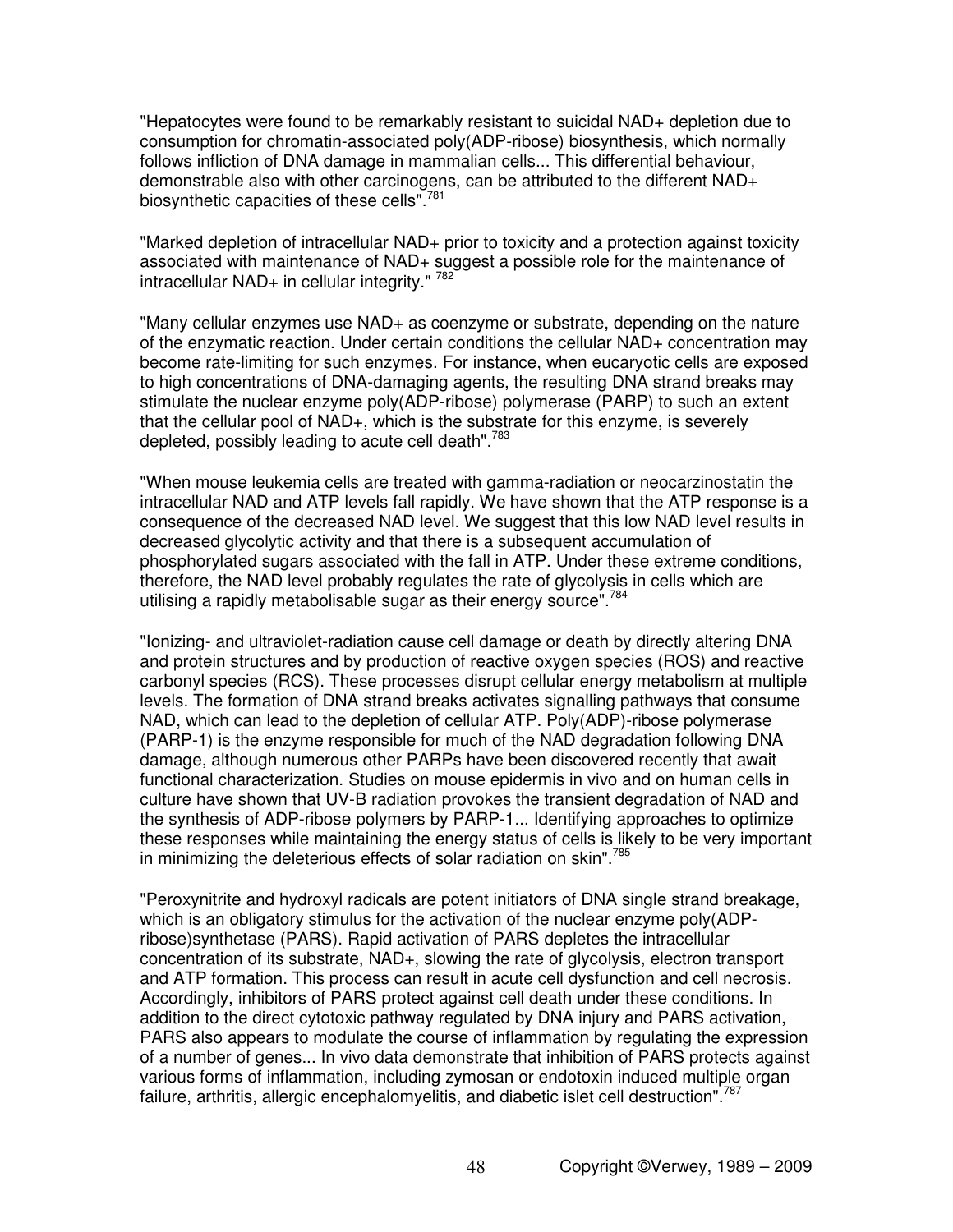"Hepatocytes were found to be remarkably resistant to suicidal NAD+ depletion due to consumption for chromatin-associated poly(ADP-ribose) biosynthesis, which normally follows infliction of DNA damage in mammalian cells... This differential behaviour, demonstrable also with other carcinogens, can be attributed to the different NAD+ biosynthetic capacities of these cells".[781]

"Marked depletion of intracellular NAD+ prior to toxicity and a protection against toxicity associated with maintenance of NAD+ suggest a possible role for the maintenance of intracellular NAD+ in cellular integrity." [782]

"Many cellular enzymes use NAD+ as coenzyme or substrate, depending on the nature of the enzymatic reaction. Under certain conditions the cellular NAD+ concentration may become rate-limiting for such enzymes. For instance, when eucaryotic cells are exposed to high concentrations of DNA-damaging agents, the resulting DNA strand breaks may stimulate the nuclear enzyme poly(ADP-ribose) polymerase (PARP) to such an extent that the cellular pool of NAD+, which is the substrate for this enzyme, is severely depleted, possibly leading to acute cell death".[783]

"When mouse leukemia cells are treated with gamma-radiation or neocarzinostatin the intracellular NAD and ATP levels fall rapidly. We have shown that the ATP response is a consequence of the decreased NAD level. We suggest that this low NAD level results in decreased glycolytic activity and that there is a subsequent accumulation of phosphorylated sugars associated with the fall in ATP. Under these extreme conditions, therefore, the NAD level probably regulates the rate of glycolysis in cells which are utilising a rapidly metabolisable sugar as their energy source".[784]

"Ionizing- and ultraviolet-radiation cause cell damage or death by directly altering DNA and protein structures and by production of reactive oxygen species (ROS) and reactive carbonyl species (RCS). These processes disrupt cellular energy metabolism at multiple levels. The formation of DNA strand breaks activates signalling pathways that consume NAD, which can lead to the depletion of cellular ATP. Poly(ADP)-ribose polymerase (PARP-1) is the enzyme responsible for much of the NAD degradation following DNA damage, although numerous other PARPs have been discovered recently that await functional characterization. Studies on mouse epidermis in vivo and on human cells in culture have shown that UV-B radiation provokes the transient degradation of NAD and the synthesis of ADP-ribose polymers by PARP-1... Identifying approaches to optimize these responses while maintaining the energy status of cells is likely to be very important in minimizing the deleterious effects of solar radiation on skin".[785]

"Peroxynitrite and hydroxyl radicals are potent initiators of DNA single strand breakage, which is an obligatory stimulus for the activation of the nuclear enzyme poly(ADP-ribose)synthetase (PARS). Rapid activation of PARS depletes the intracellular concentration of its substrate, NAD+, slowing the rate of glycolysis, electron transport and ATP formation. This process can result in acute cell dysfunction and cell necrosis. Accordingly, inhibitors of PARS protect against cell death under these conditions. In addition to the direct cytotoxic pathway regulated by DNA injury and PARS activation, PARS also appears to modulate the course of inflammation by regulating the expression of a number of genes... In vivo data demonstrate that inhibition of PARS protects against various forms of inflammation, including zymosan or endotoxin induced multiple organ failure, arthritis, allergic encephalomyelitis, and diabetic islet cell destruction".[787]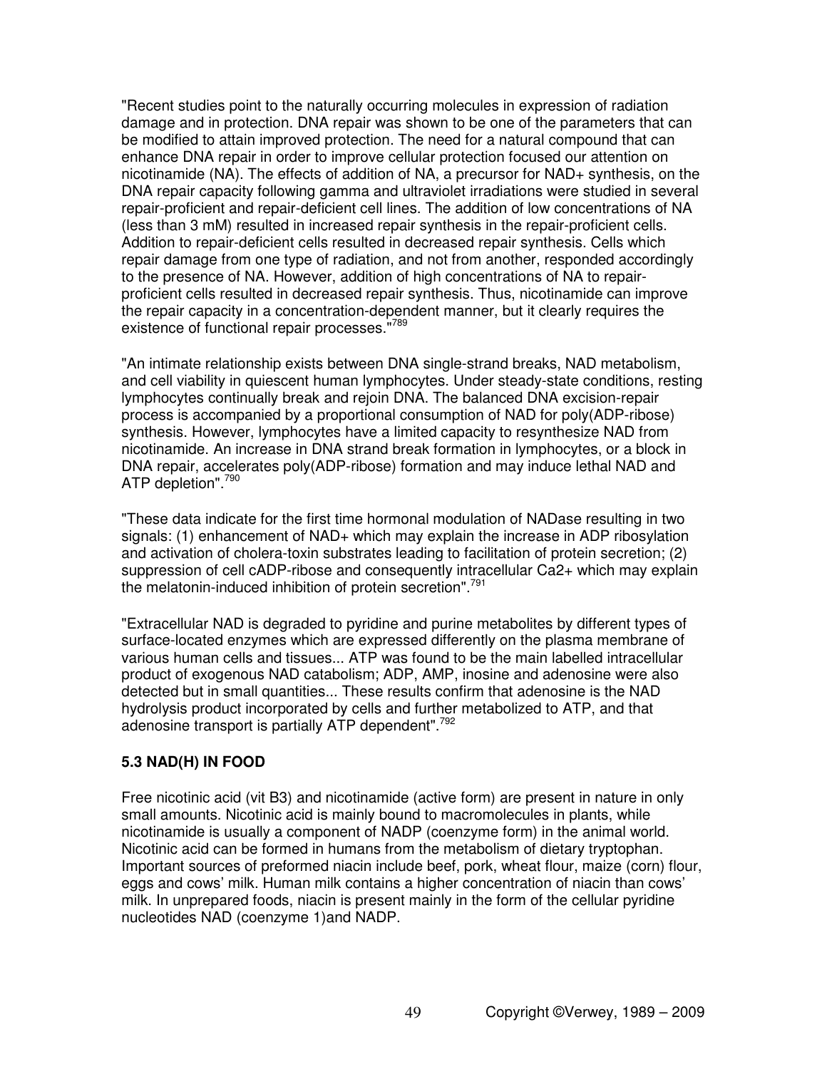"Recent studies point to the naturally occurring molecules in expression of radiation damage and in protection. DNA repair was shown to be one of the parameters that can be modified to attain improved protection. The need for a natural compound that can enhance DNA repair in order to improve cellular protection focused our attention on nicotinamide (NA). The effects of addition of NA, a precursor for NAD+ synthesis, on the DNA repair capacity following gamma and ultraviolet irradiations were studied in several repair-proficient and repair-deficient cell lines. The addition of low concentrations of NA (less than 3 mM) resulted in increased repair synthesis in the repair-proficient cells. Addition to repair-deficient cells resulted in decreased repair synthesis. Cells which repair damage from one type of radiation, and not from another, responded accordingly to the presence of NA. However, addition of high concentrations of NA to repair-proficient cells resulted in decreased repair synthesis. Thus, nicotinamide can improve the repair capacity in a concentration-dependent manner, but it clearly requires the existence of functional repair processes."[789]

"An intimate relationship exists between DNA single-strand breaks, NAD metabolism, and cell viability in quiescent human lymphocytes. Under steady-state conditions, resting lymphocytes continually break and rejoin DNA. The balanced DNA excision-repair process is accompanied by a proportional consumption of NAD for poly(ADP-ribose) synthesis. However, lymphocytes have a limited capacity to resynthesize NAD from nicotinamide. An increase in DNA strand break formation in lymphocytes, or a block in DNA repair, accelerates poly(ADP-ribose) formation and may induce lethal NAD and ATP depletion".[790]

"These data indicate for the first time hormonal modulation of NADase resulting in two signals: (1) enhancement of NAD+ which may explain the increase in ADP ribosylation and activation of cholera-toxin substrates leading to facilitation of protein secretion; (2) suppression of cell cADP-ribose and consequently intracellular $Ca^{2+}$ which may explain the melatonin-induced inhibition of protein secretion".[791]

"Extracellular NAD is degraded to pyridine and purine metabolites by different types of surface-located enzymes which are expressed differently on the plasma membrane of various human cells and tissues... ATP was found to be the main labelled intracellular product of exogenous NAD catabolism; ADP, AMP, inosine and adenosine were also detected but in small quantities... These results confirm that adenosine is the NAD hydrolysis product incorporated by cells and further metabolized to ATP, and that adenosine transport is partially ATP dependent".[792]

### 5.3 NAD(H) IN FOOD

Free nicotinic acid (vit B3) and nicotinamide (active form) are present in nature in only small amounts. Nicotinic acid is mainly bound to macromolecules in plants, while nicotinamide is usually a component of NADP (coenzyme form) in the animal world. Nicotinic acid can be formed in humans from the metabolism of dietary tryptophan. Important sources of preformed niacin include beef, pork, wheat flour, maize (corn) flour, eggs and cows' milk. Human milk contains a higher concentration of niacin than cows' milk. In unprepared foods, niacin is present mainly in the form of the cellular pyridine nucleotides NAD (coenzyme 1)and NADP.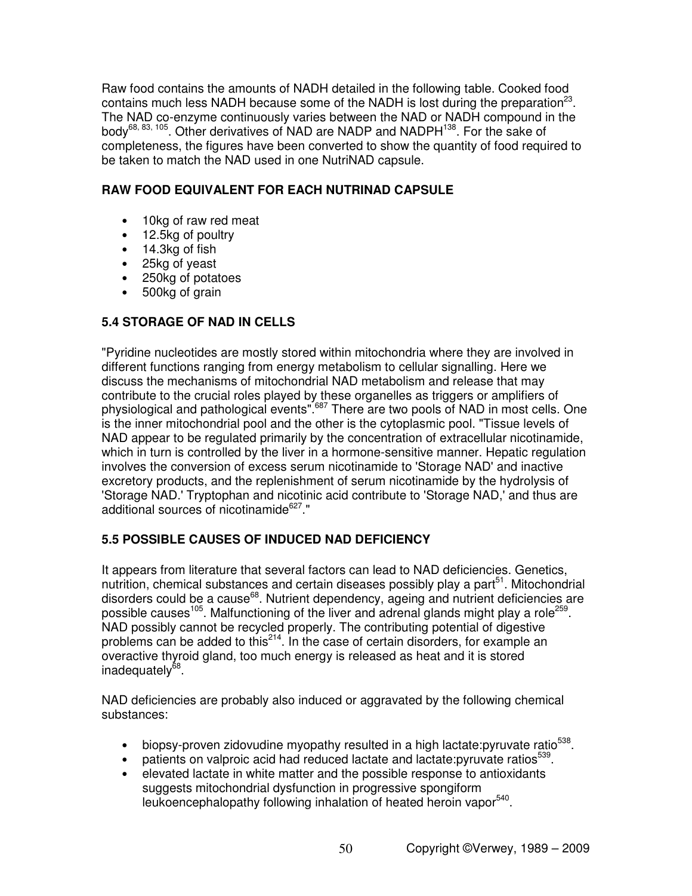Raw food contains the amounts of NADH detailed in the following table. Cooked food contains much less NADH because some of the NADH is lost during the preparation[23]. The NAD co-enzyme continuously varies between the NAD or NADH compound in the body[68, 83, 105]. Other derivatives of NAD are NADP and NADPH[138]. For the sake of completeness, the figures have been converted to show the quantity of food required to be taken to match the NAD used in one NutriNAD capsule.

### RAW FOOD EQUIVALENT FOR EACH NUTRINAD CAPSULE

- 10kg of raw red meat
- 12.5kg of poultry
- 14.3kg of fish
- 25kg of yeast
- 250kg of potatoes
- 500kg of grain

### 5.4 STORAGE OF NAD IN CELLS

"Pyridine nucleotides are mostly stored within mitochondria where they are involved in different functions ranging from energy metabolism to cellular signalling. Here we discuss the mechanisms of mitochondrial NAD metabolism and release that may contribute to the crucial roles played by these organelles as triggers or amplifiers of physiological and pathological events".[687] There are two pools of NAD in most cells. One is the inner mitochondrial pool and the other is the cytoplasmic pool. "Tissue levels of NAD appear to be regulated primarily by the concentration of extracellular nicotinamide, which in turn is controlled by the liver in a hormone-sensitive manner. Hepatic regulation involves the conversion of excess serum nicotinamide to 'Storage NAD' and inactive excretory products, and the replenishment of serum nicotinamide by the hydrolysis of 'Storage NAD.' Tryptophan and nicotinic acid contribute to 'Storage NAD,' and thus are additional sources of nicotinamide[627]."

### 5.5 POSSIBLE CAUSES OF INDUCED NAD DEFICIENCY

It appears from literature that several factors can lead to NAD deficiencies. Genetics, nutrition, chemical substances and certain diseases possibly play a part[51]. Mitochondrial disorders could be a cause[68]. Nutrient dependency, ageing and nutrient deficiencies are possible causes[105]. Malfunctioning of the liver and adrenal glands might play a role[259]. NAD possibly cannot be recycled properly. The contributing potential of digestive problems can be added to this[214]. In the case of certain disorders, for example an overactive thyroid gland, too much energy is released as heat and it is stored inadequately[68].

NAD deficiencies are probably also induced or aggravated by the following chemical substances:

- biopsy-proven zidovudine myopathy resulted in a high lactate:pyruvate ratio[538].
- patients on valproic acid had reduced lactate and lactate:pyruvate ratios[539].
- elevated lactate in white matter and the possible response to antioxidants suggests mitochondrial dysfunction in progressive spongiform leukoencephalopathy following inhalation of heated heroin vapor[540].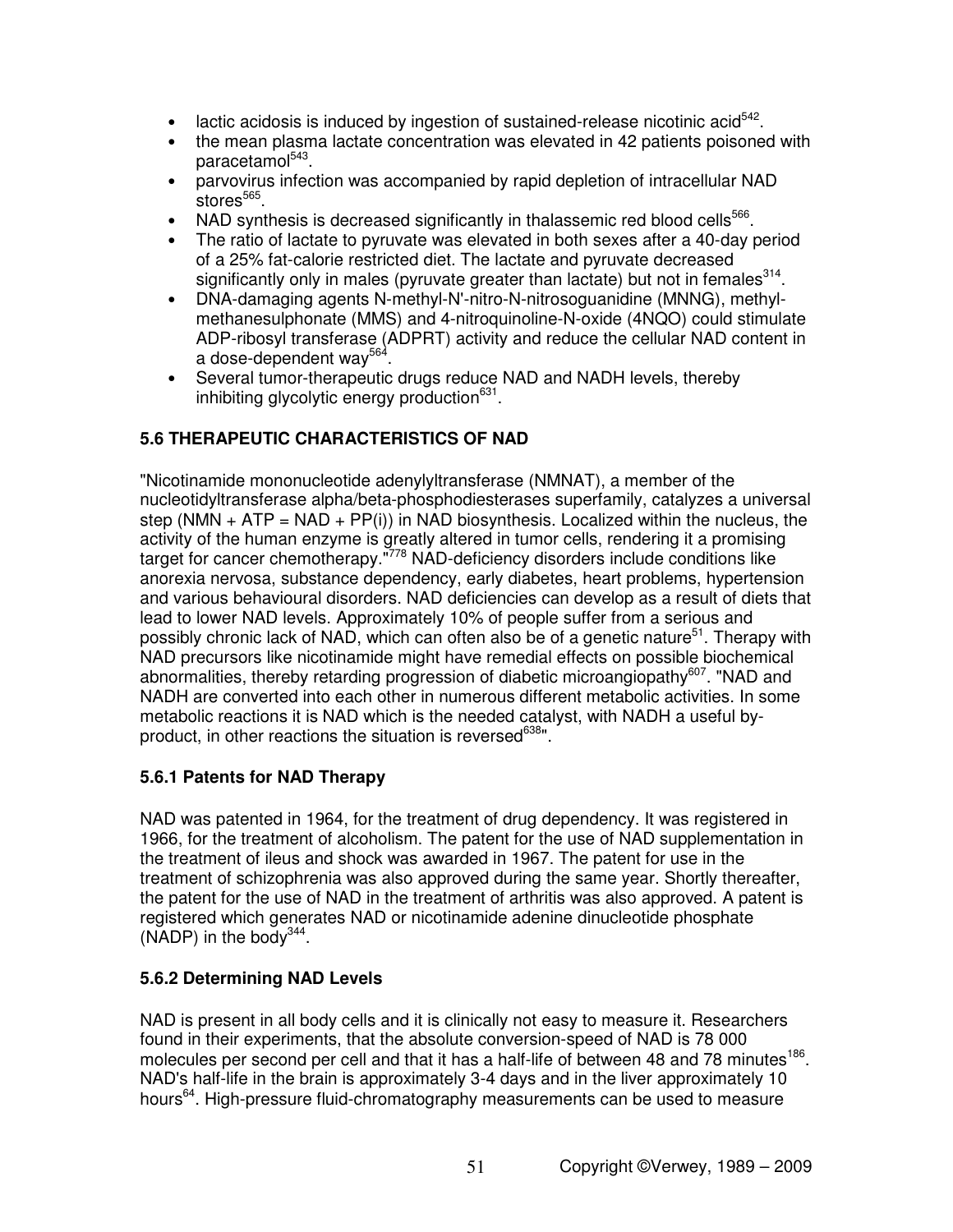- lactic acidosis is induced by ingestion of sustained-release nicotinic acid[542].
- the mean plasma lactate concentration was elevated in 42 patients poisoned with paracetamol[543].
- parvovirus infection was accompanied by rapid depletion of intracellular NAD stores[565].
- NAD synthesis is decreased significantly in thalassemic red blood cells[566].
- The ratio of lactate to pyruvate was elevated in both sexes after a 40-day period of a 25% fat-calorie restricted diet. The lactate and pyruvate decreased significantly only in males (pyruvate greater than lactate) but not in females[314].
- DNA-damaging agents N-methyl-N'-nitro-N-nitrosoguanidine (MNNG), methyl-methanesulphonate (MMS) and 4-nitroquinoline-N-oxide (4NQO) could stimulate ADP-ribosyl transferase (ADPRT) activity and reduce the cellular NAD content in a dose-dependent way[564].
- Several tumor-therapeutic drugs reduce NAD and NADH levels, thereby inhibiting glycolytic energy production[631].

### 5.6 THERAPEUTIC CHARACTERISTICS OF NAD

"Nicotinamide mononucleotide adenylyltransferase (NMNAT), a member of the nucleotidyltransferase alpha/beta-phosphodiesterases superfamily, catalyzes a universal step (NMN + ATP = NAD + PP(i)) in NAD biosynthesis. Localized within the nucleus, the activity of the human enzyme is greatly altered in tumor cells, rendering it a promising target for cancer chemotherapy."[778] NAD-deficiency disorders include conditions like anorexia nervosa, substance dependency, early diabetes, heart problems, hypertension and various behavioural disorders. NAD deficiencies can develop as a result of diets that lead to lower NAD levels. Approximately 10% of people suffer from a serious and possibly chronic lack of NAD, which can often also be of a genetic nature[51]. Therapy with NAD precursors like nicotinamide might have remedial effects on possible biochemical abnormalities, thereby retarding progression of diabetic microangiopathy[607]. "NAD and NADH are converted into each other in numerous different metabolic activities. In some metabolic reactions it is NAD which is the needed catalyst, with NADH a useful by-product, in other reactions the situation is reversed[638]".

#### 5.6.1 Patents for NAD Therapy

NAD was patented in 1964, for the treatment of drug dependency. It was registered in 1966, for the treatment of alcoholism. The patent for the use of NAD supplementation in the treatment of ileus and shock was awarded in 1967. The patent for use in the treatment of schizophrenia was also approved during the same year. Shortly thereafter, the patent for the use of NAD in the treatment of arthritis was also approved. A patent is registered which generates NAD or nicotinamide adenine dinucleotide phosphate (NADP) in the body[344].

#### 5.6.2 Determining NAD Levels

NAD is present in all body cells and it is clinically not easy to measure it. Researchers found in their experiments, that the absolute conversion-speed of NAD is 78 000 molecules per second per cell and that it has a half-life of between 48 and 78 minutes[186]. NAD's half-life in the brain is approximately 3-4 days and in the liver approximately 10 hours[64]. High-pressure fluid-chromatography measurements can be used to measure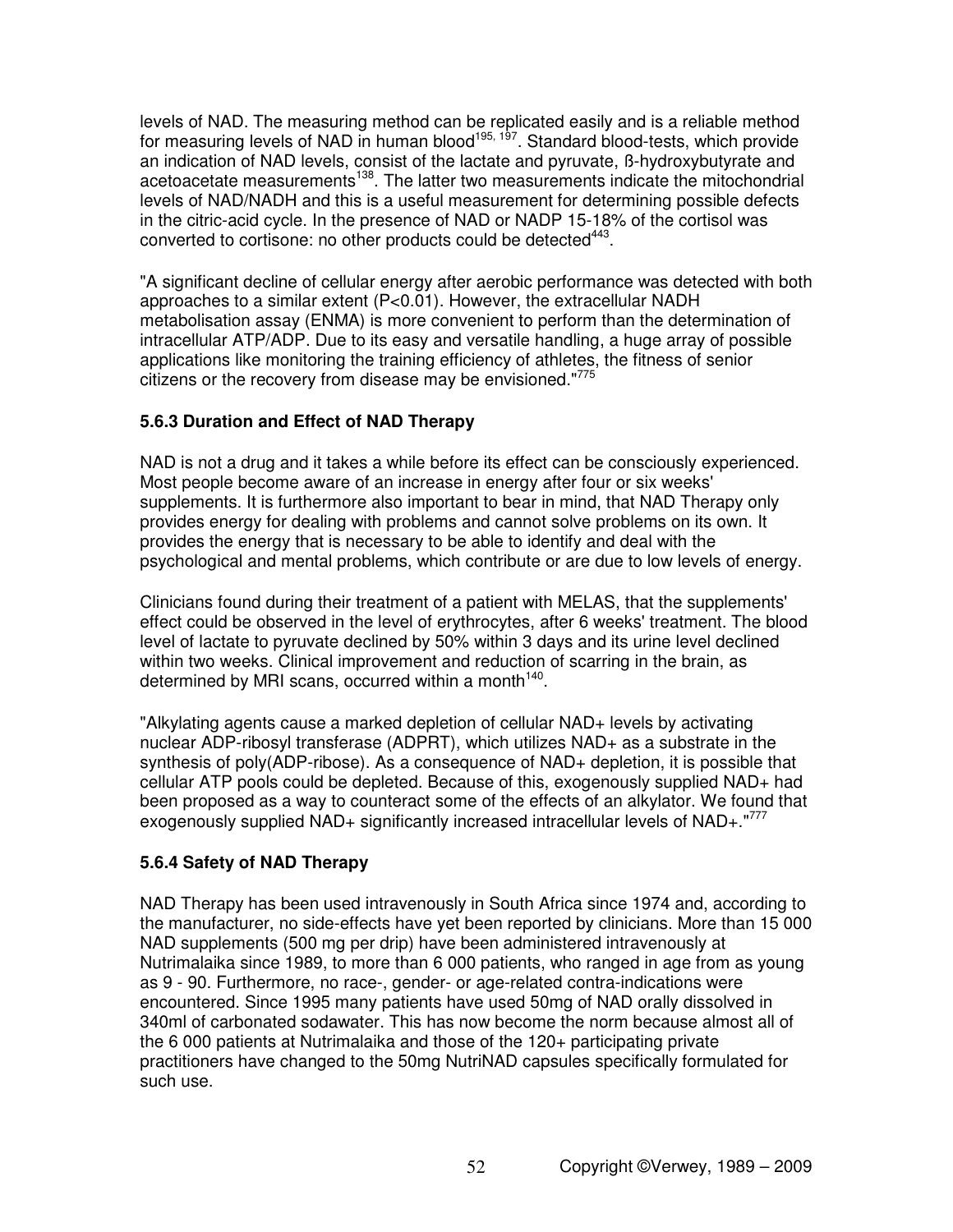levels of NAD. The measuring method can be replicated easily and is a reliable method for measuring levels of NAD in human blood[195, 197]. Standard blood-tests, which provide an indication of NAD levels, consist of the lactate and pyruvate, ß-hydroxybutyrate and acetoacetate measurements[138]. The latter two measurements indicate the mitochondrial levels of NAD/NADH and this is a useful measurement for determining possible defects in the citric-acid cycle. In the presence of NAD or NADP 15-18% of the cortisol was converted to cortisone: no other products could be detected[443].

"A significant decline of cellular energy after aerobic performance was detected with both approaches to a similar extent ($P<0.01$). However, the extracellular NADH metabolisation assay (ENMA) is more convenient to perform than the determination of intracellular ATP/ADP. Due to its easy and versatile handling, a huge array of possible applications like monitoring the training efficiency of athletes, the fitness of senior citizens or the recovery from disease may be envisioned."[775]

### 5.6.3 Duration and Effect of NAD Therapy

NAD is not a drug and it takes a while before its effect can be consciously experienced. Most people become aware of an increase in energy after four or six weeks' supplements. It is furthermore also important to bear in mind, that NAD Therapy only provides energy for dealing with problems and cannot solve problems on its own. It provides the energy that is necessary to be able to identify and deal with the psychological and mental problems, which contribute or are due to low levels of energy.

Clinicians found during their treatment of a patient with MELAS, that the supplements' effect could be observed in the level of erythrocytes, after 6 weeks' treatment. The blood level of lactate to pyruvate declined by 50% within 3 days and its urine level declined within two weeks. Clinical improvement and reduction of scarring in the brain, as determined by MRI scans, occurred within a month[140].

"Alkylating agents cause a marked depletion of cellular NAD+ levels by activating nuclear ADP-ribosyl transferase (ADPRT), which utilizes NAD+ as a substrate in the synthesis of poly(ADP-ribose). As a consequence of NAD+ depletion, it is possible that cellular ATP pools could be depleted. Because of this, exogenously supplied NAD+ had been proposed as a way to counteract some of the effects of an alkylator. We found that exogenously supplied NAD+ significantly increased intracellular levels of NAD+."[777]

### 5.6.4 Safety of NAD Therapy

NAD Therapy has been used intravenously in South Africa since 1974 and, according to the manufacturer, no side-effects have yet been reported by clinicians. More than 15 000 NAD supplements (500 mg per drip) have been administered intravenously at Nutrimalaika since 1989, to more than 6 000 patients, who ranged in age from as young as 9 - 90. Furthermore, no race-, gender- or age-related contra-indications were encountered. Since 1995 many patients have used 50mg of NAD orally dissolved in 340ml of carbonated sodawater. This has now become the norm because almost all of the 6 000 patients at Nutrimalaika and those of the 120+ participating private practitioners have changed to the 50mg NutriNAD capsules specifically formulated for such use.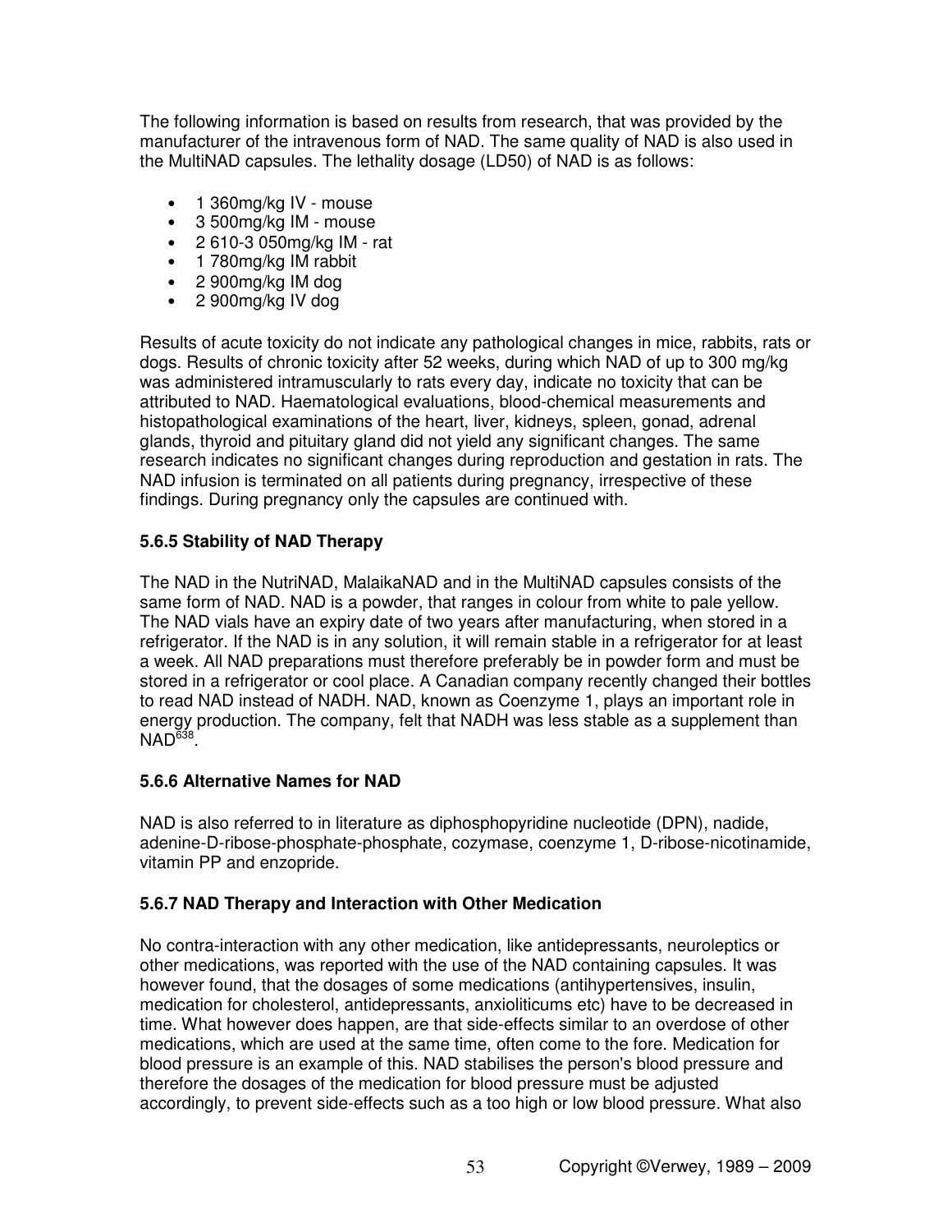The following information is based on results from research, that was provided by the manufacturer of the intravenous form of NAD. The same quality of NAD is also used in the MultiNAD capsules. The lethality dosage (LD50) of NAD is as follows:

- 1 360mg/kg IV - mouse
- 3 500mg/kg IM - mouse
- 2 610-3 050mg/kg IM - rat
- 1 780mg/kg IM rabbit
- 2 900mg/kg IM dog
- 2 900mg/kg IV dog

Results of acute toxicity do not indicate any pathological changes in mice, rabbits, rats or dogs. Results of chronic toxicity after 52 weeks, during which NAD of up to 300 mg/kg was administered intramuscularly to rats every day, indicate no toxicity that can be attributed to NAD. Haematological evaluations, blood-chemical measurements and histopathological examinations of the heart, liver, kidneys, spleen, gonad, adrenal glands, thyroid and pituitary gland did not yield any significant changes. The same research indicates no significant changes during reproduction and gestation in rats. The NAD infusion is terminated on all patients during pregnancy, irrespective of these findings. During pregnancy only the capsules are continued with.

### 5.6.5 Stability of NAD Therapy

The NAD in the NutriNAD, MalaikaNAD and in the MultiNAD capsules consists of the same form of NAD. NAD is a powder, that ranges in colour from white to pale yellow. The NAD vials have an expiry date of two years after manufacturing, when stored in a refrigerator. If the NAD is in any solution, it will remain stable in a refrigerator for at least a week. All NAD preparations must therefore preferably be in powder form and must be stored in a refrigerator or cool place. A Canadian company recently changed their bottles to read NAD instead of NADH. NAD, known as Coenzyme 1, plays an important role in energy production. The company, felt that NADH was less stable as a supplement than NAD[638].

### 5.6.6 Alternative Names for NAD

NAD is also referred to in literature as diphosphopyridine nucleotide (DPN), nadide, adenine-D-ribose-phosphate-phosphate, cozymase, coenzyme 1, D-ribose-nicotinamide, vitamin PP and enzopride.

### 5.6.7 NAD Therapy and Interaction with Other Medication

No contra-interaction with any other medication, like antidepressants, neuroleptics or other medications, was reported with the use of the NAD containing capsules. It was however found, that the dosages of some medications (antihypertensives, insulin, medication for cholesterol, antidepressants, anxioliticums etc) have to be decreased in time. What however does happen, are that side-effects similar to an overdose of other medications, which are used at the same time, often come to the fore. Medication for blood pressure is an example of this. NAD stabilises the person's blood pressure and therefore the dosages of the medication for blood pressure must be adjusted accordingly, to prevent side-effects such as a too high or low blood pressure. What also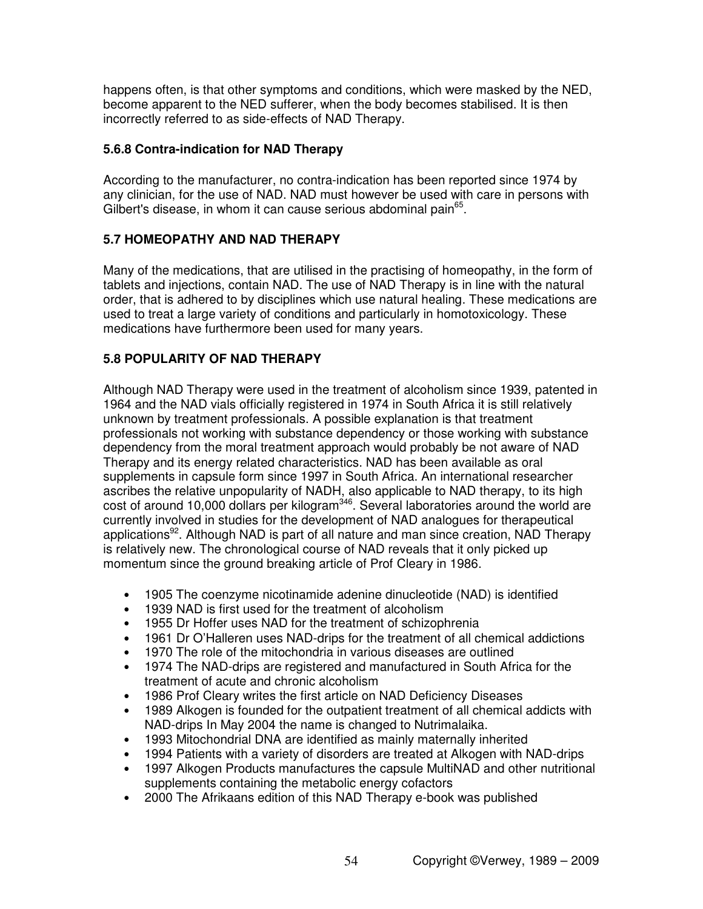happens often, is that other symptoms and conditions, which were masked by the NED, become apparent to the NED sufferer, when the body becomes stabilised. It is then incorrectly referred to as side-effects of NAD Therapy.

### 5.6.8 Contra-indication for NAD Therapy

According to the manufacturer, no contra-indication has been reported since 1974 by any clinician, for the use of NAD. NAD must however be used with care in persons with Gilbert's disease, in whom it can cause serious abdominal pain[65].

## 5.7 HOMEOPATHY AND NAD THERAPY

Many of the medications, that are utilised in the practising of homeopathy, in the form of tablets and injections, contain NAD. The use of NAD Therapy is in line with the natural order, that is adhered to by disciplines which use natural healing. These medications are used to treat a large variety of conditions and particularly in homotoxicology. These medications have furthermore been used for many years.

## 5.8 POPULARITY OF NAD THERAPY

Although NAD Therapy were used in the treatment of alcoholism since 1939, patented in 1964 and the NAD vials officially registered in 1974 in South Africa it is still relatively unknown by treatment professionals. A possible explanation is that treatment professionals not working with substance dependency or those working with substance dependency from the moral treatment approach would probably be not aware of NAD Therapy and its energy related characteristics. NAD has been available as oral supplements in capsule form since 1997 in South Africa. An international researcher ascribes the relative unpopularity of NADH, also applicable to NAD therapy, to its high cost of around 10,000 dollars per kilogram[346]. Several laboratories around the world are currently involved in studies for the development of NAD analogues for therapeutical applications[92]. Although NAD is part of all nature and man since creation, NAD Therapy is relatively new. The chronological course of NAD reveals that it only picked up momentum since the ground breaking article of Prof Cleary in 1986.

- 1905 The coenzyme nicotinamide adenine dinucleotide (NAD) is identified
- 1939 NAD is first used for the treatment of alcoholism
- 1955 Dr Hoffer uses NAD for the treatment of schizophrenia
- 1961 Dr O'Halleren uses NAD-drips for the treatment of all chemical addictions
- 1970 The role of the mitochondria in various diseases are outlined
- 1974 The NAD-drips are registered and manufactured in South Africa for the treatment of acute and chronic alcoholism
- 1986 Prof Cleary writes the first article on NAD Deficiency Diseases
- 1989 Alkogen is founded for the outpatient treatment of all chemical addicts with NAD-drips In May 2004 the name is changed to Nutrimalaika.
- 1993 Mitochondrial DNA are identified as mainly maternally inherited
- 1994 Patients with a variety of disorders are treated at Alkogen with NAD-drips
- 1997 Alkogen Products manufactures the capsule MultiNAD and other nutritional supplements containing the metabolic energy cofactors
- 2000 The Afrikaans edition of this NAD Therapy e-book was published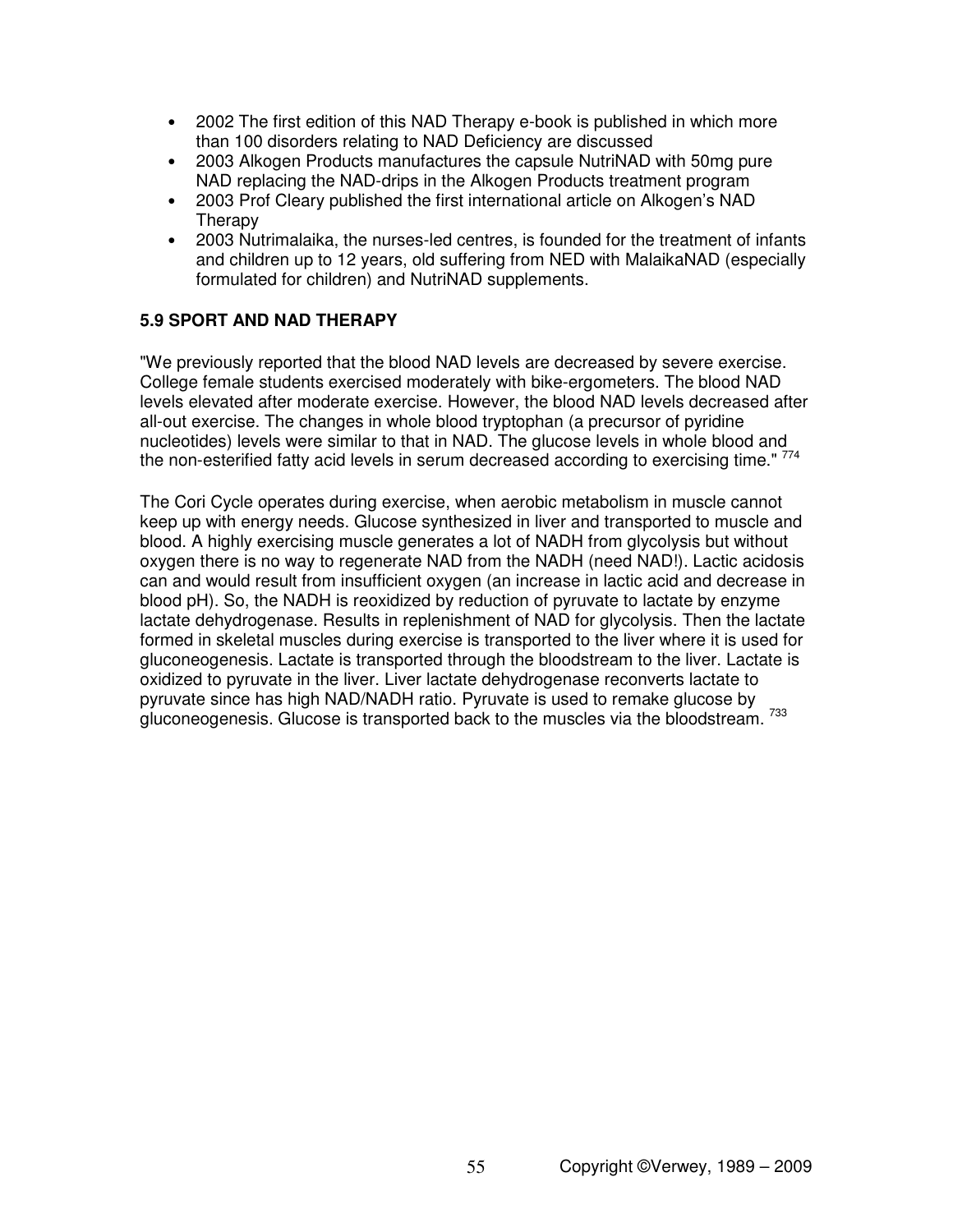- 2002 The first edition of this NAD Therapy e-book is published in which more than 100 disorders relating to NAD Deficiency are discussed
- 2003 Alkogen Products manufactures the capsule NutriNAD with 50mg pure NAD replacing the NAD-drips in the Alkogen Products treatment program
- 2003 Prof Cleary published the first international article on Alkogen's NAD Therapy
- 2003 Nutrimalaika, the nurses-led centres, is founded for the treatment of infants and children up to 12 years, old suffering from NED with MalaikaNAD (especially formulated for children) and NutriNAD supplements.

### 5.9 SPORT AND NAD THERAPY

"We previously reported that the blood NAD levels are decreased by severe exercise. College female students exercised moderately with bike-ergometers. The blood NAD levels elevated after moderate exercise. However, the blood NAD levels decreased after all-out exercise. The changes in whole blood tryptophan (a precursor of pyridine nucleotides) levels were similar to that in NAD. The glucose levels in whole blood and the non-esterified fatty acid levels in serum decreased according to exercising time." [774]

The Cori Cycle operates during exercise, when aerobic metabolism in muscle cannot keep up with energy needs. Glucose synthesized in liver and transported to muscle and blood. A highly exercising muscle generates a lot of NADH from glycolysis but without oxygen there is no way to regenerate NAD from the NADH (need NAD!). Lactic acidosis can and would result from insufficient oxygen (an increase in lactic acid and decrease in blood pH). So, the NADH is reoxidized by reduction of pyruvate to lactate by enzyme lactate dehydrogenase. Results in replenishment of NAD for glycolysis. Then the lactate formed in skeletal muscles during exercise is transported to the liver where it is used for gluconeogenesis. Lactate is transported through the bloodstream to the liver. Lactate is oxidized to pyruvate in the liver. Liver lactate dehydrogenase reconverts lactate to pyruvate since has high NAD/NADH ratio. Pyruvate is used to remake glucose by gluconeogenesis. Glucose is transported back to the muscles via the bloodstream. [733]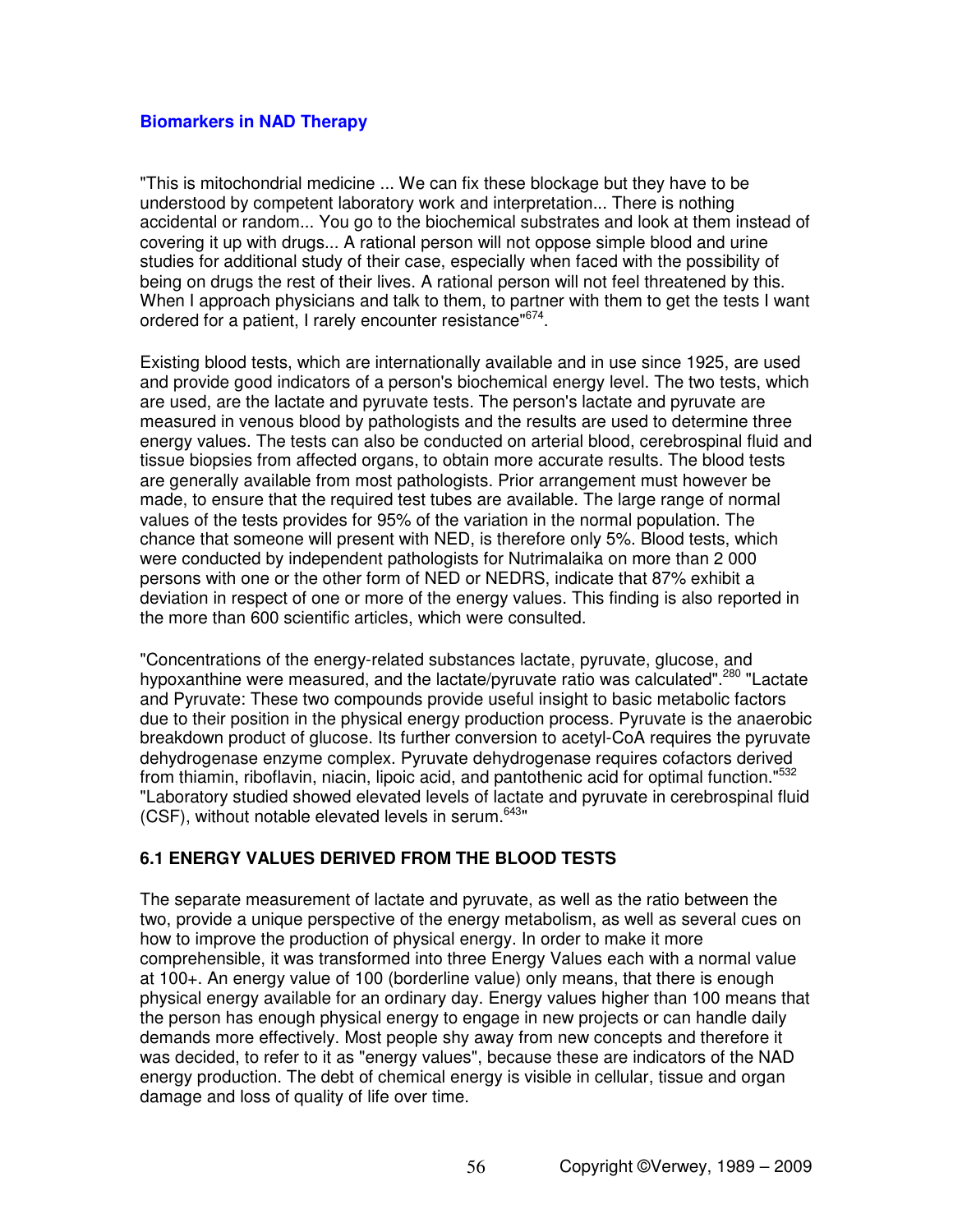## Biomarkers in NAD Therapy

"This is mitochondrial medicine ... We can fix these blockage but they have to be understood by competent laboratory work and interpretation... There is nothing accidental or random... You go to the biochemical substrates and look at them instead of covering it up with drugs... A rational person will not oppose simple blood and urine studies for additional study of their case, especially when faced with the possibility of being on drugs the rest of their lives. A rational person will not feel threatened by this. When I approach physicians and talk to them, to partner with them to get the tests I want ordered for a patient, I rarely encounter resistance"[674].

Existing blood tests, which are internationally available and in use since 1925, are used and provide good indicators of a person's biochemical energy level. The two tests, which are used, are the lactate and pyruvate tests. The person's lactate and pyruvate are measured in venous blood by pathologists and the results are used to determine three energy values. The tests can also be conducted on arterial blood, cerebrospinal fluid and tissue biopsies from affected organs, to obtain more accurate results. The blood tests are generally available from most pathologists. Prior arrangement must however be made, to ensure that the required test tubes are available. The large range of normal values of the tests provides for 95% of the variation in the normal population. The chance that someone will present with NED, is therefore only 5%. Blood tests, which were conducted by independent pathologists for Nutrimalaika on more than 2 000 persons with one or the other form of NED or NEDRS, indicate that 87% exhibit a deviation in respect of one or more of the energy values. This finding is also reported in the more than 600 scientific articles, which were consulted.

"Concentrations of the energy-related substances lactate, pyruvate, glucose, and hypoxanthine were measured, and the lactate/pyruvate ratio was calculated".[280] "Lactate and Pyruvate: These two compounds provide useful insight to basic metabolic factors due to their position in the physical energy production process. Pyruvate is the anaerobic breakdown product of glucose. Its further conversion to acetyl-CoA requires the pyruvate dehydrogenase enzyme complex. Pyruvate dehydrogenase requires cofactors derived from thiamin, riboflavin, niacin, lipoic acid, and pantothenic acid for optimal function."[532] "Laboratory studied showed elevated levels of lactate and pyruvate in cerebrospinal fluid (CSF), without notable elevated levels in serum.[643]"

### 6.1 ENERGY VALUES DERIVED FROM THE BLOOD TESTS

The separate measurement of lactate and pyruvate, as well as the ratio between the two, provide a unique perspective of the energy metabolism, as well as several cues on how to improve the production of physical energy. In order to make it more comprehensible, it was transformed into three Energy Values each with a normal value at 100+. An energy value of 100 (borderline value) only means, that there is enough physical energy available for an ordinary day. Energy values higher than 100 means that the person has enough physical energy to engage in new projects or can handle daily demands more effectively. Most people shy away from new concepts and therefore it was decided, to refer to it as "energy values", because these are indicators of the NAD energy production. The debt of chemical energy is visible in cellular, tissue and organ damage and loss of quality of life over time.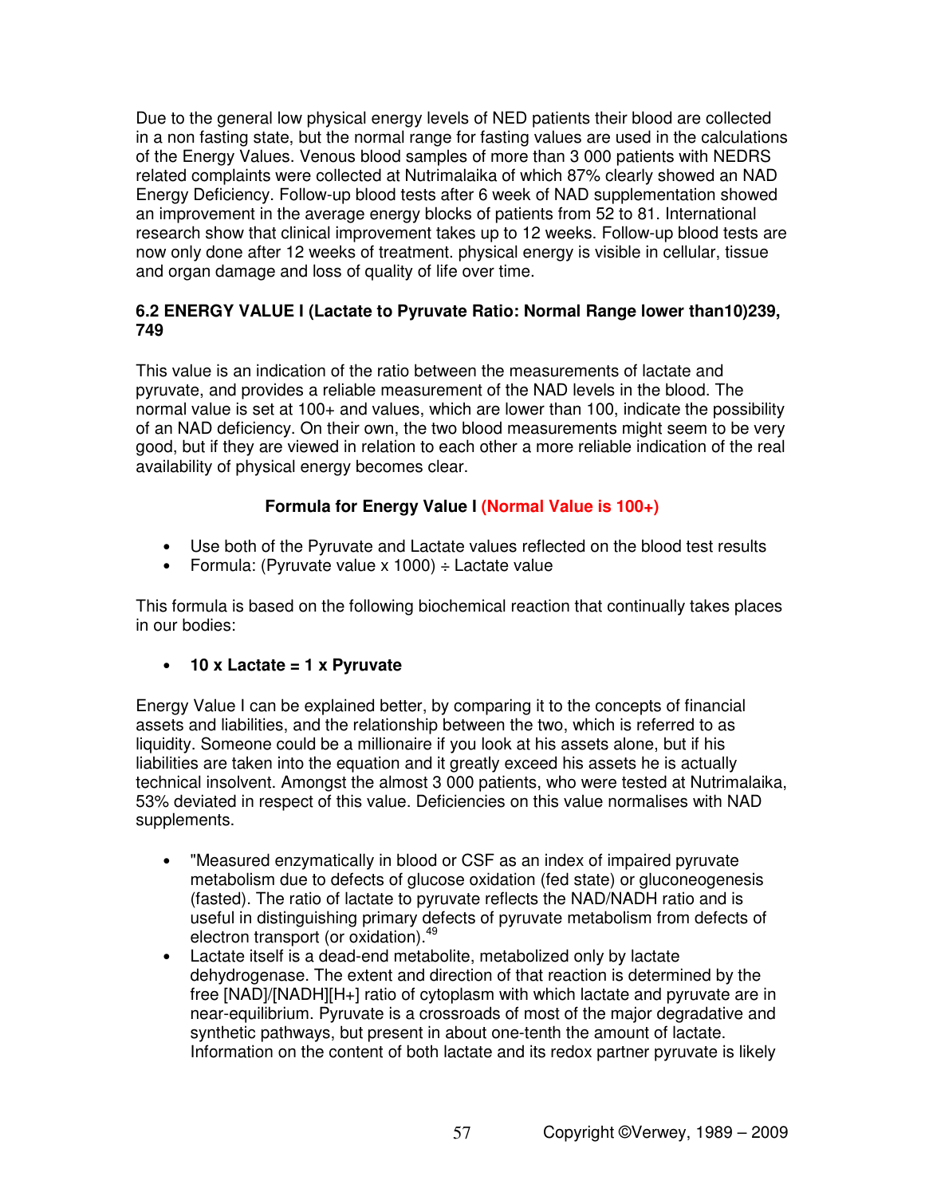Due to the general low physical energy levels of NED patients their blood are collected in a non fasting state, but the normal range for fasting values are used in the calculations of the Energy Values. Venous blood samples of more than 3 000 patients with NEDRS related complaints were collected at Nutrimalaika of which 87% clearly showed an NAD Energy Deficiency. Follow-up blood tests after 6 week of NAD supplementation showed an improvement in the average energy blocks of patients from 52 to 81. International research show that clinical improvement takes up to 12 weeks. Follow-up blood tests are now only done after 12 weeks of treatment. physical energy is visible in cellular, tissue and organ damage and loss of quality of life over time.

### 6.2 ENERGY VALUE I (Lactate to Pyruvate Ratio: Normal Range lower than10)239, 749

This value is an indication of the ratio between the measurements of lactate and pyruvate, and provides a reliable measurement of the NAD levels in the blood. The normal value is set at 100+ and values, which are lower than 100, indicate the possibility of an NAD deficiency. On their own, the two blood measurements might seem to be very good, but if they are viewed in relation to each other a more reliable indication of the real availability of physical energy becomes clear.

**Formula for Energy Value I (Normal Value is 100+)**

- Use both of the Pyruvate and Lactate values reflected on the blood test results
- Formula: (Pyruvate value x 1000) ÷ Lactate value

This formula is based on the following biochemical reaction that continually takes places in our bodies:

- **10 x Lactate = 1 x Pyruvate**

Energy Value I can be explained better, by comparing it to the concepts of financial assets and liabilities, and the relationship between the two, which is referred to as liquidity. Someone could be a millionaire if you look at his assets alone, but if his liabilities are taken into the equation and it greatly exceed his assets he is actually technical insolvent. Amongst the almost 3 000 patients, who were tested at Nutrimalaika, 53% deviated in respect of this value. Deficiencies on this value normalises with NAD supplements.

- "Measured enzymatically in blood or CSF as an index of impaired pyruvate metabolism due to defects of glucose oxidation (fed state) or gluconeogenesis (fasted). The ratio of lactate to pyruvate reflects the NAD/NADH ratio and is useful in distinguishing primary defects of pyruvate metabolism from defects of electron transport (or oxidation).[49]
- Lactate itself is a dead-end metabolite, metabolized only by lactate dehydrogenase. The extent and direction of that reaction is determined by the free [NAD]/[NADH][H+] ratio of cytoplasm with which lactate and pyruvate are in near-equilibrium. Pyruvate is a crossroads of most of the major degradative and synthetic pathways, but present in about one-tenth the amount of lactate. Information on the content of both lactate and its redox partner pyruvate is likely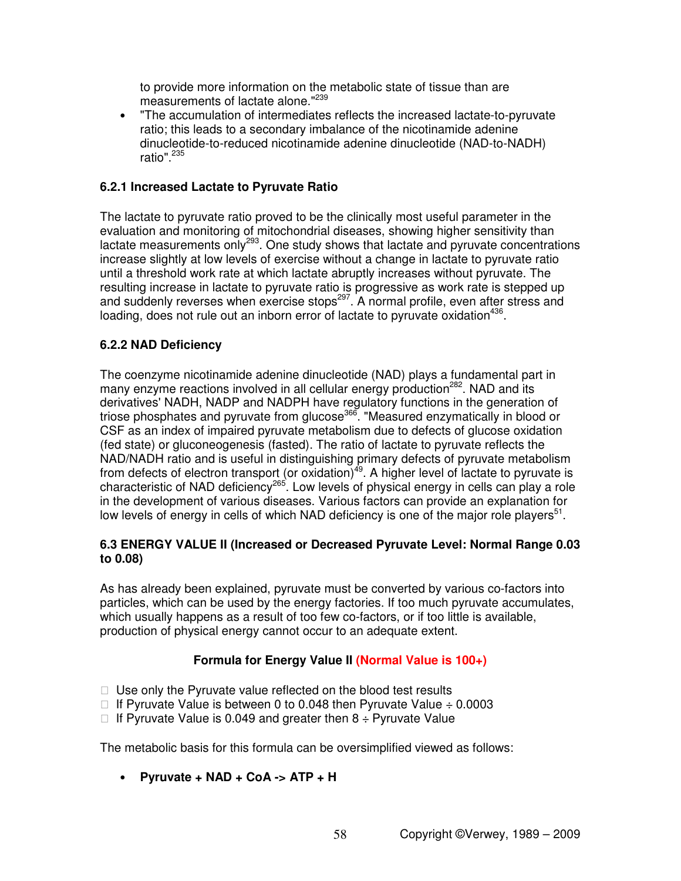to provide more information on the metabolic state of tissue than are measurements of lactate alone."[239]

- "The accumulation of intermediates reflects the increased lactate-to-pyruvate ratio; this leads to a secondary imbalance of the nicotinamide adenine dinucleotide-to-reduced nicotinamide adenine dinucleotide (NAD-to-NADH) ratio".[235]

### 6.2.1 Increased Lactate to Pyruvate Ratio

The lactate to pyruvate ratio proved to be the clinically most useful parameter in the evaluation and monitoring of mitochondrial diseases, showing higher sensitivity than lactate measurements only[293]. One study shows that lactate and pyruvate concentrations increase slightly at low levels of exercise without a change in lactate to pyruvate ratio until a threshold work rate at which lactate abruptly increases without pyruvate. The resulting increase in lactate to pyruvate ratio is progressive as work rate is stepped up and suddenly reverses when exercise stops[297]. A normal profile, even after stress and loading, does not rule out an inborn error of lactate to pyruvate oxidation[436].

### 6.2.2 NAD Deficiency

The coenzyme nicotinamide adenine dinucleotide (NAD) plays a fundamental part in many enzyme reactions involved in all cellular energy production[282]. NAD and its derivatives' NADH, NADP and NADPH have regulatory functions in the generation of triose phosphates and pyruvate from glucose[366]. "Measured enzymatically in blood or CSF as an index of impaired pyruvate metabolism due to defects of glucose oxidation (fed state) or gluconeogenesis (fasted). The ratio of lactate to pyruvate reflects the NAD/NADH ratio and is useful in distinguishing primary defects of pyruvate metabolism from defects of electron transport (or oxidation)[49]. A higher level of lactate to pyruvate is characteristic of NAD deficiency[265]. Low levels of physical energy in cells can play a role in the development of various diseases. Various factors can provide an explanation for low levels of energy in cells of which NAD deficiency is one of the major role players[51].

### 6.3 ENERGY VALUE II (Increased or Decreased Pyruvate Level: Normal Range 0.03 to 0.08)

As has already been explained, pyruvate must be converted by various co-factors into particles, which can be used by the energy factories. If too much pyruvate accumulates, which usually happens as a result of too few co-factors, or if too little is available, production of physical energy cannot occur to an adequate extent.

**Formula for Energy Value II (Normal Value is 100+)**

- Use only the Pyruvate value reflected on the blood test results
- If Pyruvate Value is between 0 to 0.048 then Pyruvate Value ÷ 0.0003
- If Pyruvate Value is 0.049 and greater then 8 ÷ Pyruvate Value

The metabolic basis for this formula can be oversimplified viewed as follows:

- **Pyruvate + NAD + CoA -> ATP + H**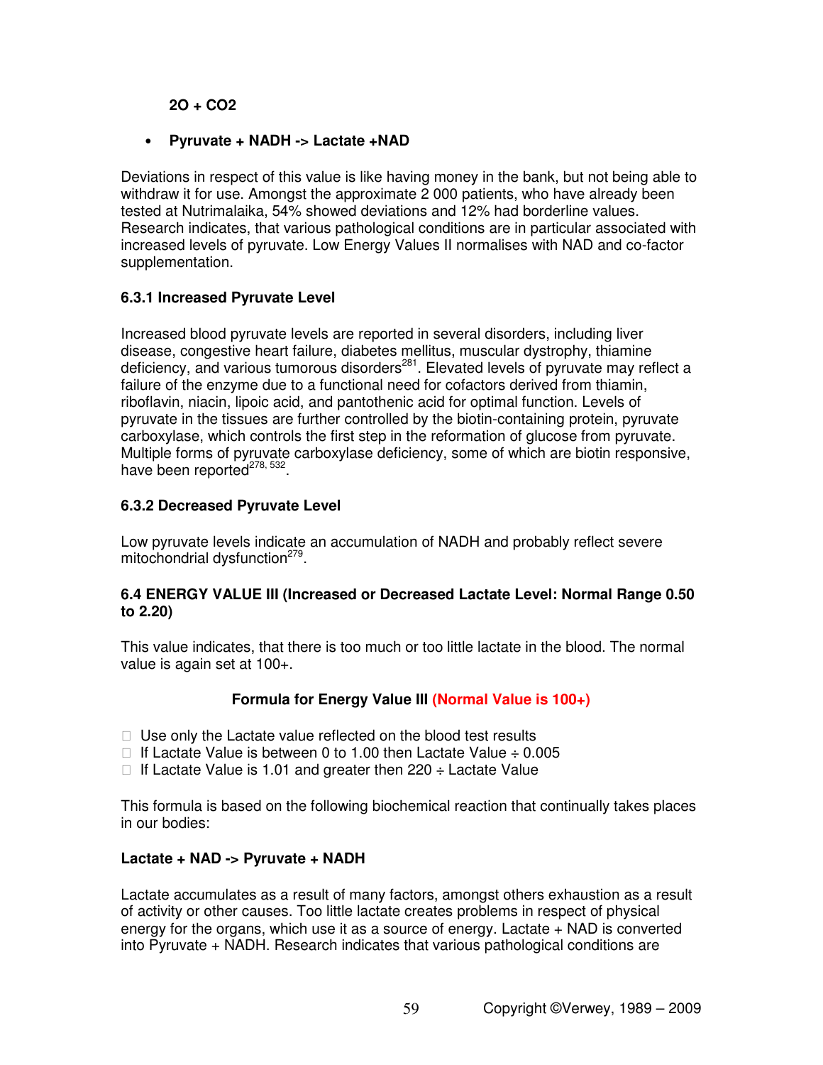**2O + CO2**

- **Pyruvate + NADH -> Lactate +NAD**

Deviations in respect of this value is like having money in the bank, but not being able to withdraw it for use. Amongst the approximate 2 000 patients, who have already been tested at Nutrimalaika, 54% showed deviations and 12% had borderline values. Research indicates, that various pathological conditions are in particular associated with increased levels of pyruvate. Low Energy Values II normalises with NAD and co-factor supplementation.

### 6.3.1 Increased Pyruvate Level

Increased blood pyruvate levels are reported in several disorders, including liver disease, congestive heart failure, diabetes mellitus, muscular dystrophy, thiamine deficiency, and various tumorous disorders[281]. Elevated levels of pyruvate may reflect a failure of the enzyme due to a functional need for cofactors derived from thiamin, riboflavin, niacin, lipoic acid, and pantothenic acid for optimal function. Levels of pyruvate in the tissues are further controlled by the biotin-containing protein, pyruvate carboxylase, which controls the first step in the reformation of glucose from pyruvate. Multiple forms of pyruvate carboxylase deficiency, some of which are biotin responsive, have been reported[278, 532].

### 6.3.2 Decreased Pyruvate Level

Low pyruvate levels indicate an accumulation of NADH and probably reflect severe mitochondrial dysfunction[279].

### 6.4 ENERGY VALUE III (Increased or Decreased Lactate Level: Normal Range 0.50 to 2.20)

This value indicates, that there is too much or too little lactate in the blood. The normal value is again set at 100+.

**Formula for Energy Value III (Normal Value is 100+)**

- Use only the Lactate value reflected on the blood test results
- If Lactate Value is between 0 to 1.00 then Lactate Value ÷ 0.005
- If Lactate Value is 1.01 and greater then 220 ÷ Lactate Value

This formula is based on the following biochemical reaction that continually takes places in our bodies:

**Lactate + NAD -> Pyruvate + NADH**

Lactate accumulates as a result of many factors, amongst others exhaustion as a result of activity or other causes. Too little lactate creates problems in respect of physical energy for the organs, which use it as a source of energy. Lactate + NAD is converted into Pyruvate + NADH. Research indicates that various pathological conditions are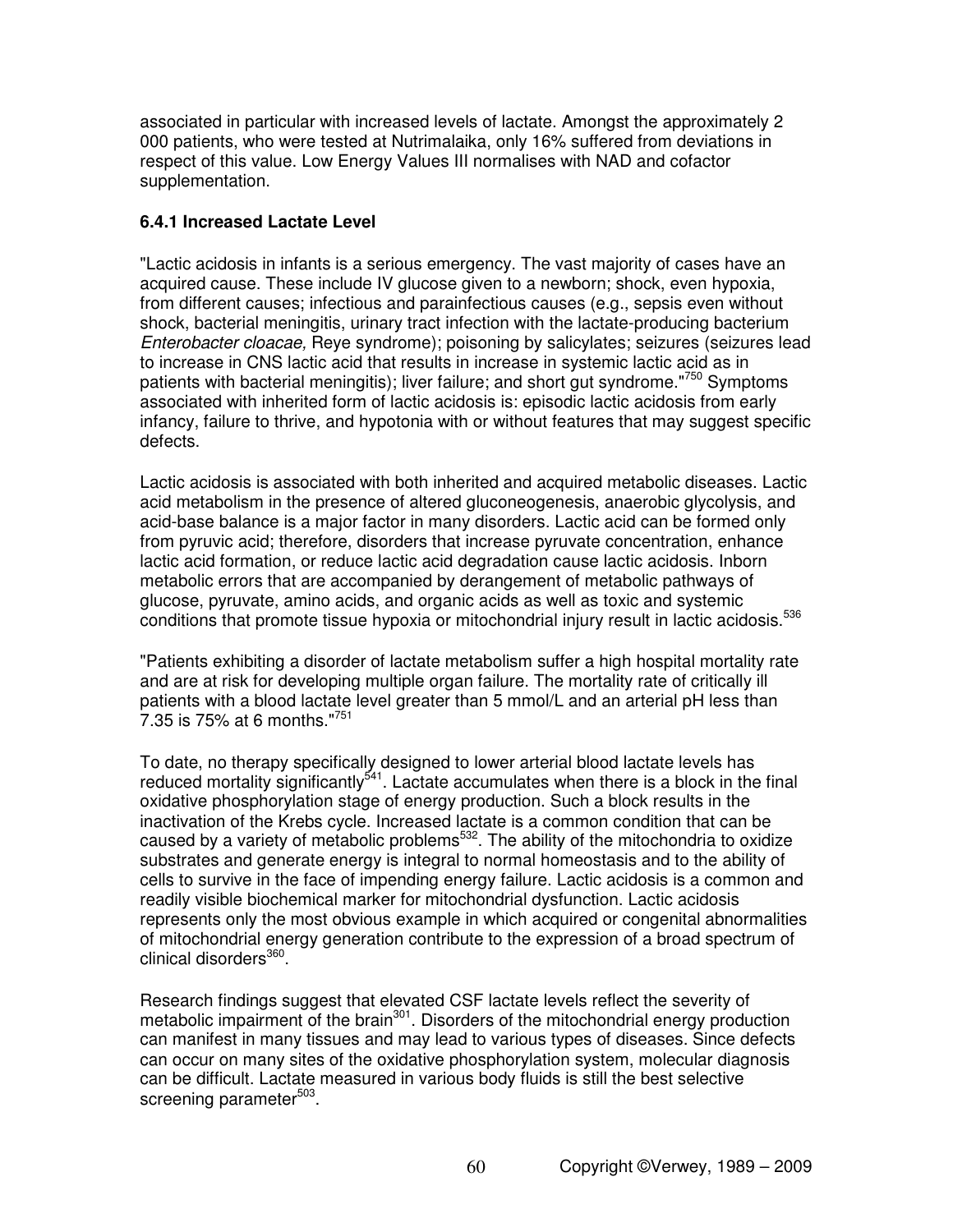associated in particular with increased levels of lactate. Amongst the approximately 2 000 patients, who were tested at Nutrimalaika, only 16% suffered from deviations in respect of this value. Low Energy Values III normalises with NAD and cofactor supplementation.

### 6.4.1 Increased Lactate Level

"Lactic acidosis in infants is a serious emergency. The vast majority of cases have an acquired cause. These include IV glucose given to a newborn; shock, even hypoxia, from different causes; infectious and parainfectious causes (e.g., sepsis even without shock, bacterial meningitis, urinary tract infection with the lactate-producing bacterium *Enterobacter cloacae,* Reye syndrome); poisoning by salicylates; seizures (seizures lead to increase in CNS lactic acid that results in increase in systemic lactic acid as in patients with bacterial meningitis); liver failure; and short gut syndrome."[750] Symptoms associated with inherited form of lactic acidosis is: episodic lactic acidosis from early infancy, failure to thrive, and hypotonia with or without features that may suggest specific defects.

Lactic acidosis is associated with both inherited and acquired metabolic diseases. Lactic acid metabolism in the presence of altered gluconeogenesis, anaerobic glycolysis, and acid-base balance is a major factor in many disorders. Lactic acid can be formed only from pyruvic acid; therefore, disorders that increase pyruvate concentration, enhance lactic acid formation, or reduce lactic acid degradation cause lactic acidosis. Inborn metabolic errors that are accompanied by derangement of metabolic pathways of glucose, pyruvate, amino acids, and organic acids as well as toxic and systemic conditions that promote tissue hypoxia or mitochondrial injury result in lactic acidosis.[536]

"Patients exhibiting a disorder of lactate metabolism suffer a high hospital mortality rate and are at risk for developing multiple organ failure. The mortality rate of critically ill patients with a blood lactate level greater than 5 mmol/L and an arterial pH less than 7.35 is 75% at 6 months."[751]

To date, no therapy specifically designed to lower arterial blood lactate levels has reduced mortality significantly[541]. Lactate accumulates when there is a block in the final oxidative phosphorylation stage of energy production. Such a block results in the inactivation of the Krebs cycle. Increased lactate is a common condition that can be caused by a variety of metabolic problems[532]. The ability of the mitochondria to oxidize substrates and generate energy is integral to normal homeostasis and to the ability of cells to survive in the face of impending energy failure. Lactic acidosis is a common and readily visible biochemical marker for mitochondrial dysfunction. Lactic acidosis represents only the most obvious example in which acquired or congenital abnormalities of mitochondrial energy generation contribute to the expression of a broad spectrum of clinical disorders[360].

Research findings suggest that elevated CSF lactate levels reflect the severity of metabolic impairment of the brain[301]. Disorders of the mitochondrial energy production can manifest in many tissues and may lead to various types of diseases. Since defects can occur on many sites of the oxidative phosphorylation system, molecular diagnosis can be difficult. Lactate measured in various body fluids is still the best selective screening parameter[503].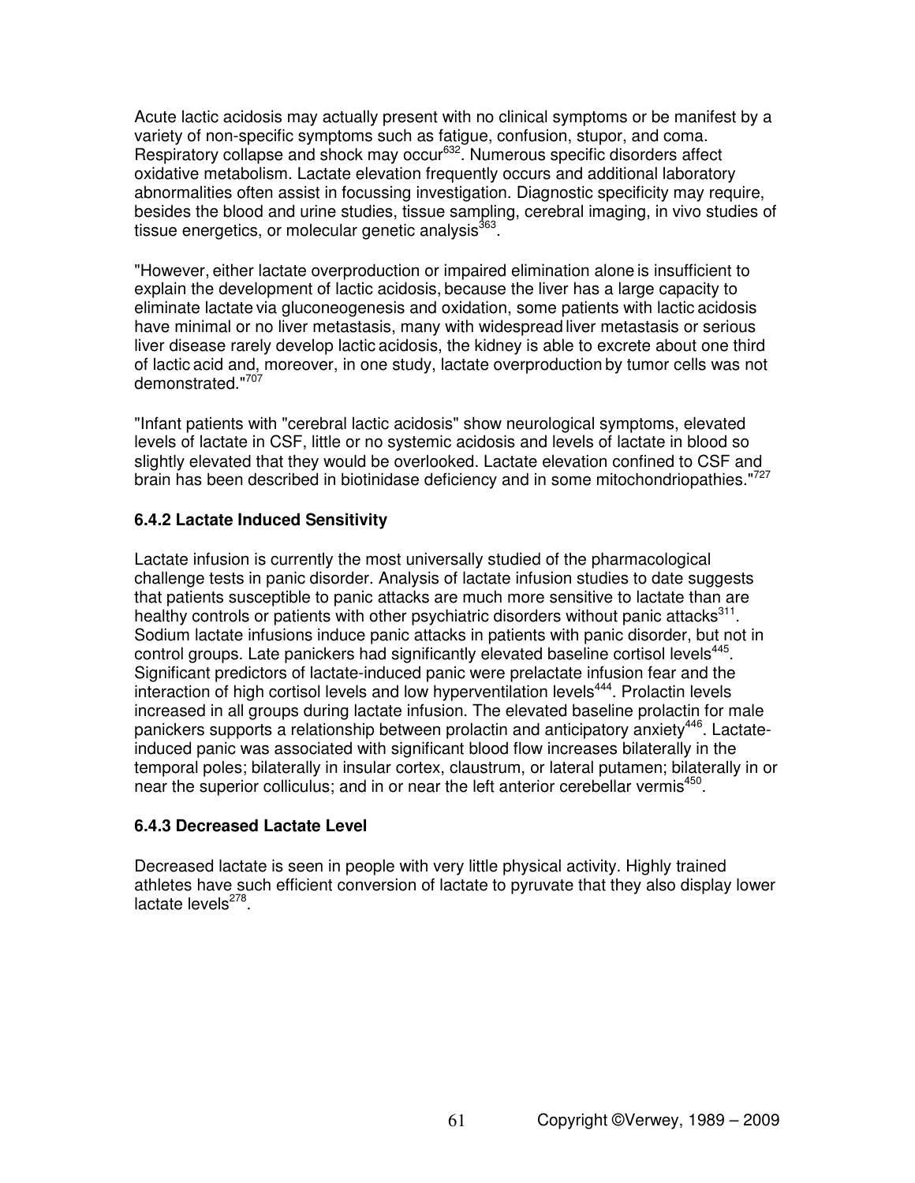Acute lactic acidosis may actually present with no clinical symptoms or be manifest by a variety of non-specific symptoms such as fatigue, confusion, stupor, and coma. Respiratory collapse and shock may occur[632]. Numerous specific disorders affect oxidative metabolism. Lactate elevation frequently occurs and additional laboratory abnormalities often assist in focussing investigation. Diagnostic specificity may require, besides the blood and urine studies, tissue sampling, cerebral imaging, in vivo studies of tissue energetics, or molecular genetic analysis[363].

"However, either lactate overproduction or impaired elimination alone is insufficient to explain the development of lactic acidosis, because the liver has a large capacity to eliminate lactate via gluconeogenesis and oxidation, some patients with lactic acidosis have minimal or no liver metastasis, many with widespread liver metastasis or serious liver disease rarely develop lactic acidosis, the kidney is able to excrete about one third of lactic acid and, moreover, in one study, lactate overproduction by tumor cells was not demonstrated."[707]

"Infant patients with "cerebral lactic acidosis" show neurological symptoms, elevated levels of lactate in CSF, little or no systemic acidosis and levels of lactate in blood so slightly elevated that they would be overlooked. Lactate elevation confined to CSF and brain has been described in biotinidase deficiency and in some mitochondriopathies."[727]

### 6.4.2 Lactate Induced Sensitivity

Lactate infusion is currently the most universally studied of the pharmacological challenge tests in panic disorder. Analysis of lactate infusion studies to date suggests that patients susceptible to panic attacks are much more sensitive to lactate than are healthy controls or patients with other psychiatric disorders without panic attacks[311]. Sodium lactate infusions induce panic attacks in patients with panic disorder, but not in control groups. Late panickers had significantly elevated baseline cortisol levels[445]. Significant predictors of lactate-induced panic were prelactate infusion fear and the interaction of high cortisol levels and low hyperventilation levels[444]. Prolactin levels increased in all groups during lactate infusion. The elevated baseline prolactin for male panickers supports a relationship between prolactin and anticipatory anxiety[446]. Lactate-induced panic was associated with significant blood flow increases bilaterally in the temporal poles; bilaterally in insular cortex, claustrum, or lateral putamen; bilaterally in or near the superior colliculus; and in or near the left anterior cerebellar vermis[450].

### 6.4.3 Decreased Lactate Level

Decreased lactate is seen in people with very little physical activity. Highly trained athletes have such efficient conversion of lactate to pyruvate that they also display lower lactate levels[278].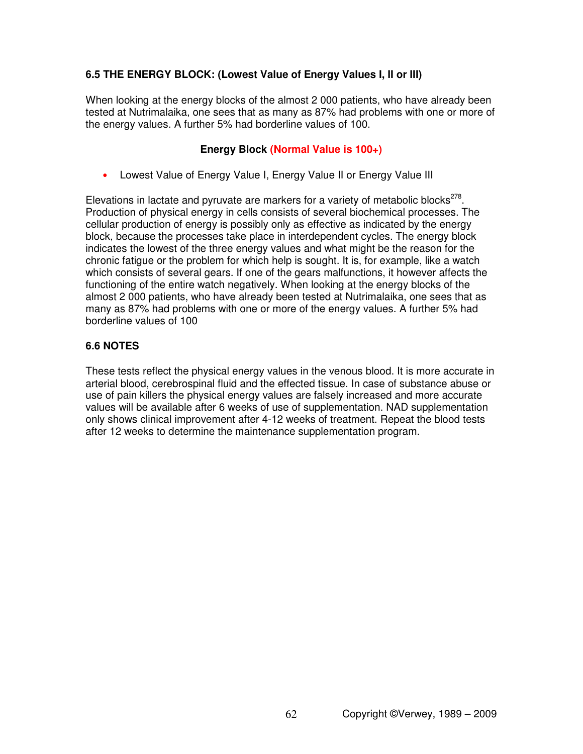**6.5 THE ENERGY BLOCK: (Lowest Value of Energy Values I, II or III)**

When looking at the energy blocks of the almost 2 000 patients, who have already been tested at Nutrimalaika, one sees that as many as 87% had problems with one or more of the energy values. A further 5% had borderline values of 100.

**Energy Block (Normal Value is 100+)**

- Lowest Value of Energy Value I, Energy Value II or Energy Value III

Elevations in lactate and pyruvate are markers for a variety of metabolic blocks[278]. Production of physical energy in cells consists of several biochemical processes. The cellular production of energy is possibly only as effective as indicated by the energy block, because the processes take place in interdependent cycles. The energy block indicates the lowest of the three energy values and what might be the reason for the chronic fatigue or the problem for which help is sought. It is, for example, like a watch which consists of several gears. If one of the gears malfunctions, it however affects the functioning of the entire watch negatively. When looking at the energy blocks of the almost 2 000 patients, who have already been tested at Nutrimalaika, one sees that as many as 87% had problems with one or more of the energy values. A further 5% had borderline values of 100

**6.6 NOTES**

These tests reflect the physical energy values in the venous blood. It is more accurate in arterial blood, cerebrospinal fluid and the effected tissue. In case of substance abuse or use of pain killers the physical energy values are falsely increased and more accurate values will be available after 6 weeks of use of supplementation. NAD supplementation only shows clinical improvement after 4-12 weeks of treatment. Repeat the blood tests after 12 weeks to determine the maintenance supplementation program.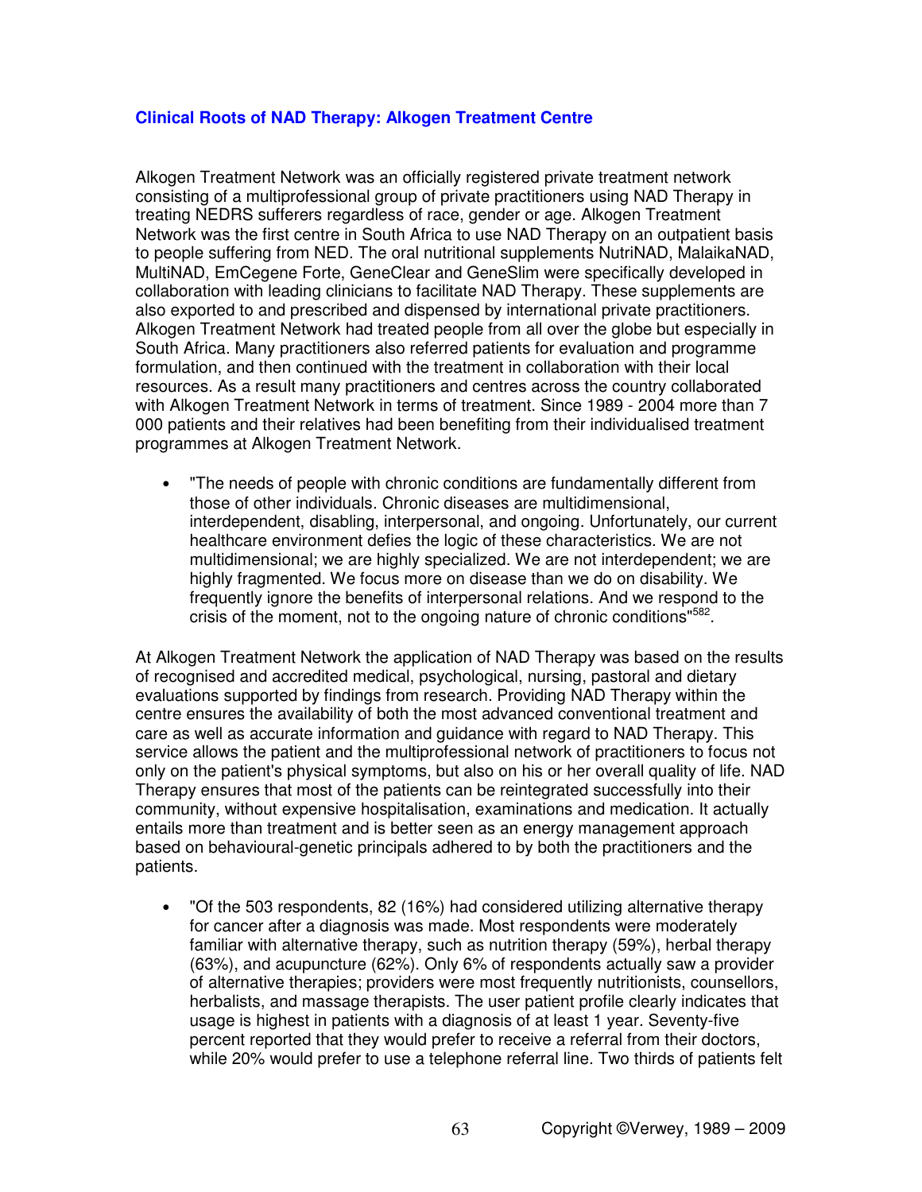### Clinical Roots of NAD Therapy: Alkogen Treatment Centre

Alkogen Treatment Network was an officially registered private treatment network consisting of a multiprofessional group of private practitioners using NAD Therapy in treating NEDRS sufferers regardless of race, gender or age. Alkogen Treatment Network was the first centre in South Africa to use NAD Therapy on an outpatient basis to people suffering from NED. The oral nutritional supplements NutriNAD, MalaikaNAD, MultiNAD, EmCegene Forte, GeneClear and GeneSlim were specifically developed in collaboration with leading clinicians to facilitate NAD Therapy. These supplements are also exported to and prescribed and dispensed by international private practitioners. Alkogen Treatment Network had treated people from all over the globe but especially in South Africa. Many practitioners also referred patients for evaluation and programme formulation, and then continued with the treatment in collaboration with their local resources. As a result many practitioners and centres across the country collaborated with Alkogen Treatment Network in terms of treatment. Since 1989 - 2004 more than 7 000 patients and their relatives had been benefiting from their individualised treatment programmes at Alkogen Treatment Network.

- "The needs of people with chronic conditions are fundamentally different from those of other individuals. Chronic diseases are multidimensional, interdependent, disabling, interpersonal, and ongoing. Unfortunately, our current healthcare environment defies the logic of these characteristics. We are not multidimensional; we are highly specialized. We are not interdependent; we are highly fragmented. We focus more on disease than we do on disability. We frequently ignore the benefits of interpersonal relations. And we respond to the crisis of the moment, not to the ongoing nature of chronic conditions"[582].

At Alkogen Treatment Network the application of NAD Therapy was based on the results of recognised and accredited medical, psychological, nursing, pastoral and dietary evaluations supported by findings from research. Providing NAD Therapy within the centre ensures the availability of both the most advanced conventional treatment and care as well as accurate information and guidance with regard to NAD Therapy. This service allows the patient and the multiprofessional network of practitioners to focus not only on the patient's physical symptoms, but also on his or her overall quality of life. NAD Therapy ensures that most of the patients can be reintegrated successfully into their community, without expensive hospitalisation, examinations and medication. It actually entails more than treatment and is better seen as an energy management approach based on behavioural-genetic principals adhered to by both the practitioners and the patients.

- "Of the 503 respondents, 82 (16%) had considered utilizing alternative therapy for cancer after a diagnosis was made. Most respondents were moderately familiar with alternative therapy, such as nutrition therapy (59%), herbal therapy (63%), and acupuncture (62%). Only 6% of respondents actually saw a provider of alternative therapies; providers were most frequently nutritionists, counsellors, herbalists, and massage therapists. The user patient profile clearly indicates that usage is highest in patients with a diagnosis of at least 1 year. Seventy-five percent reported that they would prefer to receive a referral from their doctors, while 20% would prefer to use a telephone referral line. Two thirds of patients felt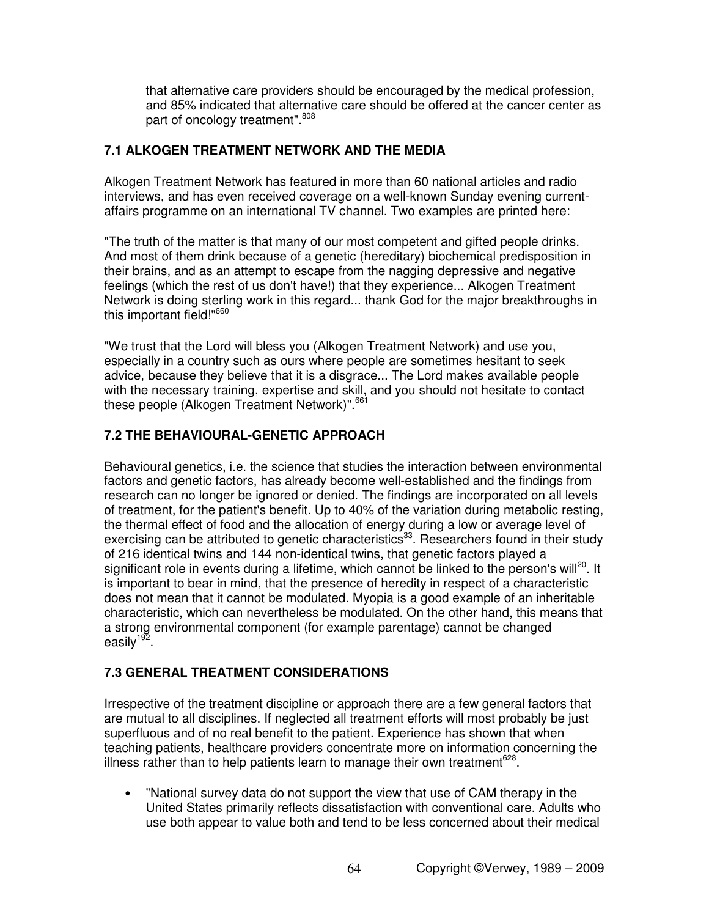that alternative care providers should be encouraged by the medical profession, and 85% indicated that alternative care should be offered at the cancer center as part of oncology treatment".[808]

### 7.1 ALKOGEN TREATMENT NETWORK AND THE MEDIA

Alkogen Treatment Network has featured in more than 60 national articles and radio interviews, and has even received coverage on a well-known Sunday evening current-affairs programme on an international TV channel. Two examples are printed here:

"The truth of the matter is that many of our most competent and gifted people drinks. And most of them drink because of a genetic (hereditary) biochemical predisposition in their brains, and as an attempt to escape from the nagging depressive and negative feelings (which the rest of us don't have!) that they experience... Alkogen Treatment Network is doing sterling work in this regard... thank God for the major breakthroughs in this important field!"[660]

"We trust that the Lord will bless you (Alkogen Treatment Network) and use you, especially in a country such as ours where people are sometimes hesitant to seek advice, because they believe that it is a disgrace... The Lord makes available people with the necessary training, expertise and skill, and you should not hesitate to contact these people (Alkogen Treatment Network)".[661]

### 7.2 THE BEHAVIOURAL-GENETIC APPROACH

Behavioural genetics, i.e. the science that studies the interaction between environmental factors and genetic factors, has already become well-established and the findings from research can no longer be ignored or denied. The findings are incorporated on all levels of treatment, for the patient's benefit. Up to 40% of the variation during metabolic resting, the thermal effect of food and the allocation of energy during a low or average level of exercising can be attributed to genetic characteristics[33]. Researchers found in their study of 216 identical twins and 144 non-identical twins, that genetic factors played a significant role in events during a lifetime, which cannot be linked to the person's will[20]. It is important to bear in mind, that the presence of heredity in respect of a characteristic does not mean that it cannot be modulated. Myopia is a good example of an inheritable characteristic, which can nevertheless be modulated. On the other hand, this means that a strong environmental component (for example parentage) cannot be changed easily[192].

### 7.3 GENERAL TREATMENT CONSIDERATIONS

Irrespective of the treatment discipline or approach there are a few general factors that are mutual to all disciplines. If neglected all treatment efforts will most probably be just superfluous and of no real benefit to the patient. Experience has shown that when teaching patients, healthcare providers concentrate more on information concerning the illness rather than to help patients learn to manage their own treatment[628].

- "National survey data do not support the view that use of CAM therapy in the United States primarily reflects dissatisfaction with conventional care. Adults who use both appear to value both and tend to be less concerned about their medical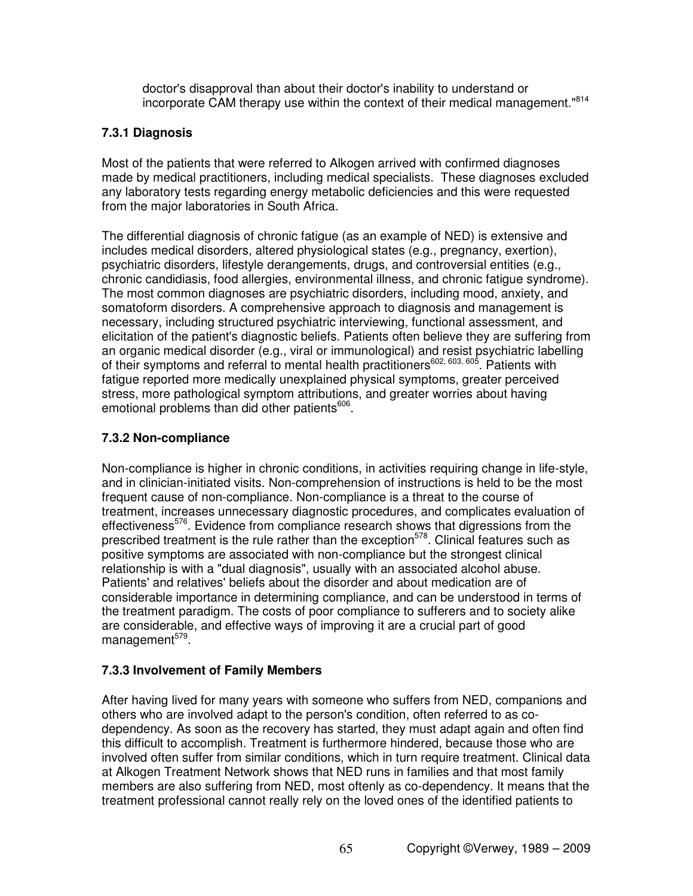doctor's disapproval than about their doctor's inability to understand or incorporate CAM therapy use within the context of their medical management."[814]

### 7.3.1 Diagnosis

Most of the patients that were referred to Alkogen arrived with confirmed diagnoses made by medical practitioners, including medical specialists. These diagnoses excluded any laboratory tests regarding energy metabolic deficiencies and this were requested from the major laboratories in South Africa.

The differential diagnosis of chronic fatigue (as an example of NED) is extensive and includes medical disorders, altered physiological states (e.g., pregnancy, exertion), psychiatric disorders, lifestyle derangements, drugs, and controversial entities (e.g., chronic candidiasis, food allergies, environmental illness, and chronic fatigue syndrome). The most common diagnoses are psychiatric disorders, including mood, anxiety, and somatoform disorders. A comprehensive approach to diagnosis and management is necessary, including structured psychiatric interviewing, functional assessment, and elicitation of the patient's diagnostic beliefs. Patients often believe they are suffering from an organic medical disorder (e.g., viral or immunological) and resist psychiatric labelling of their symptoms and referral to mental health practitioners[602, 603, 605]. Patients with fatigue reported more medically unexplained physical symptoms, greater perceived stress, more pathological symptom attributions, and greater worries about having emotional problems than did other patients[606].

### 7.3.2 Non-compliance

Non-compliance is higher in chronic conditions, in activities requiring change in life-style, and in clinician-initiated visits. Non-comprehension of instructions is held to be the most frequent cause of non-compliance. Non-compliance is a threat to the course of treatment, increases unnecessary diagnostic procedures, and complicates evaluation of effectiveness[576]. Evidence from compliance research shows that digressions from the prescribed treatment is the rule rather than the exception[578]. Clinical features such as positive symptoms are associated with non-compliance but the strongest clinical relationship is with a "dual diagnosis", usually with an associated alcohol abuse. Patients' and relatives' beliefs about the disorder and about medication are of considerable importance in determining compliance, and can be understood in terms of the treatment paradigm. The costs of poor compliance to sufferers and to society alike are considerable, and effective ways of improving it are a crucial part of good management[579].

### 7.3.3 Involvement of Family Members

After having lived for many years with someone who suffers from NED, companions and others who are involved adapt to the person's condition, often referred to as co-dependency. As soon as the recovery has started, they must adapt again and often find this difficult to accomplish. Treatment is furthermore hindered, because those who are involved often suffer from similar conditions, which in turn require treatment. Clinical data at Alkogen Treatment Network shows that NED runs in families and that most family members are also suffering from NED, most oftenly as co-dependency. It means that the treatment professional cannot really rely on the loved ones of the identified patients to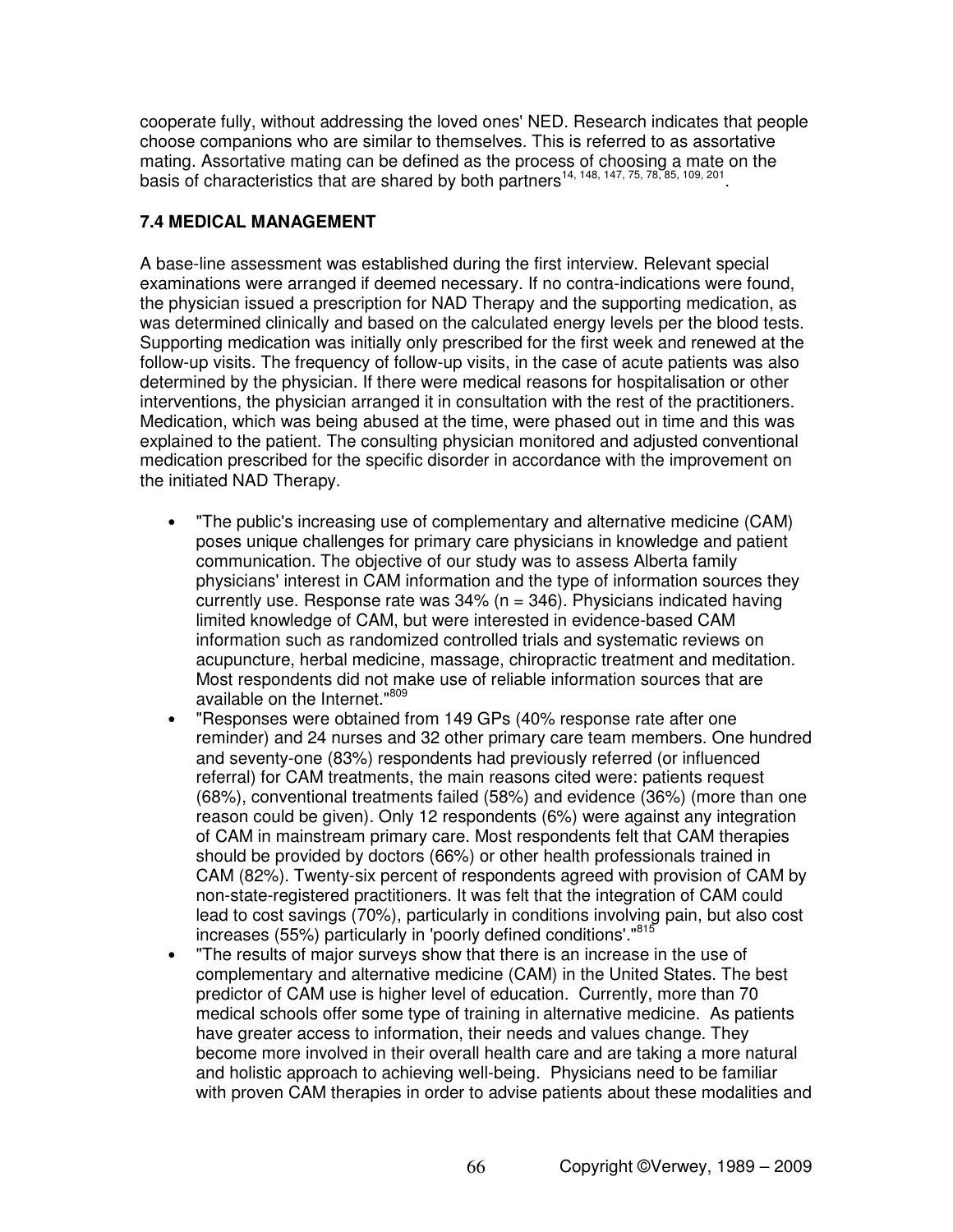cooperate fully, without addressing the loved ones' NED. Research indicates that people choose companions who are similar to themselves. This is referred to as assortative mating. Assortative mating can be defined as the process of choosing a mate on the basis of characteristics that are shared by both partners[14, 148, 147, 75, 78, 85, 109, 201].

### 7.4 MEDICAL MANAGEMENT

A base-line assessment was established during the first interview. Relevant special examinations were arranged if deemed necessary. If no contra-indications were found, the physician issued a prescription for NAD Therapy and the supporting medication, as was determined clinically and based on the calculated energy levels per the blood tests. Supporting medication was initially only prescribed for the first week and renewed at the follow-up visits. The frequency of follow-up visits, in the case of acute patients was also determined by the physician. If there were medical reasons for hospitalisation or other interventions, the physician arranged it in consultation with the rest of the practitioners. Medication, which was being abused at the time, were phased out in time and this was explained to the patient. The consulting physician monitored and adjusted conventional medication prescribed for the specific disorder in accordance with the improvement on the initiated NAD Therapy.

- "The public's increasing use of complementary and alternative medicine (CAM) poses unique challenges for primary care physicians in knowledge and patient communication. The objective of our study was to assess Alberta family physicians' interest in CAM information and the type of information sources they currently use. Response rate was 34% (n = 346). Physicians indicated having limited knowledge of CAM, but were interested in evidence-based CAM information such as randomized controlled trials and systematic reviews on acupuncture, herbal medicine, massage, chiropractic treatment and meditation. Most respondents did not make use of reliable information sources that are available on the Internet."[809]
- "Responses were obtained from 149 GPs (40% response rate after one reminder) and 24 nurses and 32 other primary care team members. One hundred and seventy-one (83%) respondents had previously referred (or influenced referral) for CAM treatments, the main reasons cited were: patients request (68%), conventional treatments failed (58%) and evidence (36%) (more than one reason could be given). Only 12 respondents (6%) were against any integration of CAM in mainstream primary care. Most respondents felt that CAM therapies should be provided by doctors (66%) or other health professionals trained in CAM (82%). Twenty-six percent of respondents agreed with provision of CAM by non-state-registered practitioners. It was felt that the integration of CAM could lead to cost savings (70%), particularly in conditions involving pain, but also cost increases (55%) particularly in 'poorly defined conditions'."[815]
- "The results of major surveys show that there is an increase in the use of complementary and alternative medicine (CAM) in the United States. The best predictor of CAM use is higher level of education. Currently, more than 70 medical schools offer some type of training in alternative medicine. As patients have greater access to information, their needs and values change. They become more involved in their overall health care and are taking a more natural and holistic approach to achieving well-being. Physicians need to be familiar with proven CAM therapies in order to advise patients about these modalities and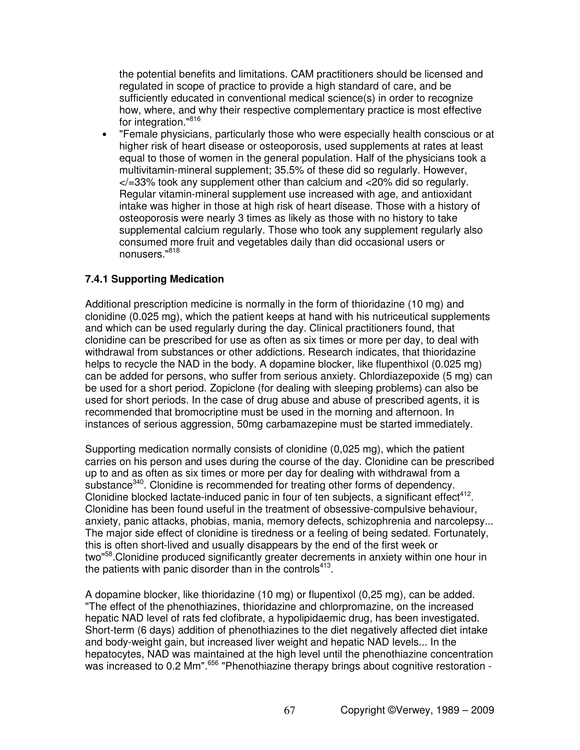the potential benefits and limitations. CAM practitioners should be licensed and regulated in scope of practice to provide a high standard of care, and be sufficiently educated in conventional medical science(s) in order to recognize how, where, and why their respective complementary practice is most effective for integration."[816]

- "Female physicians, particularly those who were especially health conscious or at higher risk of heart disease or osteoporosis, used supplements at rates at least equal to those of women in the general population. Half of the physicians took a multivitamin-mineral supplement; 35.5% of these did so regularly. However, </=33% took any supplement other than calcium and <20% did so regularly. Regular vitamin-mineral supplement use increased with age, and antioxidant intake was higher in those at high risk of heart disease. Those with a history of osteoporosis were nearly 3 times as likely as those with no history to take supplemental calcium regularly. Those who took any supplement regularly also consumed more fruit and vegetables daily than did occasional users or nonusers."[818]

### 7.4.1 Supporting Medication

Additional prescription medicine is normally in the form of thioridazine (10 mg) and clonidine (0.025 mg), which the patient keeps at hand with his nutriceutical supplements and which can be used regularly during the day. Clinical practitioners found, that clonidine can be prescribed for use as often as six times or more per day, to deal with withdrawal from substances or other addictions. Research indicates, that thioridazine helps to recycle the NAD in the body. A dopamine blocker, like flupenthixol (0.025 mg) can be added for persons, who suffer from serious anxiety. Chlordiazepoxide (5 mg) can be used for a short period. Zopiclone (for dealing with sleeping problems) can also be used for short periods. In the case of drug abuse and abuse of prescribed agents, it is recommended that bromocriptine must be used in the morning and afternoon. In instances of serious aggression, 50mg carbamazepine must be started immediately.

Supporting medication normally consists of clonidine (0,025 mg), which the patient carries on his person and uses during the course of the day. Clonidine can be prescribed up to and as often as six times or more per day for dealing with withdrawal from a substance[340]. Clonidine is recommended for treating other forms of dependency. Clonidine blocked lactate-induced panic in four of ten subjects, a significant effect[412]. Clonidine has been found useful in the treatment of obsessive-compulsive behaviour, anxiety, panic attacks, phobias, mania, memory defects, schizophrenia and narcolepsy... The major side effect of clonidine is tiredness or a feeling of being sedated. Fortunately, this is often short-lived and usually disappears by the end of the first week or two"[58].Clonidine produced significantly greater decrements in anxiety within one hour in the patients with panic disorder than in the controls[413].

A dopamine blocker, like thioridazine (10 mg) or flupentixol (0,25 mg), can be added. "The effect of the phenothiazines, thioridazine and chlorpromazine, on the increased hepatic NAD level of rats fed clofibrate, a hypolipidaemic drug, has been investigated. Short-term (6 days) addition of phenothiazines to the diet negatively affected diet intake and body-weight gain, but increased liver weight and hepatic NAD levels... In the hepatocytes, NAD was maintained at the high level until the phenothiazine concentration was increased to 0.2 Mm".[656] "Phenothiazine therapy brings about cognitive restoration -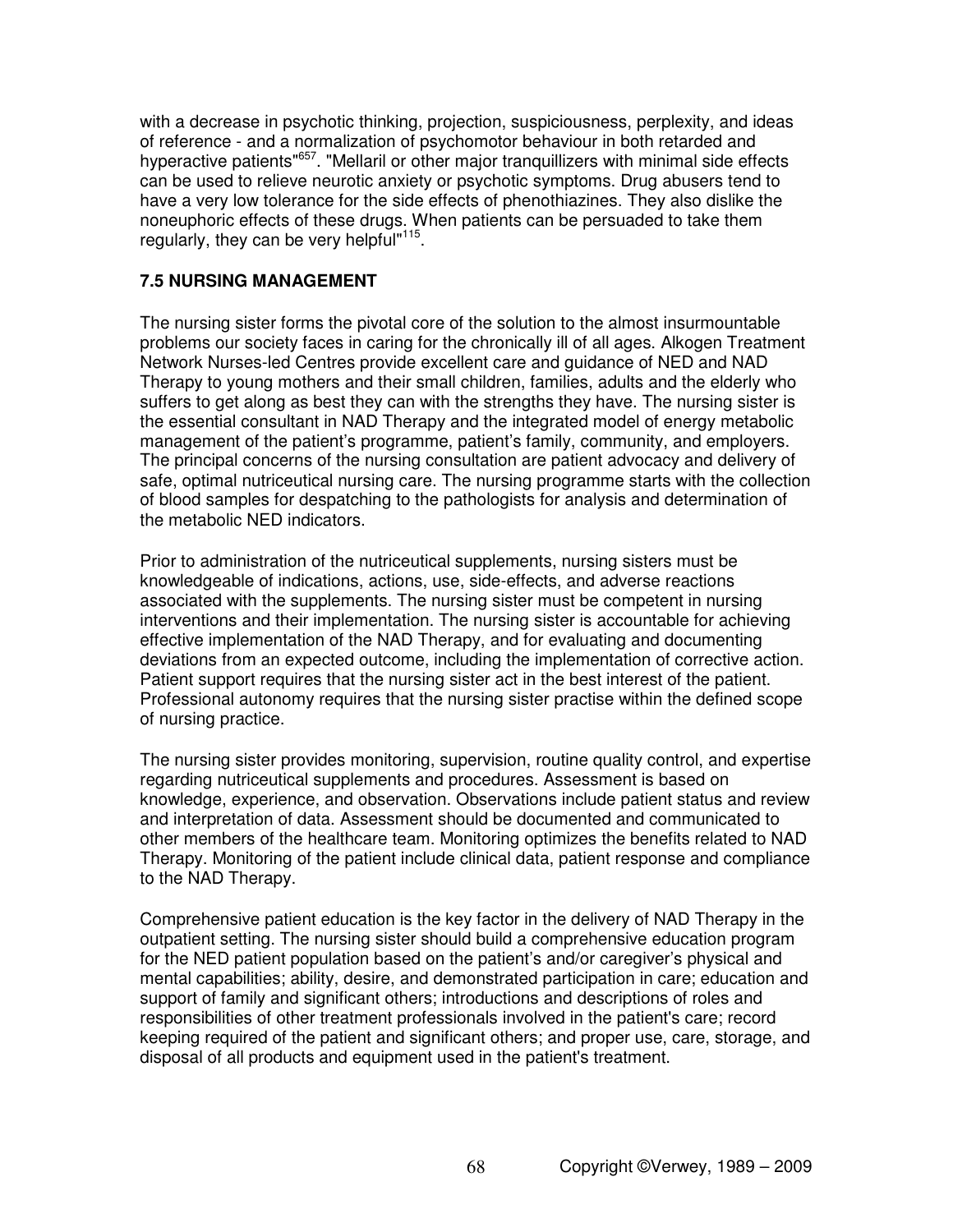with a decrease in psychotic thinking, projection, suspiciousness, perplexity, and ideas of reference - and a normalization of psychomotor behaviour in both retarded and hyperactive patients"[657]. "Mellaril or other major tranquillizers with minimal side effects can be used to relieve neurotic anxiety or psychotic symptoms. Drug abusers tend to have a very low tolerance for the side effects of phenothiazines. They also dislike the noneuphoric effects of these drugs. When patients can be persuaded to take them regularly, they can be very helpful"[115].

## 7.5 NURSING MANAGEMENT

The nursing sister forms the pivotal core of the solution to the almost insurmountable problems our society faces in caring for the chronically ill of all ages. Alkogen Treatment Network Nurses-led Centres provide excellent care and guidance of NED and NAD Therapy to young mothers and their small children, families, adults and the elderly who suffers to get along as best they can with the strengths they have. The nursing sister is the essential consultant in NAD Therapy and the integrated model of energy metabolic management of the patient's programme, patient's family, community, and employers. The principal concerns of the nursing consultation are patient advocacy and delivery of safe, optimal nutriceutical nursing care. The nursing programme starts with the collection of blood samples for despatching to the pathologists for analysis and determination of the metabolic NED indicators.

Prior to administration of the nutriceutical supplements, nursing sisters must be knowledgeable of indications, actions, use, side-effects, and adverse reactions associated with the supplements. The nursing sister must be competent in nursing interventions and their implementation. The nursing sister is accountable for achieving effective implementation of the NAD Therapy, and for evaluating and documenting deviations from an expected outcome, including the implementation of corrective action. Patient support requires that the nursing sister act in the best interest of the patient. Professional autonomy requires that the nursing sister practise within the defined scope of nursing practice.

The nursing sister provides monitoring, supervision, routine quality control, and expertise regarding nutriceutical supplements and procedures. Assessment is based on knowledge, experience, and observation. Observations include patient status and review and interpretation of data. Assessment should be documented and communicated to other members of the healthcare team. Monitoring optimizes the benefits related to NAD Therapy. Monitoring of the patient include clinical data, patient response and compliance to the NAD Therapy.

Comprehensive patient education is the key factor in the delivery of NAD Therapy in the outpatient setting. The nursing sister should build a comprehensive education program for the NED patient population based on the patient's and/or caregiver's physical and mental capabilities; ability, desire, and demonstrated participation in care; education and support of family and significant others; introductions and descriptions of roles and responsibilities of other treatment professionals involved in the patient's care; record keeping required of the patient and significant others; and proper use, care, storage, and disposal of all products and equipment used in the patient's treatment.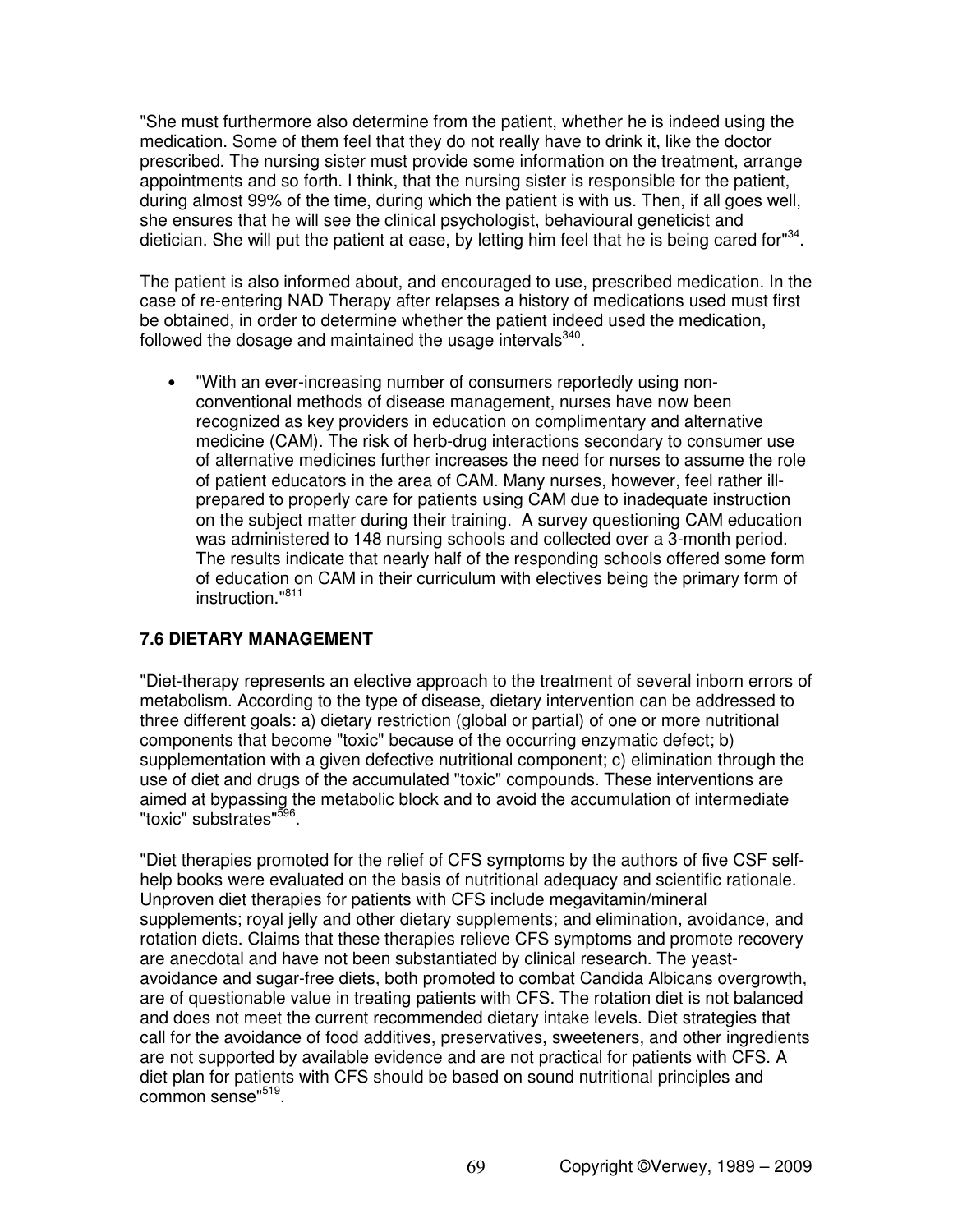"She must furthermore also determine from the patient, whether he is indeed using the medication. Some of them feel that they do not really have to drink it, like the doctor prescribed. The nursing sister must provide some information on the treatment, arrange appointments and so forth. I think, that the nursing sister is responsible for the patient, during almost 99% of the time, during which the patient is with us. Then, if all goes well, she ensures that he will see the clinical psychologist, behavioural geneticist and dietician. She will put the patient at ease, by letting him feel that he is being cared for"[34].

The patient is also informed about, and encouraged to use, prescribed medication. In the case of re-entering NAD Therapy after relapses a history of medications used must first be obtained, in order to determine whether the patient indeed used the medication, followed the dosage and maintained the usage intervals[340].

- "With an ever-increasing number of consumers reportedly using non-conventional methods of disease management, nurses have now been recognized as key providers in education on complimentary and alternative medicine (CAM). The risk of herb-drug interactions secondary to consumer use of alternative medicines further increases the need for nurses to assume the role of patient educators in the area of CAM. Many nurses, however, feel rather ill-prepared to properly care for patients using CAM due to inadequate instruction on the subject matter during their training. A survey questioning CAM education was administered to 148 nursing schools and collected over a 3-month period. The results indicate that nearly half of the responding schools offered some form of education on CAM in their curriculum with electives being the primary form of instruction."[811]

### 7.6 DIETARY MANAGEMENT

"Diet-therapy represents an elective approach to the treatment of several inborn errors of metabolism. According to the type of disease, dietary intervention can be addressed to three different goals: a) dietary restriction (global or partial) of one or more nutritional components that become "toxic" because of the occurring enzymatic defect; b) supplementation with a given defective nutritional component; c) elimination through the use of diet and drugs of the accumulated "toxic" compounds. These interventions are aimed at bypassing the metabolic block and to avoid the accumulation of intermediate "toxic" substrates"[596].

"Diet therapies promoted for the relief of CFS symptoms by the authors of five CSF self-help books were evaluated on the basis of nutritional adequacy and scientific rationale. Unproven diet therapies for patients with CFS include megavitamin/mineral supplements; royal jelly and other dietary supplements; and elimination, avoidance, and rotation diets. Claims that these therapies relieve CFS symptoms and promote recovery are anecdotal and have not been substantiated by clinical research. The yeast-avoidance and sugar-free diets, both promoted to combat Candida Albicans overgrowth, are of questionable value in treating patients with CFS. The rotation diet is not balanced and does not meet the current recommended dietary intake levels. Diet strategies that call for the avoidance of food additives, preservatives, sweeteners, and other ingredients are not supported by available evidence and are not practical for patients with CFS. A diet plan for patients with CFS should be based on sound nutritional principles and common sense"[519].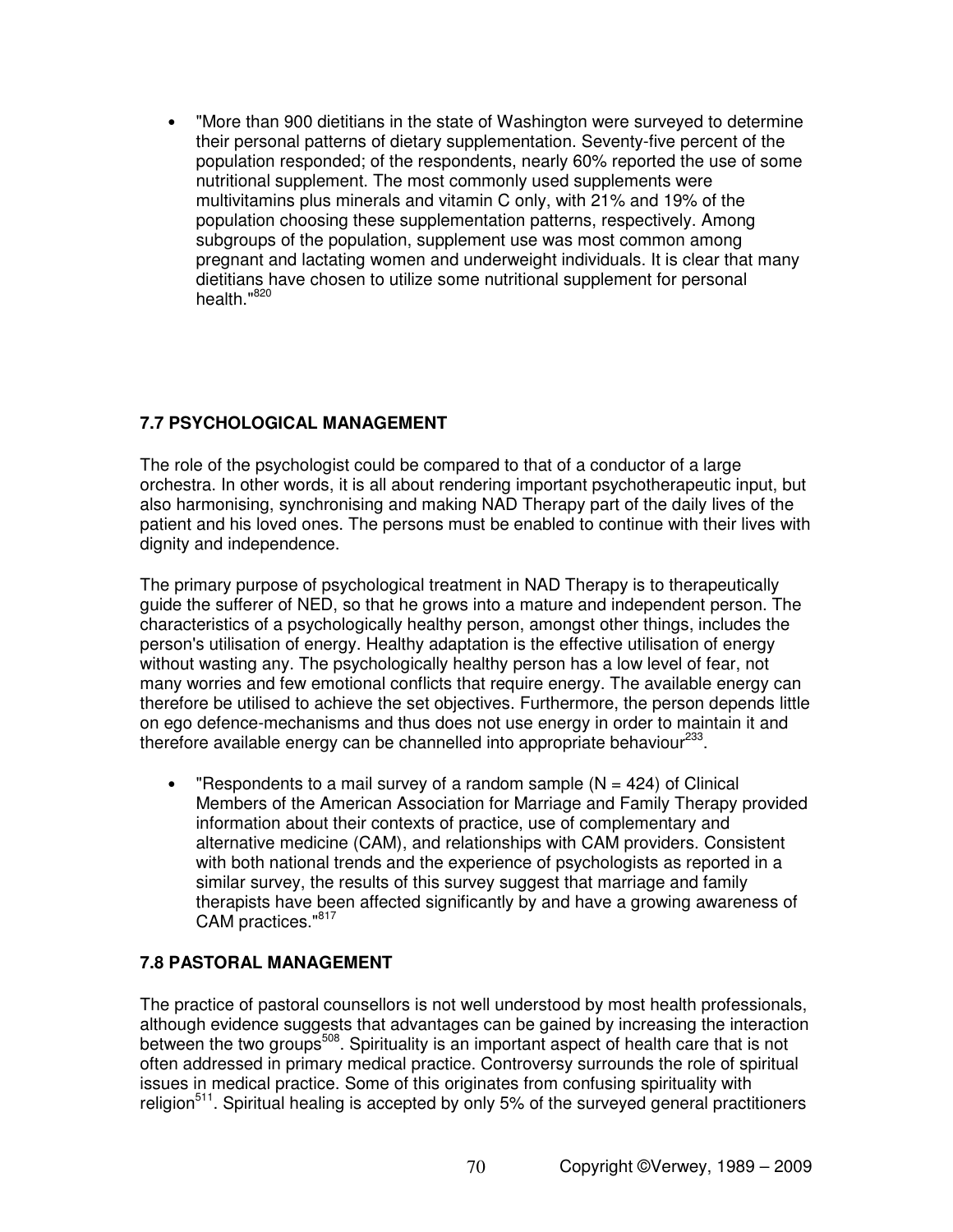- "More than 900 dietitians in the state of Washington were surveyed to determine their personal patterns of dietary supplementation. Seventy-five percent of the population responded; of the respondents, nearly 60% reported the use of some nutritional supplement. The most commonly used supplements were multivitamins plus minerals and vitamin C only, with 21% and 19% of the population choosing these supplementation patterns, respectively. Among subgroups of the population, supplement use was most common among pregnant and lactating women and underweight individuals. It is clear that many dietitians have chosen to utilize some nutritional supplement for personal health."[820]

### 7.7 PSYCHOLOGICAL MANAGEMENT

The role of the psychologist could be compared to that of a conductor of a large orchestra. In other words, it is all about rendering important psychotherapeutic input, but also harmonising, synchronising and making NAD Therapy part of the daily lives of the patient and his loved ones. The persons must be enabled to continue with their lives with dignity and independence.

The primary purpose of psychological treatment in NAD Therapy is to therapeutically guide the sufferer of NED, so that he grows into a mature and independent person. The characteristics of a psychologically healthy person, amongst other things, includes the person's utilisation of energy. Healthy adaptation is the effective utilisation of energy without wasting any. The psychologically healthy person has a low level of fear, not many worries and few emotional conflicts that require energy. The available energy can therefore be utilised to achieve the set objectives. Furthermore, the person depends little on ego defence-mechanisms and thus does not use energy in order to maintain it and therefore available energy can be channelled into appropriate behaviour[233].

- "Respondents to a mail survey of a random sample (N = 424) of Clinical Members of the American Association for Marriage and Family Therapy provided information about their contexts of practice, use of complementary and alternative medicine (CAM), and relationships with CAM providers. Consistent with both national trends and the experience of psychologists as reported in a similar survey, the results of this survey suggest that marriage and family therapists have been affected significantly by and have a growing awareness of CAM practices."[817]

### 7.8 PASTORAL MANAGEMENT

The practice of pastoral counsellors is not well understood by most health professionals, although evidence suggests that advantages can be gained by increasing the interaction between the two groups[508]. Spirituality is an important aspect of health care that is not often addressed in primary medical practice. Controversy surrounds the role of spiritual issues in medical practice. Some of this originates from confusing spirituality with religion[511]. Spiritual healing is accepted by only 5% of the surveyed general practitioners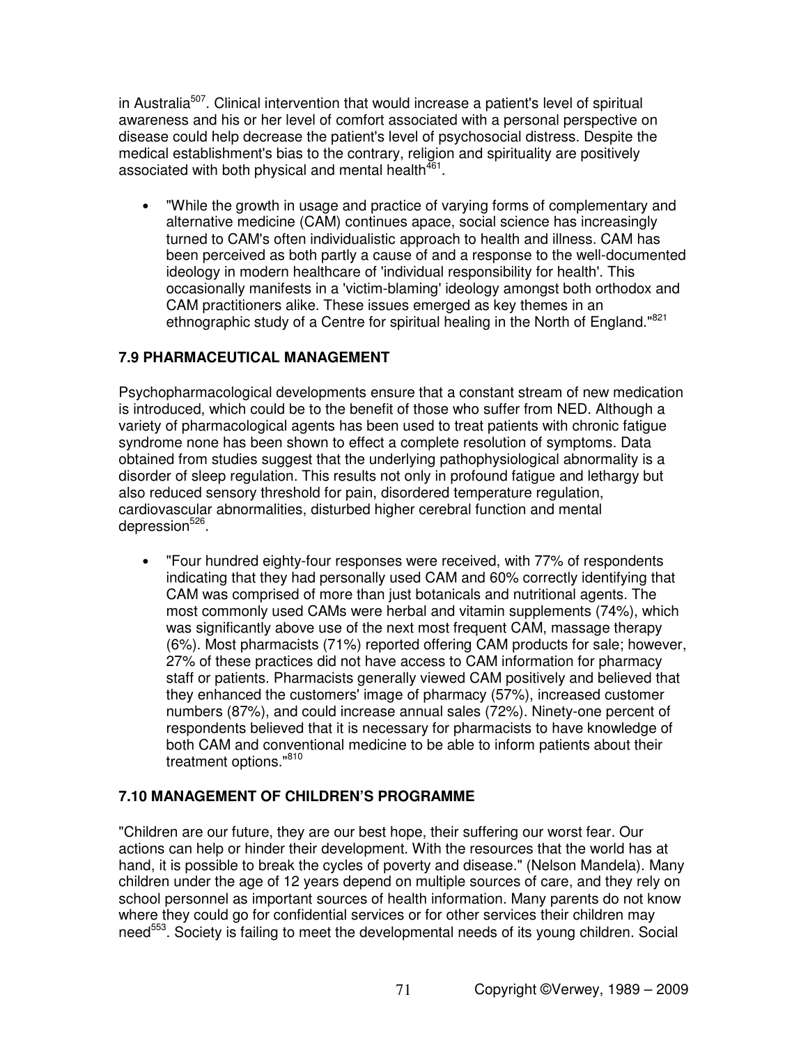in Australia[507]. Clinical intervention that would increase a patient's level of spiritual awareness and his or her level of comfort associated with a personal perspective on disease could help decrease the patient's level of psychosocial distress. Despite the medical establishment's bias to the contrary, religion and spirituality are positively associated with both physical and mental health[461].

- "While the growth in usage and practice of varying forms of complementary and alternative medicine (CAM) continues apace, social science has increasingly turned to CAM's often individualistic approach to health and illness. CAM has been perceived as both partly a cause of and a response to the well-documented ideology in modern healthcare of 'individual responsibility for health'. This occasionally manifests in a 'victim-blaming' ideology amongst both orthodox and CAM practitioners alike. These issues emerged as key themes in an ethnographic study of a Centre for spiritual healing in the North of England."[821]

## 7.9 PHARMACEUTICAL MANAGEMENT

Psychopharmacological developments ensure that a constant stream of new medication is introduced, which could be to the benefit of those who suffer from NED. Although a variety of pharmacological agents has been used to treat patients with chronic fatigue syndrome none has been shown to effect a complete resolution of symptoms. Data obtained from studies suggest that the underlying pathophysiological abnormality is a disorder of sleep regulation. This results not only in profound fatigue and lethargy but also reduced sensory threshold for pain, disordered temperature regulation, cardiovascular abnormalities, disturbed higher cerebral function and mental depression[526].

- "Four hundred eighty-four responses were received, with 77% of respondents indicating that they had personally used CAM and 60% correctly identifying that CAM was comprised of more than just botanicals and nutritional agents. The most commonly used CAMs were herbal and vitamin supplements (74%), which was significantly above use of the next most frequent CAM, massage therapy (6%). Most pharmacists (71%) reported offering CAM products for sale; however, 27% of these practices did not have access to CAM information for pharmacy staff or patients. Pharmacists generally viewed CAM positively and believed that they enhanced the customers' image of pharmacy (57%), increased customer numbers (87%), and could increase annual sales (72%). Ninety-one percent of respondents believed that it is necessary for pharmacists to have knowledge of both CAM and conventional medicine to be able to inform patients about their treatment options."[810]

## 7.10 MANAGEMENT OF CHILDREN'S PROGRAMME

"Children are our future, they are our best hope, their suffering our worst fear. Our actions can help or hinder their development. With the resources that the world has at hand, it is possible to break the cycles of poverty and disease." (Nelson Mandela). Many children under the age of 12 years depend on multiple sources of care, and they rely on school personnel as important sources of health information. Many parents do not know where they could go for confidential services or for other services their children may need[553]. Society is failing to meet the developmental needs of its young children. Social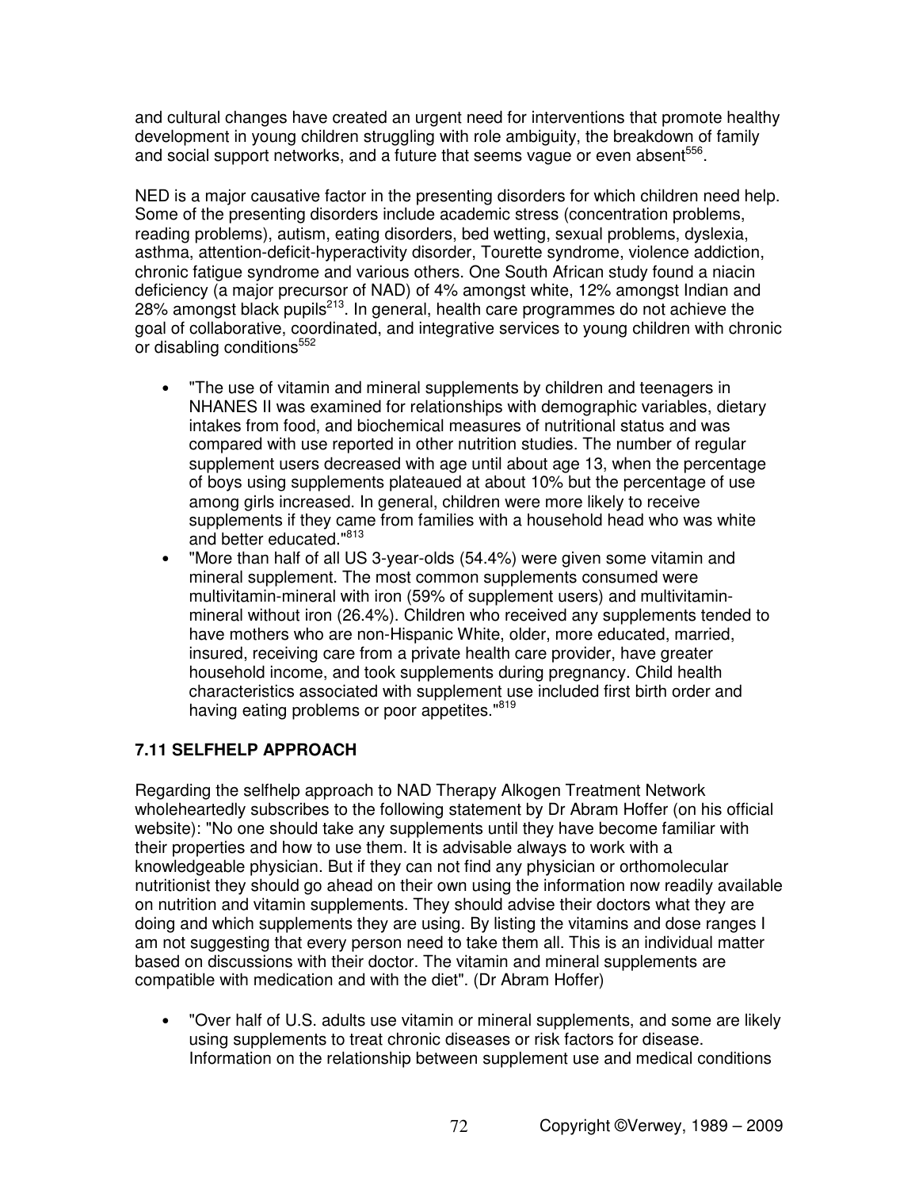and cultural changes have created an urgent need for interventions that promote healthy development in young children struggling with role ambiguity, the breakdown of family and social support networks, and a future that seems vague or even absent[556].

NED is a major causative factor in the presenting disorders for which children need help. Some of the presenting disorders include academic stress (concentration problems, reading problems), autism, eating disorders, bed wetting, sexual problems, dyslexia, asthma, attention-deficit-hyperactivity disorder, Tourette syndrome, violence addiction, chronic fatigue syndrome and various others. One South African study found a niacin deficiency (a major precursor of NAD) of 4% amongst white, 12% amongst Indian and 28% amongst black pupils[213]. In general, health care programmes do not achieve the goal of collaborative, coordinated, and integrative services to young children with chronic or disabling conditions[552]

- "The use of vitamin and mineral supplements by children and teenagers in NHANES II was examined for relationships with demographic variables, dietary intakes from food, and biochemical measures of nutritional status and was compared with use reported in other nutrition studies. The number of regular supplement users decreased with age until about age 13, when the percentage of boys using supplements plateaued at about 10% but the percentage of use among girls increased. In general, children were more likely to receive supplements if they came from families with a household head who was white and better educated."[813]
- "More than half of all US 3-year-olds (54.4%) were given some vitamin and mineral supplement. The most common supplements consumed were multivitamin-mineral with iron (59% of supplement users) and multivitamin-mineral without iron (26.4%). Children who received any supplements tended to have mothers who are non-Hispanic White, older, more educated, married, insured, receiving care from a private health care provider, have greater household income, and took supplements during pregnancy. Child health characteristics associated with supplement use included first birth order and having eating problems or poor appetites."[819]

## 7.11 SELFHELP APPROACH

Regarding the selfhelp approach to NAD Therapy Alkogen Treatment Network wholeheartedly subscribes to the following statement by Dr Abram Hoffer (on his official website): "No one should take any supplements until they have become familiar with their properties and how to use them. It is advisable always to work with a knowledgeable physician. But if they can not find any physician or orthomolecular nutritionist they should go ahead on their own using the information now readily available on nutrition and vitamin supplements. They should advise their doctors what they are doing and which supplements they are using. By listing the vitamins and dose ranges I am not suggesting that every person need to take them all. This is an individual matter based on discussions with their doctor. The vitamin and mineral supplements are compatible with medication and with the diet". (Dr Abram Hoffer)

- "Over half of U.S. adults use vitamin or mineral supplements, and some are likely using supplements to treat chronic diseases or risk factors for disease. Information on the relationship between supplement use and medical conditions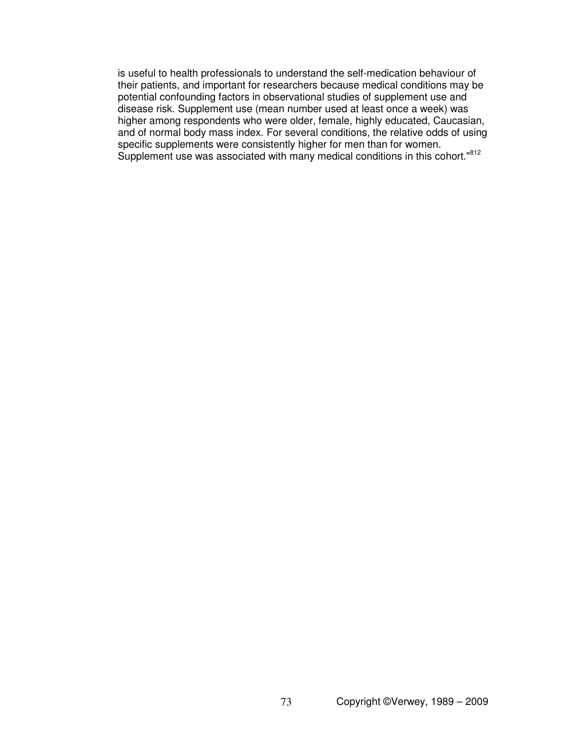is useful to health professionals to understand the self-medication behaviour of their patients, and important for researchers because medical conditions may be potential confounding factors in observational studies of supplement use and disease risk. Supplement use (mean number used at least once a week) was higher among respondents who were older, female, highly educated, Caucasian, and of normal body mass index. For several conditions, the relative odds of using specific supplements were consistently higher for men than for women. Supplement use was associated with many medical conditions in this cohort."[812]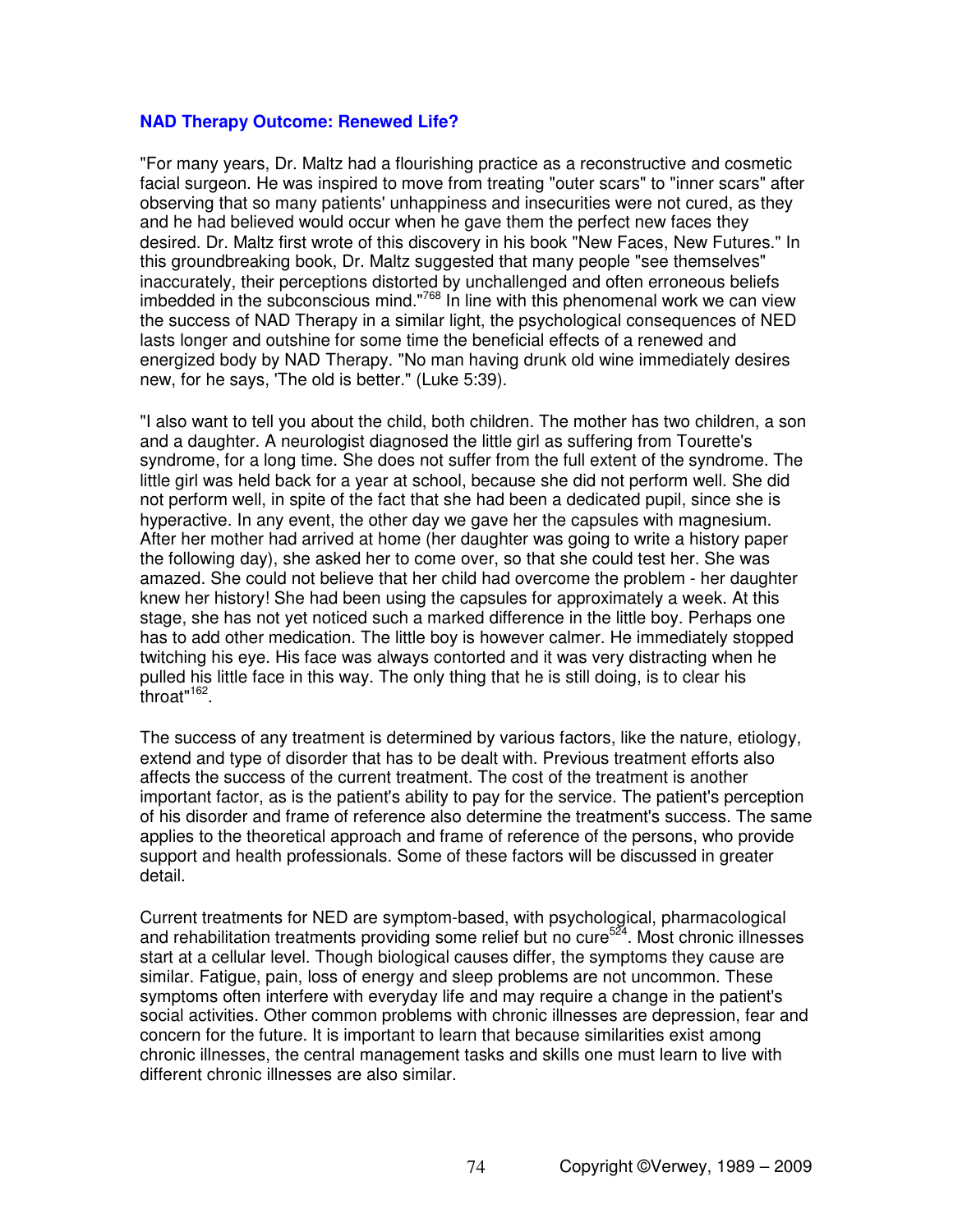### NAD Therapy Outcome: Renewed Life?

"For many years, Dr. Maltz had a flourishing practice as a reconstructive and cosmetic facial surgeon. He was inspired to move from treating "outer scars" to "inner scars" after observing that so many patients' unhappiness and insecurities were not cured, as they and he had believed would occur when he gave them the perfect new faces they desired. Dr. Maltz first wrote of this discovery in his book "New Faces, New Futures." In this groundbreaking book, Dr. Maltz suggested that many people "see themselves" inaccurately, their perceptions distorted by unchallenged and often erroneous beliefs imbedded in the subconscious mind."[768] In line with this phenomenal work we can view the success of NAD Therapy in a similar light, the psychological consequences of NED lasts longer and outshine for some time the beneficial effects of a renewed and energized body by NAD Therapy. "No man having drunk old wine immediately desires new, for he says, 'The old is better." (Luke 5:39).

"I also want to tell you about the child, both children. The mother has two children, a son and a daughter. A neurologist diagnosed the little girl as suffering from Tourette's syndrome, for a long time. She does not suffer from the full extent of the syndrome. The little girl was held back for a year at school, because she did not perform well. She did not perform well, in spite of the fact that she had been a dedicated pupil, since she is hyperactive. In any event, the other day we gave her the capsules with magnesium. After her mother had arrived at home (her daughter was going to write a history paper the following day), she asked her to come over, so that she could test her. She was amazed. She could not believe that her child had overcome the problem - her daughter knew her history! She had been using the capsules for approximately a week. At this stage, she has not yet noticed such a marked difference in the little boy. Perhaps one has to add other medication. The little boy is however calmer. He immediately stopped twitching his eye. His face was always contorted and it was very distracting when he pulled his little face in this way. The only thing that he is still doing, is to clear his throat"[162].

The success of any treatment is determined by various factors, like the nature, etiology, extend and type of disorder that has to be dealt with. Previous treatment efforts also affects the success of the current treatment. The cost of the treatment is another important factor, as is the patient's ability to pay for the service. The patient's perception of his disorder and frame of reference also determine the treatment's success. The same applies to the theoretical approach and frame of reference of the persons, who provide support and health professionals. Some of these factors will be discussed in greater detail.

Current treatments for NED are symptom-based, with psychological, pharmacological and rehabilitation treatments providing some relief but no cure[524]. Most chronic illnesses start at a cellular level. Though biological causes differ, the symptoms they cause are similar. Fatigue, pain, loss of energy and sleep problems are not uncommon. These symptoms often interfere with everyday life and may require a change in the patient's social activities. Other common problems with chronic illnesses are depression, fear and concern for the future. It is important to learn that because similarities exist among chronic illnesses, the central management tasks and skills one must learn to live with different chronic illnesses are also similar.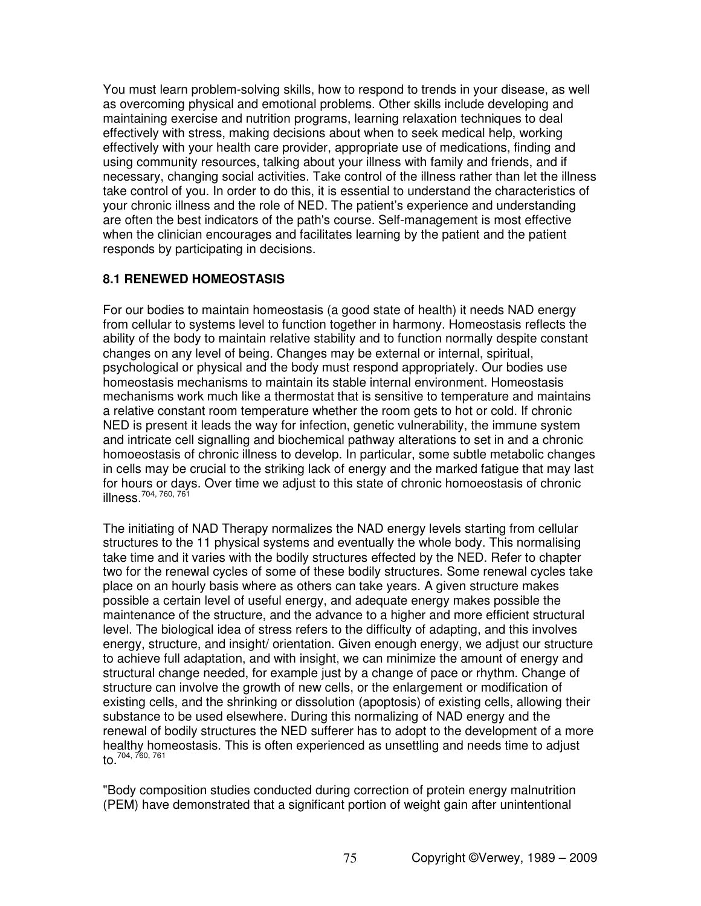You must learn problem-solving skills, how to respond to trends in your disease, as well as overcoming physical and emotional problems. Other skills include developing and maintaining exercise and nutrition programs, learning relaxation techniques to deal effectively with stress, making decisions about when to seek medical help, working effectively with your health care provider, appropriate use of medications, finding and using community resources, talking about your illness with family and friends, and if necessary, changing social activities. Take control of the illness rather than let the illness take control of you. In order to do this, it is essential to understand the characteristics of your chronic illness and the role of NED. The patient's experience and understanding are often the best indicators of the path's course. Self-management is most effective when the clinician encourages and facilitates learning by the patient and the patient responds by participating in decisions.

### 8.1 RENEWED HOMEOSTASIS

For our bodies to maintain homeostasis (a good state of health) it needs NAD energy from cellular to systems level to function together in harmony. Homeostasis reflects the ability of the body to maintain relative stability and to function normally despite constant changes on any level of being. Changes may be external or internal, spiritual, psychological or physical and the body must respond appropriately. Our bodies use homeostasis mechanisms to maintain its stable internal environment. Homeostasis mechanisms work much like a thermostat that is sensitive to temperature and maintains a relative constant room temperature whether the room gets to hot or cold. If chronic NED is present it leads the way for infection, genetic vulnerability, the immune system and intricate cell signalling and biochemical pathway alterations to set in and a chronic homoeostasis of chronic illness to develop. In particular, some subtle metabolic changes in cells may be crucial to the striking lack of energy and the marked fatigue that may last for hours or days. Over time we adjust to this state of chronic homoeostasis of chronic illness.[704, 760, 761]

The initiating of NAD Therapy normalizes the NAD energy levels starting from cellular structures to the 11 physical systems and eventually the whole body. This normalising take time and it varies with the bodily structures effected by the NED. Refer to chapter two for the renewal cycles of some of these bodily structures. Some renewal cycles take place on an hourly basis where as others can take years. A given structure makes possible a certain level of useful energy, and adequate energy makes possible the maintenance of the structure, and the advance to a higher and more efficient structural level. The biological idea of stress refers to the difficulty of adapting, and this involves energy, structure, and insight/ orientation. Given enough energy, we adjust our structure to achieve full adaptation, and with insight, we can minimize the amount of energy and structural change needed, for example just by a change of pace or rhythm. Change of structure can involve the growth of new cells, or the enlargement or modification of existing cells, and the shrinking or dissolution (apoptosis) of existing cells, allowing their substance to be used elsewhere. During this normalizing of NAD energy and the renewal of bodily structures the NED sufferer has to adopt to the development of a more healthy homeostasis. This is often experienced as unsettling and needs time to adjust to.[704, 760, 761]

"Body composition studies conducted during correction of protein energy malnutrition (PEM) have demonstrated that a significant portion of weight gain after unintentional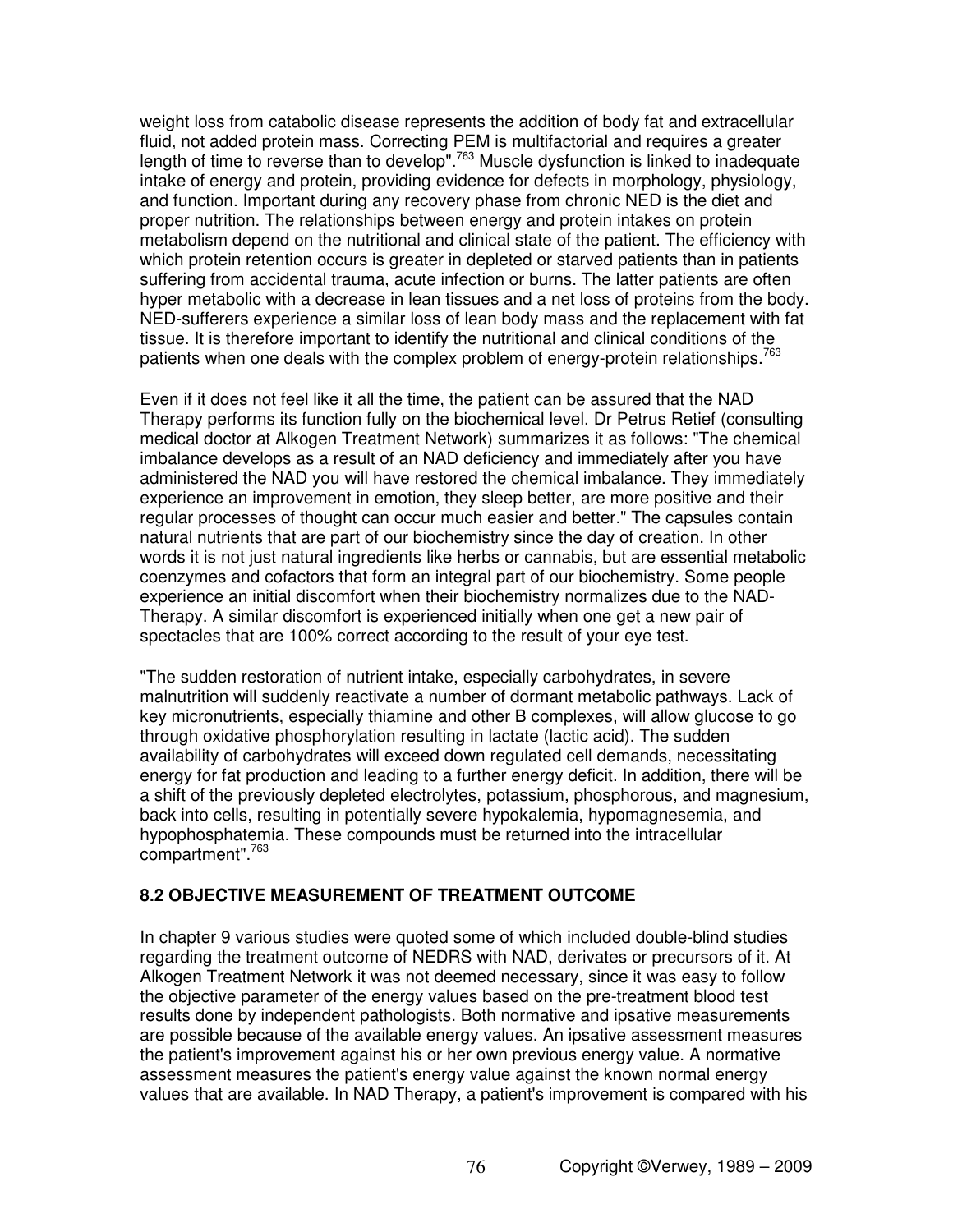weight loss from catabolic disease represents the addition of body fat and extracellular fluid, not added protein mass. Correcting PEM is multifactorial and requires a greater length of time to reverse than to develop".[763] Muscle dysfunction is linked to inadequate intake of energy and protein, providing evidence for defects in morphology, physiology, and function. Important during any recovery phase from chronic NED is the diet and proper nutrition. The relationships between energy and protein intakes on protein metabolism depend on the nutritional and clinical state of the patient. The efficiency with which protein retention occurs is greater in depleted or starved patients than in patients suffering from accidental trauma, acute infection or burns. The latter patients are often hyper metabolic with a decrease in lean tissues and a net loss of proteins from the body. NED-sufferers experience a similar loss of lean body mass and the replacement with fat tissue. It is therefore important to identify the nutritional and clinical conditions of the patients when one deals with the complex problem of energy-protein relationships.[763]

Even if it does not feel like it all the time, the patient can be assured that the NAD Therapy performs its function fully on the biochemical level. Dr Petrus Retief (consulting medical doctor at Alkogen Treatment Network) summarizes it as follows: "The chemical imbalance develops as a result of an NAD deficiency and immediately after you have administered the NAD you will have restored the chemical imbalance. They immediately experience an improvement in emotion, they sleep better, are more positive and their regular processes of thought can occur much easier and better." The capsules contain natural nutrients that are part of our biochemistry since the day of creation. In other words it is not just natural ingredients like herbs or cannabis, but are essential metabolic coenzymes and cofactors that form an integral part of our biochemistry. Some people experience an initial discomfort when their biochemistry normalizes due to the NAD-Therapy. A similar discomfort is experienced initially when one get a new pair of spectacles that are 100% correct according to the result of your eye test.

"The sudden restoration of nutrient intake, especially carbohydrates, in severe malnutrition will suddenly reactivate a number of dormant metabolic pathways. Lack of key micronutrients, especially thiamine and other B complexes, will allow glucose to go through oxidative phosphorylation resulting in lactate (lactic acid). The sudden availability of carbohydrates will exceed down regulated cell demands, necessitating energy for fat production and leading to a further energy deficit. In addition, there will be a shift of the previously depleted electrolytes, potassium, phosphorous, and magnesium, back into cells, resulting in potentially severe hypokalemia, hypomagnesemia, and hypophosphatemia. These compounds must be returned into the intracellular compartment".[763]

### 8.2 OBJECTIVE MEASUREMENT OF TREATMENT OUTCOME

In chapter 9 various studies were quoted some of which included double-blind studies regarding the treatment outcome of NEDRS with NAD, derivates or precursors of it. At Alkogen Treatment Network it was not deemed necessary, since it was easy to follow the objective parameter of the energy values based on the pre-treatment blood test results done by independent pathologists. Both normative and ipsative measurements are possible because of the available energy values. An ipsative assessment measures the patient's improvement against his or her own previous energy value. A normative assessment measures the patient's energy value against the known normal energy values that are available. In NAD Therapy, a patient's improvement is compared with his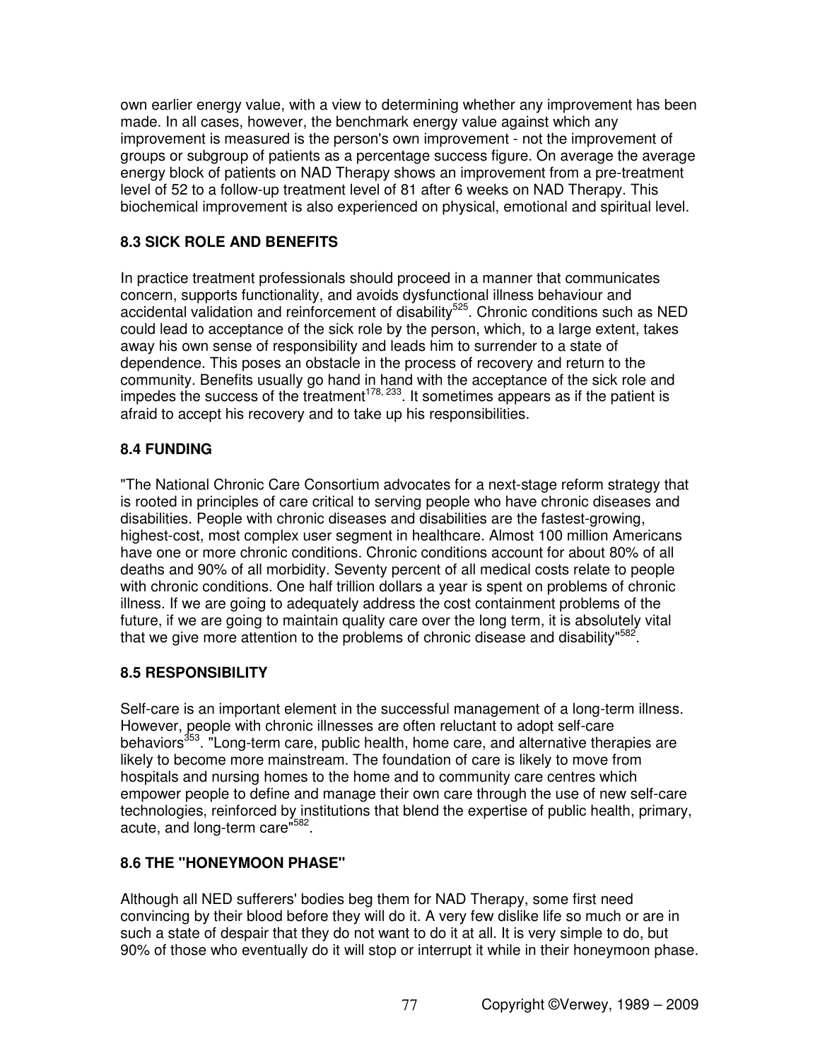own earlier energy value, with a view to determining whether any improvement has been made. In all cases, however, the benchmark energy value against which any improvement is measured is the person's own improvement - not the improvement of groups or subgroup of patients as a percentage success figure. On average the average energy block of patients on NAD Therapy shows an improvement from a pre-treatment level of 52 to a follow-up treatment level of 81 after 6 weeks on NAD Therapy. This biochemical improvement is also experienced on physical, emotional and spiritual level.

### 8.3 SICK ROLE AND BENEFITS

In practice treatment professionals should proceed in a manner that communicates concern, supports functionality, and avoids dysfunctional illness behaviour and accidental validation and reinforcement of disability[525]. Chronic conditions such as NED could lead to acceptance of the sick role by the person, which, to a large extent, takes away his own sense of responsibility and leads him to surrender to a state of dependence. This poses an obstacle in the process of recovery and return to the community. Benefits usually go hand in hand with the acceptance of the sick role and impedes the success of the treatment[178, 233]. It sometimes appears as if the patient is afraid to accept his recovery and to take up his responsibilities.

### 8.4 FUNDING

"The National Chronic Care Consortium advocates for a next-stage reform strategy that is rooted in principles of care critical to serving people who have chronic diseases and disabilities. People with chronic diseases and disabilities are the fastest-growing, highest-cost, most complex user segment in healthcare. Almost 100 million Americans have one or more chronic conditions. Chronic conditions account for about 80% of all deaths and 90% of all morbidity. Seventy percent of all medical costs relate to people with chronic conditions. One half trillion dollars a year is spent on problems of chronic illness. If we are going to adequately address the cost containment problems of the future, if we are going to maintain quality care over the long term, it is absolutely vital that we give more attention to the problems of chronic disease and disability"[582].

### 8.5 RESPONSIBILITY

Self-care is an important element in the successful management of a long-term illness. However, people with chronic illnesses are often reluctant to adopt self-care behaviors[353]. "Long-term care, public health, home care, and alternative therapies are likely to become more mainstream. The foundation of care is likely to move from hospitals and nursing homes to the home and to community care centres which empower people to define and manage their own care through the use of new self-care technologies, reinforced by institutions that blend the expertise of public health, primary, acute, and long-term care"[582].

### 8.6 THE "HONEYMOON PHASE"

Although all NED sufferers' bodies beg them for NAD Therapy, some first need convincing by their blood before they will do it. A very few dislike life so much or are in such a state of despair that they do not want to do it at all. It is very simple to do, but 90% of those who eventually do it will stop or interrupt it while in their honeymoon phase.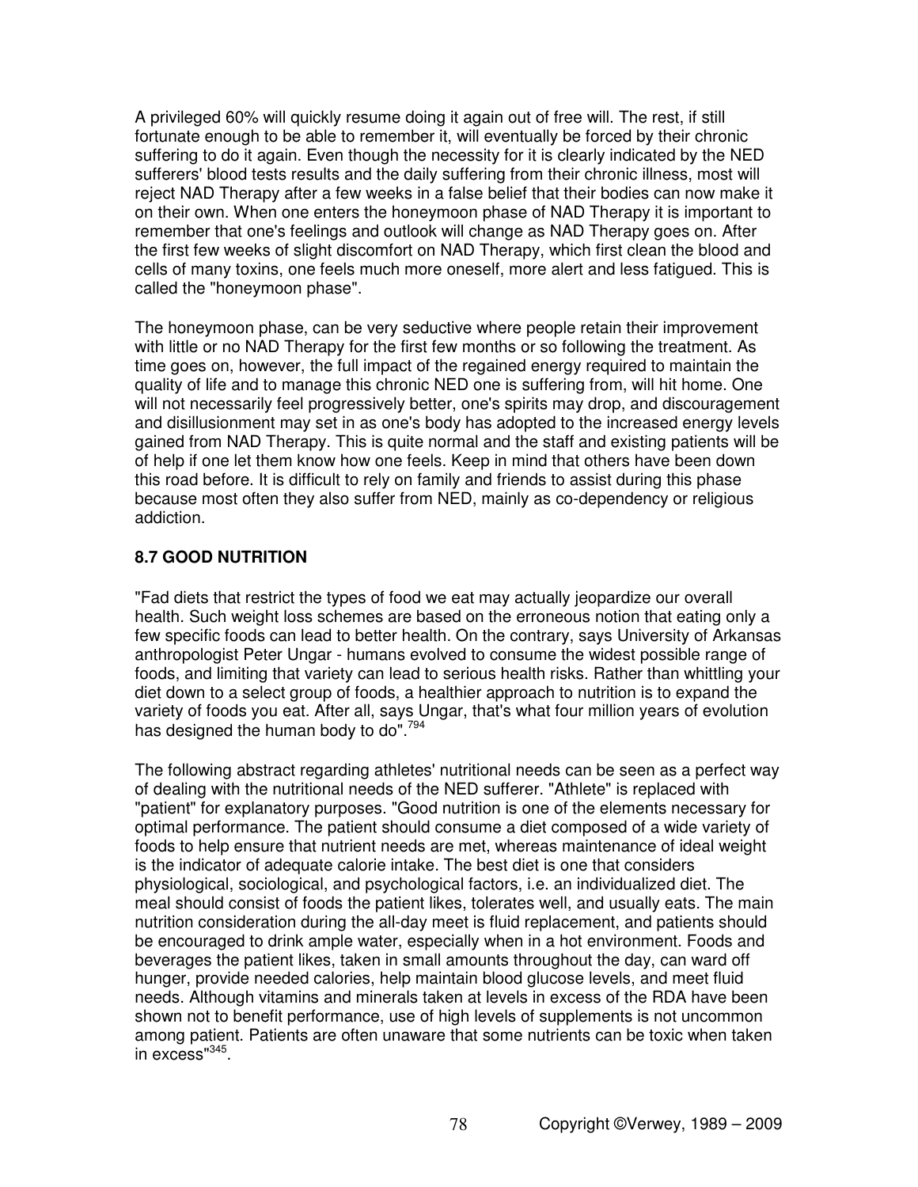A privileged 60% will quickly resume doing it again out of free will. The rest, if still fortunate enough to be able to remember it, will eventually be forced by their chronic suffering to do it again. Even though the necessity for it is clearly indicated by the NED sufferers' blood tests results and the daily suffering from their chronic illness, most will reject NAD Therapy after a few weeks in a false belief that their bodies can now make it on their own. When one enters the honeymoon phase of NAD Therapy it is important to remember that one's feelings and outlook will change as NAD Therapy goes on. After the first few weeks of slight discomfort on NAD Therapy, which first clean the blood and cells of many toxins, one feels much more oneself, more alert and less fatigued. This is called the "honeymoon phase".

The honeymoon phase, can be very seductive where people retain their improvement with little or no NAD Therapy for the first few months or so following the treatment. As time goes on, however, the full impact of the regained energy required to maintain the quality of life and to manage this chronic NED one is suffering from, will hit home. One will not necessarily feel progressively better, one's spirits may drop, and discouragement and disillusionment may set in as one's body has adopted to the increased energy levels gained from NAD Therapy. This is quite normal and the staff and existing patients will be of help if one let them know how one feels. Keep in mind that others have been down this road before. It is difficult to rely on family and friends to assist during this phase because most often they also suffer from NED, mainly as co-dependency or religious addiction.

### 8.7 GOOD NUTRITION

"Fad diets that restrict the types of food we eat may actually jeopardize our overall health. Such weight loss schemes are based on the erroneous notion that eating only a few specific foods can lead to better health. On the contrary, says University of Arkansas anthropologist Peter Ungar - humans evolved to consume the widest possible range of foods, and limiting that variety can lead to serious health risks. Rather than whittling your diet down to a select group of foods, a healthier approach to nutrition is to expand the variety of foods you eat. After all, says Ungar, that's what four million years of evolution has designed the human body to do".[794]

The following abstract regarding athletes' nutritional needs can be seen as a perfect way of dealing with the nutritional needs of the NED sufferer. "Athlete" is replaced with "patient" for explanatory purposes. "Good nutrition is one of the elements necessary for optimal performance. The patient should consume a diet composed of a wide variety of foods to help ensure that nutrient needs are met, whereas maintenance of ideal weight is the indicator of adequate calorie intake. The best diet is one that considers physiological, sociological, and psychological factors, i.e. an individualized diet. The meal should consist of foods the patient likes, tolerates well, and usually eats. The main nutrition consideration during the all-day meet is fluid replacement, and patients should be encouraged to drink ample water, especially when in a hot environment. Foods and beverages the patient likes, taken in small amounts throughout the day, can ward off hunger, provide needed calories, help maintain blood glucose levels, and meet fluid needs. Although vitamins and minerals taken at levels in excess of the RDA have been shown not to benefit performance, use of high levels of supplements is not uncommon among patient. Patients are often unaware that some nutrients can be toxic when taken in excess"[345].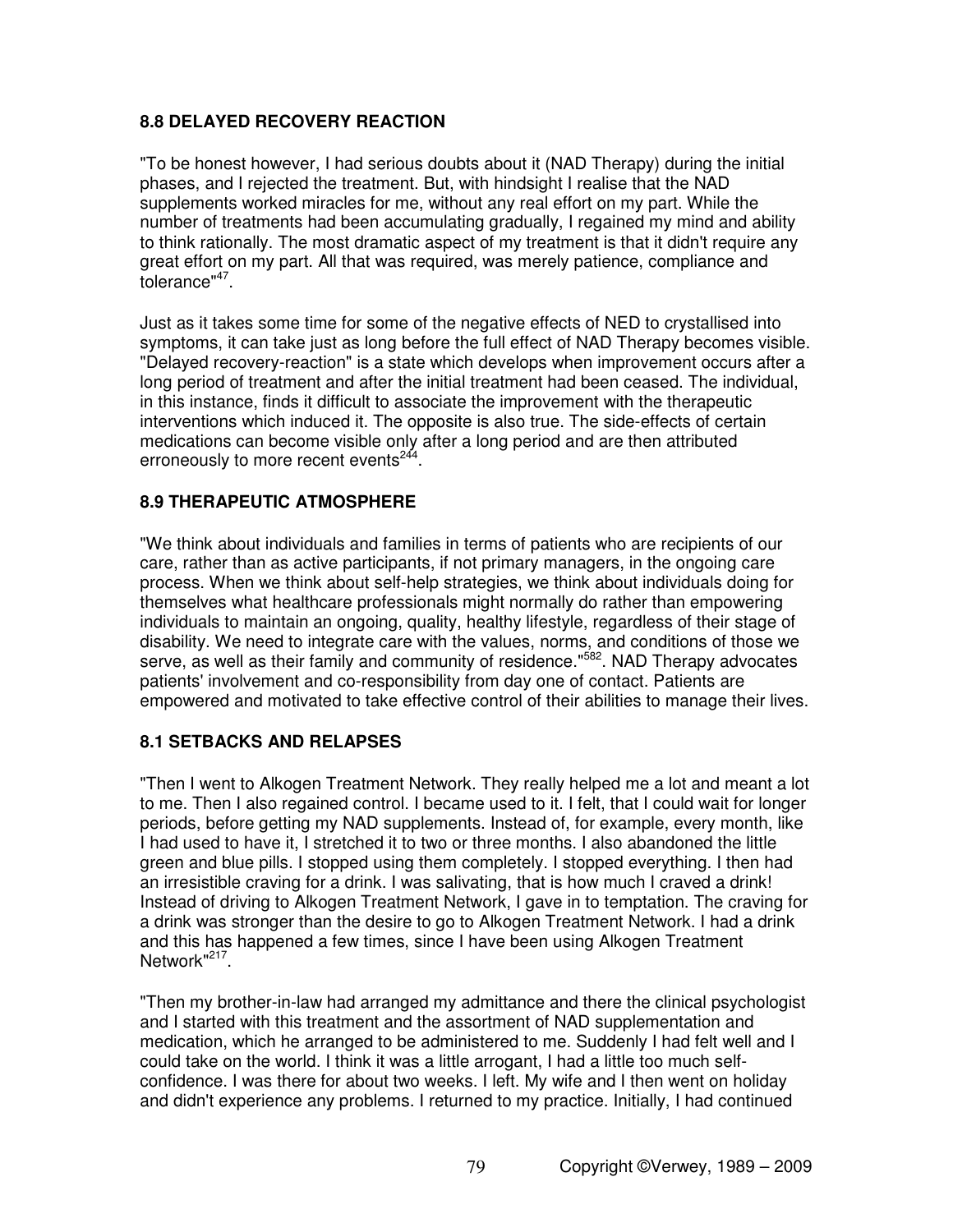## 8.8 DELAYED RECOVERY REACTION

"To be honest however, I had serious doubts about it (NAD Therapy) during the initial phases, and I rejected the treatment. But, with hindsight I realise that the NAD supplements worked miracles for me, without any real effort on my part. While the number of treatments had been accumulating gradually, I regained my mind and ability to think rationally. The most dramatic aspect of my treatment is that it didn't require any great effort on my part. All that was required, was merely patience, compliance and tolerance"[47].

Just as it takes some time for some of the negative effects of NED to crystallised into symptoms, it can take just as long before the full effect of NAD Therapy becomes visible. "Delayed recovery-reaction" is a state which develops when improvement occurs after a long period of treatment and after the initial treatment had been ceased. The individual, in this instance, finds it difficult to associate the improvement with the therapeutic interventions which induced it. The opposite is also true. The side-effects of certain medications can become visible only after a long period and are then attributed erroneously to more recent events[244].

## 8.9 THERAPEUTIC ATMOSPHERE

"We think about individuals and families in terms of patients who are recipients of our care, rather than as active participants, if not primary managers, in the ongoing care process. When we think about self-help strategies, we think about individuals doing for themselves what healthcare professionals might normally do rather than empowering individuals to maintain an ongoing, quality, healthy lifestyle, regardless of their stage of disability. We need to integrate care with the values, norms, and conditions of those we serve, as well as their family and community of residence."[582]. NAD Therapy advocates patients' involvement and co-responsibility from day one of contact. Patients are empowered and motivated to take effective control of their abilities to manage their lives.

## 8.1 SETBACKS AND RELAPSES

"Then I went to Alkogen Treatment Network. They really helped me a lot and meant a lot to me. Then I also regained control. I became used to it. I felt, that I could wait for longer periods, before getting my NAD supplements. Instead of, for example, every month, like I had used to have it, I stretched it to two or three months. I also abandoned the little green and blue pills. I stopped using them completely. I stopped everything. I then had an irresistible craving for a drink. I was salivating, that is how much I craved a drink! Instead of driving to Alkogen Treatment Network, I gave in to temptation. The craving for a drink was stronger than the desire to go to Alkogen Treatment Network. I had a drink and this has happened a few times, since I have been using Alkogen Treatment Network"[217].

"Then my brother-in-law had arranged my admittance and there the clinical psychologist and I started with this treatment and the assortment of NAD supplementation and medication, which he arranged to be administered to me. Suddenly I had felt well and I could take on the world. I think it was a little arrogant, I had a little too much self-confidence. I was there for about two weeks. I left. My wife and I then went on holiday and didn't experience any problems. I returned to my practice. Initially, I had continued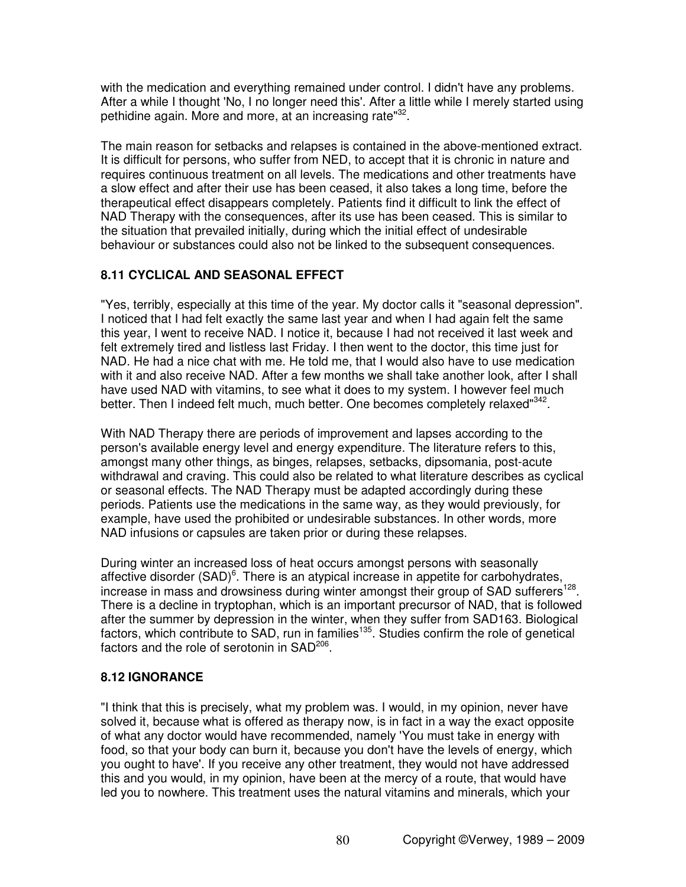with the medication and everything remained under control. I didn't have any problems. After a while I thought 'No, I no longer need this'. After a little while I merely started using pethidine again. More and more, at an increasing rate"[32].

The main reason for setbacks and relapses is contained in the above-mentioned extract. It is difficult for persons, who suffer from NED, to accept that it is chronic in nature and requires continuous treatment on all levels. The medications and other treatments have a slow effect and after their use has been ceased, it also takes a long time, before the therapeutical effect disappears completely. Patients find it difficult to link the effect of NAD Therapy with the consequences, after its use has been ceased. This is similar to the situation that prevailed initially, during which the initial effect of undesirable behaviour or substances could also not be linked to the subsequent consequences.

### 8.11 CYCLICAL AND SEASONAL EFFECT

"Yes, terribly, especially at this time of the year. My doctor calls it "seasonal depression". I noticed that I had felt exactly the same last year and when I had again felt the same this year, I went to receive NAD. I notice it, because I had not received it last week and felt extremely tired and listless last Friday. I then went to the doctor, this time just for NAD. He had a nice chat with me. He told me, that I would also have to use medication with it and also receive NAD. After a few months we shall take another look, after I shall have used NAD with vitamins, to see what it does to my system. I however feel much better. Then I indeed felt much, much better. One becomes completely relaxed"[342].

With NAD Therapy there are periods of improvement and lapses according to the person's available energy level and energy expenditure. The literature refers to this, amongst many other things, as binges, relapses, setbacks, dipsomania, post-acute withdrawal and craving. This could also be related to what literature describes as cyclical or seasonal effects. The NAD Therapy must be adapted accordingly during these periods. Patients use the medications in the same way, as they would previously, for example, have used the prohibited or undesirable substances. In other words, more NAD infusions or capsules are taken prior or during these relapses.

During winter an increased loss of heat occurs amongst persons with seasonally affective disorder (SAD)[6]. There is an atypical increase in appetite for carbohydrates, increase in mass and drowsiness during winter amongst their group of SAD sufferers[128]. There is a decline in tryptophan, which is an important precursor of NAD, that is followed after the summer by depression in the winter, when they suffer from SAD163. Biological factors, which contribute to SAD, run in families[135]. Studies confirm the role of genetical factors and the role of serotonin in SAD[206].

### 8.12 IGNORANCE

"I think that this is precisely, what my problem was. I would, in my opinion, never have solved it, because what is offered as therapy now, is in fact in a way the exact opposite of what any doctor would have recommended, namely 'You must take in energy with food, so that your body can burn it, because you don't have the levels of energy, which you ought to have'. If you receive any other treatment, they would not have addressed this and you would, in my opinion, have been at the mercy of a route, that would have led you to nowhere. This treatment uses the natural vitamins and minerals, which your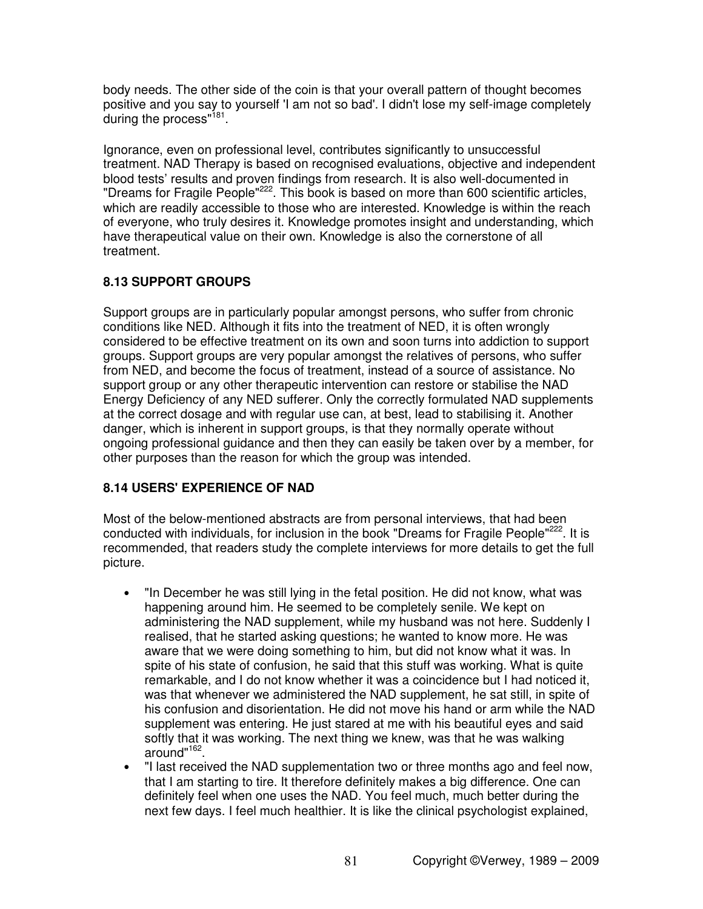body needs. The other side of the coin is that your overall pattern of thought becomes positive and you say to yourself 'I am not so bad'. I didn't lose my self-image completely during the process"[181].

Ignorance, even on professional level, contributes significantly to unsuccessful treatment. NAD Therapy is based on recognised evaluations, objective and independent blood tests' results and proven findings from research. It is also well-documented in "Dreams for Fragile People"[222]. This book is based on more than 600 scientific articles, which are readily accessible to those who are interested. Knowledge is within the reach of everyone, who truly desires it. Knowledge promotes insight and understanding, which have therapeutical value on their own. Knowledge is also the cornerstone of all treatment.

### 8.13 SUPPORT GROUPS

Support groups are in particularly popular amongst persons, who suffer from chronic conditions like NED. Although it fits into the treatment of NED, it is often wrongly considered to be effective treatment on its own and soon turns into addiction to support groups. Support groups are very popular amongst the relatives of persons, who suffer from NED, and become the focus of treatment, instead of a source of assistance. No support group or any other therapeutic intervention can restore or stabilise the NAD Energy Deficiency of any NED sufferer. Only the correctly formulated NAD supplements at the correct dosage and with regular use can, at best, lead to stabilising it. Another danger, which is inherent in support groups, is that they normally operate without ongoing professional guidance and then they can easily be taken over by a member, for other purposes than the reason for which the group was intended.

### 8.14 USERS' EXPERIENCE OF NAD

Most of the below-mentioned abstracts are from personal interviews, that had been conducted with individuals, for inclusion in the book "Dreams for Fragile People"[222]. It is recommended, that readers study the complete interviews for more details to get the full picture.

- "In December he was still lying in the fetal position. He did not know, what was happening around him. He seemed to be completely senile. We kept on administering the NAD supplement, while my husband was not here. Suddenly I realised, that he started asking questions; he wanted to know more. He was aware that we were doing something to him, but did not know what it was. In spite of his state of confusion, he said that this stuff was working. What is quite remarkable, and I do not know whether it was a coincidence but I had noticed it, was that whenever we administered the NAD supplement, he sat still, in spite of his confusion and disorientation. He did not move his hand or arm while the NAD supplement was entering. He just stared at me with his beautiful eyes and said softly that it was working. The next thing we knew, was that he was walking around"[162].
- "I last received the NAD supplementation two or three months ago and feel now, that I am starting to tire. It therefore definitely makes a big difference. One can definitely feel when one uses the NAD. You feel much, much better during the next few days. I feel much healthier. It is like the clinical psychologist explained,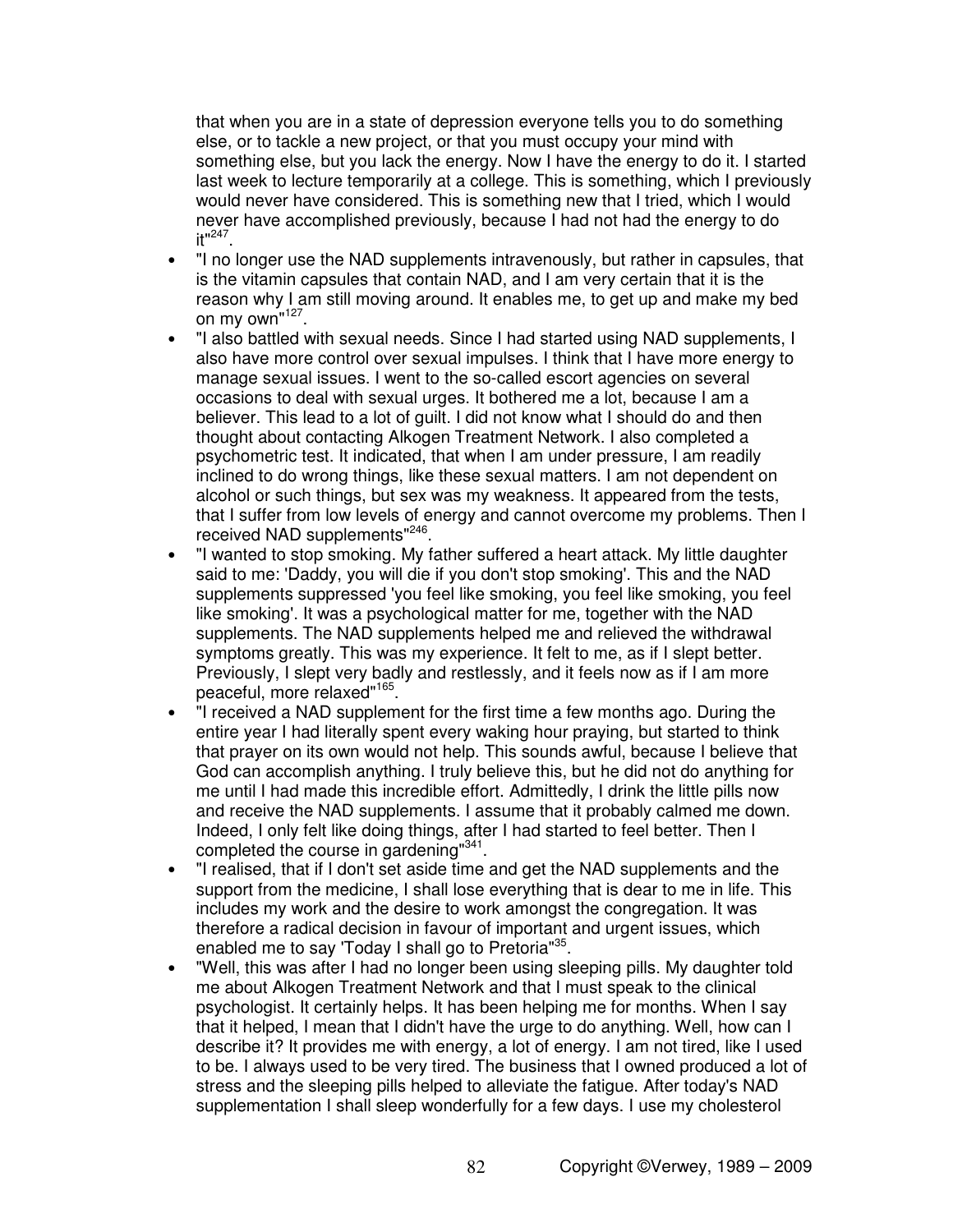that when you are in a state of depression everyone tells you to do something else, or to tackle a new project, or that you must occupy your mind with something else, but you lack the energy. Now I have the energy to do it. I started last week to lecture temporarily at a college. This is something, which I previously would never have considered. This is something new that I tried, which I would never have accomplished previously, because I had not had the energy to do it"[247].

- "I no longer use the NAD supplements intravenously, but rather in capsules, that is the vitamin capsules that contain NAD, and I am very certain that it is the reason why I am still moving around. It enables me, to get up and make my bed on my own"[127].
- "I also battled with sexual needs. Since I had started using NAD supplements, I also have more control over sexual impulses. I think that I have more energy to manage sexual issues. I went to the so-called escort agencies on several occasions to deal with sexual urges. It bothered me a lot, because I am a believer. This lead to a lot of guilt. I did not know what I should do and then thought about contacting Alkogen Treatment Network. I also completed a psychometric test. It indicated, that when I am under pressure, I am readily inclined to do wrong things, like these sexual matters. I am not dependent on alcohol or such things, but sex was my weakness. It appeared from the tests, that I suffer from low levels of energy and cannot overcome my problems. Then I received NAD supplements"[246].
- "I wanted to stop smoking. My father suffered a heart attack. My little daughter said to me: 'Daddy, you will die if you don't stop smoking'. This and the NAD supplements suppressed 'you feel like smoking, you feel like smoking, you feel like smoking'. It was a psychological matter for me, together with the NAD supplements. The NAD supplements helped me and relieved the withdrawal symptoms greatly. This was my experience. It felt to me, as if I slept better. Previously, I slept very badly and restlessly, and it feels now as if I am more peaceful, more relaxed"[165].
- "I received a NAD supplement for the first time a few months ago. During the entire year I had literally spent every waking hour praying, but started to think that prayer on its own would not help. This sounds awful, because I believe that God can accomplish anything. I truly believe this, but he did not do anything for me until I had made this incredible effort. Admittedly, I drink the little pills now and receive the NAD supplements. I assume that it probably calmed me down. Indeed, I only felt like doing things, after I had started to feel better. Then I completed the course in gardening"[341].
- "I realised, that if I don't set aside time and get the NAD supplements and the support from the medicine, I shall lose everything that is dear to me in life. This includes my work and the desire to work amongst the congregation. It was therefore a radical decision in favour of important and urgent issues, which enabled me to say 'Today I shall go to Pretoria"[35].
- "Well, this was after I had no longer been using sleeping pills. My daughter told me about Alkogen Treatment Network and that I must speak to the clinical psychologist. It certainly helps. It has been helping me for months. When I say that it helped, I mean that I didn't have the urge to do anything. Well, how can I describe it? It provides me with energy, a lot of energy. I am not tired, like I used to be. I always used to be very tired. The business that I owned produced a lot of stress and the sleeping pills helped to alleviate the fatigue. After today's NAD supplementation I shall sleep wonderfully for a few days. I use my cholesterol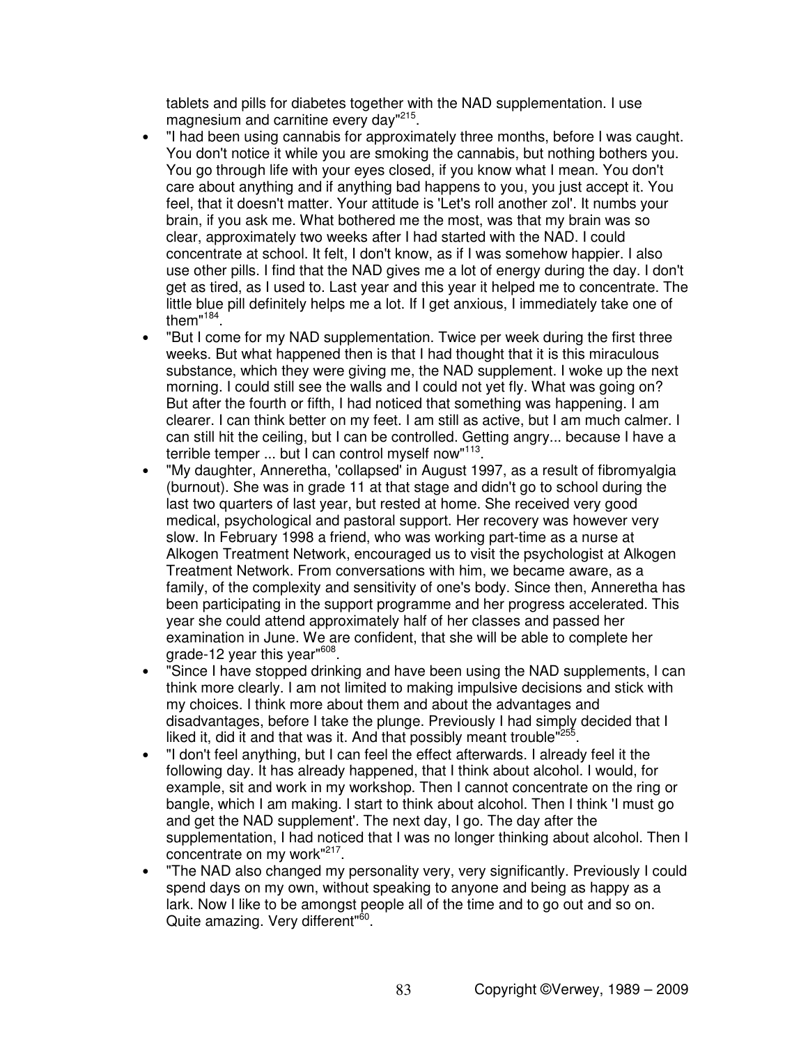tablets and pills for diabetes together with the NAD supplementation. I use magnesium and carnitine every day"[215].

- "I had been using cannabis for approximately three months, before I was caught. You don't notice it while you are smoking the cannabis, but nothing bothers you. You go through life with your eyes closed, if you know what I mean. You don't care about anything and if anything bad happens to you, you just accept it. You feel, that it doesn't matter. Your attitude is 'Let's roll another zol'. It numbs your brain, if you ask me. What bothered me the most, was that my brain was so clear, approximately two weeks after I had started with the NAD. I could concentrate at school. It felt, I don't know, as if I was somehow happier. I also use other pills. I find that the NAD gives me a lot of energy during the day. I don't get as tired, as I used to. Last year and this year it helped me to concentrate. The little blue pill definitely helps me a lot. If I get anxious, I immediately take one of them"[184].
- "But I come for my NAD supplementation. Twice per week during the first three weeks. But what happened then is that I had thought that it is this miraculous substance, which they were giving me, the NAD supplement. I woke up the next morning. I could still see the walls and I could not yet fly. What was going on? But after the fourth or fifth, I had noticed that something was happening. I am clearer. I can think better on my feet. I am still as active, but I am much calmer. I can still hit the ceiling, but I can be controlled. Getting angry... because I have a terrible temper ... but I can control myself now"[113].
- "My daughter, Anneretha, 'collapsed' in August 1997, as a result of fibromyalgia (burnout). She was in grade 11 at that stage and didn't go to school during the last two quarters of last year, but rested at home. She received very good medical, psychological and pastoral support. Her recovery was however very slow. In February 1998 a friend, who was working part-time as a nurse at Alkogen Treatment Network, encouraged us to visit the psychologist at Alkogen Treatment Network. From conversations with him, we became aware, as a family, of the complexity and sensitivity of one's body. Since then, Anneretha has been participating in the support programme and her progress accelerated. This year she could attend approximately half of her classes and passed her examination in June. We are confident, that she will be able to complete her grade-12 year this year"[608].
- "Since I have stopped drinking and have been using the NAD supplements, I can think more clearly. I am not limited to making impulsive decisions and stick with my choices. I think more about them and about the advantages and disadvantages, before I take the plunge. Previously I had simply decided that I liked it, did it and that was it. And that possibly meant trouble"[255].
- "I don't feel anything, but I can feel the effect afterwards. I already feel it the following day. It has already happened, that I think about alcohol. I would, for example, sit and work in my workshop. Then I cannot concentrate on the ring or bangle, which I am making. I start to think about alcohol. Then I think 'I must go and get the NAD supplement'. The next day, I go. The day after the supplementation, I had noticed that I was no longer thinking about alcohol. Then I concentrate on my work"[217].
- "The NAD also changed my personality very, very significantly. Previously I could spend days on my own, without speaking to anyone and being as happy as a lark. Now I like to be amongst people all of the time and to go out and so on. Quite amazing. Very different"[60].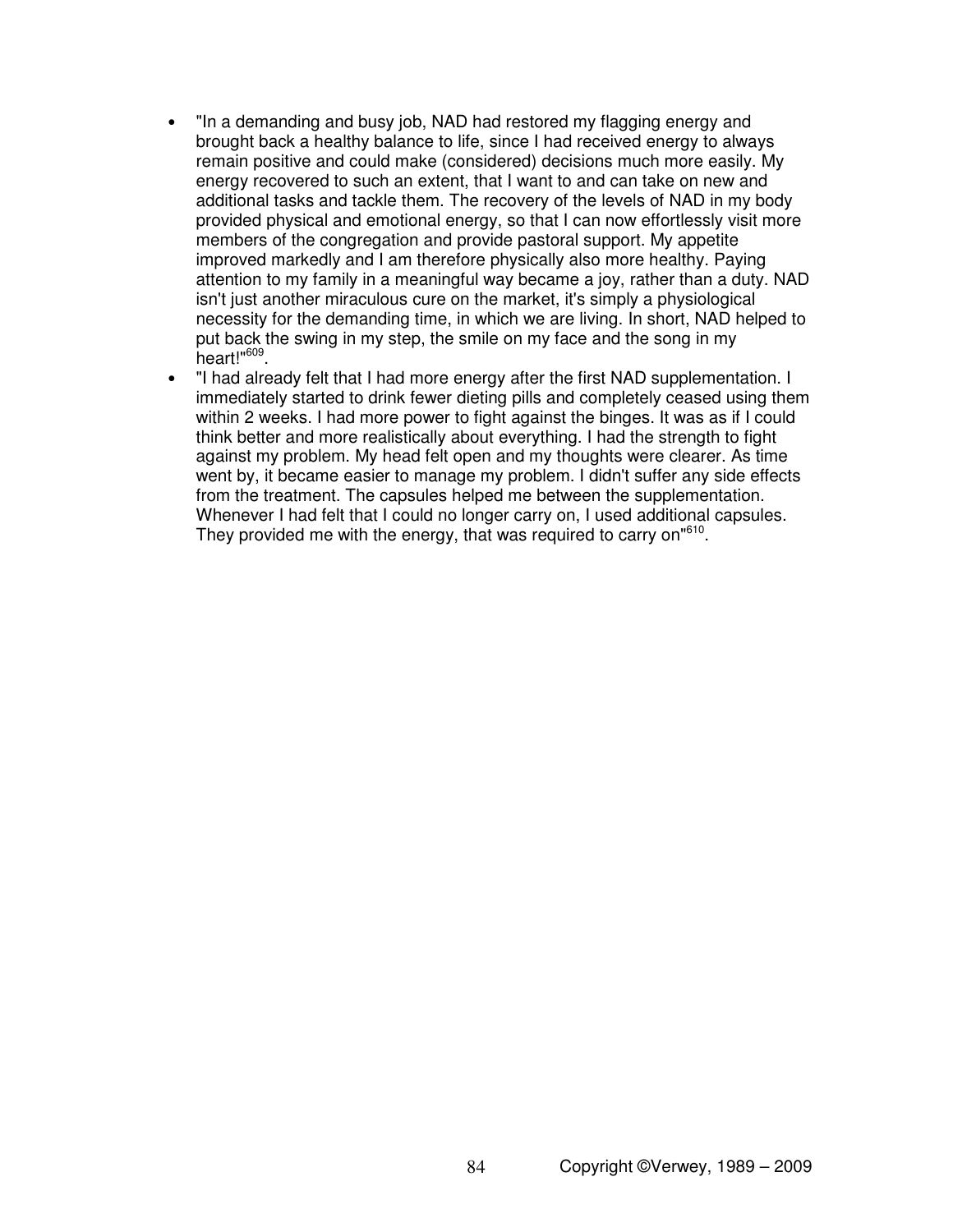- "In a demanding and busy job, NAD had restored my flagging energy and brought back a healthy balance to life, since I had received energy to always remain positive and could make (considered) decisions much more easily. My energy recovered to such an extent, that I want to and can take on new and additional tasks and tackle them. The recovery of the levels of NAD in my body provided physical and emotional energy, so that I can now effortlessly visit more members of the congregation and provide pastoral support. My appetite improved markedly and I am therefore physically also more healthy. Paying attention to my family in a meaningful way became a joy, rather than a duty. NAD isn't just another miraculous cure on the market, it's simply a physiological necessity for the demanding time, in which we are living. In short, NAD helped to put back the swing in my step, the smile on my face and the song in my heart!"[609].
- "I had already felt that I had more energy after the first NAD supplementation. I immediately started to drink fewer dieting pills and completely ceased using them within 2 weeks. I had more power to fight against the binges. It was as if I could think better and more realistically about everything. I had the strength to fight against my problem. My head felt open and my thoughts were clearer. As time went by, it became easier to manage my problem. I didn't suffer any side effects from the treatment. The capsules helped me between the supplementation. Whenever I had felt that I could no longer carry on, I used additional capsules. They provided me with the energy, that was required to carry on"[610].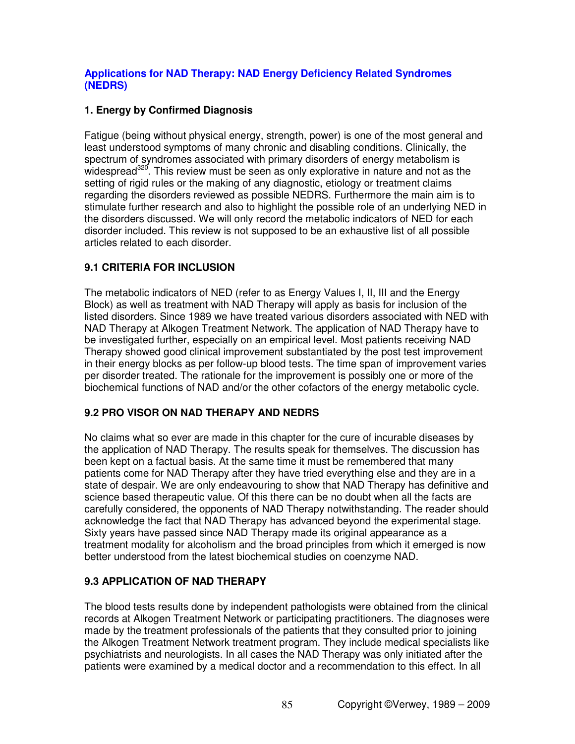## Applications for NAD Therapy: NAD Energy Deficiency Related Syndromes (NEDRS)

### 1. Energy by Confirmed Diagnosis

Fatigue (being without physical energy, strength, power) is one of the most general and least understood symptoms of many chronic and disabling conditions. Clinically, the spectrum of syndromes associated with primary disorders of energy metabolism is widespread[320]. This review must be seen as only explorative in nature and not as the setting of rigid rules or the making of any diagnostic, etiology or treatment claims regarding the disorders reviewed as possible NEDRS. Furthermore the main aim is to stimulate further research and also to highlight the possible role of an underlying NED in the disorders discussed. We will only record the metabolic indicators of NED for each disorder included. This review is not supposed to be an exhaustive list of all possible articles related to each disorder.

### 9.1 CRITERIA FOR INCLUSION

The metabolic indicators of NED (refer to as Energy Values I, II, III and the Energy Block) as well as treatment with NAD Therapy will apply as basis for inclusion of the listed disorders. Since 1989 we have treated various disorders associated with NED with NAD Therapy at Alkogen Treatment Network. The application of NAD Therapy have to be investigated further, especially on an empirical level. Most patients receiving NAD Therapy showed good clinical improvement substantiated by the post test improvement in their energy blocks as per follow-up blood tests. The time span of improvement varies per disorder treated. The rationale for the improvement is possibly one or more of the biochemical functions of NAD and/or the other cofactors of the energy metabolic cycle.

### 9.2 PRO VISOR ON NAD THERAPY AND NEDRS

No claims what so ever are made in this chapter for the cure of incurable diseases by the application of NAD Therapy. The results speak for themselves. The discussion has been kept on a factual basis. At the same time it must be remembered that many patients come for NAD Therapy after they have tried everything else and they are in a state of despair. We are only endeavouring to show that NAD Therapy has definitive and science based therapeutic value. Of this there can be no doubt when all the facts are carefully considered, the opponents of NAD Therapy notwithstanding. The reader should acknowledge the fact that NAD Therapy has advanced beyond the experimental stage. Sixty years have passed since NAD Therapy made its original appearance as a treatment modality for alcoholism and the broad principles from which it emerged is now better understood from the latest biochemical studies on coenzyme NAD.

### 9.3 APPLICATION OF NAD THERAPY

The blood tests results done by independent pathologists were obtained from the clinical records at Alkogen Treatment Network or participating practitioners. The diagnoses were made by the treatment professionals of the patients that they consulted prior to joining the Alkogen Treatment Network treatment program. They include medical specialists like psychiatrists and neurologists. In all cases the NAD Therapy was only initiated after the patients were examined by a medical doctor and a recommendation to this effect. In all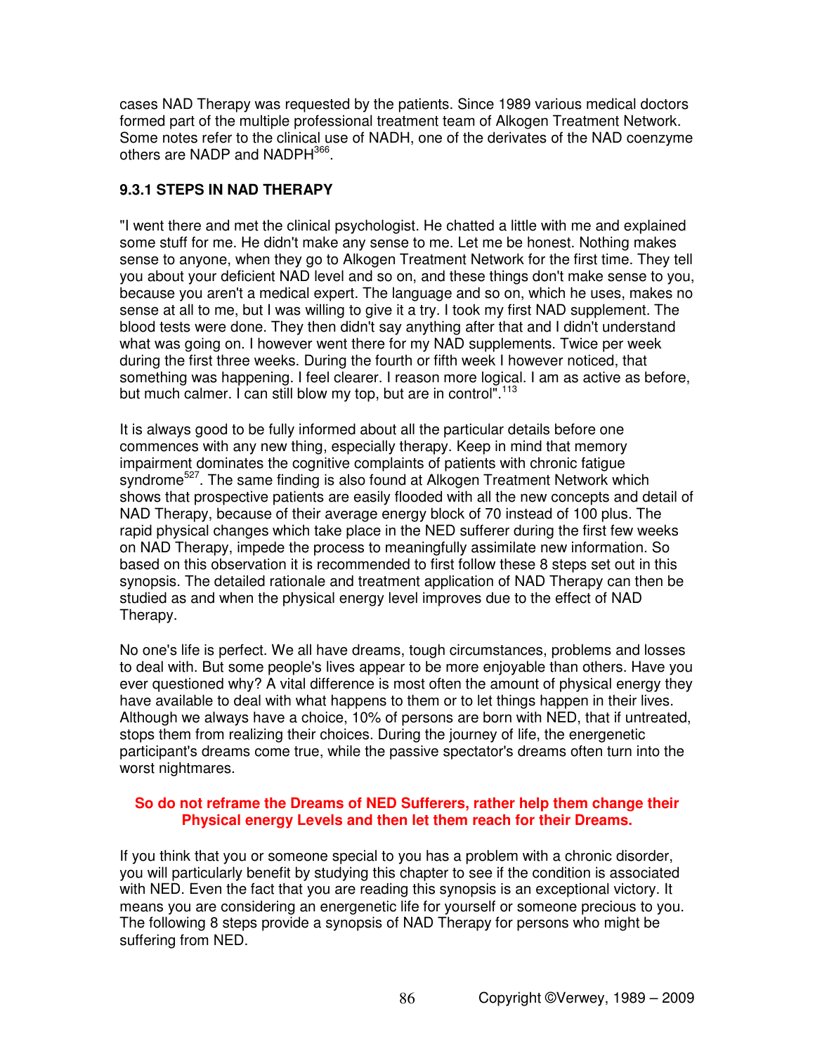cases NAD Therapy was requested by the patients. Since 1989 various medical doctors formed part of the multiple professional treatment team of Alkogen Treatment Network. Some notes refer to the clinical use of NADH, one of the derivates of the NAD coenzyme others are NADP and NADPH[366].

### 9.3.1 STEPS IN NAD THERAPY

"I went there and met the clinical psychologist. He chatted a little with me and explained some stuff for me. He didn't make any sense to me. Let me be honest. Nothing makes sense to anyone, when they go to Alkogen Treatment Network for the first time. They tell you about your deficient NAD level and so on, and these things don't make sense to you, because you aren't a medical expert. The language and so on, which he uses, makes no sense at all to me, but I was willing to give it a try. I took my first NAD supplement. The blood tests were done. They then didn't say anything after that and I didn't understand what was going on. I however went there for my NAD supplements. Twice per week during the first three weeks. During the fourth or fifth week I however noticed, that something was happening. I feel clearer. I reason more logical. I am as active as before, but much calmer. I can still blow my top, but are in control".[113]

It is always good to be fully informed about all the particular details before one commences with any new thing, especially therapy. Keep in mind that memory impairment dominates the cognitive complaints of patients with chronic fatigue syndrome[527]. The same finding is also found at Alkogen Treatment Network which shows that prospective patients are easily flooded with all the new concepts and detail of NAD Therapy, because of their average energy block of 70 instead of 100 plus. The rapid physical changes which take place in the NED sufferer during the first few weeks on NAD Therapy, impede the process to meaningfully assimilate new information. So based on this observation it is recommended to first follow these 8 steps set out in this synopsis. The detailed rationale and treatment application of NAD Therapy can then be studied as and when the physical energy level improves due to the effect of NAD Therapy.

No one's life is perfect. We all have dreams, tough circumstances, problems and losses to deal with. But some people's lives appear to be more enjoyable than others. Have you ever questioned why? A vital difference is most often the amount of physical energy they have available to deal with what happens to them or to let things happen in their lives. Although we always have a choice, 10% of persons are born with NED, that if untreated, stops them from realizing their choices. During the journey of life, the energenetic participant's dreams come true, while the passive spectator's dreams often turn into the worst nightmares.

**So do not reframe the Dreams of NED Sufferers, rather help them change their Physical energy Levels and then let them reach for their Dreams.**

If you think that you or someone special to you has a problem with a chronic disorder, you will particularly benefit by studying this chapter to see if the condition is associated with NED. Even the fact that you are reading this synopsis is an exceptional victory. It means you are considering an energenetic life for yourself or someone precious to you. The following 8 steps provide a synopsis of NAD Therapy for persons who might be suffering from NED.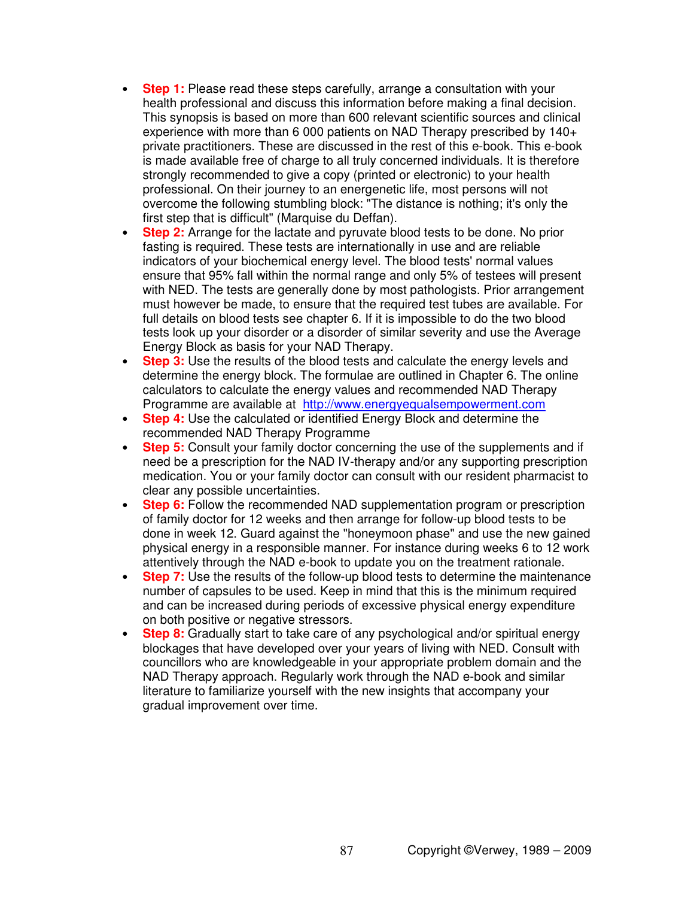- **Step 1:** Please read these steps carefully, arrange a consultation with your health professional and discuss this information before making a final decision. This synopsis is based on more than 600 relevant scientific sources and clinical experience with more than 6 000 patients on NAD Therapy prescribed by 140+ private practitioners. These are discussed in the rest of this e-book. This e-book is made available free of charge to all truly concerned individuals. It is therefore strongly recommended to give a copy (printed or electronic) to your health professional. On their journey to an energenetic life, most persons will not overcome the following stumbling block: "The distance is nothing; it's only the first step that is difficult" (Marquise du Deffan).
- **Step 2:** Arrange for the lactate and pyruvate blood tests to be done. No prior fasting is required. These tests are internationally in use and are reliable indicators of your biochemical energy level. The blood tests' normal values ensure that 95% fall within the normal range and only 5% of testees will present with NED. The tests are generally done by most pathologists. Prior arrangement must however be made, to ensure that the required test tubes are available. For full details on blood tests see chapter 6. If it is impossible to do the two blood tests look up your disorder or a disorder of similar severity and use the Average Energy Block as basis for your NAD Therapy.
- **Step 3:** Use the results of the blood tests and calculate the energy levels and determine the energy block. The formulae are outlined in Chapter 6. The online calculators to calculate the energy values and recommended NAD Therapy Programme are available at [http://www.energyequalsempowerment.com](http://www.energyequalsempowerment.com)
- **Step 4:** Use the calculated or identified Energy Block and determine the recommended NAD Therapy Programme
- **Step 5:** Consult your family doctor concerning the use of the supplements and if need be a prescription for the NAD IV-therapy and/or any supporting prescription medication. You or your family doctor can consult with our resident pharmacist to clear any possible uncertainties.
- **Step 6:** Follow the recommended NAD supplementation program or prescription of family doctor for 12 weeks and then arrange for follow-up blood tests to be done in week 12. Guard against the "honeymoon phase" and use the new gained physical energy in a responsible manner. For instance during weeks 6 to 12 work attentively through the NAD e-book to update you on the treatment rationale.
- **Step 7:** Use the results of the follow-up blood tests to determine the maintenance number of capsules to be used. Keep in mind that this is the minimum required and can be increased during periods of excessive physical energy expenditure on both positive or negative stressors.
- **Step 8:** Gradually start to take care of any psychological and/or spiritual energy blockages that have developed over your years of living with NED. Consult with councillors who are knowledgeable in your appropriate problem domain and the NAD Therapy approach. Regularly work through the NAD e-book and similar literature to familiarize yourself with the new insights that accompany your gradual improvement over time.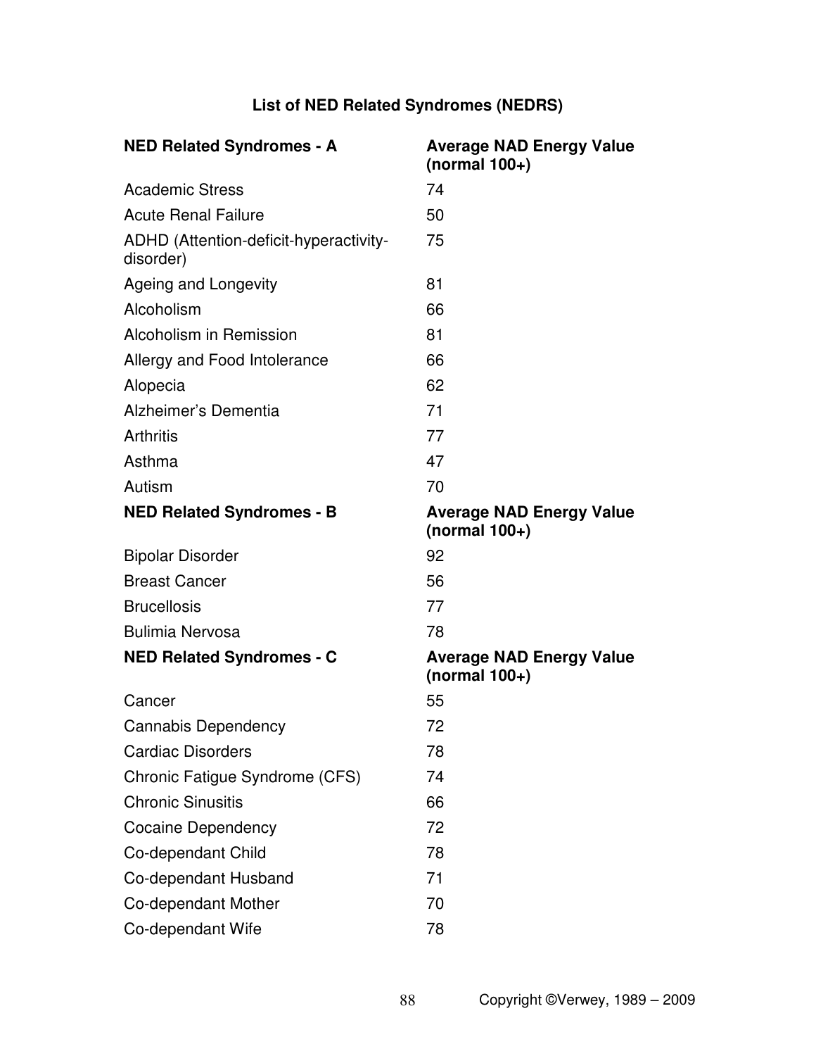## List of NED Related Syndromes (NEDRS)

| NED Related Syndromes - A | Average NAD Energy Value (normal 100+) |
|---|---|
| Academic Stress | 74 |
| Acute Renal Failure | 50 |
| ADHD (Attention-deficit-hyperactivity-disorder) | 75 |
| Ageing and Longevity | 81 |
| Alcoholism | 66 |
| Alcoholism in Remission | 81 |
| Allergy and Food Intolerance | 66 |
| Alopecia | 62 |
| Alzheimer's Dementia | 71 |
| Arthritis | 77 |
| Asthma | 47 |
| Autism | 70 |
| **NED Related Syndromes - B** | **Average NAD Energy Value (normal 100+)** |
| Bipolar Disorder | 92 |
| Breast Cancer | 56 |
| Brucellosis | 77 |
| Bulimia Nervosa | 78 |
| **NED Related Syndromes - C** | **Average NAD Energy Value (normal 100+)** |
| Cancer | 55 |
| Cannabis Dependency | 72 |
| Cardiac Disorders | 78 |
| Chronic Fatigue Syndrome (CFS) | 74 |
| Chronic Sinusitis | 66 |
| Cocaine Dependency | 72 |
| Co-dependant Child | 78 |
| Co-dependant Husband | 71 |
| Co-dependant Mother | 70 |
| Co-dependant Wife | 78 |

Copyright ©Verwey, 1989 – 2009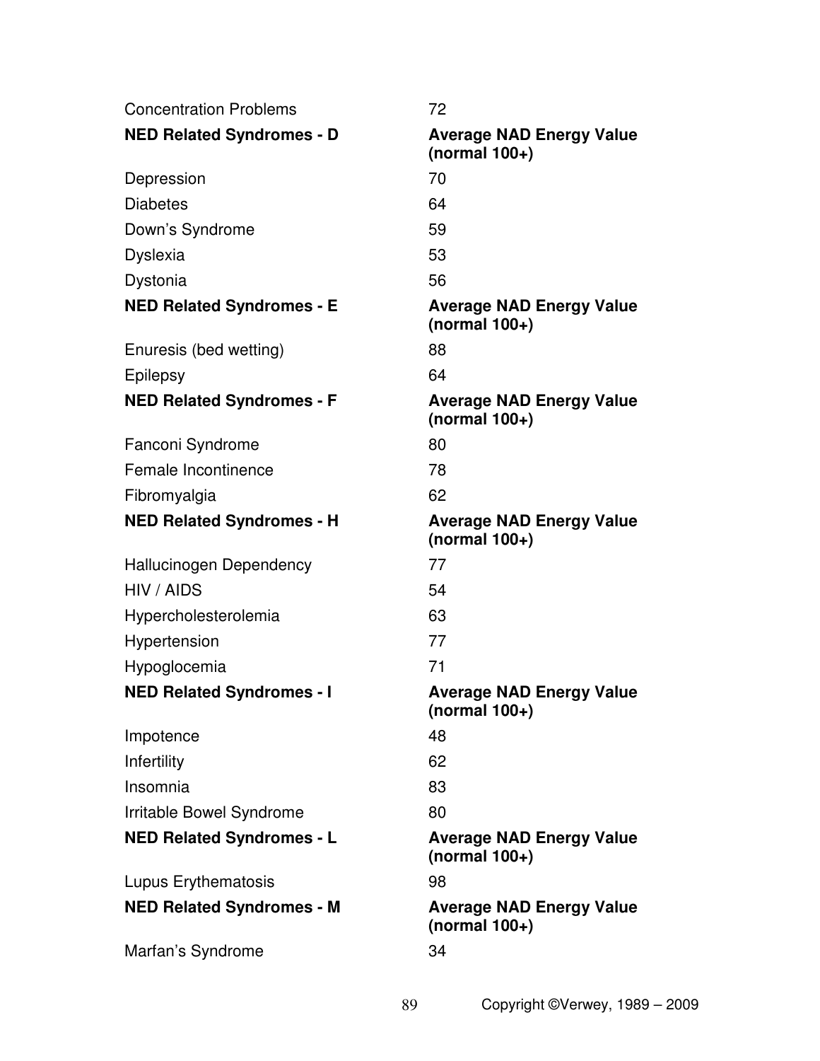| | |
|---|---|
| Concentration Problems | 72 |
| **NED Related Syndromes - D** | **Average NAD Energy Value (normal 100+)** |
| Depression | 70 |
| Diabetes | 64 |
| Down's Syndrome | 59 |
| Dyslexia | 53 |
| Dystonia | 56 |
| **NED Related Syndromes - E** | **Average NAD Energy Value (normal 100+)** |
| Enuresis (bed wetting) | 88 |
| Epilepsy | 64 |
| **NED Related Syndromes - F** | **Average NAD Energy Value (normal 100+)** |
| Fanconi Syndrome | 80 |
| Female Incontinence | 78 |
| Fibromyalgia | 62 |
| **NED Related Syndromes - H** | **Average NAD Energy Value (normal 100+)** |
| Hallucinogen Dependency | 77 |
| HIV / AIDS | 54 |
| Hypercholesterolemia | 63 |
| Hypertension | 77 |
| Hypoglocemia | 71 |
| **NED Related Syndromes - I** | **Average NAD Energy Value (normal 100+)** |
| Impotence | 48 |
| Infertility | 62 |
| Insomnia | 83 |
| Irritable Bowel Syndrome | 80 |
| **NED Related Syndromes - L** | **Average NAD Energy Value (normal 100+)** |
| Lupus Erythematosis | 98 |
| **NED Related Syndromes - M** | **Average NAD Energy Value (normal 100+)** |
| Marfan's Syndrome | 34 |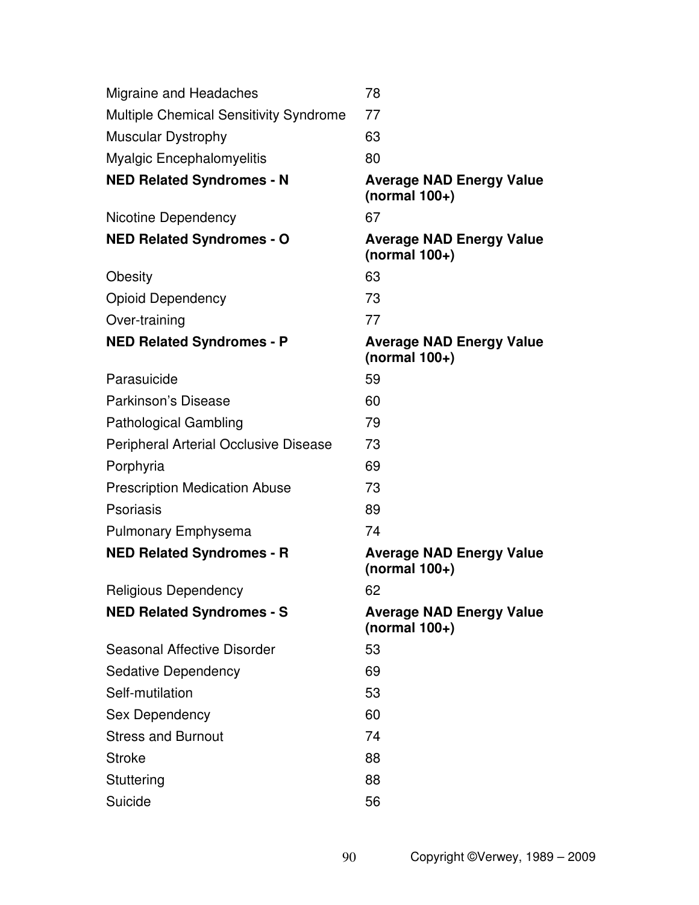| | |
|---|---|
| Migraine and Headaches | 78 |
| Multiple Chemical Sensitivity Syndrome | 77 |
| Muscular Dystrophy | 63 |
| Myalgic Encephalomyelitis | 80 |
| **NED Related Syndromes - N** | **Average NAD Energy Value (normal 100+)** |
| Nicotine Dependency | 67 |
| **NED Related Syndromes - O** | **Average NAD Energy Value (normal 100+)** |
| Obesity | 63 |
| Opioid Dependency | 73 |
| Over-training | 77 |
| **NED Related Syndromes - P** | **Average NAD Energy Value (normal 100+)** |
| Parasuicide | 59 |
| Parkinson's Disease | 60 |
| Pathological Gambling | 79 |
| Peripheral Arterial Occlusive Disease | 73 |
| Porphyria | 69 |
| Prescription Medication Abuse | 73 |
| Psoriasis | 89 |
| Pulmonary Emphysema | 74 |
| **NED Related Syndromes - R** | **Average NAD Energy Value (normal 100+)** |
| Religious Dependency | 62 |
| **NED Related Syndromes - S** | **Average NAD Energy Value (normal 100+)** |
| Seasonal Affective Disorder | 53 |
| Sedative Dependency | 69 |
| Self-mutilation | 53 |
| Sex Dependency | 60 |
| Stress and Burnout | 74 |
| Stroke | 88 |
| Stuttering | 88 |
| Suicide | 56 |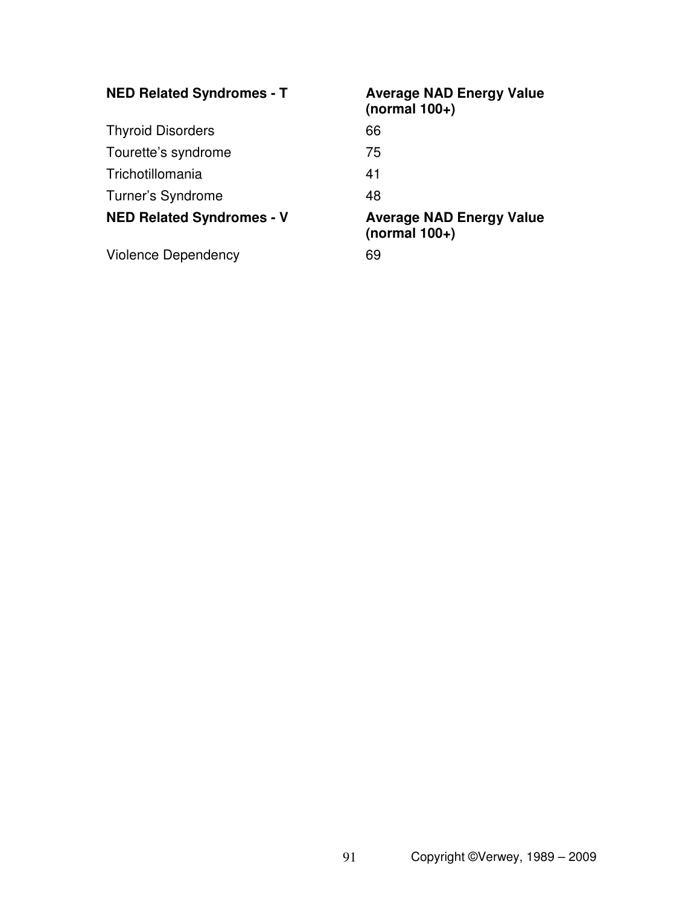| NED Related Syndromes - T | Average NAD Energy Value (normal 100+) |
| --- | --- |
| Thyroid Disorders | 66 |
| Tourette’s syndrome | 75 |
| Trichotillomania | 41 |
| Turner’s Syndrome | 48 |
| **NED Related Syndromes - V** | **Average NAD Energy Value (normal 100+)** |
| Violence Dependency | 69 |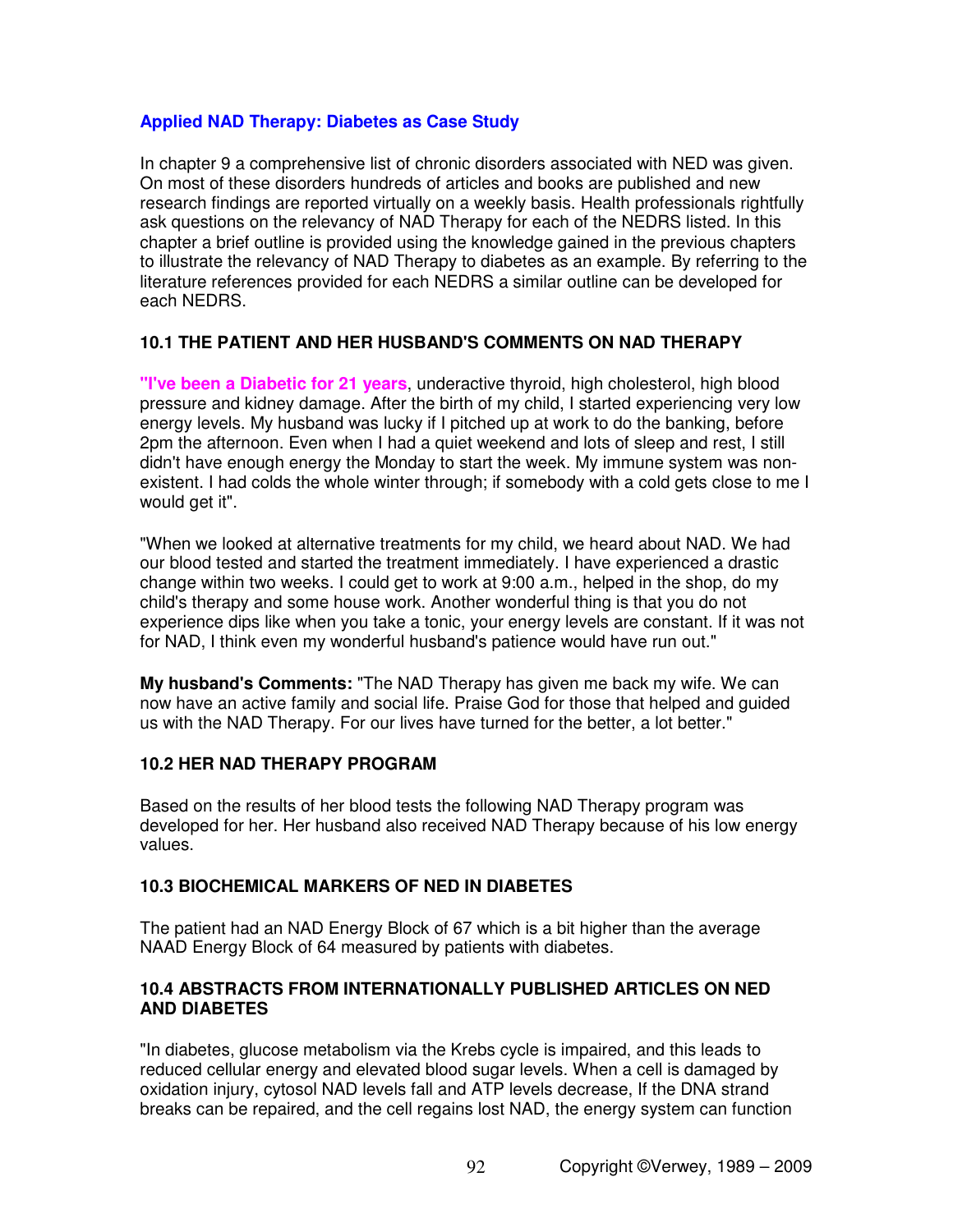## Applied NAD Therapy: Diabetes as Case Study

In chapter 9 a comprehensive list of chronic disorders associated with NED was given. On most of these disorders hundreds of articles and books are published and new research findings are reported virtually on a weekly basis. Health professionals rightfully ask questions on the relevancy of NAD Therapy for each of the NEDRS listed. In this chapter a brief outline is provided using the knowledge gained in the previous chapters to illustrate the relevancy of NAD Therapy to diabetes as an example. By referring to the literature references provided for each NEDRS a similar outline can be developed for each NEDRS.

### 10.1 THE PATIENT AND HER HUSBAND'S COMMENTS ON NAD THERAPY

**"I've been a Diabetic for 21 years**, underactive thyroid, high cholesterol, high blood pressure and kidney damage. After the birth of my child, I started experiencing very low energy levels. My husband was lucky if I pitched up at work to do the banking, before 2pm the afternoon. Even when I had a quiet weekend and lots of sleep and rest, I still didn't have enough energy the Monday to start the week. My immune system was non-existent. I had colds the whole winter through; if somebody with a cold gets close to me I would get it".

"When we looked at alternative treatments for my child, we heard about NAD. We had our blood tested and started the treatment immediately. I have experienced a drastic change within two weeks. I could get to work at 9:00 a.m., helped in the shop, do my child's therapy and some house work. Another wonderful thing is that you do not experience dips like when you take a tonic, your energy levels are constant. If it was not for NAD, I think even my wonderful husband's patience would have run out."

**My husband's Comments:** "The NAD Therapy has given me back my wife. We can now have an active family and social life. Praise God for those that helped and guided us with the NAD Therapy. For our lives have turned for the better, a lot better."

### 10.2 HER NAD THERAPY PROGRAM

Based on the results of her blood tests the following NAD Therapy program was developed for her. Her husband also received NAD Therapy because of his low energy values.

### 10.3 BIOCHEMICAL MARKERS OF NED IN DIABETES

The patient had an NAD Energy Block of 67 which is a bit higher than the average NAAD Energy Block of 64 measured by patients with diabetes.

### 10.4 ABSTRACTS FROM INTERNATIONALLY PUBLISHED ARTICLES ON NED AND DIABETES

"In diabetes, glucose metabolism via the Krebs cycle is impaired, and this leads to reduced cellular energy and elevated blood sugar levels. When a cell is damaged by oxidation injury, cytosol NAD levels fall and ATP levels decrease, If the DNA strand breaks can be repaired, and the cell regains lost NAD, the energy system can function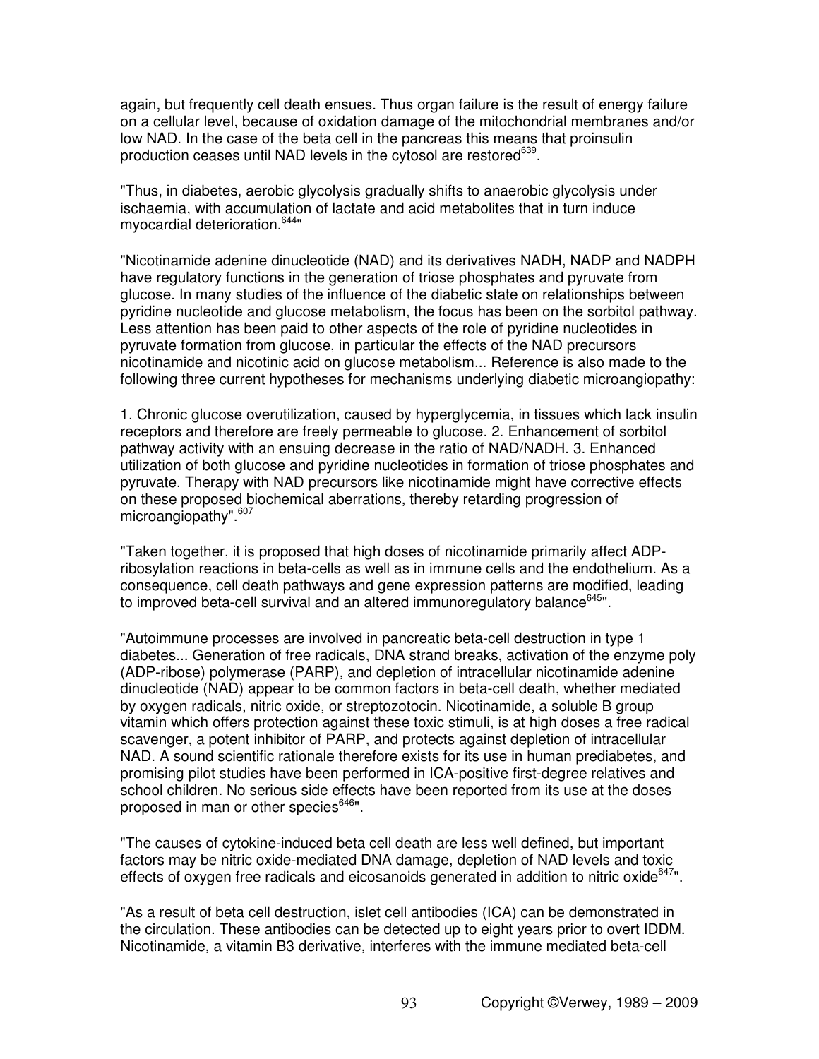again, but frequently cell death ensues. Thus organ failure is the result of energy failure on a cellular level, because of oxidation damage of the mitochondrial membranes and/or low NAD. In the case of the beta cell in the pancreas this means that proinsulin production ceases until NAD levels in the cytosol are restored[639].

"Thus, in diabetes, aerobic glycolysis gradually shifts to anaerobic glycolysis under ischaemia, with accumulation of lactate and acid metabolites that in turn induce myocardial deterioration.[644]"

"Nicotinamide adenine dinucleotide (NAD) and its derivatives NADH, NADP and NADPH have regulatory functions in the generation of triose phosphates and pyruvate from glucose. In many studies of the influence of the diabetic state on relationships between pyridine nucleotide and glucose metabolism, the focus has been on the sorbitol pathway. Less attention has been paid to other aspects of the role of pyridine nucleotides in pyruvate formation from glucose, in particular the effects of the NAD precursors nicotinamide and nicotinic acid on glucose metabolism... Reference is also made to the following three current hypotheses for mechanisms underlying diabetic microangiopathy:

1. Chronic glucose overutilization, caused by hyperglycemia, in tissues which lack insulin receptors and therefore are freely permeable to glucose. 2. Enhancement of sorbitol pathway activity with an ensuing decrease in the ratio of NAD/NADH. 3. Enhanced utilization of both glucose and pyridine nucleotides in formation of triose phosphates and pyruvate. Therapy with NAD precursors like nicotinamide might have corrective effects on these proposed biochemical aberrations, thereby retarding progression of microangiopathy".[607]

"Taken together, it is proposed that high doses of nicotinamide primarily affect ADP-ribosylation reactions in beta-cells as well as in immune cells and the endothelium. As a consequence, cell death pathways and gene expression patterns are modified, leading to improved beta-cell survival and an altered immunoregulatory balance[645]".

"Autoimmune processes are involved in pancreatic beta-cell destruction in type 1 diabetes... Generation of free radicals, DNA strand breaks, activation of the enzyme poly (ADP-ribose) polymerase (PARP), and depletion of intracellular nicotinamide adenine dinucleotide (NAD) appear to be common factors in beta-cell death, whether mediated by oxygen radicals, nitric oxide, or streptozotocin. Nicotinamide, a soluble B group vitamin which offers protection against these toxic stimuli, is at high doses a free radical scavenger, a potent inhibitor of PARP, and protects against depletion of intracellular NAD. A sound scientific rationale therefore exists for its use in human prediabetes, and promising pilot studies have been performed in ICA-positive first-degree relatives and school children. No serious side effects have been reported from its use at the doses proposed in man or other species[646]".

"The causes of cytokine-induced beta cell death are less well defined, but important factors may be nitric oxide-mediated DNA damage, depletion of NAD levels and toxic effects of oxygen free radicals and eicosanoids generated in addition to nitric oxide[647]".

"As a result of beta cell destruction, islet cell antibodies (ICA) can be demonstrated in the circulation. These antibodies can be detected up to eight years prior to overt IDDM. Nicotinamide, a vitamin B3 derivative, interferes with the immune mediated beta-cell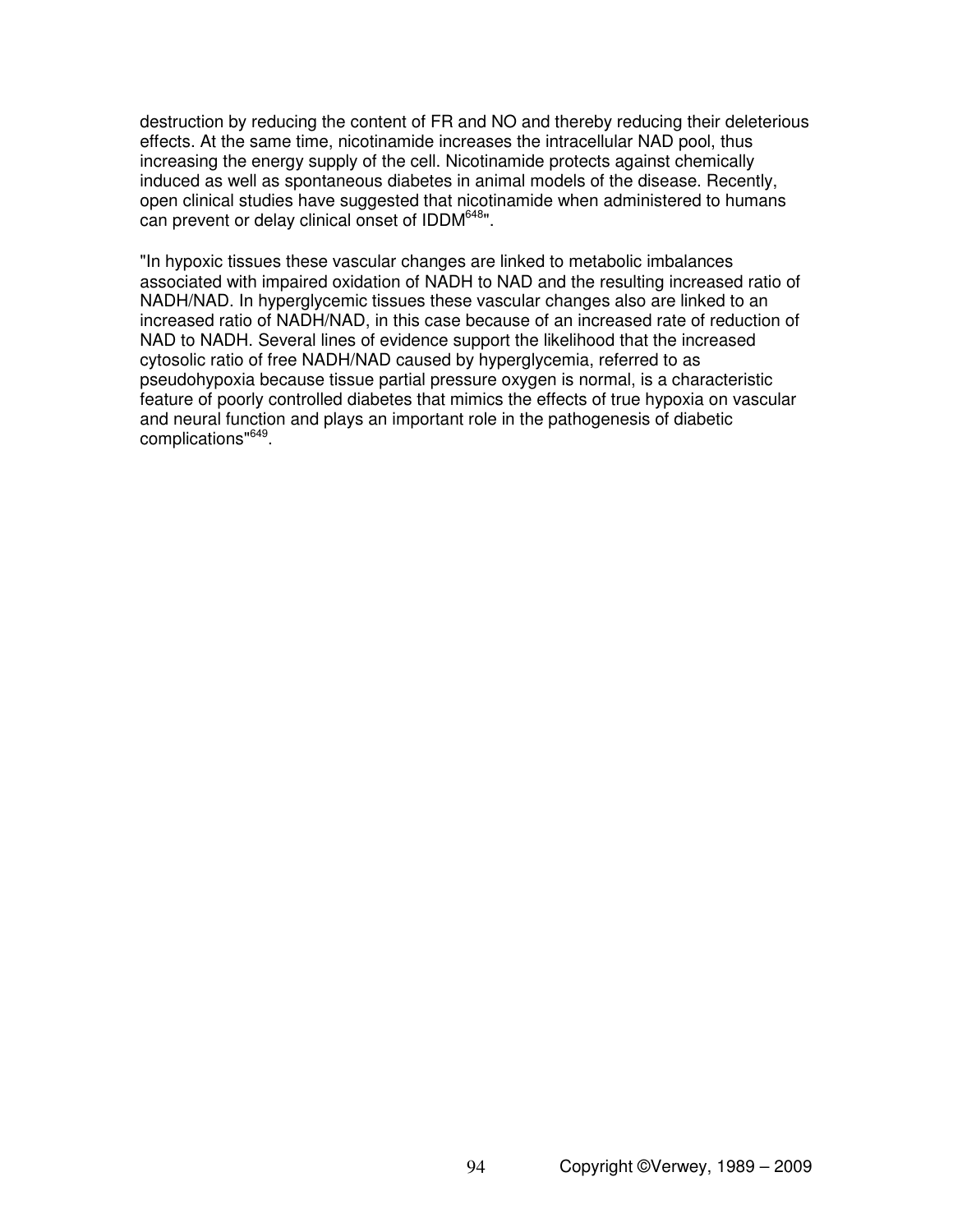destruction by reducing the content of FR and NO and thereby reducing their deleterious effects. At the same time, nicotinamide increases the intracellular NAD pool, thus increasing the energy supply of the cell. Nicotinamide protects against chemically induced as well as spontaneous diabetes in animal models of the disease. Recently, open clinical studies have suggested that nicotinamide when administered to humans can prevent or delay clinical onset of IDDM[648]".

"In hypoxic tissues these vascular changes are linked to metabolic imbalances associated with impaired oxidation of NADH to NAD and the resulting increased ratio of NADH/NAD. In hyperglycemic tissues these vascular changes also are linked to an increased ratio of NADH/NAD, in this case because of an increased rate of reduction of NAD to NADH. Several lines of evidence support the likelihood that the increased cytosolic ratio of free NADH/NAD caused by hyperglycemia, referred to as pseudohypoxia because tissue partial pressure oxygen is normal, is a characteristic feature of poorly controlled diabetes that mimics the effects of true hypoxia on vascular and neural function and plays an important role in the pathogenesis of diabetic complications"[649].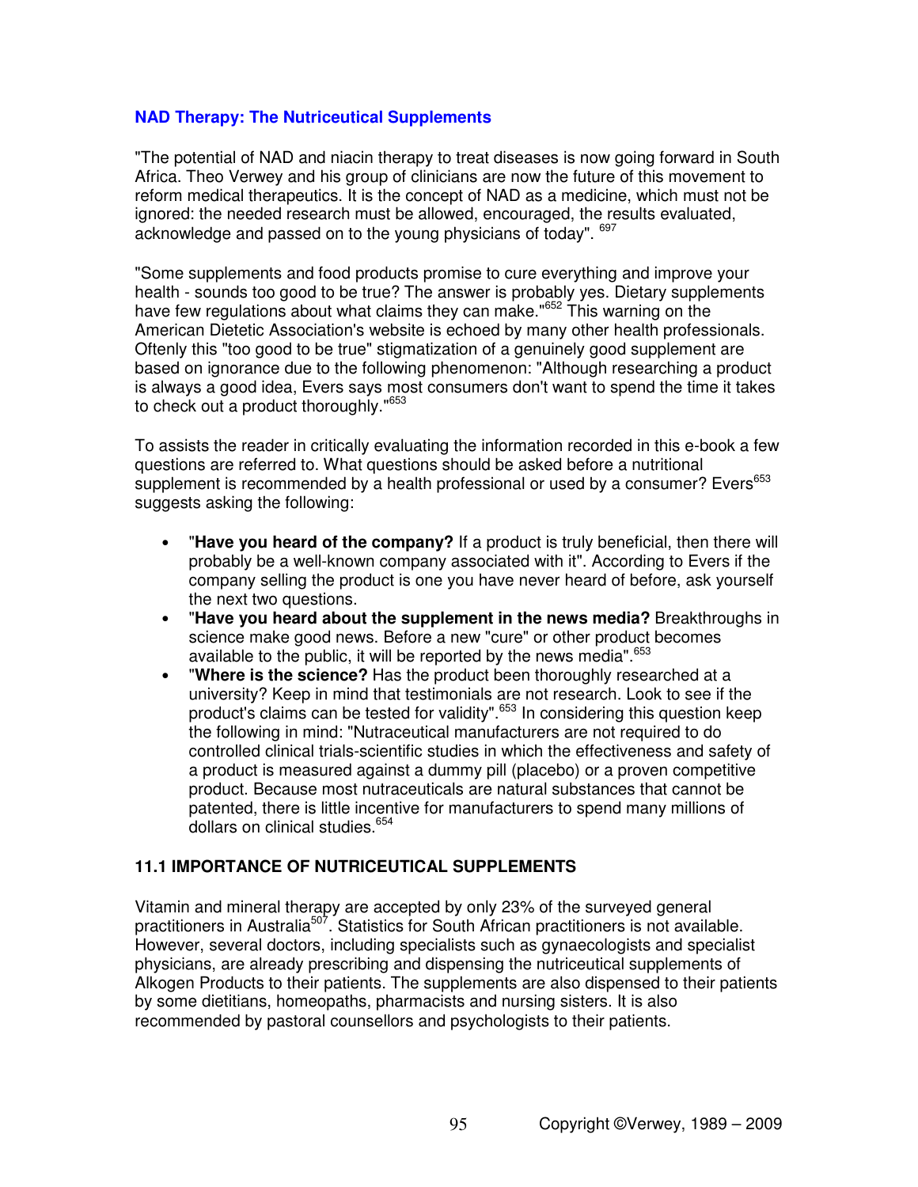## NAD Therapy: The Nutriceutical Supplements

"The potential of NAD and niacin therapy to treat diseases is now going forward in South Africa. Theo Verwey and his group of clinicians are now the future of this movement to reform medical therapeutics. It is the concept of NAD as a medicine, which must not be ignored: the needed research must be allowed, encouraged, the results evaluated, acknowledge and passed on to the young physicians of today". [697]

"Some supplements and food products promise to cure everything and improve your health - sounds too good to be true? The answer is probably yes. Dietary supplements have few regulations about what claims they can make."[652] This warning on the American Dietetic Association's website is echoed by many other health professionals. Oftenly this "too good to be true" stigmatization of a genuinely good supplement are based on ignorance due to the following phenomenon: "Although researching a product is always a good idea, Evers says most consumers don't want to spend the time it takes to check out a product thoroughly."[653]

To assists the reader in critically evaluating the information recorded in this e-book a few questions are referred to. What questions should be asked before a nutritional supplement is recommended by a health professional or used by a consumer? Evers[653] suggests asking the following:

- "**Have you heard of the company?** If a product is truly beneficial, then there will probably be a well-known company associated with it". According to Evers if the company selling the product is one you have never heard of before, ask yourself the next two questions.
- "**Have you heard about the supplement in the news media?** Breakthroughs in science make good news. Before a new "cure" or other product becomes available to the public, it will be reported by the news media".[653]
- "**Where is the science?** Has the product been thoroughly researched at a university? Keep in mind that testimonials are not research. Look to see if the product's claims can be tested for validity".[653] In considering this question keep the following in mind: "Nutraceutical manufacturers are not required to do controlled clinical trials-scientific studies in which the effectiveness and safety of a product is measured against a dummy pill (placebo) or a proven competitive product. Because most nutraceuticals are natural substances that cannot be patented, there is little incentive for manufacturers to spend many millions of dollars on clinical studies.[654]

### 11.1 IMPORTANCE OF NUTRICEUTICAL SUPPLEMENTS

Vitamin and mineral therapy are accepted by only 23% of the surveyed general practitioners in Australia[507]. Statistics for South African practitioners is not available. However, several doctors, including specialists such as gynaecologists and specialist physicians, are already prescribing and dispensing the nutriceutical supplements of Alkogen Products to their patients. The supplements are also dispensed to their patients by some dietitians, homeopaths, pharmacists and nursing sisters. It is also recommended by pastoral counsellors and psychologists to their patients.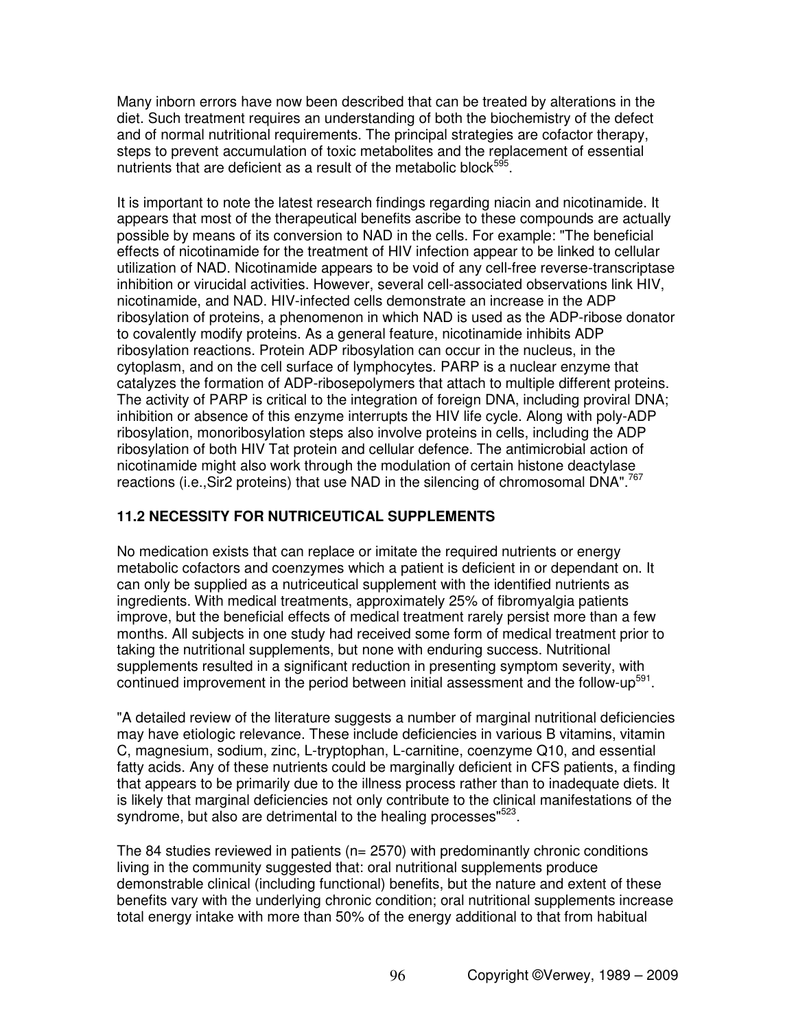Many inborn errors have now been described that can be treated by alterations in the diet. Such treatment requires an understanding of both the biochemistry of the defect and of normal nutritional requirements. The principal strategies are cofactor therapy, steps to prevent accumulation of toxic metabolites and the replacement of essential nutrients that are deficient as a result of the metabolic block[595].

It is important to note the latest research findings regarding niacin and nicotinamide. It appears that most of the therapeutical benefits ascribe to these compounds are actually possible by means of its conversion to NAD in the cells. For example: "The beneficial effects of nicotinamide for the treatment of HIV infection appear to be linked to cellular utilization of NAD. Nicotinamide appears to be void of any cell-free reverse-transcriptase inhibition or virucidal activities. However, several cell-associated observations link HIV, nicotinamide, and NAD. HIV-infected cells demonstrate an increase in the ADP ribosylation of proteins, a phenomenon in which NAD is used as the ADP-ribose donator to covalently modify proteins. As a general feature, nicotinamide inhibits ADP ribosylation reactions. Protein ADP ribosylation can occur in the nucleus, in the cytoplasm, and on the cell surface of lymphocytes. PARP is a nuclear enzyme that catalyzes the formation of ADP-ribosepolymers that attach to multiple different proteins. The activity of PARP is critical to the integration of foreign DNA, including proviral DNA; inhibition or absence of this enzyme interrupts the HIV life cycle. Along with poly-ADP ribosylation, monoribosylation steps also involve proteins in cells, including the ADP ribosylation of both HIV Tat protein and cellular defence. The antimicrobial action of nicotinamide might also work through the modulation of certain histone deactylase reactions (i.e.,Sir2 proteins) that use NAD in the silencing of chromosomal DNA".[767]

### 11.2 NECESSITY FOR NUTRICEUTICAL SUPPLEMENTS

No medication exists that can replace or imitate the required nutrients or energy metabolic cofactors and coenzymes which a patient is deficient in or dependant on. It can only be supplied as a nutriceutical supplement with the identified nutrients as ingredients. With medical treatments, approximately 25% of fibromyalgia patients improve, but the beneficial effects of medical treatment rarely persist more than a few months. All subjects in one study had received some form of medical treatment prior to taking the nutritional supplements, but none with enduring success. Nutritional supplements resulted in a significant reduction in presenting symptom severity, with continued improvement in the period between initial assessment and the follow-up[591].

"A detailed review of the literature suggests a number of marginal nutritional deficiencies may have etiologic relevance. These include deficiencies in various B vitamins, vitamin C, magnesium, sodium, zinc, L-tryptophan, L-carnitine, coenzyme Q10, and essential fatty acids. Any of these nutrients could be marginally deficient in CFS patients, a finding that appears to be primarily due to the illness process rather than to inadequate diets. It is likely that marginal deficiencies not only contribute to the clinical manifestations of the syndrome, but also are detrimental to the healing processes"[523].

The 84 studies reviewed in patients (n= 2570) with predominantly chronic conditions living in the community suggested that: oral nutritional supplements produce demonstrable clinical (including functional) benefits, but the nature and extent of these benefits vary with the underlying chronic condition; oral nutritional supplements increase total energy intake with more than 50% of the energy additional to that from habitual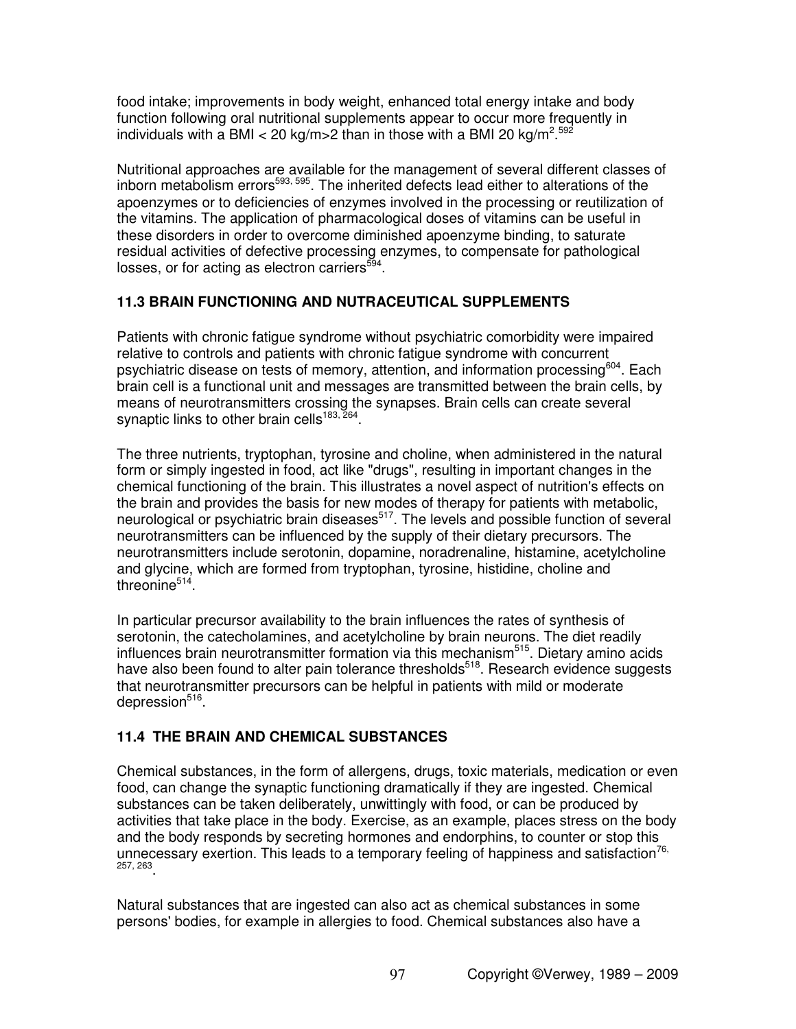food intake; improvements in body weight, enhanced total energy intake and body function following oral nutritional supplements appear to occur more frequently in individuals with a BMI < 20 kg/m>2 than in those with a BMI 20 kg/m$^2$.[592]

Nutritional approaches are available for the management of several different classes of inborn metabolism errors[593, 595]. The inherited defects lead either to alterations of the apoenzymes or to deficiencies of enzymes involved in the processing or reutilization of the vitamins. The application of pharmacological doses of vitamins can be useful in these disorders in order to overcome diminished apoenzyme binding, to saturate residual activities of defective processing enzymes, to compensate for pathological losses, or for acting as electron carriers[594].

## 11.3 BRAIN FUNCTIONING AND NUTRACEUTICAL SUPPLEMENTS

Patients with chronic fatigue syndrome without psychiatric comorbidity were impaired relative to controls and patients with chronic fatigue syndrome with concurrent psychiatric disease on tests of memory, attention, and information processing[604]. Each brain cell is a functional unit and messages are transmitted between the brain cells, by means of neurotransmitters crossing the synapses. Brain cells can create several synaptic links to other brain cells[183, 264].

The three nutrients, tryptophan, tyrosine and choline, when administered in the natural form or simply ingested in food, act like "drugs", resulting in important changes in the chemical functioning of the brain. This illustrates a novel aspect of nutrition's effects on the brain and provides the basis for new modes of therapy for patients with metabolic, neurological or psychiatric brain diseases[517]. The levels and possible function of several neurotransmitters can be influenced by the supply of their dietary precursors. The neurotransmitters include serotonin, dopamine, noradrenaline, histamine, acetylcholine and glycine, which are formed from tryptophan, tyrosine, histidine, choline and threonine[514].

In particular precursor availability to the brain influences the rates of synthesis of serotonin, the catecholamines, and acetylcholine by brain neurons. The diet readily influences brain neurotransmitter formation via this mechanism[515]. Dietary amino acids have also been found to alter pain tolerance thresholds[518]. Research evidence suggests that neurotransmitter precursors can be helpful in patients with mild or moderate depression[516].

## 11.4 THE BRAIN AND CHEMICAL SUBSTANCES

Chemical substances, in the form of allergens, drugs, toxic materials, medication or even food, can change the synaptic functioning dramatically if they are ingested. Chemical substances can be taken deliberately, unwittingly with food, or can be produced by activities that take place in the body. Exercise, as an example, places stress on the body and the body responds by secreting hormones and endorphins, to counter or stop this unnecessary exertion. This leads to a temporary feeling of happiness and satisfaction[76, 257, 263].

Natural substances that are ingested can also act as chemical substances in some persons' bodies, for example in allergies to food. Chemical substances also have a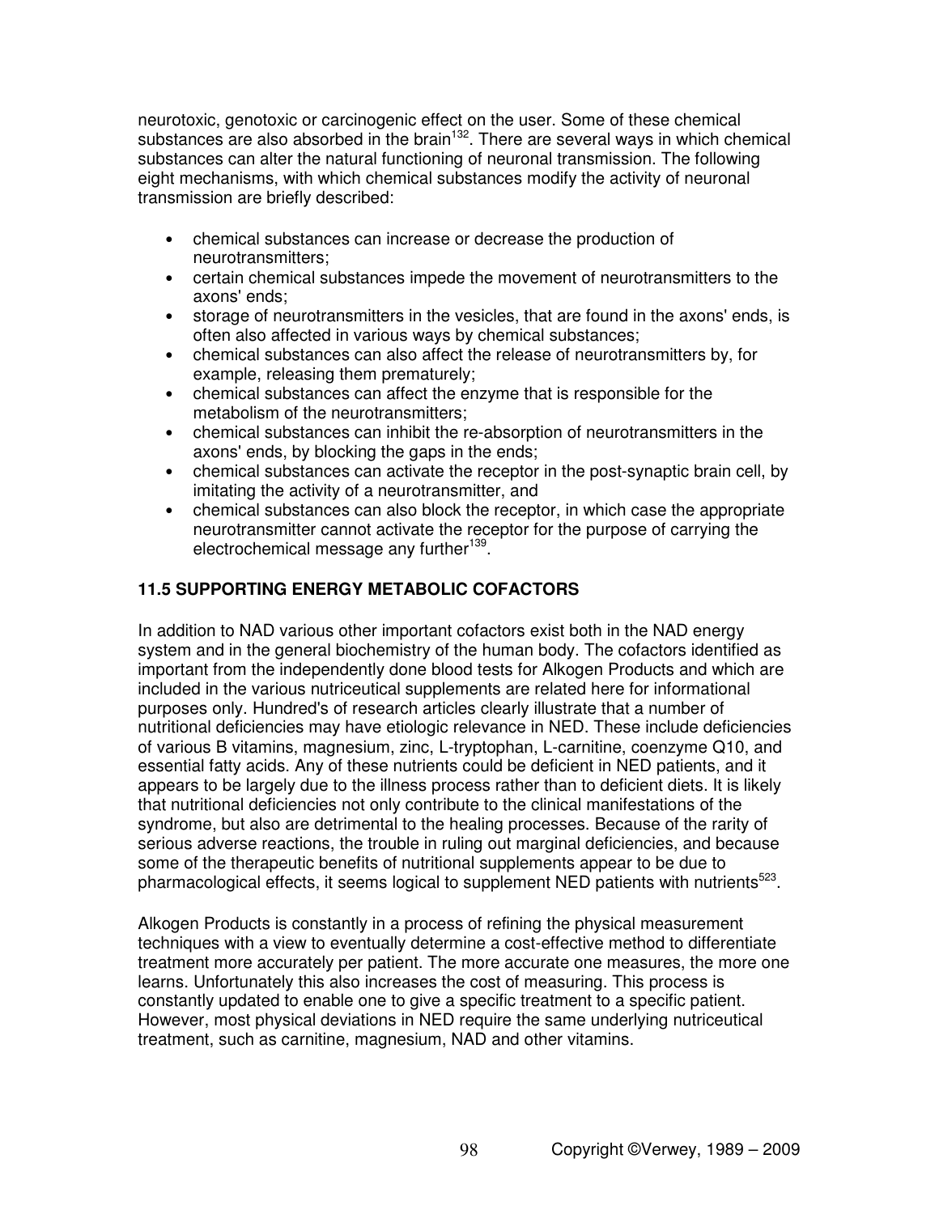neurotoxic, genotoxic or carcinogenic effect on the user. Some of these chemical substances are also absorbed in the brain[132]. There are several ways in which chemical substances can alter the natural functioning of neuronal transmission. The following eight mechanisms, with which chemical substances modify the activity of neuronal transmission are briefly described:

- chemical substances can increase or decrease the production of neurotransmitters;
- certain chemical substances impede the movement of neurotransmitters to the axons' ends;
- storage of neurotransmitters in the vesicles, that are found in the axons' ends, is often also affected in various ways by chemical substances;
- chemical substances can also affect the release of neurotransmitters by, for example, releasing them prematurely;
- chemical substances can affect the enzyme that is responsible for the metabolism of the neurotransmitters;
- chemical substances can inhibit the re-absorption of neurotransmitters in the axons' ends, by blocking the gaps in the ends;
- chemical substances can activate the receptor in the post-synaptic brain cell, by imitating the activity of a neurotransmitter, and
- chemical substances can also block the receptor, in which case the appropriate neurotransmitter cannot activate the receptor for the purpose of carrying the electrochemical message any further[139].

### 11.5 SUPPORTING ENERGY METABOLIC COFACTORS

In addition to NAD various other important cofactors exist both in the NAD energy system and in the general biochemistry of the human body. The cofactors identified as important from the independently done blood tests for Alkogen Products and which are included in the various nutriceutical supplements are related here for informational purposes only. Hundred's of research articles clearly illustrate that a number of nutritional deficiencies may have etiologic relevance in NED. These include deficiencies of various B vitamins, magnesium, zinc, L-tryptophan, L-carnitine, coenzyme Q10, and essential fatty acids. Any of these nutrients could be deficient in NED patients, and it appears to be largely due to the illness process rather than to deficient diets. It is likely that nutritional deficiencies not only contribute to the clinical manifestations of the syndrome, but also are detrimental to the healing processes. Because of the rarity of serious adverse reactions, the trouble in ruling out marginal deficiencies, and because some of the therapeutic benefits of nutritional supplements appear to be due to pharmacological effects, it seems logical to supplement NED patients with nutrients[523].

Alkogen Products is constantly in a process of refining the physical measurement techniques with a view to eventually determine a cost-effective method to differentiate treatment more accurately per patient. The more accurate one measures, the more one learns. Unfortunately this also increases the cost of measuring. This process is constantly updated to enable one to give a specific treatment to a specific patient. However, most physical deviations in NED require the same underlying nutriceutical treatment, such as carnitine, magnesium, NAD and other vitamins.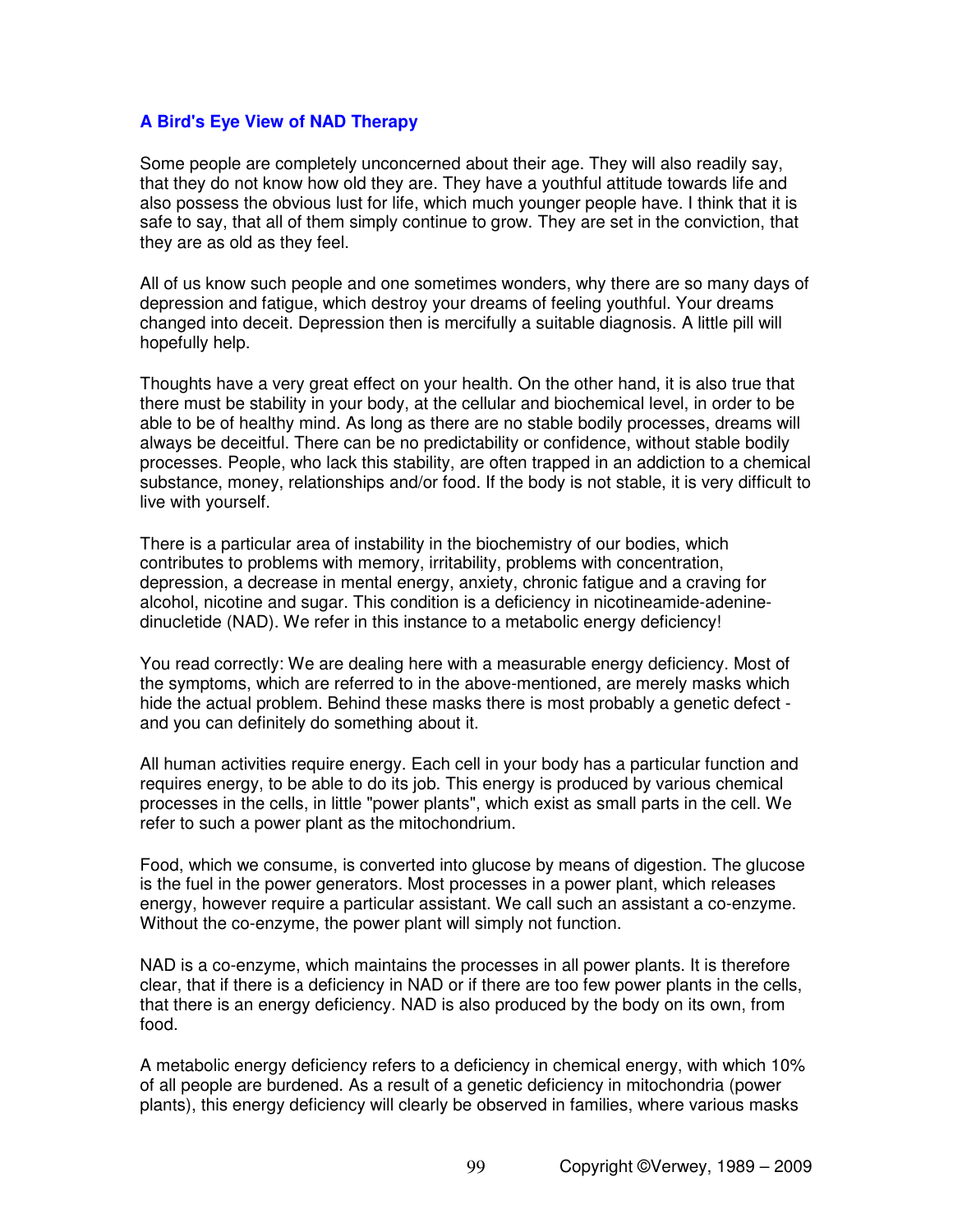### A Bird's Eye View of NAD Therapy

Some people are completely unconcerned about their age. They will also readily say, that they do not know how old they are. They have a youthful attitude towards life and also possess the obvious lust for life, which much younger people have. I think that it is safe to say, that all of them simply continue to grow. They are set in the conviction, that they are as old as they feel.

All of us know such people and one sometimes wonders, why there are so many days of depression and fatigue, which destroy your dreams of feeling youthful. Your dreams changed into deceit. Depression then is mercifully a suitable diagnosis. A little pill will hopefully help.

Thoughts have a very great effect on your health. On the other hand, it is also true that there must be stability in your body, at the cellular and biochemical level, in order to be able to be of healthy mind. As long as there are no stable bodily processes, dreams will always be deceitful. There can be no predictability or confidence, without stable bodily processes. People, who lack this stability, are often trapped in an addiction to a chemical substance, money, relationships and/or food. If the body is not stable, it is very difficult to live with yourself.

There is a particular area of instability in the biochemistry of our bodies, which contributes to problems with memory, irritability, problems with concentration, depression, a decrease in mental energy, anxiety, chronic fatigue and a craving for alcohol, nicotine and sugar. This condition is a deficiency in nicotineamide-adenine-dinucletide (NAD). We refer in this instance to a metabolic energy deficiency!

You read correctly: We are dealing here with a measurable energy deficiency. Most of the symptoms, which are referred to in the above-mentioned, are merely masks which hide the actual problem. Behind these masks there is most probably a genetic defect - and you can definitely do something about it.

All human activities require energy. Each cell in your body has a particular function and requires energy, to be able to do its job. This energy is produced by various chemical processes in the cells, in little "power plants", which exist as small parts in the cell. We refer to such a power plant as the mitochondrium.

Food, which we consume, is converted into glucose by means of digestion. The glucose is the fuel in the power generators. Most processes in a power plant, which releases energy, however require a particular assistant. We call such an assistant a co-enzyme. Without the co-enzyme, the power plant will simply not function.

NAD is a co-enzyme, which maintains the processes in all power plants. It is therefore clear, that if there is a deficiency in NAD or if there are too few power plants in the cells, that there is an energy deficiency. NAD is also produced by the body on its own, from food.

A metabolic energy deficiency refers to a deficiency in chemical energy, with which 10% of all people are burdened. As a result of a genetic deficiency in mitochondria (power plants), this energy deficiency will clearly be observed in families, where various masks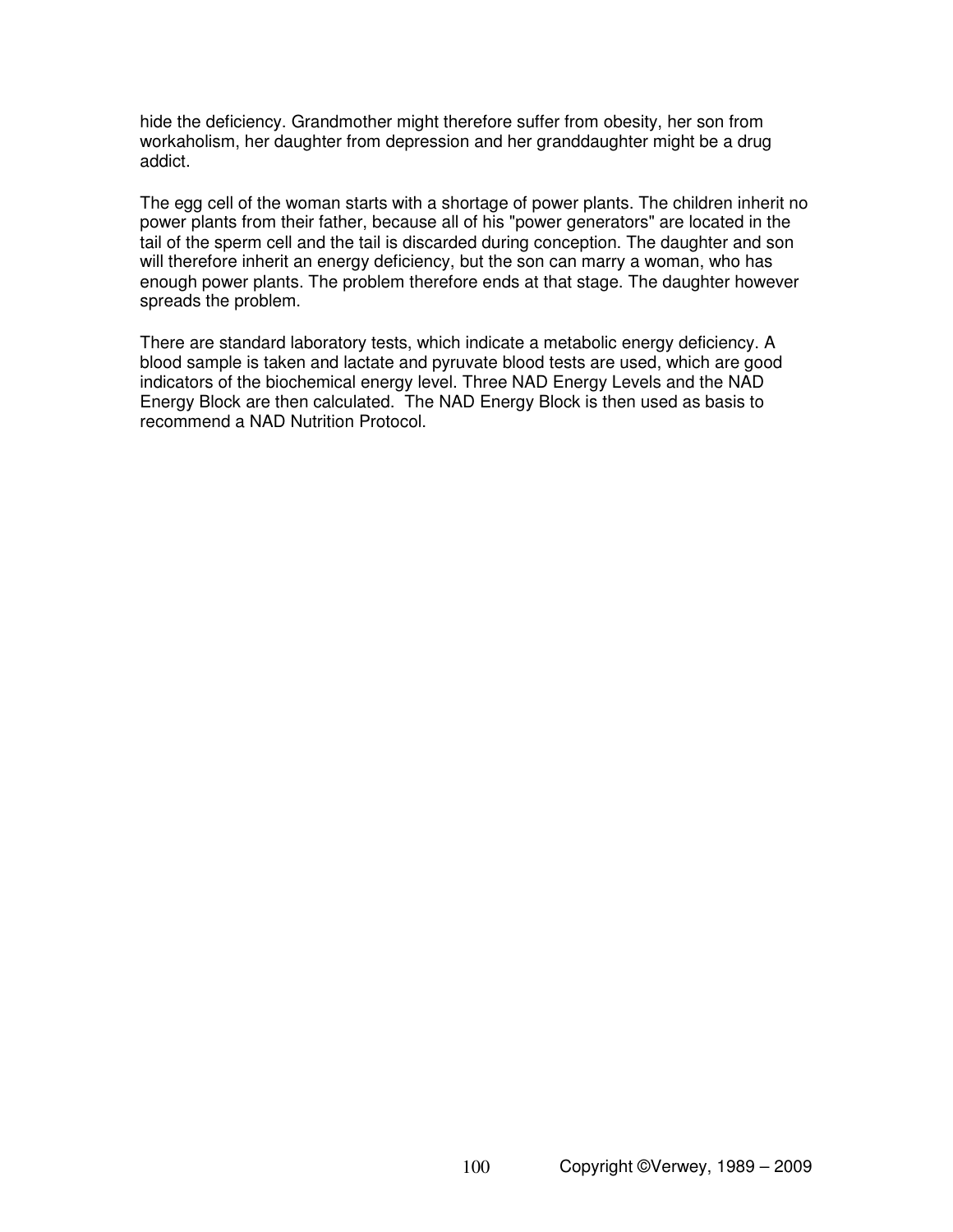hide the deficiency. Grandmother might therefore suffer from obesity, her son from workaholism, her daughter from depression and her granddaughter might be a drug addict.

The egg cell of the woman starts with a shortage of power plants. The children inherit no power plants from their father, because all of his "power generators" are located in the tail of the sperm cell and the tail is discarded during conception. The daughter and son will therefore inherit an energy deficiency, but the son can marry a woman, who has enough power plants. The problem therefore ends at that stage. The daughter however spreads the problem.

There are standard laboratory tests, which indicate a metabolic energy deficiency. A blood sample is taken and lactate and pyruvate blood tests are used, which are good indicators of the biochemical energy level. Three NAD Energy Levels and the NAD Energy Block are then calculated. The NAD Energy Block is then used as basis to recommend a NAD Nutrition Protocol.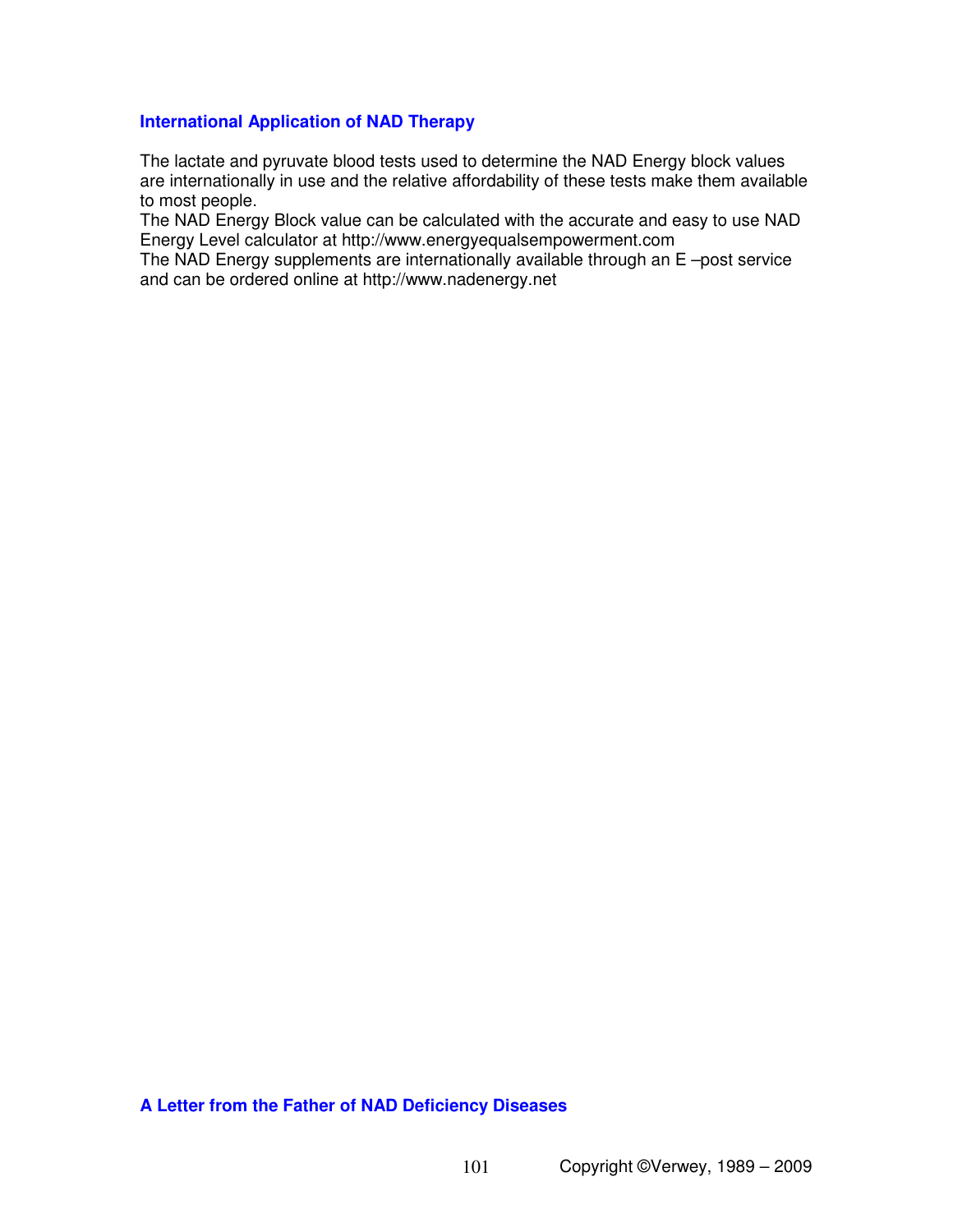## International Application of NAD Therapy

The lactate and pyruvate blood tests used to determine the NAD Energy block values are internationally in use and the relative affordability of these tests make them available to most people.
The NAD Energy Block value can be calculated with the accurate and easy to use NAD Energy Level calculator at http://www.energyequalsempowerment.com
The NAD Energy supplements are internationally available through an E –post service and can be ordered online at http://www.nadenergy.net

## A Letter from the Father of NAD Deficiency Diseases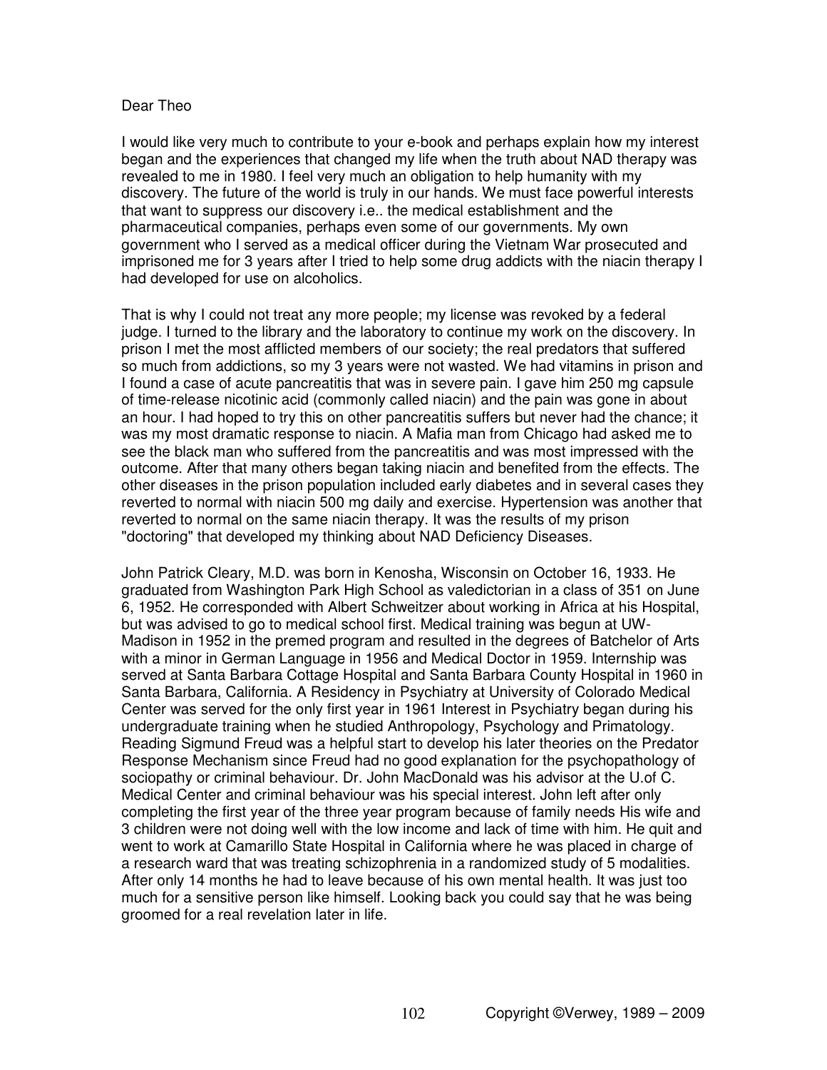Dear Theo

I would like very much to contribute to your e-book and perhaps explain how my interest began and the experiences that changed my life when the truth about NAD therapy was revealed to me in 1980. I feel very much an obligation to help humanity with my discovery. The future of the world is truly in our hands. We must face powerful interests that want to suppress our discovery i.e.. the medical establishment and the pharmaceutical companies, perhaps even some of our governments. My own government who I served as a medical officer during the Vietnam War prosecuted and imprisoned me for 3 years after I tried to help some drug addicts with the niacin therapy I had developed for use on alcoholics.

That is why I could not treat any more people; my license was revoked by a federal judge. I turned to the library and the laboratory to continue my work on the discovery. In prison I met the most afflicted members of our society; the real predators that suffered so much from addictions, so my 3 years were not wasted. We had vitamins in prison and I found a case of acute pancreatitis that was in severe pain. I gave him 250 mg capsule of time-release nicotinic acid (commonly called niacin) and the pain was gone in about an hour. I had hoped to try this on other pancreatitis suffers but never had the chance; it was my most dramatic response to niacin. A Mafia man from Chicago had asked me to see the black man who suffered from the pancreatitis and was most impressed with the outcome. After that many others began taking niacin and benefited from the effects. The other diseases in the prison population included early diabetes and in several cases they reverted to normal with niacin 500 mg daily and exercise. Hypertension was another that reverted to normal on the same niacin therapy. It was the results of my prison "doctoring" that developed my thinking about NAD Deficiency Diseases.

John Patrick Cleary, M.D. was born in Kenosha, Wisconsin on October 16, 1933. He graduated from Washington Park High School as valedictorian in a class of 351 on June 6, 1952. He corresponded with Albert Schweitzer about working in Africa at his Hospital, but was advised to go to medical school first. Medical training was begun at UW-Madison in 1952 in the premed program and resulted in the degrees of Batchelor of Arts with a minor in German Language in 1956 and Medical Doctor in 1959. Internship was served at Santa Barbara Cottage Hospital and Santa Barbara County Hospital in 1960 in Santa Barbara, California. A Residency in Psychiatry at University of Colorado Medical Center was served for the only first year in 1961 Interest in Psychiatry began during his undergraduate training when he studied Anthropology, Psychology and Primatology. Reading Sigmund Freud was a helpful start to develop his later theories on the Predator Response Mechanism since Freud had no good explanation for the psychopathology of sociopathy or criminal behaviour. Dr. John MacDonald was his advisor at the U.of C. Medical Center and criminal behaviour was his special interest. John left after only completing the first year of the three year program because of family needs His wife and 3 children were not doing well with the low income and lack of time with him. He quit and went to work at Camarillo State Hospital in California where he was placed in charge of a research ward that was treating schizophrenia in a randomized study of 5 modalities. After only 14 months he had to leave because of his own mental health. It was just too much for a sensitive person like himself. Looking back you could say that he was being groomed for a real revelation later in life.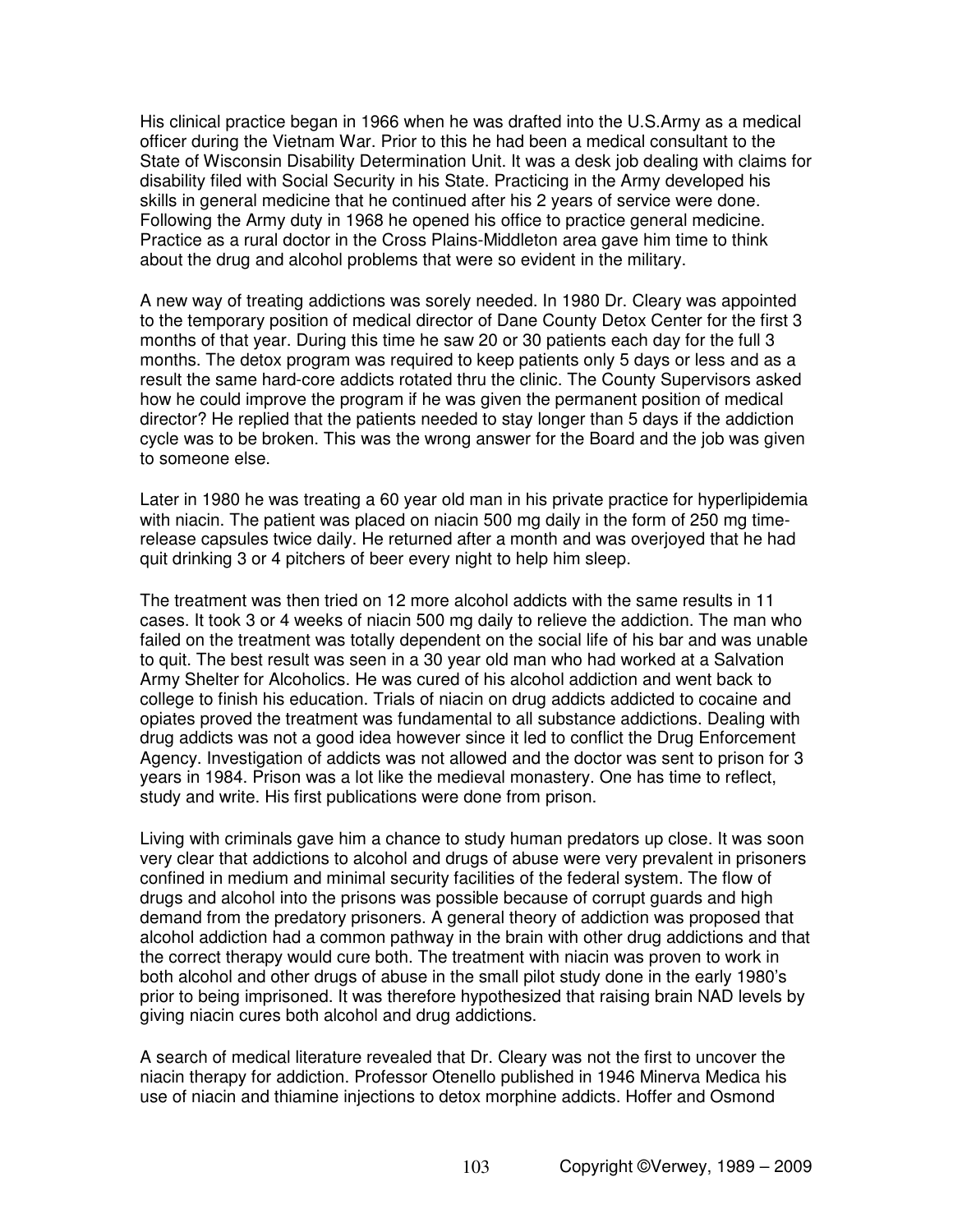His clinical practice began in 1966 when he was drafted into the U.S.Army as a medical officer during the Vietnam War. Prior to this he had been a medical consultant to the State of Wisconsin Disability Determination Unit. It was a desk job dealing with claims for disability filed with Social Security in his State. Practicing in the Army developed his skills in general medicine that he continued after his 2 years of service were done. Following the Army duty in 1968 he opened his office to practice general medicine. Practice as a rural doctor in the Cross Plains-Middleton area gave him time to think about the drug and alcohol problems that were so evident in the military.

A new way of treating addictions was sorely needed. In 1980 Dr. Cleary was appointed to the temporary position of medical director of Dane County Detox Center for the first 3 months of that year. During this time he saw 20 or 30 patients each day for the full 3 months. The detox program was required to keep patients only 5 days or less and as a result the same hard-core addicts rotated thru the clinic. The County Supervisors asked how he could improve the program if he was given the permanent position of medical director? He replied that the patients needed to stay longer than 5 days if the addiction cycle was to be broken. This was the wrong answer for the Board and the job was given to someone else.

Later in 1980 he was treating a 60 year old man in his private practice for hyperlipidemia with niacin. The patient was placed on niacin 500 mg daily in the form of 250 mg time-release capsules twice daily. He returned after a month and was overjoyed that he had quit drinking 3 or 4 pitchers of beer every night to help him sleep.

The treatment was then tried on 12 more alcohol addicts with the same results in 11 cases. It took 3 or 4 weeks of niacin 500 mg daily to relieve the addiction. The man who failed on the treatment was totally dependent on the social life of his bar and was unable to quit. The best result was seen in a 30 year old man who had worked at a Salvation Army Shelter for Alcoholics. He was cured of his alcohol addiction and went back to college to finish his education. Trials of niacin on drug addicts addicted to cocaine and opiates proved the treatment was fundamental to all substance addictions. Dealing with drug addicts was not a good idea however since it led to conflict the Drug Enforcement Agency. Investigation of addicts was not allowed and the doctor was sent to prison for 3 years in 1984. Prison was a lot like the medieval monastery. One has time to reflect, study and write. His first publications were done from prison.

Living with criminals gave him a chance to study human predators up close. It was soon very clear that addictions to alcohol and drugs of abuse were very prevalent in prisoners confined in medium and minimal security facilities of the federal system. The flow of drugs and alcohol into the prisons was possible because of corrupt guards and high demand from the predatory prisoners. A general theory of addiction was proposed that alcohol addiction had a common pathway in the brain with other drug addictions and that the correct therapy would cure both. The treatment with niacin was proven to work in both alcohol and other drugs of abuse in the small pilot study done in the early 1980's prior to being imprisoned. It was therefore hypothesized that raising brain NAD levels by giving niacin cures both alcohol and drug addictions.

A search of medical literature revealed that Dr. Cleary was not the first to uncover the niacin therapy for addiction. Professor Otenello published in 1946 Minerva Medica his use of niacin and thiamine injections to detox morphine addicts. Hoffer and Osmond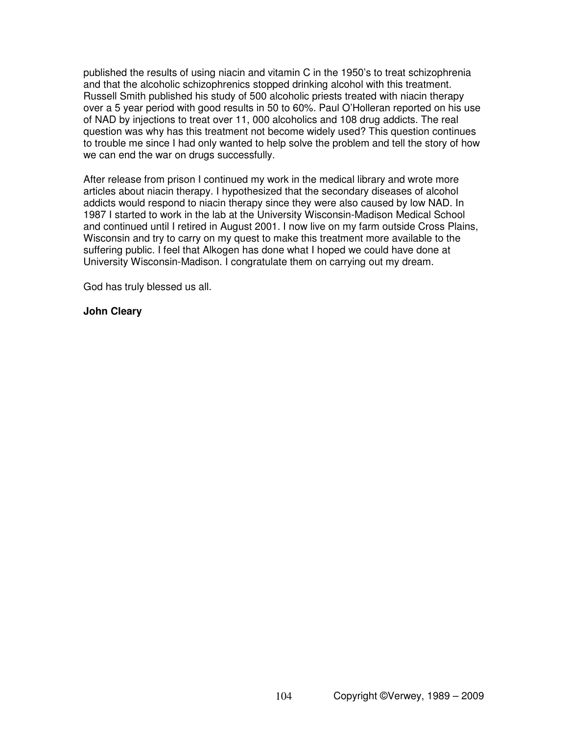published the results of using niacin and vitamin C in the 1950's to treat schizophrenia and that the alcoholic schizophrenics stopped drinking alcohol with this treatment. Russell Smith published his study of 500 alcoholic priests treated with niacin therapy over a 5 year period with good results in 50 to 60%. Paul O'Holleran reported on his use of NAD by injections to treat over 11, 000 alcoholics and 108 drug addicts. The real question was why has this treatment not become widely used? This question continues to trouble me since I had only wanted to help solve the problem and tell the story of how we can end the war on drugs successfully.

After release from prison I continued my work in the medical library and wrote more articles about niacin therapy. I hypothesized that the secondary diseases of alcohol addicts would respond to niacin therapy since they were also caused by low NAD. In 1987 I started to work in the lab at the University Wisconsin-Madison Medical School and continued until I retired in August 2001. I now live on my farm outside Cross Plains, Wisconsin and try to carry on my quest to make this treatment more available to the suffering public. I feel that Alkogen has done what I hoped we could have done at University Wisconsin-Madison. I congratulate them on carrying out my dream.

God has truly blessed us all.

**John Cleary**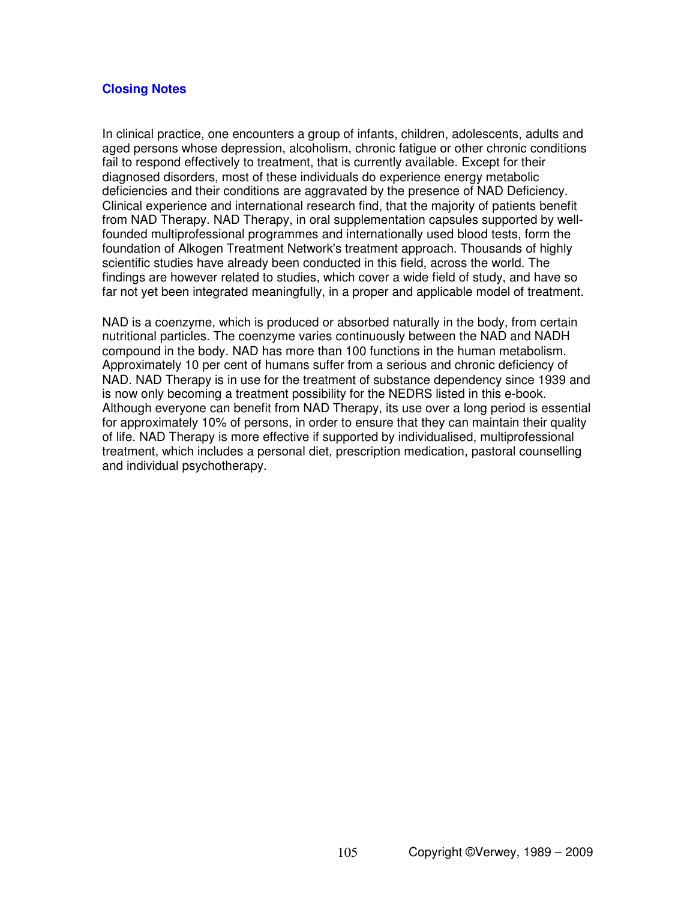## Closing Notes

In clinical practice, one encounters a group of infants, children, adolescents, adults and aged persons whose depression, alcoholism, chronic fatigue or other chronic conditions fail to respond effectively to treatment, that is currently available. Except for their diagnosed disorders, most of these individuals do experience energy metabolic deficiencies and their conditions are aggravated by the presence of NAD Deficiency. Clinical experience and international research find, that the majority of patients benefit from NAD Therapy. NAD Therapy, in oral supplementation capsules supported by well-founded multiprofessional programmes and internationally used blood tests, form the foundation of Alkogen Treatment Network's treatment approach. Thousands of highly scientific studies have already been conducted in this field, across the world. The findings are however related to studies, which cover a wide field of study, and have so far not yet been integrated meaningfully, in a proper and applicable model of treatment.

NAD is a coenzyme, which is produced or absorbed naturally in the body, from certain nutritional particles. The coenzyme varies continuously between the NAD and NADH compound in the body. NAD has more than 100 functions in the human metabolism. Approximately 10 per cent of humans suffer from a serious and chronic deficiency of NAD. NAD Therapy is in use for the treatment of substance dependency since 1939 and is now only becoming a treatment possibility for the NEDRS listed in this e-book. Although everyone can benefit from NAD Therapy, its use over a long period is essential for approximately 10% of persons, in order to ensure that they can maintain their quality of life. NAD Therapy is more effective if supported by individualised, multiprofessional treatment, which includes a personal diet, prescription medication, pastoral counselling and individual psychotherapy.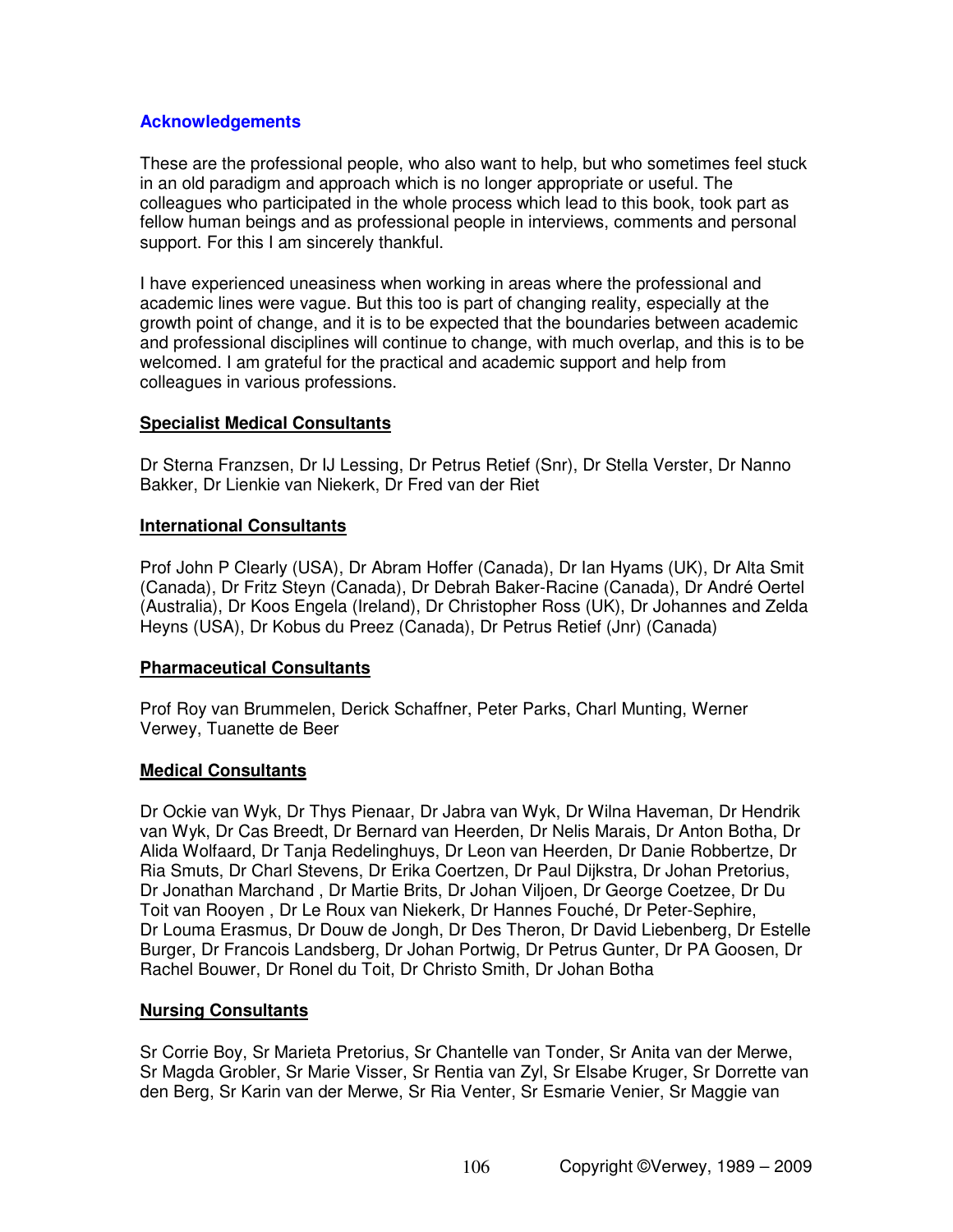## Acknowledgements

These are the professional people, who also want to help, but who sometimes feel stuck in an old paradigm and approach which is no longer appropriate or useful. The colleagues who participated in the whole process which lead to this book, took part as fellow human beings and as professional people in interviews, comments and personal support. For this I am sincerely thankful.

I have experienced uneasiness when working in areas where the professional and academic lines were vague. But this too is part of changing reality, especially at the growth point of change, and it is to be expected that the boundaries between academic and professional disciplines will continue to change, with much overlap, and this is to be welcomed. I am grateful for the practical and academic support and help from colleagues in various professions.

### Specialist Medical Consultants

Dr Sterna Franzsen, Dr IJ Lessing, Dr Petrus Retief (Snr), Dr Stella Verster, Dr Nanno Bakker, Dr Lienkie van Niekerk, Dr Fred van der Riet

### International Consultants

Prof John P Clearly (USA), Dr Abram Hoffer (Canada), Dr Ian Hyams (UK), Dr Alta Smit (Canada), Dr Fritz Steyn (Canada), Dr Debrah Baker-Racine (Canada), Dr André Oertel (Australia), Dr Koos Engela (Ireland), Dr Christopher Ross (UK), Dr Johannes and Zelda Heyns (USA), Dr Kobus du Preez (Canada), Dr Petrus Retief (Jnr) (Canada)

### Pharmaceutical Consultants

Prof Roy van Brummelen, Derick Schaffner, Peter Parks, Charl Munting, Werner Verwey, Tuanette de Beer

### Medical Consultants

Dr Ockie van Wyk, Dr Thys Pienaar, Dr Jabra van Wyk, Dr Wilna Haveman, Dr Hendrik van Wyk, Dr Cas Breedt, Dr Bernard van Heerden, Dr Nelis Marais, Dr Anton Botha, Dr Alida Wolfaard, Dr Tanja Redelinghuys, Dr Leon van Heerden, Dr Danie Robbertze, Dr Ria Smuts, Dr Charl Stevens, Dr Erika Coertzen, Dr Paul Dijkstra, Dr Johan Pretorius, Dr Jonathan Marchand , Dr Martie Brits, Dr Johan Viljoen, Dr George Coetzee, Dr Du Toit van Rooyen , Dr Le Roux van Niekerk, Dr Hannes Fouché, Dr Peter-Sephire, Dr Louma Erasmus, Dr Douw de Jongh, Dr Des Theron, Dr David Liebenberg, Dr Estelle Burger, Dr Francois Landsberg, Dr Johan Portwig, Dr Petrus Gunter, Dr PA Goosen, Dr Rachel Bouwer, Dr Ronel du Toit, Dr Christo Smith, Dr Johan Botha

### Nursing Consultants

Sr Corrie Boy, Sr Marieta Pretorius, Sr Chantelle van Tonder, Sr Anita van der Merwe, Sr Magda Grobler, Sr Marie Visser, Sr Rentia van Zyl, Sr Elsabe Kruger, Sr Dorrette van den Berg, Sr Karin van der Merwe, Sr Ria Venter, Sr Esmarie Venier, Sr Maggie van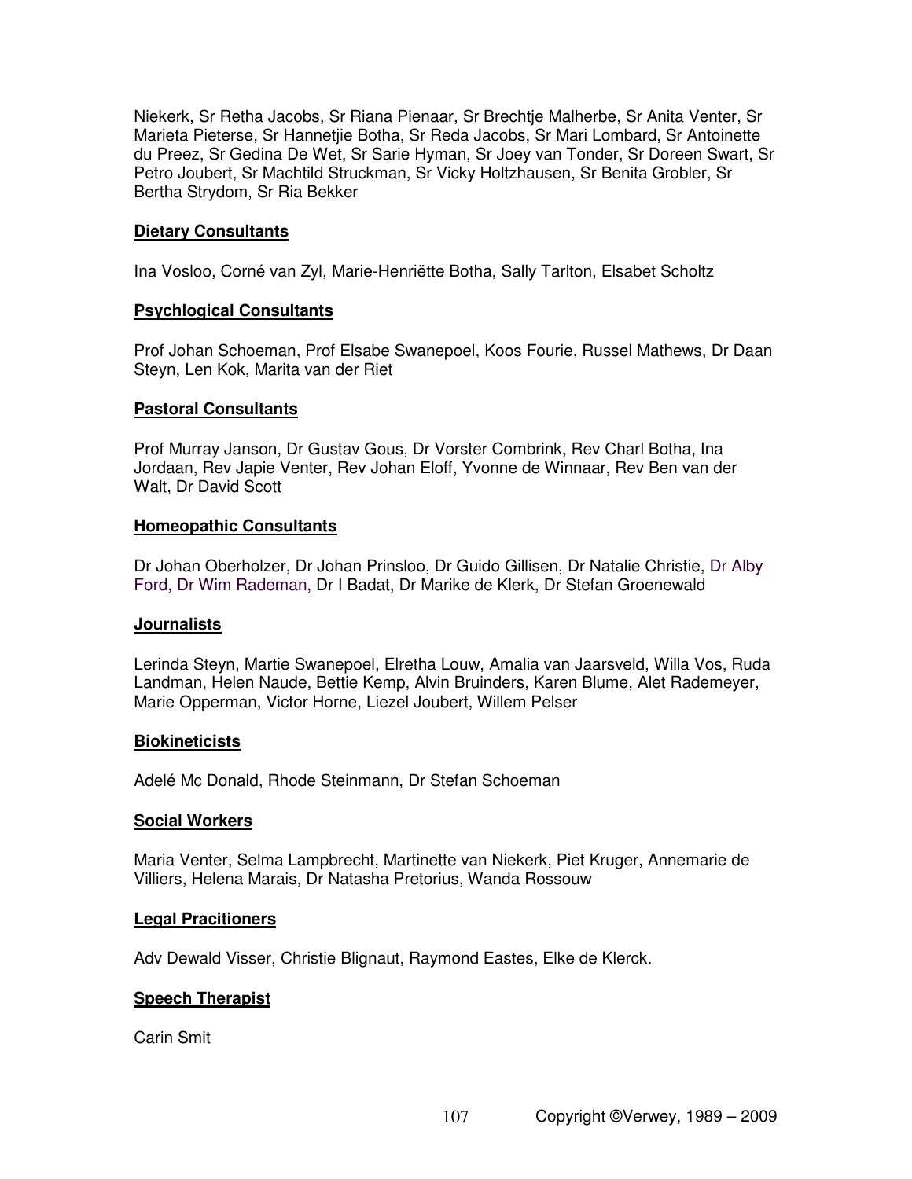Niekerk, Sr Retha Jacobs, Sr Riana Pienaar, Sr Brechtje Malherbe, Sr Anita Venter, Sr Marieta Pieterse, Sr Hannetjie Botha, Sr Reda Jacobs, Sr Mari Lombard, Sr Antoinette du Preez, Sr Gedina De Wet, Sr Sarie Hyman, Sr Joey van Tonder, Sr Doreen Swart, Sr Petro Joubert, Sr Machtild Struckman, Sr Vicky Holtzhausen, Sr Benita Grobler, Sr Bertha Strydom, Sr Ria Bekker

**Dietary Consultants**

Ina Vosloo, Corné van Zyl, Marie-Henriëtte Botha, Sally Tarlton, Elsabet Scholtz

**Psychlogical Consultants**

Prof Johan Schoeman, Prof Elsabe Swanepoel, Koos Fourie, Russel Mathews, Dr Daan Steyn, Len Kok, Marita van der Riet

**Pastoral Consultants**

Prof Murray Janson, Dr Gustav Gous, Dr Vorster Combrink, Rev Charl Botha, Ina Jordaan, Rev Japie Venter, Rev Johan Eloff, Yvonne de Winnaar, Rev Ben van der Walt, Dr David Scott

**Homeopathic Consultants**

Dr Johan Oberholzer, Dr Johan Prinsloo, Dr Guido Gillisen, Dr Natalie Christie, Dr Alby Ford, Dr Wim Rademan, Dr I Badat, Dr Marike de Klerk, Dr Stefan Groenewald

**Journalists**

Lerinda Steyn, Martie Swanepoel, Elretha Louw, Amalia van Jaarsveld, Willa Vos, Ruda Landman, Helen Naude, Bettie Kemp, Alvin Bruinders, Karen Blume, Alet Rademeyer, Marie Opperman, Victor Horne, Liezel Joubert, Willem Pelser

**Biokineticists**

Adelé Mc Donald, Rhode Steinmann, Dr Stefan Schoeman

**Social Workers**

Maria Venter, Selma Lampbrecht, Martinette van Niekerk, Piet Kruger, Annemarie de Villiers, Helena Marais, Dr Natasha Pretorius, Wanda Rossouw

**Legal Pracitioners**

Adv Dewald Visser, Christie Blignaut, Raymond Eastes, Elke de Klerck.

**Speech Therapist**

Carin Smit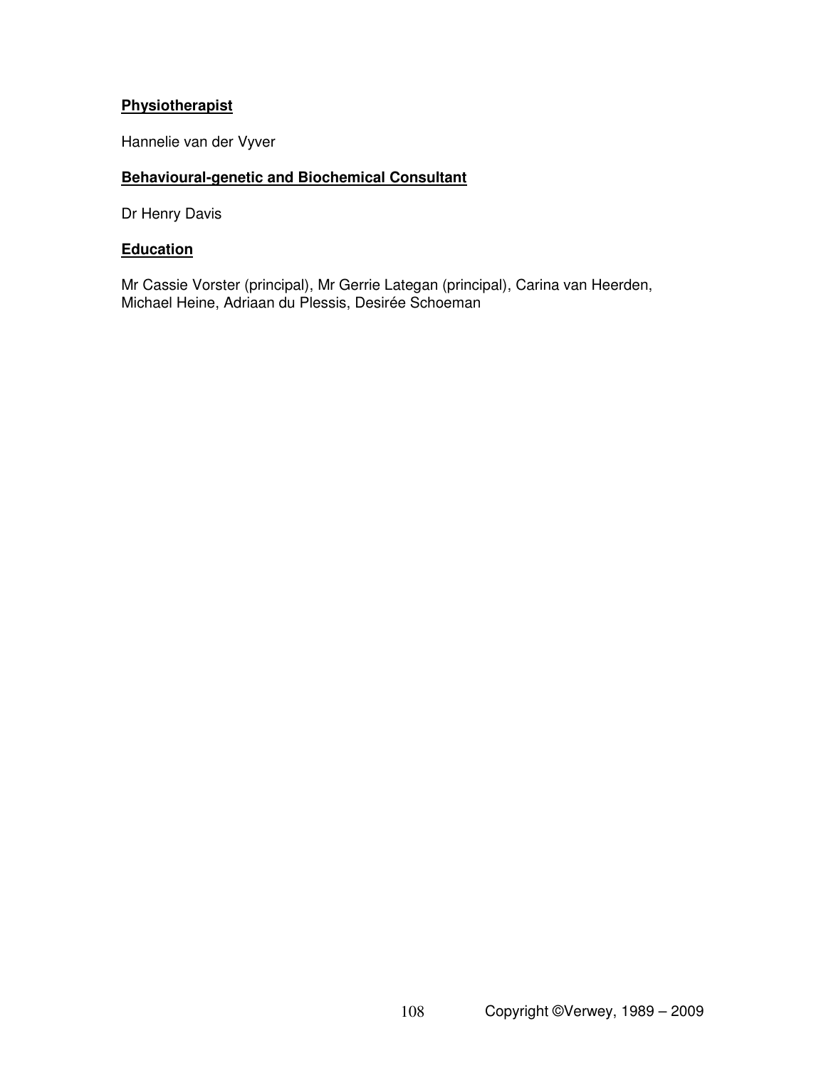**Physiotherapist**

Hannelie van der Vyver

**Behavioural-genetic and Biochemical Consultant**

Dr Henry Davis

**Education**

Mr Cassie Vorster (principal), Mr Gerrie Lategan (principal), Carina van Heerden, Michael Heine, Adriaan du Plessis, Desirée Schoeman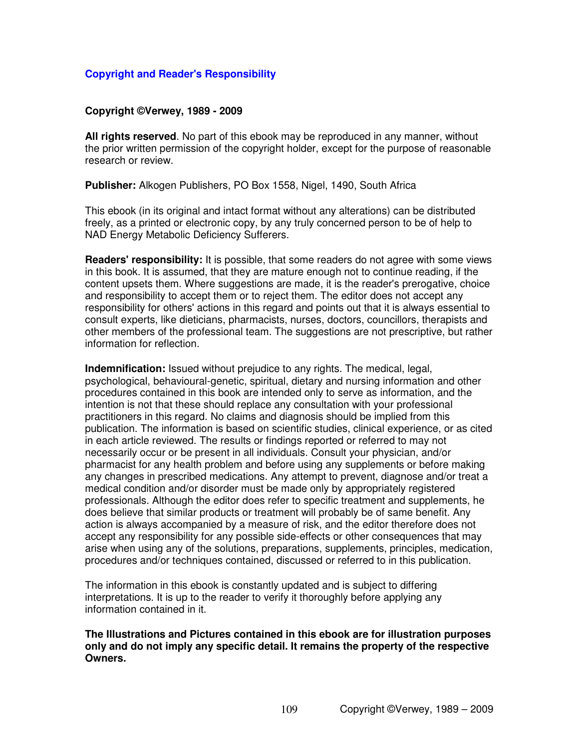## Copyright and Reader's Responsibility

**Copyright ©Verwey, 1989 - 2009**

**All rights reserved**. No part of this ebook may be reproduced in any manner, without the prior written permission of the copyright holder, except for the purpose of reasonable research or review.

**Publisher:** Alkogen Publishers, PO Box 1558, Nigel, 1490, South Africa

This ebook (in its original and intact format without any alterations) can be distributed freely, as a printed or electronic copy, by any truly concerned person to be of help to NAD Energy Metabolic Deficiency Sufferers.

**Readers' responsibility:** It is possible, that some readers do not agree with some views in this book. It is assumed, that they are mature enough not to continue reading, if the content upsets them. Where suggestions are made, it is the reader's prerogative, choice and responsibility to accept them or to reject them. The editor does not accept any responsibility for others' actions in this regard and points out that it is always essential to consult experts, like dieticians, pharmacists, nurses, doctors, councillors, therapists and other members of the professional team. The suggestions are not prescriptive, but rather information for reflection.

**Indemnification:** Issued without prejudice to any rights. The medical, legal, psychological, behavioural-genetic, spiritual, dietary and nursing information and other procedures contained in this book are intended only to serve as information, and the intention is not that these should replace any consultation with your professional practitioners in this regard. No claims and diagnosis should be implied from this publication. The information is based on scientific studies, clinical experience, or as cited in each article reviewed. The results or findings reported or referred to may not necessarily occur or be present in all individuals. Consult your physician, and/or pharmacist for any health problem and before using any supplements or before making any changes in prescribed medications. Any attempt to prevent, diagnose and/or treat a medical condition and/or disorder must be made only by appropriately registered professionals. Although the editor does refer to specific treatment and supplements, he does believe that similar products or treatment will probably be of same benefit. Any action is always accompanied by a measure of risk, and the editor therefore does not accept any responsibility for any possible side-effects or other consequences that may arise when using any of the solutions, preparations, supplements, principles, medication, procedures and/or techniques contained, discussed or referred to in this publication.

The information in this ebook is constantly updated and is subject to differing interpretations. It is up to the reader to verify it thoroughly before applying any information contained in it.

**The Illustrations and Pictures contained in this ebook are for illustration purposes only and do not imply any specific detail. It remains the property of the respective Owners.**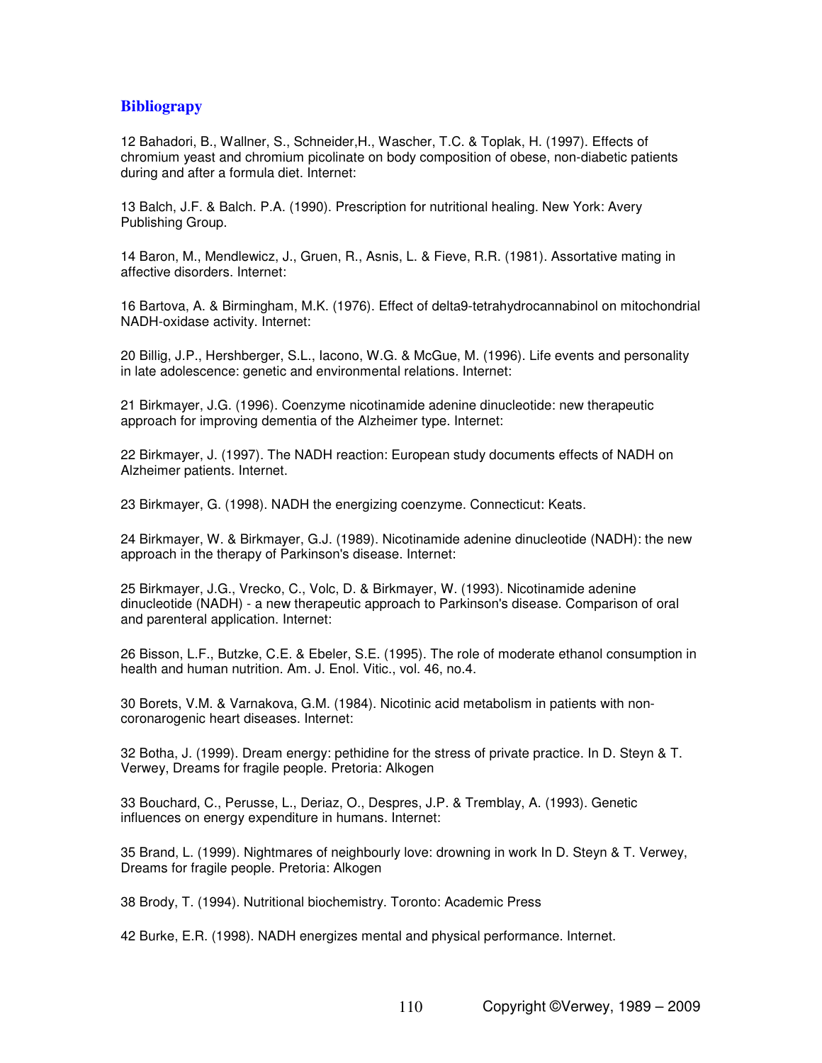## Bibliograpy

12 Bahadori, B., Wallner, S., Schneider,H., Wascher, T.C. & Toplak, H. (1997). Effects of chromium yeast and chromium picolinate on body composition of obese, non-diabetic patients during and after a formula diet. Internet:

13 Balch, J.F. & Balch. P.A. (1990). Prescription for nutritional healing. New York: Avery Publishing Group.

14 Baron, M., Mendlewicz, J., Gruen, R., Asnis, L. & Fieve, R.R. (1981). Assortative mating in affective disorders. Internet:

16 Bartova, A. & Birmingham, M.K. (1976). Effect of delta9-tetrahydrocannabinol on mitochondrial NADH-oxidase activity. Internet:

20 Billig, J.P., Hershberger, S.L., Iacono, W.G. & McGue, M. (1996). Life events and personality in late adolescence: genetic and environmental relations. Internet:

21 Birkmayer, J.G. (1996). Coenzyme nicotinamide adenine dinucleotide: new therapeutic approach for improving dementia of the Alzheimer type. Internet:

22 Birkmayer, J. (1997). The NADH reaction: European study documents effects of NADH on Alzheimer patients. Internet.

23 Birkmayer, G. (1998). NADH the energizing coenzyme. Connecticut: Keats.

24 Birkmayer, W. & Birkmayer, G.J. (1989). Nicotinamide adenine dinucleotide (NADH): the new approach in the therapy of Parkinson's disease. Internet:

25 Birkmayer, J.G., Vrecko, C., Volc, D. & Birkmayer, W. (1993). Nicotinamide adenine dinucleotide (NADH) - a new therapeutic approach to Parkinson's disease. Comparison of oral and parenteral application. Internet:

26 Bisson, L.F., Butzke, C.E. & Ebeler, S.E. (1995). The role of moderate ethanol consumption in health and human nutrition. Am. J. Enol. Vitic., vol. 46, no.4.

30 Borets, V.M. & Varnakova, G.M. (1984). Nicotinic acid metabolism in patients with non-coronarogenic heart diseases. Internet:

32 Botha, J. (1999). Dream energy: pethidine for the stress of private practice. In D. Steyn & T. Verwey, Dreams for fragile people. Pretoria: Alkogen

33 Bouchard, C., Perusse, L., Deriaz, O., Despres, J.P. & Tremblay, A. (1993). Genetic influences on energy expenditure in humans. Internet:

35 Brand, L. (1999). Nightmares of neighbourly love: drowning in work In D. Steyn & T. Verwey, Dreams for fragile people. Pretoria: Alkogen

38 Brody, T. (1994). Nutritional biochemistry. Toronto: Academic Press

42 Burke, E.R. (1998). NADH energizes mental and physical performance. Internet.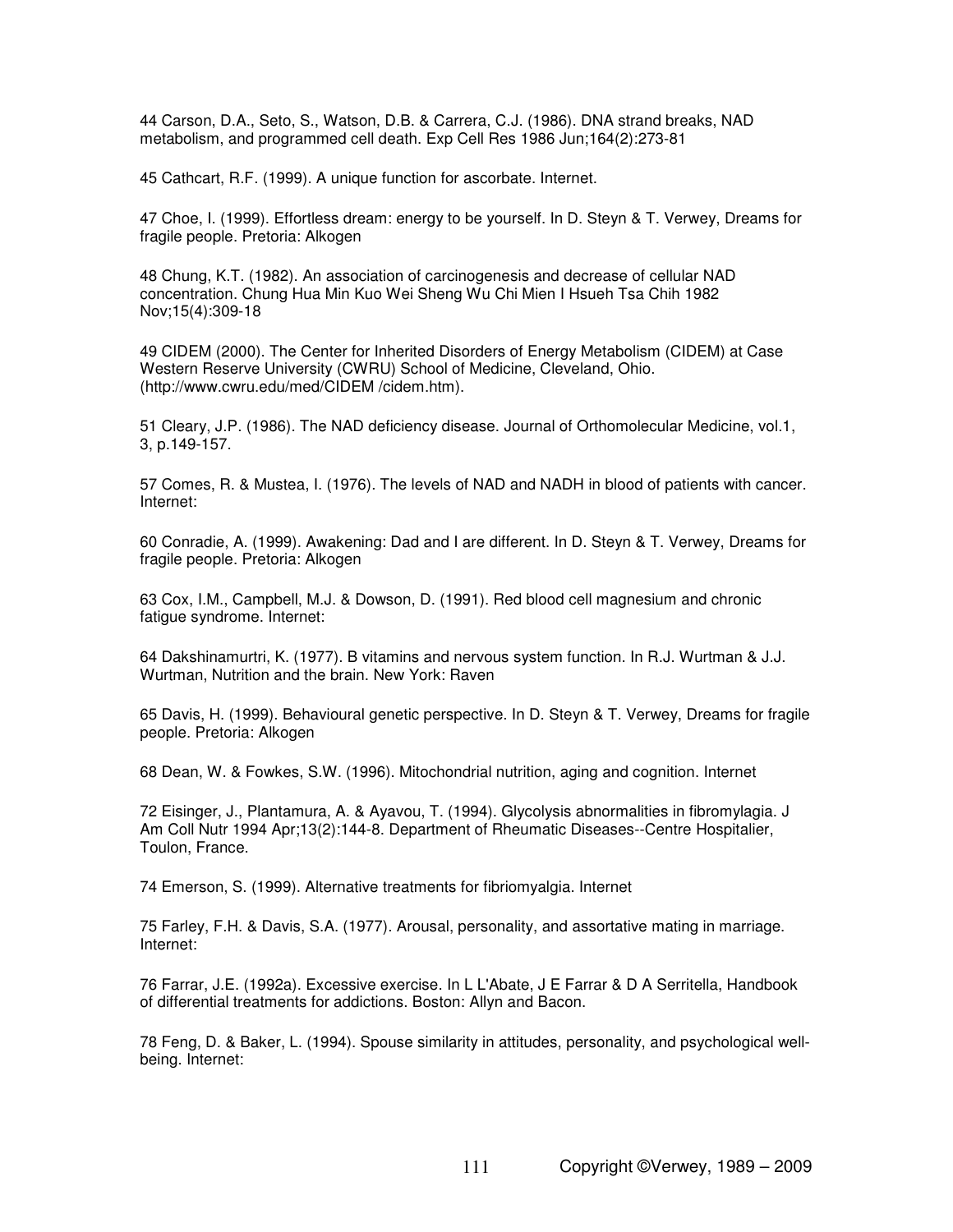44 Carson, D.A., Seto, S., Watson, D.B. & Carrera, C.J. (1986). DNA strand breaks, NAD metabolism, and programmed cell death. Exp Cell Res 1986 Jun;164(2):273-81

45 Cathcart, R.F. (1999). A unique function for ascorbate. Internet.

47 Choe, I. (1999). Effortless dream: energy to be yourself. In D. Steyn & T. Verwey, Dreams for fragile people. Pretoria: Alkogen

48 Chung, K.T. (1982). An association of carcinogenesis and decrease of cellular NAD concentration. Chung Hua Min Kuo Wei Sheng Wu Chi Mien I Hsueh Tsa Chih 1982 Nov;15(4):309-18

49 CIDEM (2000). The Center for Inherited Disorders of Energy Metabolism (CIDEM) at Case Western Reserve University (CWRU) School of Medicine, Cleveland, Ohio. (http://www.cwru.edu/med/CIDEM /cidem.htm).

51 Cleary, J.P. (1986). The NAD deficiency disease. Journal of Orthomolecular Medicine, vol.1, 3, p.149-157.

57 Comes, R. & Mustea, I. (1976). The levels of NAD and NADH in blood of patients with cancer. Internet:

60 Conradie, A. (1999). Awakening: Dad and I are different. In D. Steyn & T. Verwey, Dreams for fragile people. Pretoria: Alkogen

63 Cox, I.M., Campbell, M.J. & Dowson, D. (1991). Red blood cell magnesium and chronic fatigue syndrome. Internet:

64 Dakshinamurtri, K. (1977). B vitamins and nervous system function. In R.J. Wurtman & J.J. Wurtman, Nutrition and the brain. New York: Raven

65 Davis, H. (1999). Behavioural genetic perspective. In D. Steyn & T. Verwey, Dreams for fragile people. Pretoria: Alkogen

68 Dean, W. & Fowkes, S.W. (1996). Mitochondrial nutrition, aging and cognition. Internet

72 Eisinger, J., Plantamura, A. & Ayavou, T. (1994). Glycolysis abnormalities in fibromylagia. J Am Coll Nutr 1994 Apr;13(2):144-8. Department of Rheumatic Diseases--Centre Hospitalier, Toulon, France.

74 Emerson, S. (1999). Alternative treatments for fibriomyalgia. Internet

75 Farley, F.H. & Davis, S.A. (1977). Arousal, personality, and assortative mating in marriage. Internet:

76 Farrar, J.E. (1992a). Excessive exercise. In L L'Abate, J E Farrar & D A Serritella, Handbook of differential treatments for addictions. Boston: Allyn and Bacon.

78 Feng, D. & Baker, L. (1994). Spouse similarity in attitudes, personality, and psychological well-being. Internet: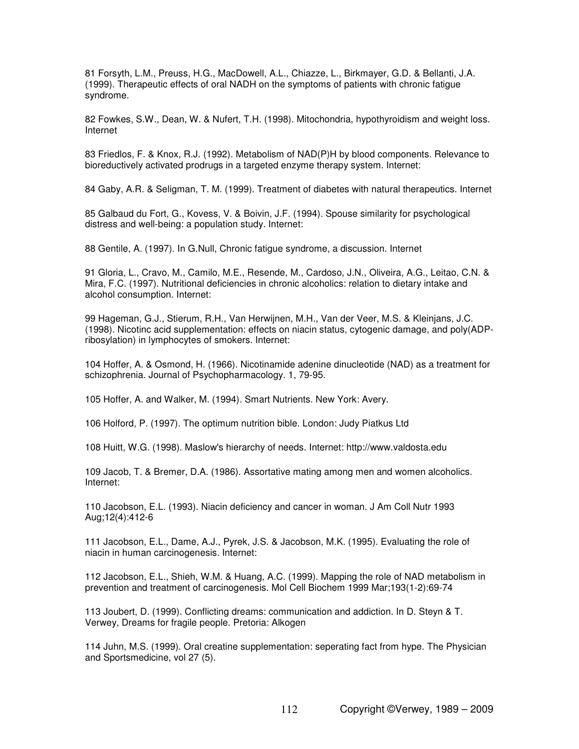81 Forsyth, L.M., Preuss, H.G., MacDowell, A.L., Chiazze, L., Birkmayer, G.D. & Bellanti, J.A. (1999). Therapeutic effects of oral NADH on the symptoms of patients with chronic fatigue syndrome.

82 Fowkes, S.W., Dean, W. & Nufert, T.H. (1998). Mitochondria, hypothyroidism and weight loss. Internet

83 Friedlos, F. & Knox, R.J. (1992). Metabolism of NAD(P)H by blood components. Relevance to bioreductively activated prodrugs in a targeted enzyme therapy system. Internet:

84 Gaby, A.R. & Seligman, T. M. (1999). Treatment of diabetes with natural therapeutics. Internet

85 Galbaud du Fort, G., Kovess, V. & Boivin, J.F. (1994). Spouse similarity for psychological distress and well-being: a population study. Internet:

88 Gentile, A. (1997). In G.Null, Chronic fatigue syndrome, a discussion. Internet

91 Gloria, L., Cravo, M., Camilo, M.E., Resende, M., Cardoso, J.N., Oliveira, A.G., Leitao, C.N. & Mira, F.C. (1997). Nutritional deficiencies in chronic alcoholics: relation to dietary intake and alcohol consumption. Internet:

99 Hageman, G.J., Stierum, R.H., Van Herwijnen, M.H., Van der Veer, M.S. & Kleinjans, J.C. (1998). Nicotinc acid supplementation: effects on niacin status, cytogenic damage, and poly(ADP-ribosylation) in lymphocytes of smokers. Internet:

104 Hoffer, A. & Osmond, H. (1966). Nicotinamide adenine dinucleotide (NAD) as a treatment for schizophrenia. Journal of Psychopharmacology. 1, 79-95.

105 Hoffer, A. and Walker, M. (1994). Smart Nutrients. New York: Avery.

106 Holford, P. (1997). The optimum nutrition bible. London: Judy Piatkus Ltd

108 Huitt, W.G. (1998). Maslow's hierarchy of needs. Internet: http://www.valdosta.edu

109 Jacob, T. & Bremer, D.A. (1986). Assortative mating among men and women alcoholics. Internet:

110 Jacobson, E.L. (1993). Niacin deficiency and cancer in woman. J Am Coll Nutr 1993 Aug;12(4):412-6

111 Jacobson, E.L., Dame, A.J., Pyrek, J.S. & Jacobson, M.K. (1995). Evaluating the role of niacin in human carcinogenesis. Internet:

112 Jacobson, E.L., Shieh, W.M. & Huang, A.C. (1999). Mapping the role of NAD metabolism in prevention and treatment of carcinogenesis. Mol Cell Biochem 1999 Mar;193(1-2):69-74

113 Joubert, D. (1999). Conflicting dreams: communication and addiction. In D. Steyn & T. Verwey, Dreams for fragile people. Pretoria: Alkogen

114 Juhn, M.S. (1999). Oral creatine supplementation: seperating fact from hype. The Physician and Sportsmedicine, vol 27 (5).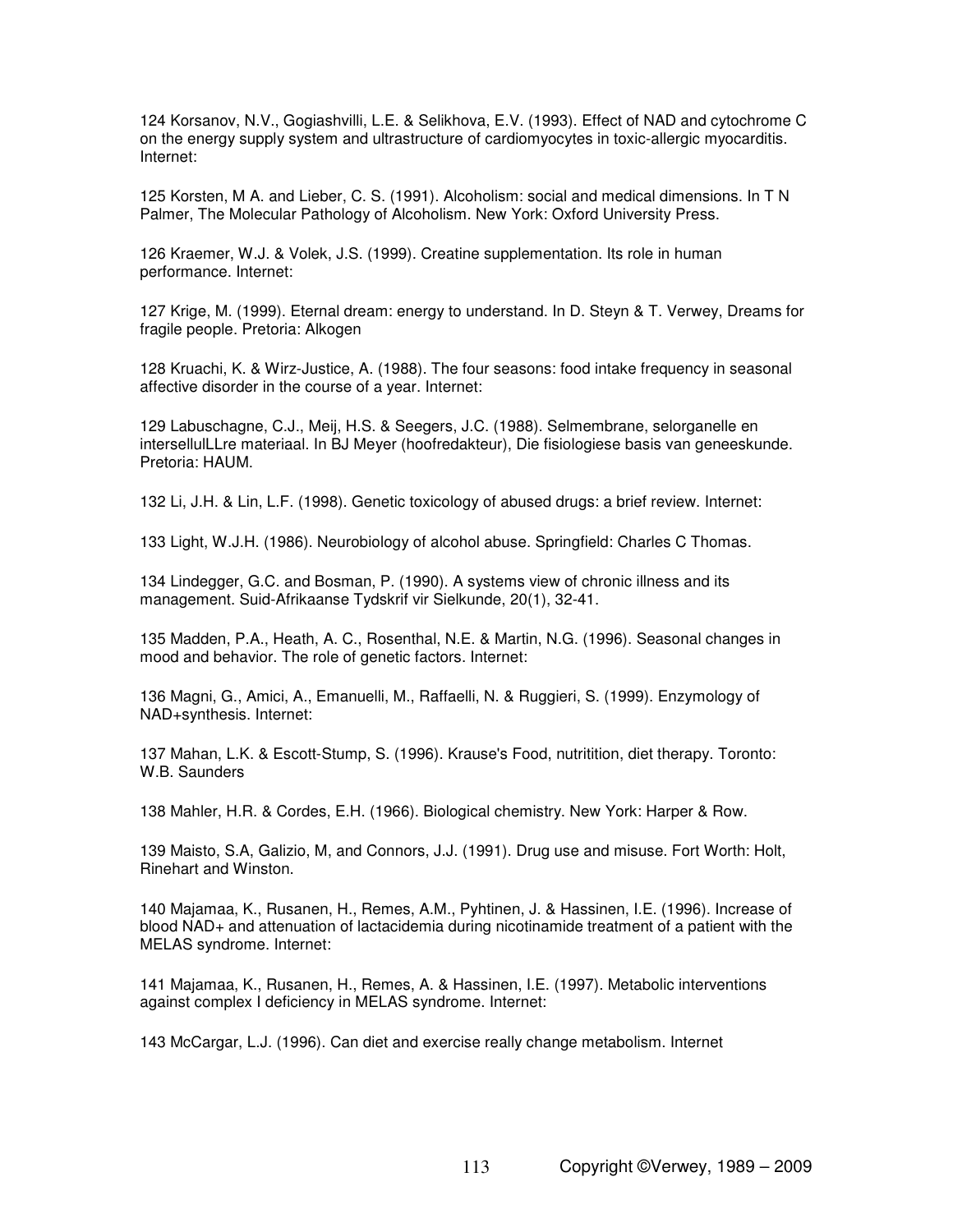124 Korsanov, N.V., Gogiashvilli, L.E. & Selikhova, E.V. (1993). Effect of NAD and cytochrome C on the energy supply system and ultrastructure of cardiomyocytes in toxic-allergic myocarditis. Internet:

125 Korsten, M A. and Lieber, C. S. (1991). Alcoholism: social and medical dimensions. In T N Palmer, The Molecular Pathology of Alcoholism. New York: Oxford University Press.

126 Kraemer, W.J. & Volek, J.S. (1999). Creatine supplementation. Its role in human performance. Internet:

127 Krige, M. (1999). Eternal dream: energy to understand. In D. Steyn & T. Verwey, Dreams for fragile people. Pretoria: Alkogen

128 Kruachi, K. & Wirz-Justice, A. (1988). The four seasons: food intake frequency in seasonal affective disorder in the course of a year. Internet:

129 Labuschagne, C.J., Meij, H.S. & Seegers, J.C. (1988). Selmembrane, selorganelle en intersellulLLre materiaal. In BJ Meyer (hoofredakteur), Die fisiologiese basis van geneeskunde. Pretoria: HAUM.

132 Li, J.H. & Lin, L.F. (1998). Genetic toxicology of abused drugs: a brief review. Internet:

133 Light, W.J.H. (1986). Neurobiology of alcohol abuse. Springfield: Charles C Thomas.

134 Lindegger, G.C. and Bosman, P. (1990). A systems view of chronic illness and its management. Suid-Afrikaanse Tydskrif vir Sielkunde, 20(1), 32-41.

135 Madden, P.A., Heath, A. C., Rosenthal, N.E. & Martin, N.G. (1996). Seasonal changes in mood and behavior. The role of genetic factors. Internet:

136 Magni, G., Amici, A., Emanuelli, M., Raffaelli, N. & Ruggieri, S. (1999). Enzymology of NAD+synthesis. Internet:

137 Mahan, L.K. & Escott-Stump, S. (1996). Krause's Food, nutritition, diet therapy. Toronto: W.B. Saunders

138 Mahler, H.R. & Cordes, E.H. (1966). Biological chemistry. New York: Harper & Row.

139 Maisto, S.A, Galizio, M, and Connors, J.J. (1991). Drug use and misuse. Fort Worth: Holt, Rinehart and Winston.

140 Majamaa, K., Rusanen, H., Remes, A.M., Pyhtinen, J. & Hassinen, I.E. (1996). Increase of blood NAD+ and attenuation of lactacidemia during nicotinamide treatment of a patient with the MELAS syndrome. Internet:

141 Majamaa, K., Rusanen, H., Remes, A. & Hassinen, I.E. (1997). Metabolic interventions against complex I deficiency in MELAS syndrome. Internet:

143 McCargar, L.J. (1996). Can diet and exercise really change metabolism. Internet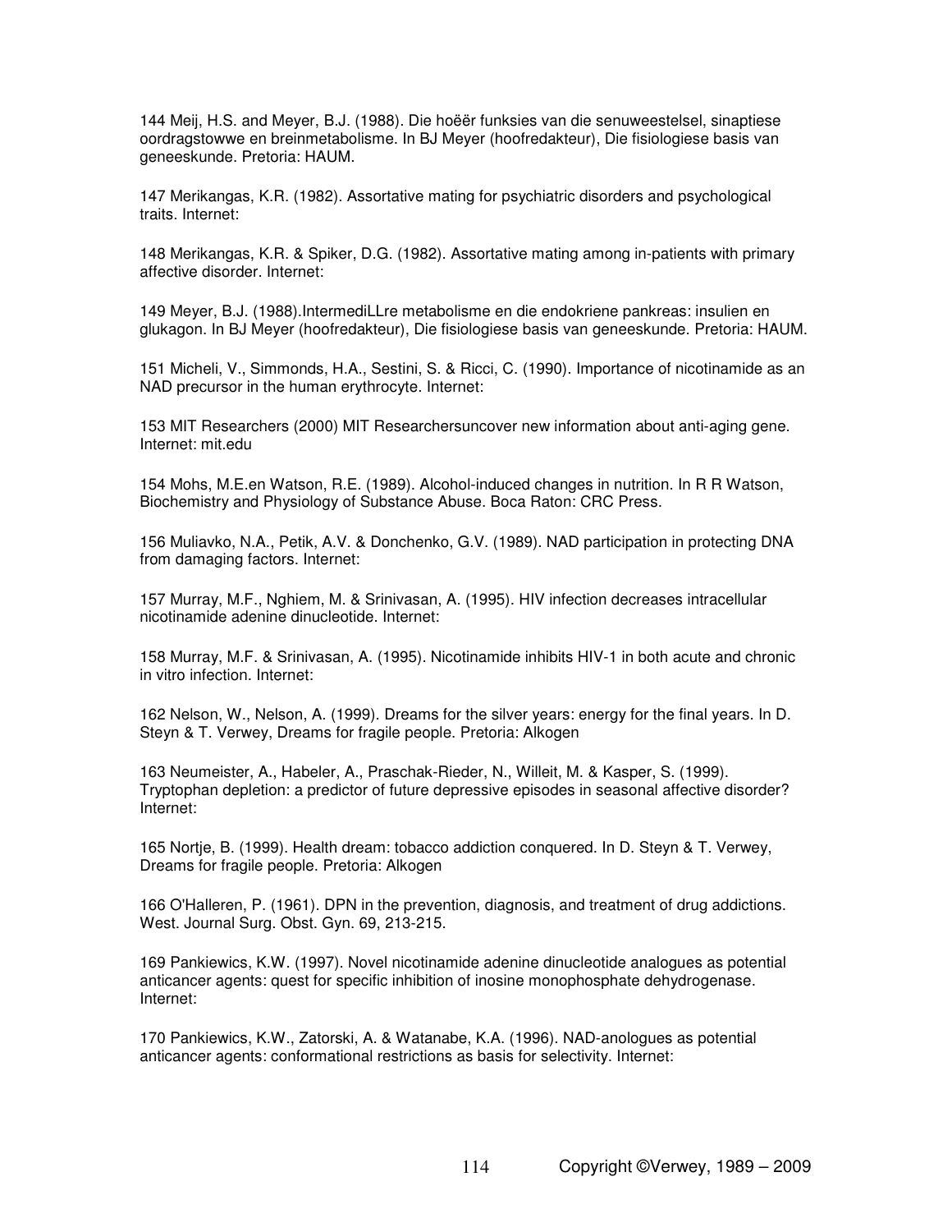144 Meij, H.S. and Meyer, B.J. (1988). Die hoëër funksies van die senuweestelsel, sinaptiese oordragstowwe en breinmetabolisme. In BJ Meyer (hoofredakteur), Die fisiologiese basis van geneeskunde. Pretoria: HAUM.

147 Merikangas, K.R. (1982). Assortative mating for psychiatric disorders and psychological traits. Internet:

148 Merikangas, K.R. & Spiker, D.G. (1982). Assortative mating among in-patients with primary affective disorder. Internet:

149 Meyer, B.J. (1988).IntermediLLre metabolisme en die endokriene pankreas: insulien en glukagon. In BJ Meyer (hoofredakteur), Die fisiologiese basis van geneeskunde. Pretoria: HAUM.

151 Micheli, V., Simmonds, H.A., Sestini, S. & Ricci, C. (1990). Importance of nicotinamide as an NAD precursor in the human erythrocyte. Internet:

153 MIT Researchers (2000) MIT Researchersuncover new information about anti-aging gene. Internet: mit.edu

154 Mohs, M.E.en Watson, R.E. (1989). Alcohol-induced changes in nutrition. In R R Watson, Biochemistry and Physiology of Substance Abuse. Boca Raton: CRC Press.

156 Muliavko, N.A., Petik, A.V. & Donchenko, G.V. (1989). NAD participation in protecting DNA from damaging factors. Internet:

157 Murray, M.F., Nghiem, M. & Srinivasan, A. (1995). HIV infection decreases intracellular nicotinamide adenine dinucleotide. Internet:

158 Murray, M.F. & Srinivasan, A. (1995). Nicotinamide inhibits HIV-1 in both acute and chronic in vitro infection. Internet:

162 Nelson, W., Nelson, A. (1999). Dreams for the silver years: energy for the final years. In D. Steyn & T. Verwey, Dreams for fragile people. Pretoria: Alkogen

163 Neumeister, A., Habeler, A., Praschak-Rieder, N., Willeit, M. & Kasper, S. (1999). Tryptophan depletion: a predictor of future depressive episodes in seasonal affective disorder? Internet:

165 Nortje, B. (1999). Health dream: tobacco addiction conquered. In D. Steyn & T. Verwey, Dreams for fragile people. Pretoria: Alkogen

166 O'Halleren, P. (1961). DPN in the prevention, diagnosis, and treatment of drug addictions. West. Journal Surg. Obst. Gyn. 69, 213-215.

169 Pankiewics, K.W. (1997). Novel nicotinamide adenine dinucleotide analogues as potential anticancer agents: quest for specific inhibition of inosine monophosphate dehydrogenase. Internet:

170 Pankiewics, K.W., Zatorski, A. & Watanabe, K.A. (1996). NAD-anologues as potential anticancer agents: conformational restrictions as basis for selectivity. Internet: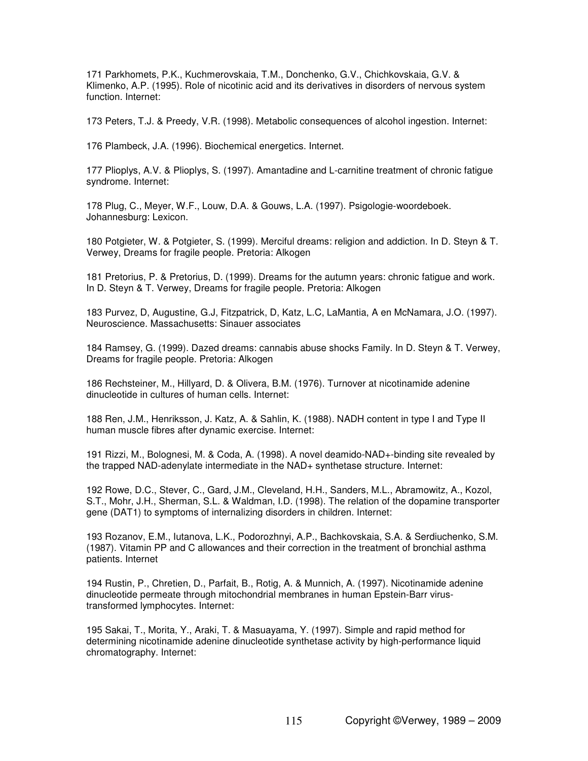171 Parkhomets, P.K., Kuchmerovskaia, T.M., Donchenko, G.V., Chichkovskaia, G.V. & Klimenko, A.P. (1995). Role of nicotinic acid and its derivatives in disorders of nervous system function. Internet:

173 Peters, T.J. & Preedy, V.R. (1998). Metabolic consequences of alcohol ingestion. Internet:

176 Plambeck, J.A. (1996). Biochemical energetics. Internet.

177 Plioplys, A.V. & Plioplys, S. (1997). Amantadine and L-carnitine treatment of chronic fatigue syndrome. Internet:

178 Plug, C., Meyer, W.F., Louw, D.A. & Gouws, L.A. (1997). Psigologie-woordeboek. Johannesburg: Lexicon.

180 Potgieter, W. & Potgieter, S. (1999). Merciful dreams: religion and addiction. In D. Steyn & T. Verwey, Dreams for fragile people. Pretoria: Alkogen

181 Pretorius, P. & Pretorius, D. (1999). Dreams for the autumn years: chronic fatigue and work. In D. Steyn & T. Verwey, Dreams for fragile people. Pretoria: Alkogen

183 Purvez, D, Augustine, G.J, Fitzpatrick, D, Katz, L.C, LaMantia, A en McNamara, J.O. (1997). Neuroscience. Massachusetts: Sinauer associates

184 Ramsey, G. (1999). Dazed dreams: cannabis abuse shocks Family. In D. Steyn & T. Verwey, Dreams for fragile people. Pretoria: Alkogen

186 Rechsteiner, M., Hillyard, D. & Olivera, B.M. (1976). Turnover at nicotinamide adenine dinucleotide in cultures of human cells. Internet:

188 Ren, J.M., Henriksson, J. Katz, A. & Sahlin, K. (1988). NADH content in type I and Type II human muscle fibres after dynamic exercise. Internet:

191 Rizzi, M., Bolognesi, M. & Coda, A. (1998). A novel deamido-NAD+-binding site revealed by the trapped NAD-adenylate intermediate in the NAD+ synthetase structure. Internet:

192 Rowe, D.C., Stever, C., Gard, J.M., Cleveland, H.H., Sanders, M.L., Abramowitz, A., Kozol, S.T., Mohr, J.H., Sherman, S.L. & Waldman, I.D. (1998). The relation of the dopamine transporter gene (DAT1) to symptoms of internalizing disorders in children. Internet:

193 Rozanov, E.M., Iutanova, L.K., Podorozhnyi, A.P., Bachkovskaia, S.A. & Serdiuchenko, S.M. (1987). Vitamin PP and C allowances and their correction in the treatment of bronchial asthma patients. Internet

194 Rustin, P., Chretien, D., Parfait, B., Rotig, A. & Munnich, A. (1997). Nicotinamide adenine dinucleotide permeate through mitochondrial membranes in human Epstein-Barr virus-transformed lymphocytes. Internet:

195 Sakai, T., Morita, Y., Araki, T. & Masuayama, Y. (1997). Simple and rapid method for determining nicotinamide adenine dinucleotide synthetase activity by high-performance liquid chromatography. Internet: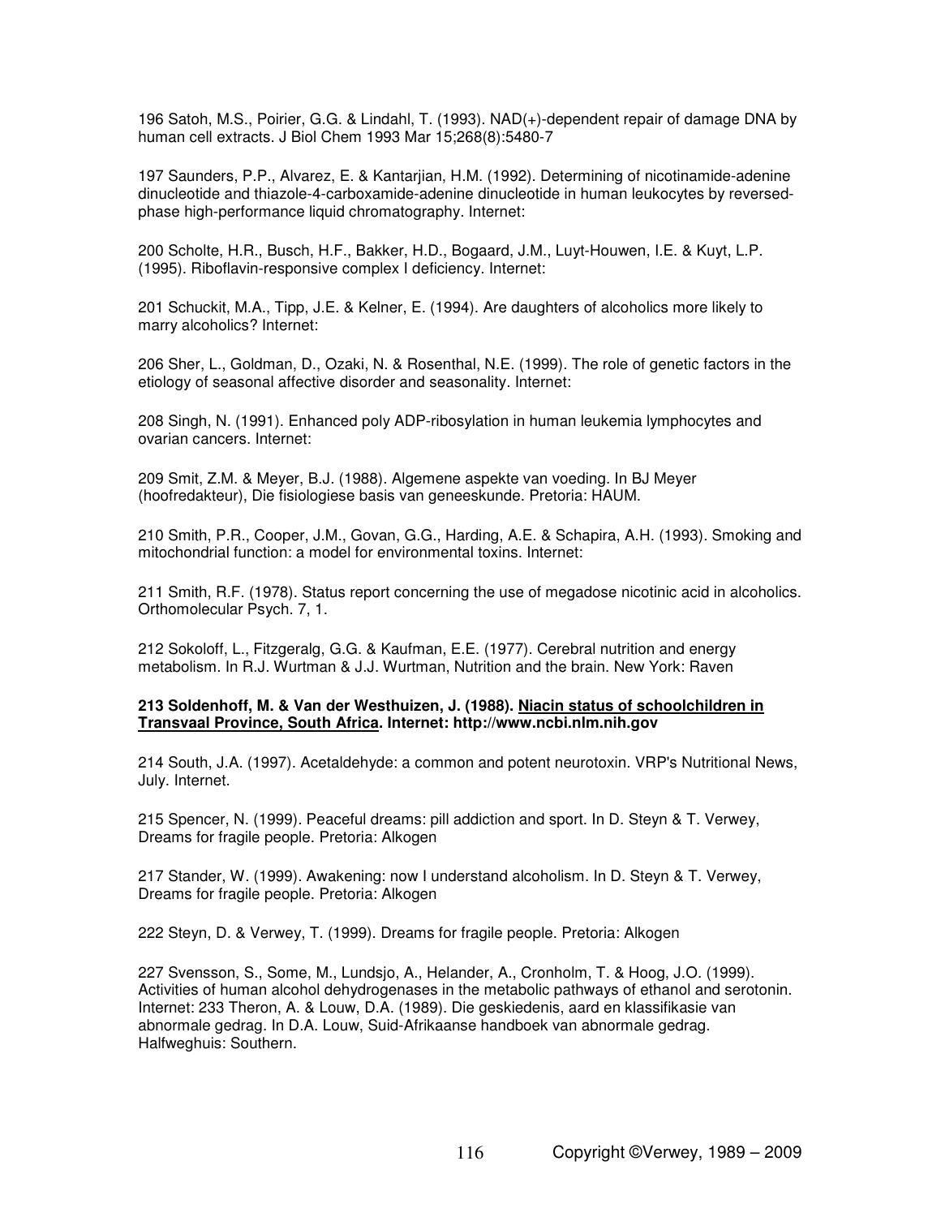196 Satoh, M.S., Poirier, G.G. & Lindahl, T. (1993). NAD(+)-dependent repair of damage DNA by human cell extracts. J Biol Chem 1993 Mar 15;268(8):5480-7

197 Saunders, P.P., Alvarez, E. & Kantarjian, H.M. (1992). Determining of nicotinamide-adenine dinucleotide and thiazole-4-carboxamide-adenine dinucleotide in human leukocytes by reversed-phase high-performance liquid chromatography. Internet:

200 Scholte, H.R., Busch, H.F., Bakker, H.D., Bogaard, J.M., Luyt-Houwen, I.E. & Kuyt, L.P. (1995). Riboflavin-responsive complex I deficiency. Internet:

201 Schuckit, M.A., Tipp, J.E. & Kelner, E. (1994). Are daughters of alcoholics more likely to marry alcoholics? Internet:

206 Sher, L., Goldman, D., Ozaki, N. & Rosenthal, N.E. (1999). The role of genetic factors in the etiology of seasonal affective disorder and seasonality. Internet:

208 Singh, N. (1991). Enhanced poly ADP-ribosylation in human leukemia lymphocytes and ovarian cancers. Internet:

209 Smit, Z.M. & Meyer, B.J. (1988). Algemene aspekte van voeding. In BJ Meyer (hoofredakteur), Die fisiologiese basis van geneeskunde. Pretoria: HAUM.

210 Smith, P.R., Cooper, J.M., Govan, G.G., Harding, A.E. & Schapira, A.H. (1993). Smoking and mitochondrial function: a model for environmental toxins. Internet:

211 Smith, R.F. (1978). Status report concerning the use of megadose nicotinic acid in alcoholics. Orthomolecular Psych. 7, 1.

212 Sokoloff, L., Fitzgeralg, G.G. & Kaufman, E.E. (1977). Cerebral nutrition and energy metabolism. In R.J. Wurtman & J.J. Wurtman, Nutrition and the brain. New York: Raven

**213 Soldenhoff, M. & Van der Westhuizen, J. (1988). <u>Niacin status of schoolchildren in Transvaal Province, South Africa</u>. Internet: http://www.ncbi.nlm.nih.gov**

214 South, J.A. (1997). Acetaldehyde: a common and potent neurotoxin. VRP's Nutritional News, July. Internet.

215 Spencer, N. (1999). Peaceful dreams: pill addiction and sport. In D. Steyn & T. Verwey, Dreams for fragile people. Pretoria: Alkogen

217 Stander, W. (1999). Awakening: now I understand alcoholism. In D. Steyn & T. Verwey, Dreams for fragile people. Pretoria: Alkogen

222 Steyn, D. & Verwey, T. (1999). Dreams for fragile people. Pretoria: Alkogen

227 Svensson, S., Some, M., Lundsjo, A., Helander, A., Cronholm, T. & Hoog, J.O. (1999). Activities of human alcohol dehydrogenases in the metabolic pathways of ethanol and serotonin. Internet: 233 Theron, A. & Louw, D.A. (1989). Die geskiedenis, aard en klassifikasie van abnormale gedrag. In D.A. Louw, Suid-Afrikaanse handboek van abnormale gedrag. Halfweghuis: Southern.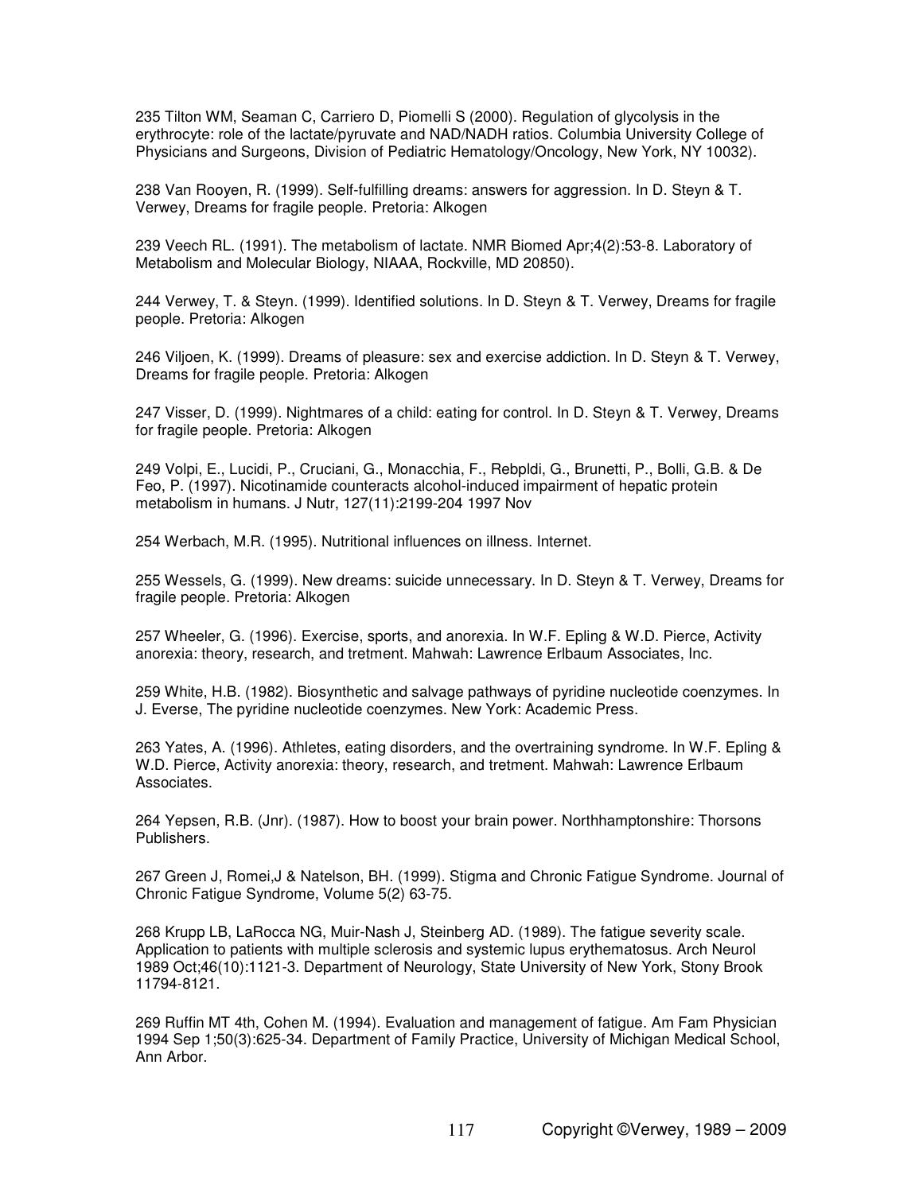235 Tilton WM, Seaman C, Carriero D, Piomelli S (2000). Regulation of glycolysis in the erythrocyte: role of the lactate/pyruvate and NAD/NADH ratios. Columbia University College of Physicians and Surgeons, Division of Pediatric Hematology/Oncology, New York, NY 10032).

238 Van Rooyen, R. (1999). Self-fulfilling dreams: answers for aggression. In D. Steyn & T. Verwey, Dreams for fragile people. Pretoria: Alkogen

239 Veech RL. (1991). The metabolism of lactate. NMR Biomed Apr;4(2):53-8. Laboratory of Metabolism and Molecular Biology, NIAAA, Rockville, MD 20850).

244 Verwey, T. & Steyn. (1999). Identified solutions. In D. Steyn & T. Verwey, Dreams for fragile people. Pretoria: Alkogen

246 Viljoen, K. (1999). Dreams of pleasure: sex and exercise addiction. In D. Steyn & T. Verwey, Dreams for fragile people. Pretoria: Alkogen

247 Visser, D. (1999). Nightmares of a child: eating for control. In D. Steyn & T. Verwey, Dreams for fragile people. Pretoria: Alkogen

249 Volpi, E., Lucidi, P., Cruciani, G., Monacchia, F., Rebpldi, G., Brunetti, P., Bolli, G.B. & De Feo, P. (1997). Nicotinamide counteracts alcohol-induced impairment of hepatic protein metabolism in humans. J Nutr, 127(11):2199-204 1997 Nov

254 Werbach, M.R. (1995). Nutritional influences on illness. Internet.

255 Wessels, G. (1999). New dreams: suicide unnecessary. In D. Steyn & T. Verwey, Dreams for fragile people. Pretoria: Alkogen

257 Wheeler, G. (1996). Exercise, sports, and anorexia. In W.F. Epling & W.D. Pierce, Activity anorexia: theory, research, and tretment. Mahwah: Lawrence Erlbaum Associates, Inc.

259 White, H.B. (1982). Biosynthetic and salvage pathways of pyridine nucleotide coenzymes. In J. Everse, The pyridine nucleotide coenzymes. New York: Academic Press.

263 Yates, A. (1996). Athletes, eating disorders, and the overtraining syndrome. In W.F. Epling & W.D. Pierce, Activity anorexia: theory, research, and tretment. Mahwah: Lawrence Erlbaum Associates.

264 Yepsen, R.B. (Jnr). (1987). How to boost your brain power. Northhamptonshire: Thorsons Publishers.

267 Green J, Romei,J & Natelson, BH. (1999). Stigma and Chronic Fatigue Syndrome. Journal of Chronic Fatigue Syndrome, Volume 5(2) 63-75.

268 Krupp LB, LaRocca NG, Muir-Nash J, Steinberg AD. (1989). The fatigue severity scale. Application to patients with multiple sclerosis and systemic lupus erythematosus. Arch Neurol 1989 Oct;46(10):1121-3. Department of Neurology, State University of New York, Stony Brook 11794-8121.

269 Ruffin MT 4th, Cohen M. (1994). Evaluation and management of fatigue. Am Fam Physician 1994 Sep 1;50(3):625-34. Department of Family Practice, University of Michigan Medical School, Ann Arbor.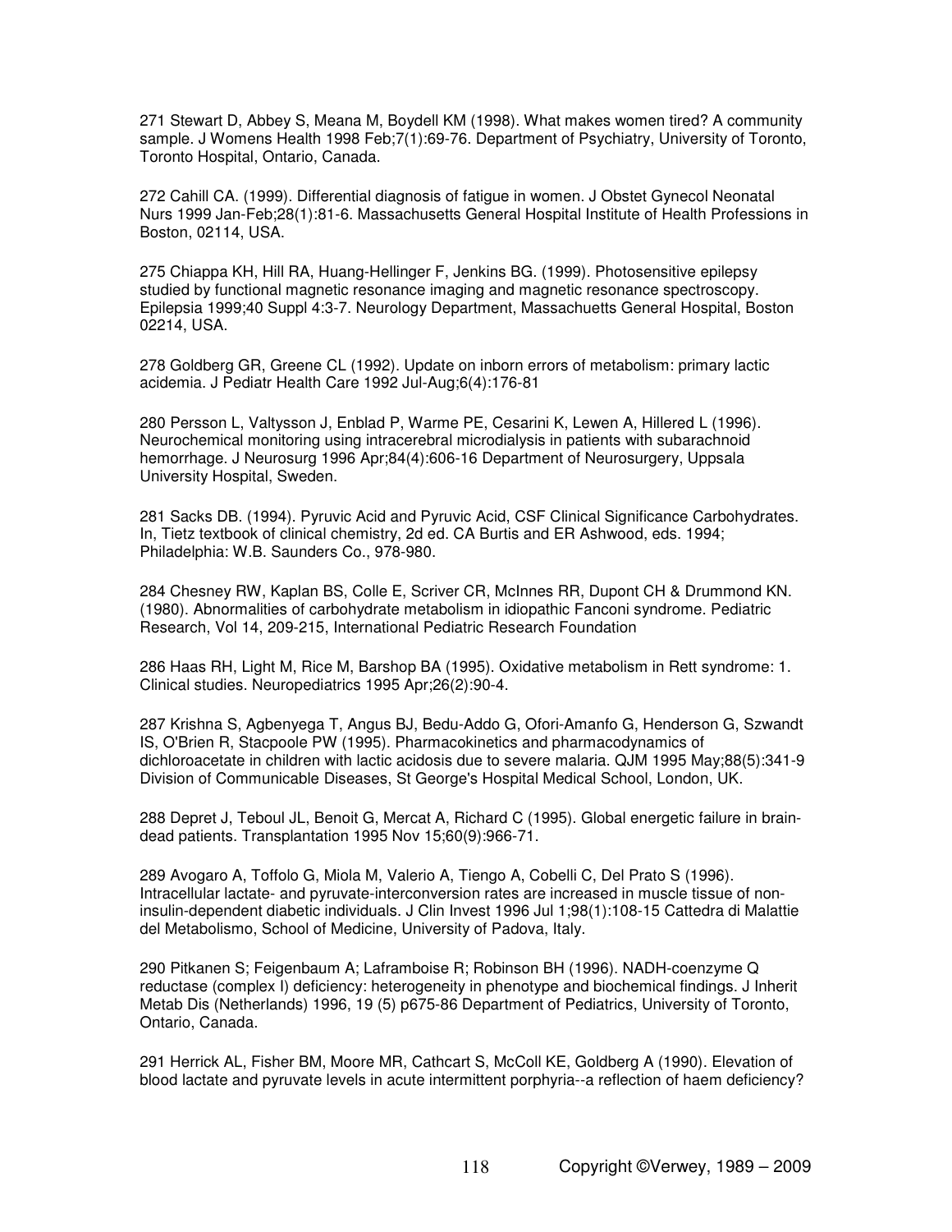271 Stewart D, Abbey S, Meana M, Boydell KM (1998). What makes women tired? A community sample. J Womens Health 1998 Feb;7(1):69-76. Department of Psychiatry, University of Toronto, Toronto Hospital, Ontario, Canada.

272 Cahill CA. (1999). Differential diagnosis of fatigue in women. J Obstet Gynecol Neonatal Nurs 1999 Jan-Feb;28(1):81-6. Massachusetts General Hospital Institute of Health Professions in Boston, 02114, USA.

275 Chiappa KH, Hill RA, Huang-Hellinger F, Jenkins BG. (1999). Photosensitive epilepsy studied by functional magnetic resonance imaging and magnetic resonance spectroscopy. Epilepsia 1999;40 Suppl 4:3-7. Neurology Department, Massachuetts General Hospital, Boston 02214, USA.

278 Goldberg GR, Greene CL (1992). Update on inborn errors of metabolism: primary lactic acidemia. J Pediatr Health Care 1992 Jul-Aug;6(4):176-81

280 Persson L, Valtysson J, Enblad P, Warme PE, Cesarini K, Lewen A, Hillered L (1996). Neurochemical monitoring using intracerebral microdialysis in patients with subarachnoid hemorrhage. J Neurosurg 1996 Apr;84(4):606-16 Department of Neurosurgery, Uppsala University Hospital, Sweden.

281 Sacks DB. (1994). Pyruvic Acid and Pyruvic Acid, CSF Clinical Significance Carbohydrates. In, Tietz textbook of clinical chemistry, 2d ed. CA Burtis and ER Ashwood, eds. 1994; Philadelphia: W.B. Saunders Co., 978-980.

284 Chesney RW, Kaplan BS, Colle E, Scriver CR, McInnes RR, Dupont CH & Drummond KN. (1980). Abnormalities of carbohydrate metabolism in idiopathic Fanconi syndrome. Pediatric Research, Vol 14, 209-215, International Pediatric Research Foundation

286 Haas RH, Light M, Rice M, Barshop BA (1995). Oxidative metabolism in Rett syndrome: 1. Clinical studies. Neuropediatrics 1995 Apr;26(2):90-4.

287 Krishna S, Agbenyega T, Angus BJ, Bedu-Addo G, Ofori-Amanfo G, Henderson G, Szwandt IS, O'Brien R, Stacpoole PW (1995). Pharmacokinetics and pharmacodynamics of dichloroacetate in children with lactic acidosis due to severe malaria. QJM 1995 May;88(5):341-9 Division of Communicable Diseases, St George's Hospital Medical School, London, UK.

288 Depret J, Teboul JL, Benoit G, Mercat A, Richard C (1995). Global energetic failure in brain-dead patients. Transplantation 1995 Nov 15;60(9):966-71.

289 Avogaro A, Toffolo G, Miola M, Valerio A, Tiengo A, Cobelli C, Del Prato S (1996). Intracellular lactate- and pyruvate-interconversion rates are increased in muscle tissue of non-insulin-dependent diabetic individuals. J Clin Invest 1996 Jul 1;98(1):108-15 Cattedra di Malattie del Metabolismo, School of Medicine, University of Padova, Italy.

290 Pitkanen S; Feigenbaum A; Laframboise R; Robinson BH (1996). NADH-coenzyme Q reductase (complex I) deficiency: heterogeneity in phenotype and biochemical findings. J Inherit Metab Dis (Netherlands) 1996, 19 (5) p675-86 Department of Pediatrics, University of Toronto, Ontario, Canada.

291 Herrick AL, Fisher BM, Moore MR, Cathcart S, McColl KE, Goldberg A (1990). Elevation of blood lactate and pyruvate levels in acute intermittent porphyria--a reflection of haem deficiency?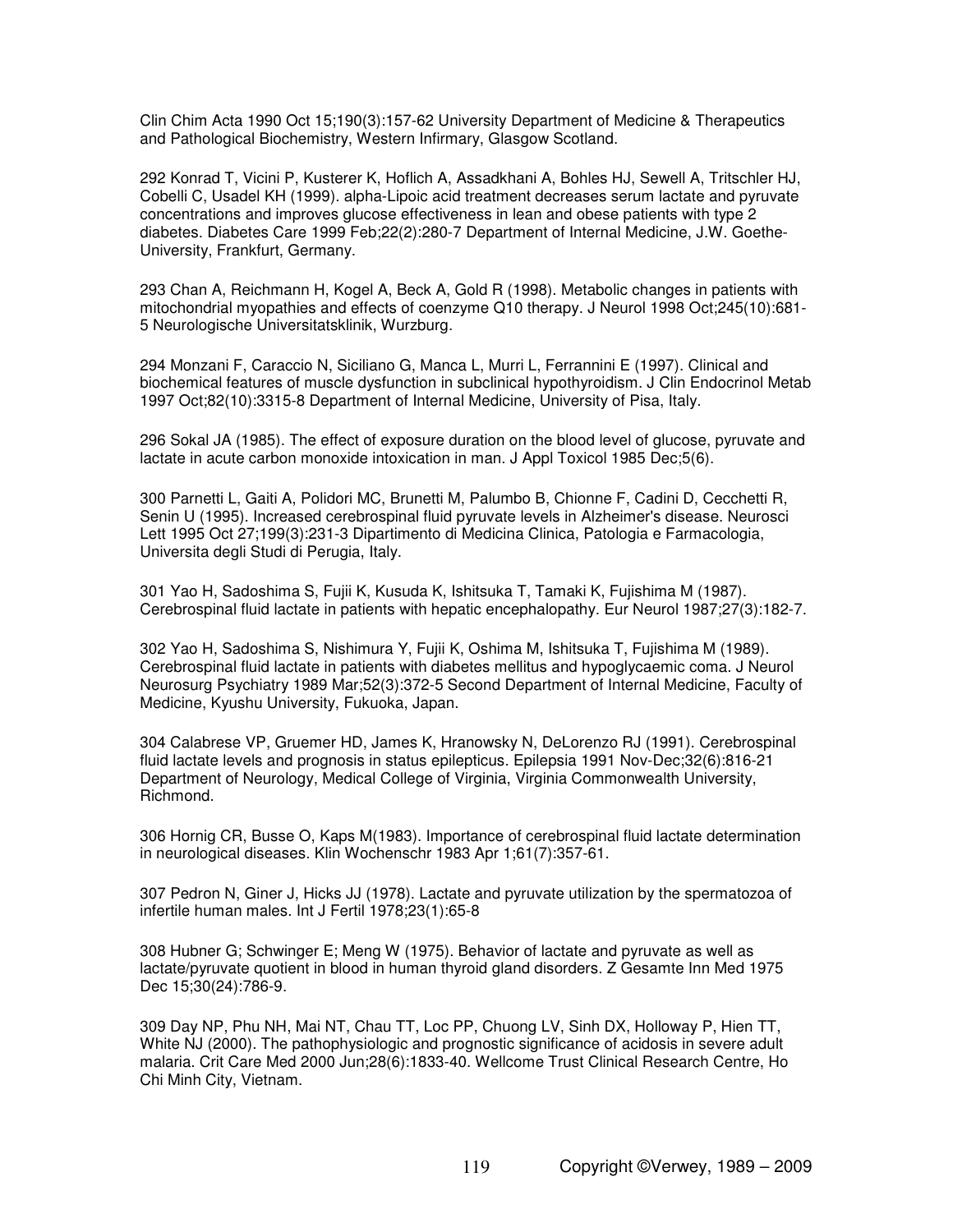Clin Chim Acta 1990 Oct 15;190(3):157-62 University Department of Medicine & Therapeutics and Pathological Biochemistry, Western Infirmary, Glasgow Scotland.

292 Konrad T, Vicini P, Kusterer K, Hoflich A, Assadkhani A, Bohles HJ, Sewell A, Tritschler HJ, Cobelli C, Usadel KH (1999). alpha-Lipoic acid treatment decreases serum lactate and pyruvate concentrations and improves glucose effectiveness in lean and obese patients with type 2 diabetes. Diabetes Care 1999 Feb;22(2):280-7 Department of Internal Medicine, J.W. Goethe-University, Frankfurt, Germany.

293 Chan A, Reichmann H, Kogel A, Beck A, Gold R (1998). Metabolic changes in patients with mitochondrial myopathies and effects of coenzyme Q10 therapy. J Neurol 1998 Oct;245(10):681-5 Neurologische Universitatsklinik, Wurzburg.

294 Monzani F, Caraccio N, Siciliano G, Manca L, Murri L, Ferrannini E (1997). Clinical and biochemical features of muscle dysfunction in subclinical hypothyroidism. J Clin Endocrinol Metab 1997 Oct;82(10):3315-8 Department of Internal Medicine, University of Pisa, Italy.

296 Sokal JA (1985). The effect of exposure duration on the blood level of glucose, pyruvate and lactate in acute carbon monoxide intoxication in man. J Appl Toxicol 1985 Dec;5(6).

300 Parnetti L, Gaiti A, Polidori MC, Brunetti M, Palumbo B, Chionne F, Cadini D, Cecchetti R, Senin U (1995). Increased cerebrospinal fluid pyruvate levels in Alzheimer's disease. Neurosci Lett 1995 Oct 27;199(3):231-3 Dipartimento di Medicina Clinica, Patologia e Farmacologia, Universita degli Studi di Perugia, Italy.

301 Yao H, Sadoshima S, Fujii K, Kusuda K, Ishitsuka T, Tamaki K, Fujishima M (1987). Cerebrospinal fluid lactate in patients with hepatic encephalopathy. Eur Neurol 1987;27(3):182-7.

302 Yao H, Sadoshima S, Nishimura Y, Fujii K, Oshima M, Ishitsuka T, Fujishima M (1989). Cerebrospinal fluid lactate in patients with diabetes mellitus and hypoglycaemic coma. J Neurol Neurosurg Psychiatry 1989 Mar;52(3):372-5 Second Department of Internal Medicine, Faculty of Medicine, Kyushu University, Fukuoka, Japan.

304 Calabrese VP, Gruemer HD, James K, Hranowsky N, DeLorenzo RJ (1991). Cerebrospinal fluid lactate levels and prognosis in status epilepticus. Epilepsia 1991 Nov-Dec;32(6):816-21 Department of Neurology, Medical College of Virginia, Virginia Commonwealth University, Richmond.

306 Hornig CR, Busse O, Kaps M(1983). Importance of cerebrospinal fluid lactate determination in neurological diseases. Klin Wochenschr 1983 Apr 1;61(7):357-61.

307 Pedron N, Giner J, Hicks JJ (1978). Lactate and pyruvate utilization by the spermatozoa of infertile human males. Int J Fertil 1978;23(1):65-8

308 Hubner G; Schwinger E; Meng W (1975). Behavior of lactate and pyruvate as well as lactate/pyruvate quotient in blood in human thyroid gland disorders. Z Gesamte Inn Med 1975 Dec 15;30(24):786-9.

309 Day NP, Phu NH, Mai NT, Chau TT, Loc PP, Chuong LV, Sinh DX, Holloway P, Hien TT, White NJ (2000). The pathophysiologic and prognostic significance of acidosis in severe adult malaria. Crit Care Med 2000 Jun;28(6):1833-40. Wellcome Trust Clinical Research Centre, Ho Chi Minh City, Vietnam.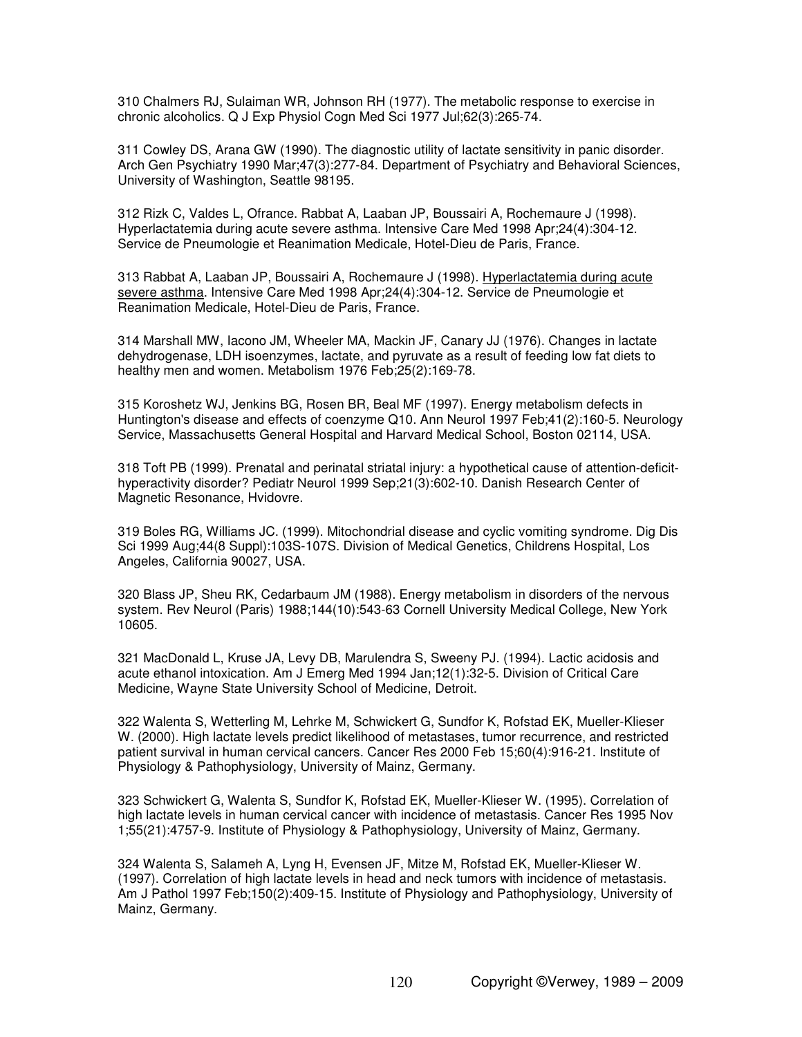310 Chalmers RJ, Sulaiman WR, Johnson RH (1977). The metabolic response to exercise in chronic alcoholics. Q J Exp Physiol Cogn Med Sci 1977 Jul;62(3):265-74.

311 Cowley DS, Arana GW (1990). The diagnostic utility of lactate sensitivity in panic disorder. Arch Gen Psychiatry 1990 Mar;47(3):277-84. Department of Psychiatry and Behavioral Sciences, University of Washington, Seattle 98195.

312 Rizk C, Valdes L, Ofrance. Rabbat A, Laaban JP, Boussairi A, Rochemaure J (1998). Hyperlactatemia during acute severe asthma. Intensive Care Med 1998 Apr;24(4):304-12. Service de Pneumologie et Reanimation Medicale, Hotel-Dieu de Paris, France.

313 Rabbat A, Laaban JP, Boussairi A, Rochemaure J (1998). Hyperlactatemia during acute severe asthma. Intensive Care Med 1998 Apr;24(4):304-12. Service de Pneumologie et Reanimation Medicale, Hotel-Dieu de Paris, France.

314 Marshall MW, Iacono JM, Wheeler MA, Mackin JF, Canary JJ (1976). Changes in lactate dehydrogenase, LDH isoenzymes, lactate, and pyruvate as a result of feeding low fat diets to healthy men and women. Metabolism 1976 Feb;25(2):169-78.

315 Koroshetz WJ, Jenkins BG, Rosen BR, Beal MF (1997). Energy metabolism defects in Huntington's disease and effects of coenzyme Q10. Ann Neurol 1997 Feb;41(2):160-5. Neurology Service, Massachusetts General Hospital and Harvard Medical School, Boston 02114, USA.

318 Toft PB (1999). Prenatal and perinatal striatal injury: a hypothetical cause of attention-deficit-hyperactivity disorder? Pediatr Neurol 1999 Sep;21(3):602-10. Danish Research Center of Magnetic Resonance, Hvidovre.

319 Boles RG, Williams JC. (1999). Mitochondrial disease and cyclic vomiting syndrome. Dig Dis Sci 1999 Aug;44(8 Suppl):103S-107S. Division of Medical Genetics, Childrens Hospital, Los Angeles, California 90027, USA.

320 Blass JP, Sheu RK, Cedarbaum JM (1988). Energy metabolism in disorders of the nervous system. Rev Neurol (Paris) 1988;144(10):543-63 Cornell University Medical College, New York 10605.

321 MacDonald L, Kruse JA, Levy DB, Marulendra S, Sweeny PJ. (1994). Lactic acidosis and acute ethanol intoxication. Am J Emerg Med 1994 Jan;12(1):32-5. Division of Critical Care Medicine, Wayne State University School of Medicine, Detroit.

322 Walenta S, Wetterling M, Lehrke M, Schwickert G, Sundfor K, Rofstad EK, Mueller-Klieser W. (2000). High lactate levels predict likelihood of metastases, tumor recurrence, and restricted patient survival in human cervical cancers. Cancer Res 2000 Feb 15;60(4):916-21. Institute of Physiology & Pathophysiology, University of Mainz, Germany.

323 Schwickert G, Walenta S, Sundfor K, Rofstad EK, Mueller-Klieser W. (1995). Correlation of high lactate levels in human cervical cancer with incidence of metastasis. Cancer Res 1995 Nov 1;55(21):4757-9. Institute of Physiology & Pathophysiology, University of Mainz, Germany.

324 Walenta S, Salameh A, Lyng H, Evensen JF, Mitze M, Rofstad EK, Mueller-Klieser W. (1997). Correlation of high lactate levels in head and neck tumors with incidence of metastasis. Am J Pathol 1997 Feb;150(2):409-15. Institute of Physiology and Pathophysiology, University of Mainz, Germany.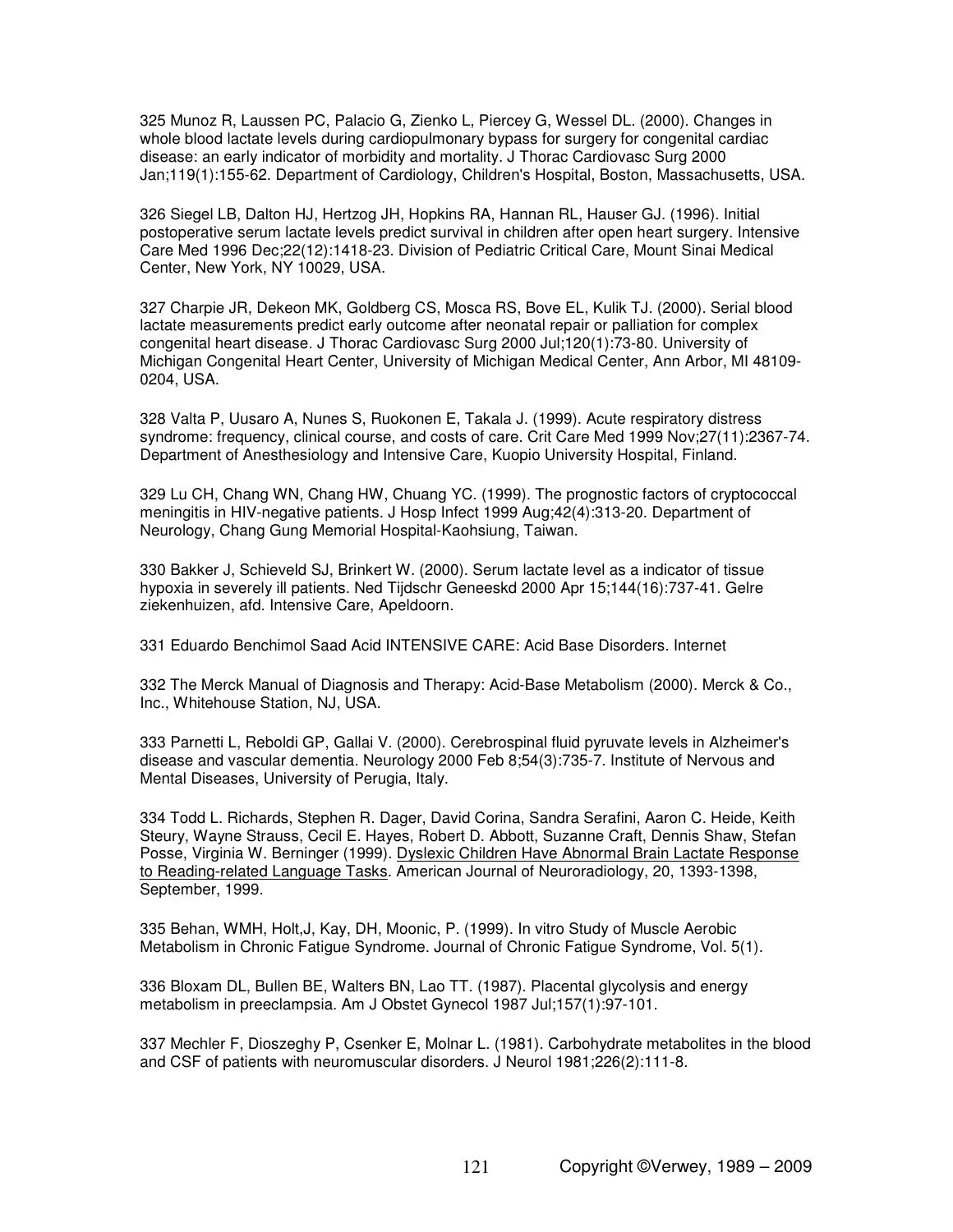325 Munoz R, Laussen PC, Palacio G, Zienko L, Piercey G, Wessel DL. (2000). Changes in whole blood lactate levels during cardiopulmonary bypass for surgery for congenital cardiac disease: an early indicator of morbidity and mortality. J Thorac Cardiovasc Surg 2000 Jan;119(1):155-62. Department of Cardiology, Children's Hospital, Boston, Massachusetts, USA.

326 Siegel LB, Dalton HJ, Hertzog JH, Hopkins RA, Hannan RL, Hauser GJ. (1996). Initial postoperative serum lactate levels predict survival in children after open heart surgery. Intensive Care Med 1996 Dec;22(12):1418-23. Division of Pediatric Critical Care, Mount Sinai Medical Center, New York, NY 10029, USA.

327 Charpie JR, Dekeon MK, Goldberg CS, Mosca RS, Bove EL, Kulik TJ. (2000). Serial blood lactate measurements predict early outcome after neonatal repair or palliation for complex congenital heart disease. J Thorac Cardiovasc Surg 2000 Jul;120(1):73-80. University of Michigan Congenital Heart Center, University of Michigan Medical Center, Ann Arbor, MI 48109-0204, USA.

328 Valta P, Uusaro A, Nunes S, Ruokonen E, Takala J. (1999). Acute respiratory distress syndrome: frequency, clinical course, and costs of care. Crit Care Med 1999 Nov;27(11):2367-74. Department of Anesthesiology and Intensive Care, Kuopio University Hospital, Finland.

329 Lu CH, Chang WN, Chang HW, Chuang YC. (1999). The prognostic factors of cryptococcal meningitis in HIV-negative patients. J Hosp Infect 1999 Aug;42(4):313-20. Department of Neurology, Chang Gung Memorial Hospital-Kaohsiung, Taiwan.

330 Bakker J, Schieveld SJ, Brinkert W. (2000). Serum lactate level as a indicator of tissue hypoxia in severely ill patients. Ned Tijdschr Geneeskd 2000 Apr 15;144(16):737-41. Gelre ziekenhuizen, afd. Intensive Care, Apeldoorn.

331 Eduardo Benchimol Saad Acid INTENSIVE CARE: Acid Base Disorders. Internet

332 The Merck Manual of Diagnosis and Therapy: Acid-Base Metabolism (2000). Merck & Co., Inc., Whitehouse Station, NJ, USA.

333 Parnetti L, Reboldi GP, Gallai V. (2000). Cerebrospinal fluid pyruvate levels in Alzheimer's disease and vascular dementia. Neurology 2000 Feb 8;54(3):735-7. Institute of Nervous and Mental Diseases, University of Perugia, Italy.

334 Todd L. Richards, Stephen R. Dager, David Corina, Sandra Serafini, Aaron C. Heide, Keith Steury, Wayne Strauss, Cecil E. Hayes, Robert D. Abbott, Suzanne Craft, Dennis Shaw, Stefan Posse, Virginia W. Berninger (1999). Dyslexic Children Have Abnormal Brain Lactate Response to Reading-related Language Tasks. American Journal of Neuroradiology, 20, 1393-1398, September, 1999.

335 Behan, WMH, Holt,J, Kay, DH, Moonic, P. (1999). In vitro Study of Muscle Aerobic Metabolism in Chronic Fatigue Syndrome. Journal of Chronic Fatigue Syndrome, Vol. 5(1).

336 Bloxam DL, Bullen BE, Walters BN, Lao TT. (1987). Placental glycolysis and energy metabolism in preeclampsia. Am J Obstet Gynecol 1987 Jul;157(1):97-101.

337 Mechler F, Dioszeghy P, Csenker E, Molnar L. (1981). Carbohydrate metabolites in the blood and CSF of patients with neuromuscular disorders. J Neurol 1981;226(2):111-8.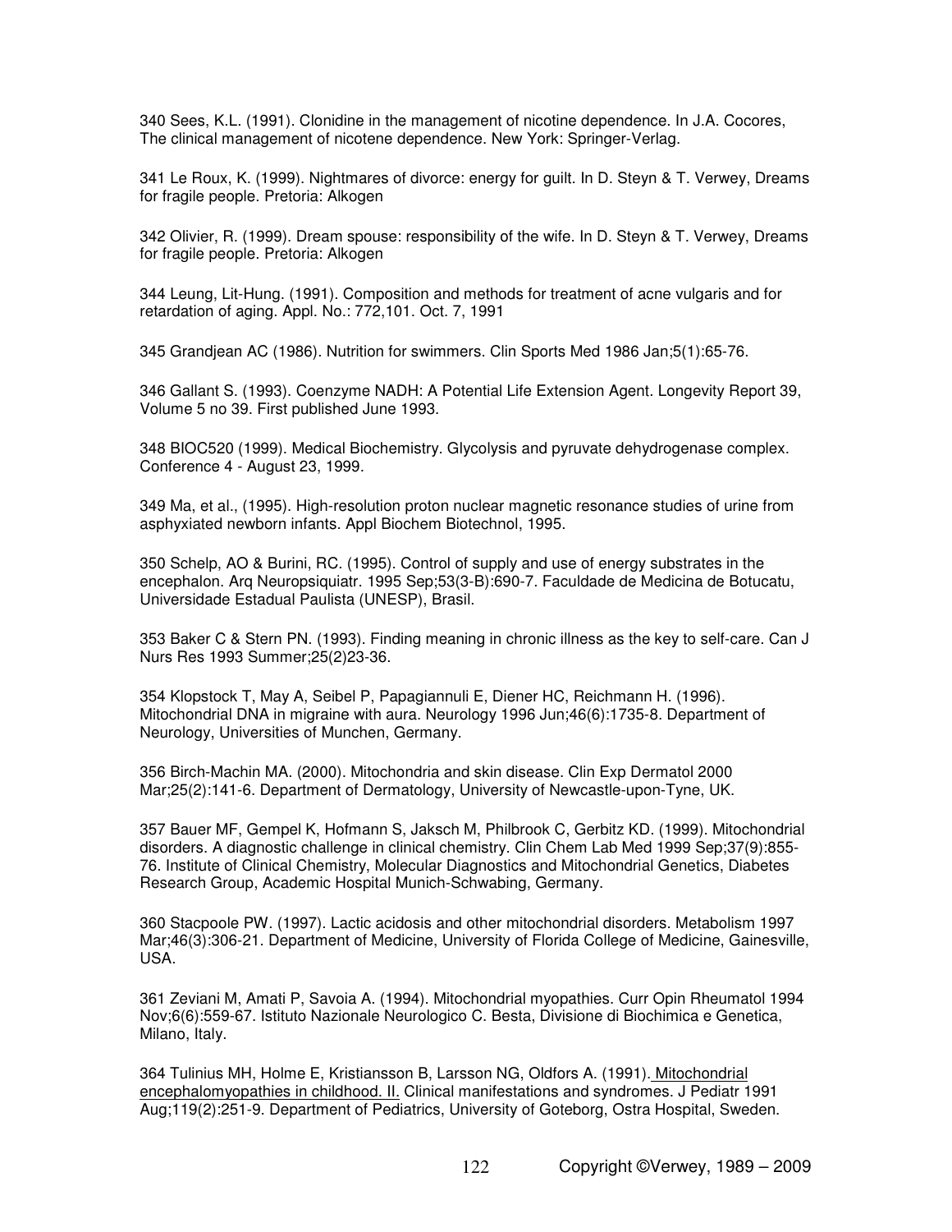340 Sees, K.L. (1991). Clonidine in the management of nicotine dependence. In J.A. Cocores, The clinical management of nicotene dependence. New York: Springer-Verlag.

341 Le Roux, K. (1999). Nightmares of divorce: energy for guilt. In D. Steyn & T. Verwey, Dreams for fragile people. Pretoria: Alkogen

342 Olivier, R. (1999). Dream spouse: responsibility of the wife. In D. Steyn & T. Verwey, Dreams for fragile people. Pretoria: Alkogen

344 Leung, Lit-Hung. (1991). Composition and methods for treatment of acne vulgaris and for retardation of aging. Appl. No.: 772,101. Oct. 7, 1991

345 Grandjean AC (1986). Nutrition for swimmers. Clin Sports Med 1986 Jan;5(1):65-76.

346 Gallant S. (1993). Coenzyme NADH: A Potential Life Extension Agent. Longevity Report 39, Volume 5 no 39. First published June 1993.

348 BIOC520 (1999). Medical Biochemistry. Glycolysis and pyruvate dehydrogenase complex. Conference 4 - August 23, 1999.

349 Ma, et al., (1995). High-resolution proton nuclear magnetic resonance studies of urine from asphyxiated newborn infants. Appl Biochem Biotechnol, 1995.

350 Schelp, AO & Burini, RC. (1995). Control of supply and use of energy substrates in the encephalon. Arq Neuropsiquiatr. 1995 Sep;53(3-B):690-7. Faculdade de Medicina de Botucatu, Universidade Estadual Paulista (UNESP), Brasil.

353 Baker C & Stern PN. (1993). Finding meaning in chronic illness as the key to self-care. Can J Nurs Res 1993 Summer;25(2)23-36.

354 Klopstock T, May A, Seibel P, Papagiannuli E, Diener HC, Reichmann H. (1996). Mitochondrial DNA in migraine with aura. Neurology 1996 Jun;46(6):1735-8. Department of Neurology, Universities of Munchen, Germany.

356 Birch-Machin MA. (2000). Mitochondria and skin disease. Clin Exp Dermatol 2000 Mar;25(2):141-6. Department of Dermatology, University of Newcastle-upon-Tyne, UK.

357 Bauer MF, Gempel K, Hofmann S, Jaksch M, Philbrook C, Gerbitz KD. (1999). Mitochondrial disorders. A diagnostic challenge in clinical chemistry. Clin Chem Lab Med 1999 Sep;37(9):855-76. Institute of Clinical Chemistry, Molecular Diagnostics and Mitochondrial Genetics, Diabetes Research Group, Academic Hospital Munich-Schwabing, Germany.

360 Stacpoole PW. (1997). Lactic acidosis and other mitochondrial disorders. Metabolism 1997 Mar;46(3):306-21. Department of Medicine, University of Florida College of Medicine, Gainesville, USA.

361 Zeviani M, Amati P, Savoia A. (1994). Mitochondrial myopathies. Curr Opin Rheumatol 1994 Nov;6(6):559-67. Istituto Nazionale Neurologico C. Besta, Divisione di Biochimica e Genetica, Milano, Italy.

364 Tulinius MH, Holme E, Kristiansson B, Larsson NG, Oldfors A. (1991). Mitochondrial encephalomyopathies in childhood. II. Clinical manifestations and syndromes. J Pediatr 1991 Aug;119(2):251-9. Department of Pediatrics, University of Goteborg, Ostra Hospital, Sweden.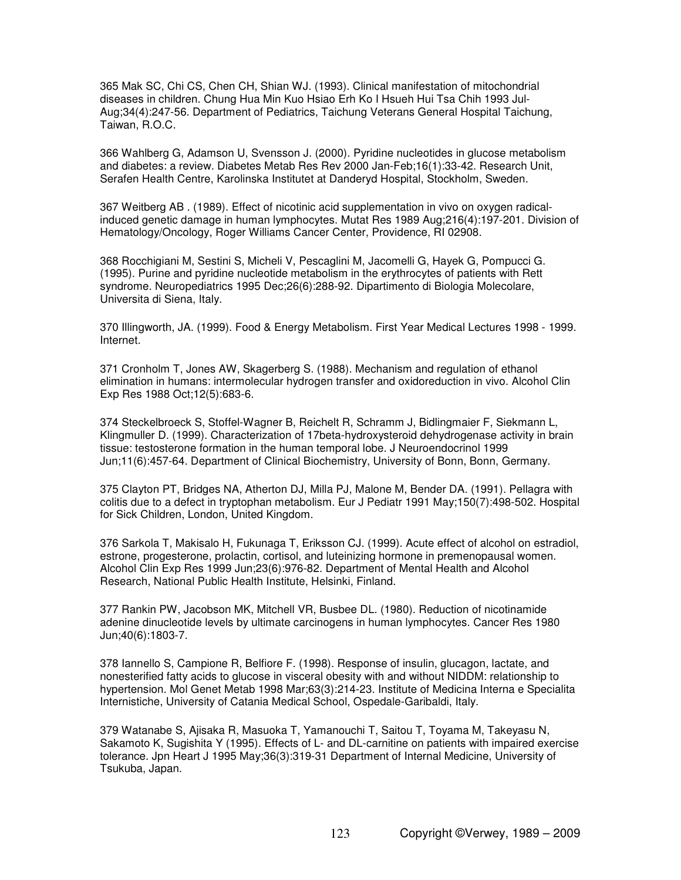365 Mak SC, Chi CS, Chen CH, Shian WJ. (1993). Clinical manifestation of mitochondrial diseases in children. Chung Hua Min Kuo Hsiao Erh Ko I Hsueh Hui Tsa Chih 1993 Jul-Aug;34(4):247-56. Department of Pediatrics, Taichung Veterans General Hospital Taichung, Taiwan, R.O.C.

366 Wahlberg G, Adamson U, Svensson J. (2000). Pyridine nucleotides in glucose metabolism and diabetes: a review. Diabetes Metab Res Rev 2000 Jan-Feb;16(1):33-42. Research Unit, Serafen Health Centre, Karolinska Institutet at Danderyd Hospital, Stockholm, Sweden.

367 Weitberg AB . (1989). Effect of nicotinic acid supplementation in vivo on oxygen radical-induced genetic damage in human lymphocytes. Mutat Res 1989 Aug;216(4):197-201. Division of Hematology/Oncology, Roger Williams Cancer Center, Providence, RI 02908.

368 Rocchigiani M, Sestini S, Micheli V, Pescaglini M, Jacomelli G, Hayek G, Pompucci G. (1995). Purine and pyridine nucleotide metabolism in the erythrocytes of patients with Rett syndrome. Neuropediatrics 1995 Dec;26(6):288-92. Dipartimento di Biologia Molecolare, Universita di Siena, Italy.

370 Illingworth, JA. (1999). Food & Energy Metabolism. First Year Medical Lectures 1998 - 1999. Internet.

371 Cronholm T, Jones AW, Skagerberg S. (1988). Mechanism and regulation of ethanol elimination in humans: intermolecular hydrogen transfer and oxidoreduction in vivo. Alcohol Clin Exp Res 1988 Oct;12(5):683-6.

374 Steckelbroeck S, Stoffel-Wagner B, Reichelt R, Schramm J, Bidlingmaier F, Siekmann L, Klingmuller D. (1999). Characterization of 17beta-hydroxysteroid dehydrogenase activity in brain tissue: testosterone formation in the human temporal lobe. J Neuroendocrinol 1999 Jun;11(6):457-64. Department of Clinical Biochemistry, University of Bonn, Bonn, Germany.

375 Clayton PT, Bridges NA, Atherton DJ, Milla PJ, Malone M, Bender DA. (1991). Pellagra with colitis due to a defect in tryptophan metabolism. Eur J Pediatr 1991 May;150(7):498-502. Hospital for Sick Children, London, United Kingdom.

376 Sarkola T, Makisalo H, Fukunaga T, Eriksson CJ. (1999). Acute effect of alcohol on estradiol, estrone, progesterone, prolactin, cortisol, and luteinizing hormone in premenopausal women. Alcohol Clin Exp Res 1999 Jun;23(6):976-82. Department of Mental Health and Alcohol Research, National Public Health Institute, Helsinki, Finland.

377 Rankin PW, Jacobson MK, Mitchell VR, Busbee DL. (1980). Reduction of nicotinamide adenine dinucleotide levels by ultimate carcinogens in human lymphocytes. Cancer Res 1980 Jun;40(6):1803-7.

378 Iannello S, Campione R, Belfiore F. (1998). Response of insulin, glucagon, lactate, and nonesterified fatty acids to glucose in visceral obesity with and without NIDDM: relationship to hypertension. Mol Genet Metab 1998 Mar;63(3):214-23. Institute of Medicina Interna e Specialita Internistiche, University of Catania Medical School, Ospedale-Garibaldi, Italy.

379 Watanabe S, Ajisaka R, Masuoka T, Yamanouchi T, Saitou T, Toyama M, Takeyasu N, Sakamoto K, Sugishita Y (1995). Effects of L- and DL-carnitine on patients with impaired exercise tolerance. Jpn Heart J 1995 May;36(3):319-31 Department of Internal Medicine, University of Tsukuba, Japan.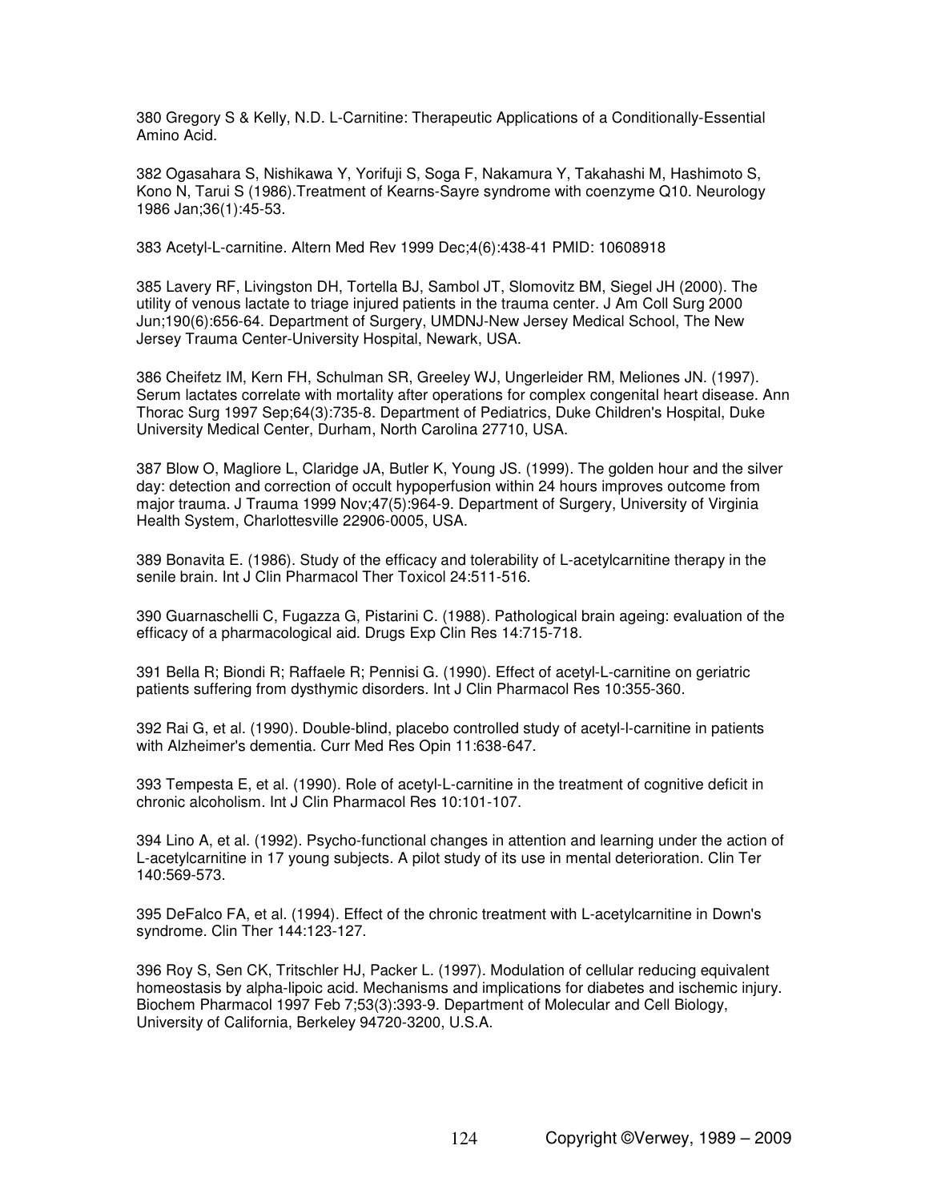380 Gregory S & Kelly, N.D. L-Carnitine: Therapeutic Applications of a Conditionally-Essential Amino Acid.

382 Ogasahara S, Nishikawa Y, Yorifuji S, Soga F, Nakamura Y, Takahashi M, Hashimoto S, Kono N, Tarui S (1986).Treatment of Kearns-Sayre syndrome with coenzyme Q10. Neurology 1986 Jan;36(1):45-53.

383 Acetyl-L-carnitine. Altern Med Rev 1999 Dec;4(6):438-41 PMID: 10608918

385 Lavery RF, Livingston DH, Tortella BJ, Sambol JT, Slomovitz BM, Siegel JH (2000). The utility of venous lactate to triage injured patients in the trauma center. J Am Coll Surg 2000 Jun;190(6):656-64. Department of Surgery, UMDNJ-New Jersey Medical School, The New Jersey Trauma Center-University Hospital, Newark, USA.

386 Cheifetz IM, Kern FH, Schulman SR, Greeley WJ, Ungerleider RM, Meliones JN. (1997). Serum lactates correlate with mortality after operations for complex congenital heart disease. Ann Thorac Surg 1997 Sep;64(3):735-8. Department of Pediatrics, Duke Children's Hospital, Duke University Medical Center, Durham, North Carolina 27710, USA.

387 Blow O, Magliore L, Claridge JA, Butler K, Young JS. (1999). The golden hour and the silver day: detection and correction of occult hypoperfusion within 24 hours improves outcome from major trauma. J Trauma 1999 Nov;47(5):964-9. Department of Surgery, University of Virginia Health System, Charlottesville 22906-0005, USA.

389 Bonavita E. (1986). Study of the efficacy and tolerability of L-acetylcarnitine therapy in the senile brain. Int J Clin Pharmacol Ther Toxicol 24:511-516.

390 Guarnaschelli C, Fugazza G, Pistarini C. (1988). Pathological brain ageing: evaluation of the efficacy of a pharmacological aid. Drugs Exp Clin Res 14:715-718.

391 Bella R; Biondi R; Raffaele R; Pennisi G. (1990). Effect of acetyl-L-carnitine on geriatric patients suffering from dysthymic disorders. Int J Clin Pharmacol Res 10:355-360.

392 Rai G, et al. (1990). Double-blind, placebo controlled study of acetyl-l-carnitine in patients with Alzheimer's dementia. Curr Med Res Opin 11:638-647.

393 Tempesta E, et al. (1990). Role of acetyl-L-carnitine in the treatment of cognitive deficit in chronic alcoholism. Int J Clin Pharmacol Res 10:101-107.

394 Lino A, et al. (1992). Psycho-functional changes in attention and learning under the action of L-acetylcarnitine in 17 young subjects. A pilot study of its use in mental deterioration. Clin Ter 140:569-573.

395 DeFalco FA, et al. (1994). Effect of the chronic treatment with L-acetylcarnitine in Down's syndrome. Clin Ther 144:123-127.

396 Roy S, Sen CK, Tritschler HJ, Packer L. (1997). Modulation of cellular reducing equivalent homeostasis by alpha-lipoic acid. Mechanisms and implications for diabetes and ischemic injury. Biochem Pharmacol 1997 Feb 7;53(3):393-9. Department of Molecular and Cell Biology, University of California, Berkeley 94720-3200, U.S.A.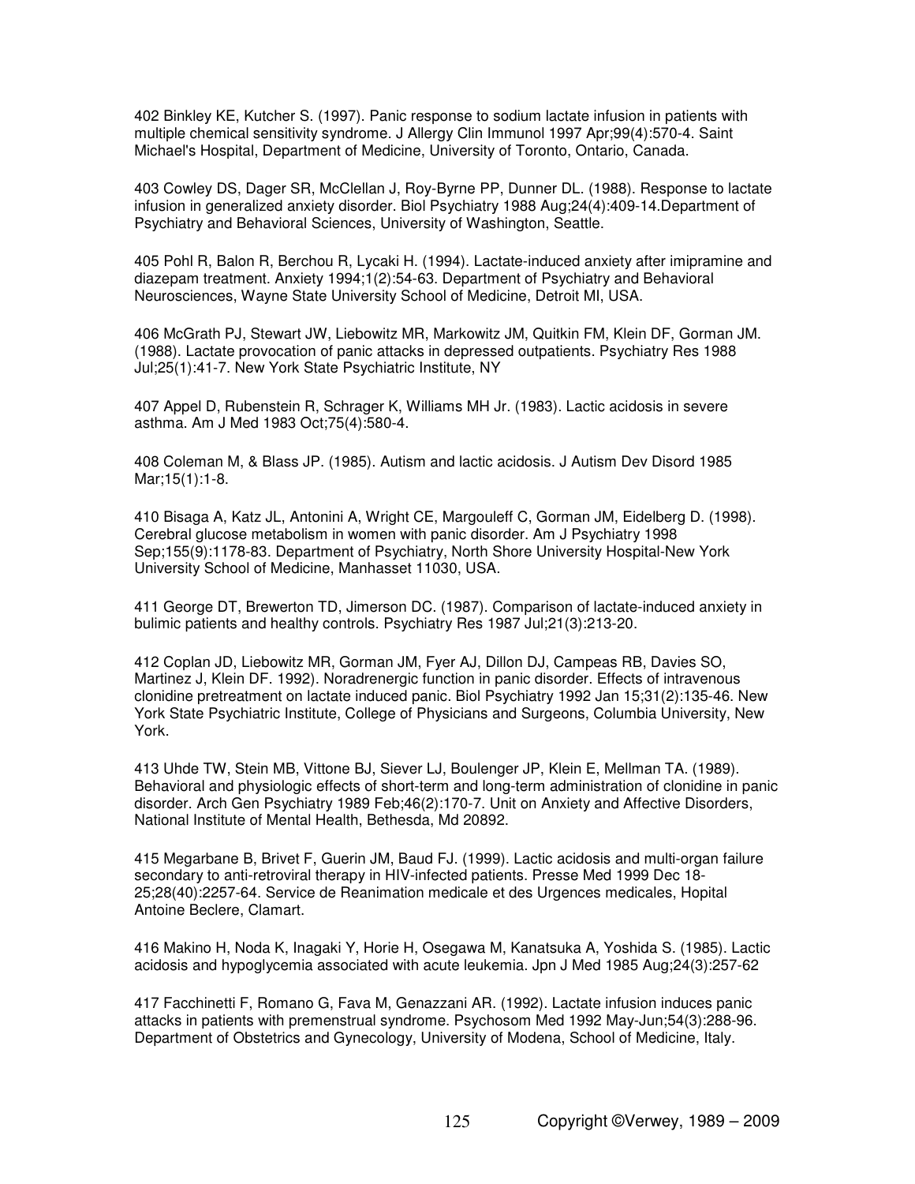402 Binkley KE, Kutcher S. (1997). Panic response to sodium lactate infusion in patients with multiple chemical sensitivity syndrome. J Allergy Clin Immunol 1997 Apr;99(4):570-4. Saint Michael's Hospital, Department of Medicine, University of Toronto, Ontario, Canada.

403 Cowley DS, Dager SR, McClellan J, Roy-Byrne PP, Dunner DL. (1988). Response to lactate infusion in generalized anxiety disorder. Biol Psychiatry 1988 Aug;24(4):409-14.Department of Psychiatry and Behavioral Sciences, University of Washington, Seattle.

405 Pohl R, Balon R, Berchou R, Lycaki H. (1994). Lactate-induced anxiety after imipramine and diazepam treatment. Anxiety 1994;1(2):54-63. Department of Psychiatry and Behavioral Neurosciences, Wayne State University School of Medicine, Detroit MI, USA.

406 McGrath PJ, Stewart JW, Liebowitz MR, Markowitz JM, Quitkin FM, Klein DF, Gorman JM. (1988). Lactate provocation of panic attacks in depressed outpatients. Psychiatry Res 1988 Jul;25(1):41-7. New York State Psychiatric Institute, NY

407 Appel D, Rubenstein R, Schrager K, Williams MH Jr. (1983). Lactic acidosis in severe asthma. Am J Med 1983 Oct;75(4):580-4.

408 Coleman M, & Blass JP. (1985). Autism and lactic acidosis. J Autism Dev Disord 1985 Mar;15(1):1-8.

410 Bisaga A, Katz JL, Antonini A, Wright CE, Margouleff C, Gorman JM, Eidelberg D. (1998). Cerebral glucose metabolism in women with panic disorder. Am J Psychiatry 1998 Sep;155(9):1178-83. Department of Psychiatry, North Shore University Hospital-New York University School of Medicine, Manhasset 11030, USA.

411 George DT, Brewerton TD, Jimerson DC. (1987). Comparison of lactate-induced anxiety in bulimic patients and healthy controls. Psychiatry Res 1987 Jul;21(3):213-20.

412 Coplan JD, Liebowitz MR, Gorman JM, Fyer AJ, Dillon DJ, Campeas RB, Davies SO, Martinez J, Klein DF. 1992). Noradrenergic function in panic disorder. Effects of intravenous clonidine pretreatment on lactate induced panic. Biol Psychiatry 1992 Jan 15;31(2):135-46. New York State Psychiatric Institute, College of Physicians and Surgeons, Columbia University, New York.

413 Uhde TW, Stein MB, Vittone BJ, Siever LJ, Boulenger JP, Klein E, Mellman TA. (1989). Behavioral and physiologic effects of short-term and long-term administration of clonidine in panic disorder. Arch Gen Psychiatry 1989 Feb;46(2):170-7. Unit on Anxiety and Affective Disorders, National Institute of Mental Health, Bethesda, Md 20892.

415 Megarbane B, Brivet F, Guerin JM, Baud FJ. (1999). Lactic acidosis and multi-organ failure secondary to anti-retroviral therapy in HIV-infected patients. Presse Med 1999 Dec 18-25;28(40):2257-64. Service de Reanimation medicale et des Urgences medicales, Hopital Antoine Beclere, Clamart.

416 Makino H, Noda K, Inagaki Y, Horie H, Osegawa M, Kanatsuka A, Yoshida S. (1985). Lactic acidosis and hypoglycemia associated with acute leukemia. Jpn J Med 1985 Aug;24(3):257-62

417 Facchinetti F, Romano G, Fava M, Genazzani AR. (1992). Lactate infusion induces panic attacks in patients with premenstrual syndrome. Psychosom Med 1992 May-Jun;54(3):288-96. Department of Obstetrics and Gynecology, University of Modena, School of Medicine, Italy.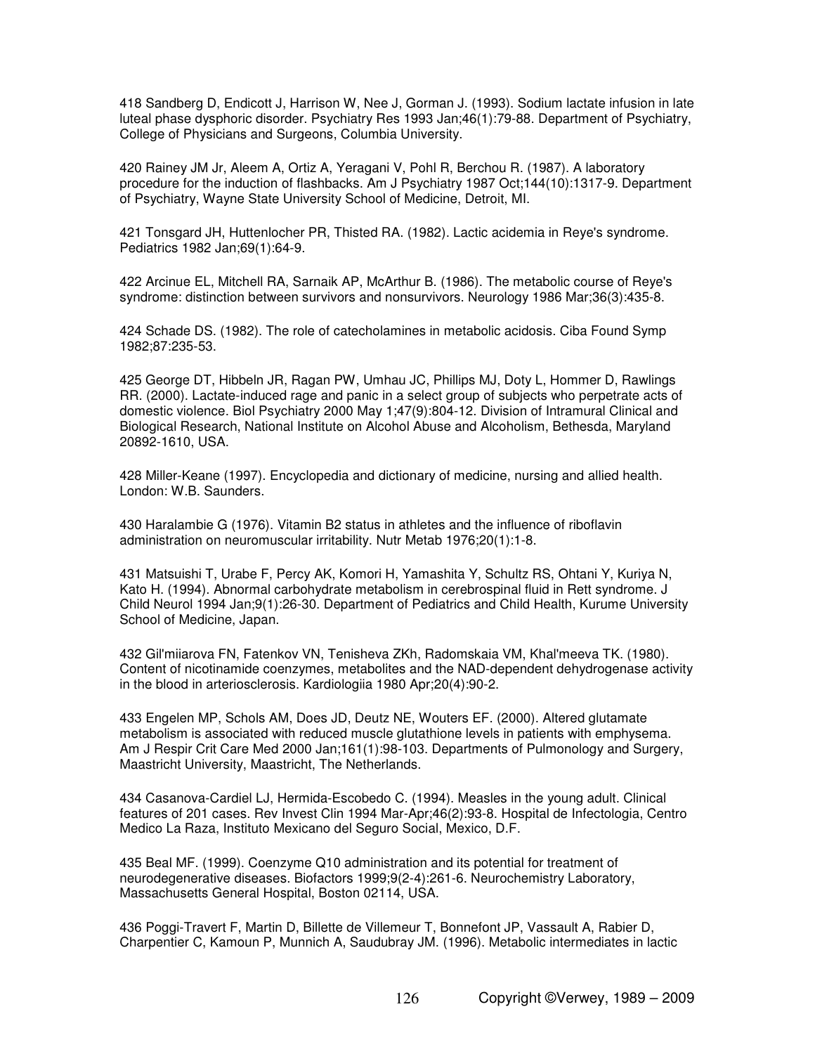418 Sandberg D, Endicott J, Harrison W, Nee J, Gorman J. (1993). Sodium lactate infusion in late luteal phase dysphoric disorder. Psychiatry Res 1993 Jan;46(1):79-88. Department of Psychiatry, College of Physicians and Surgeons, Columbia University.

420 Rainey JM Jr, Aleem A, Ortiz A, Yeragani V, Pohl R, Berchou R. (1987). A laboratory procedure for the induction of flashbacks. Am J Psychiatry 1987 Oct;144(10):1317-9. Department of Psychiatry, Wayne State University School of Medicine, Detroit, MI.

421 Tonsgard JH, Huttenlocher PR, Thisted RA. (1982). Lactic acidemia in Reye's syndrome. Pediatrics 1982 Jan;69(1):64-9.

422 Arcinue EL, Mitchell RA, Sarnaik AP, McArthur B. (1986). The metabolic course of Reye's syndrome: distinction between survivors and nonsurvivors. Neurology 1986 Mar;36(3):435-8.

424 Schade DS. (1982). The role of catecholamines in metabolic acidosis. Ciba Found Symp 1982;87:235-53.

425 George DT, Hibbeln JR, Ragan PW, Umhau JC, Phillips MJ, Doty L, Hommer D, Rawlings RR. (2000). Lactate-induced rage and panic in a select group of subjects who perpetrate acts of domestic violence. Biol Psychiatry 2000 May 1;47(9):804-12. Division of Intramural Clinical and Biological Research, National Institute on Alcohol Abuse and Alcoholism, Bethesda, Maryland 20892-1610, USA.

428 Miller-Keane (1997). Encyclopedia and dictionary of medicine, nursing and allied health. London: W.B. Saunders.

430 Haralambie G (1976). Vitamin B2 status in athletes and the influence of riboflavin administration on neuromuscular irritability. Nutr Metab 1976;20(1):1-8.

431 Matsuishi T, Urabe F, Percy AK, Komori H, Yamashita Y, Schultz RS, Ohtani Y, Kuriya N, Kato H. (1994). Abnormal carbohydrate metabolism in cerebrospinal fluid in Rett syndrome. J Child Neurol 1994 Jan;9(1):26-30. Department of Pediatrics and Child Health, Kurume University School of Medicine, Japan.

432 Gil'miiarova FN, Fatenkov VN, Tenisheva ZKh, Radomskaia VM, Khal'meeva TK. (1980). Content of nicotinamide coenzymes, metabolites and the NAD-dependent dehydrogenase activity in the blood in arteriosclerosis. Kardiologiia 1980 Apr;20(4):90-2.

433 Engelen MP, Schols AM, Does JD, Deutz NE, Wouters EF. (2000). Altered glutamate metabolism is associated with reduced muscle glutathione levels in patients with emphysema. Am J Respir Crit Care Med 2000 Jan;161(1):98-103. Departments of Pulmonology and Surgery, Maastricht University, Maastricht, The Netherlands.

434 Casanova-Cardiel LJ, Hermida-Escobedo C. (1994). Measles in the young adult. Clinical features of 201 cases. Rev Invest Clin 1994 Mar-Apr;46(2):93-8. Hospital de Infectologia, Centro Medico La Raza, Instituto Mexicano del Seguro Social, Mexico, D.F.

435 Beal MF. (1999). Coenzyme Q10 administration and its potential for treatment of neurodegenerative diseases. Biofactors 1999;9(2-4):261-6. Neurochemistry Laboratory, Massachusetts General Hospital, Boston 02114, USA.

436 Poggi-Travert F, Martin D, Billette de Villemeur T, Bonnefont JP, Vassault A, Rabier D, Charpentier C, Kamoun P, Munnich A, Saudubray JM. (1996). Metabolic intermediates in lactic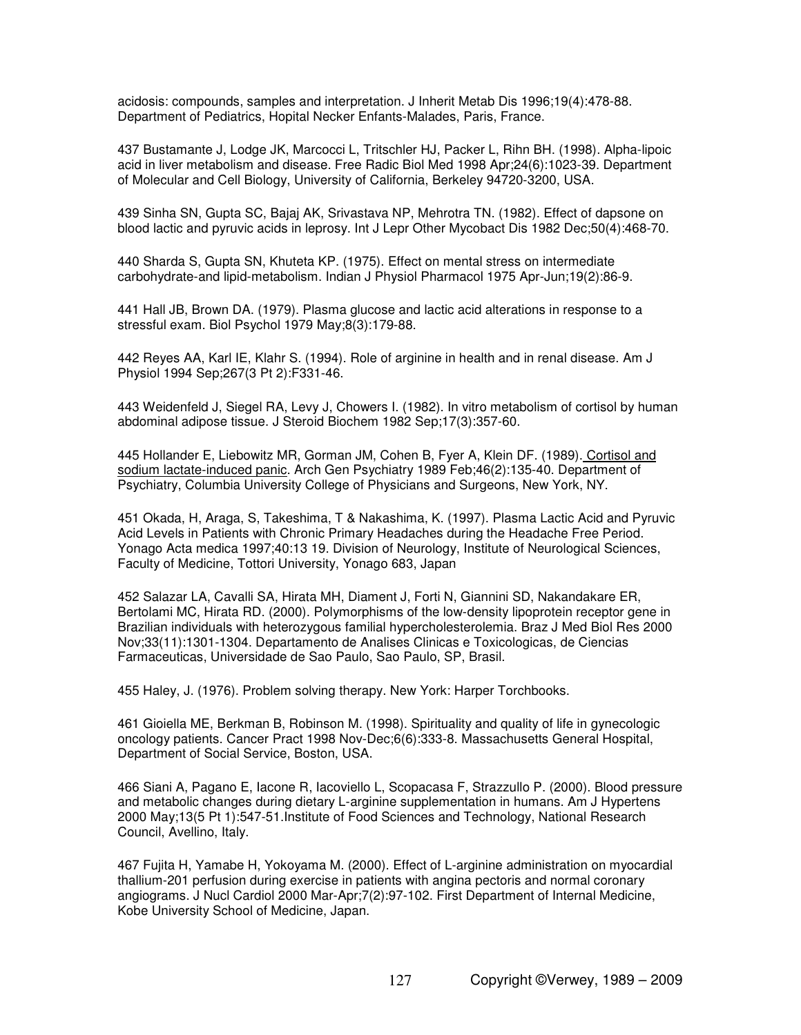acidosis: compounds, samples and interpretation. J Inherit Metab Dis 1996;19(4):478-88. Department of Pediatrics, Hopital Necker Enfants-Malades, Paris, France.

437 Bustamante J, Lodge JK, Marcocci L, Tritschler HJ, Packer L, Rihn BH. (1998). Alpha-lipoic acid in liver metabolism and disease. Free Radic Biol Med 1998 Apr;24(6):1023-39. Department of Molecular and Cell Biology, University of California, Berkeley 94720-3200, USA.

439 Sinha SN, Gupta SC, Bajaj AK, Srivastava NP, Mehrotra TN. (1982). Effect of dapsone on blood lactic and pyruvic acids in leprosy. Int J Lepr Other Mycobact Dis 1982 Dec;50(4):468-70.

440 Sharda S, Gupta SN, Khuteta KP. (1975). Effect on mental stress on intermediate carbohydrate-and lipid-metabolism. Indian J Physiol Pharmacol 1975 Apr-Jun;19(2):86-9.

441 Hall JB, Brown DA. (1979). Plasma glucose and lactic acid alterations in response to a stressful exam. Biol Psychol 1979 May;8(3):179-88.

442 Reyes AA, Karl IE, Klahr S. (1994). Role of arginine in health and in renal disease. Am J Physiol 1994 Sep;267(3 Pt 2):F331-46.

443 Weidenfeld J, Siegel RA, Levy J, Chowers I. (1982). In vitro metabolism of cortisol by human abdominal adipose tissue. J Steroid Biochem 1982 Sep;17(3):357-60.

445 Hollander E, Liebowitz MR, Gorman JM, Cohen B, Fyer A, Klein DF. (1989). Cortisol and sodium lactate-induced panic. Arch Gen Psychiatry 1989 Feb;46(2):135-40. Department of Psychiatry, Columbia University College of Physicians and Surgeons, New York, NY.

451 Okada, H, Araga, S, Takeshima, T & Nakashima, K. (1997). Plasma Lactic Acid and Pyruvic Acid Levels in Patients with Chronic Primary Headaches during the Headache Free Period. Yonago Acta medica 1997;40:13 19. Division of Neurology, Institute of Neurological Sciences, Faculty of Medicine, Tottori University, Yonago 683, Japan

452 Salazar LA, Cavalli SA, Hirata MH, Diament J, Forti N, Giannini SD, Nakandakare ER, Bertolami MC, Hirata RD. (2000). Polymorphisms of the low-density lipoprotein receptor gene in Brazilian individuals with heterozygous familial hypercholesterolemia. Braz J Med Biol Res 2000 Nov;33(11):1301-1304. Departamento de Analises Clinicas e Toxicologicas, de Ciencias Farmaceuticas, Universidade de Sao Paulo, Sao Paulo, SP, Brasil.

455 Haley, J. (1976). Problem solving therapy. New York: Harper Torchbooks.

461 Gioiella ME, Berkman B, Robinson M. (1998). Spirituality and quality of life in gynecologic oncology patients. Cancer Pract 1998 Nov-Dec;6(6):333-8. Massachusetts General Hospital, Department of Social Service, Boston, USA.

466 Siani A, Pagano E, Iacone R, Iacoviello L, Scopacasa F, Strazzullo P. (2000). Blood pressure and metabolic changes during dietary L-arginine supplementation in humans. Am J Hypertens 2000 May;13(5 Pt 1):547-51.Institute of Food Sciences and Technology, National Research Council, Avellino, Italy.

467 Fujita H, Yamabe H, Yokoyama M. (2000). Effect of L-arginine administration on myocardial thallium-201 perfusion during exercise in patients with angina pectoris and normal coronary angiograms. J Nucl Cardiol 2000 Mar-Apr;7(2):97-102. First Department of Internal Medicine, Kobe University School of Medicine, Japan.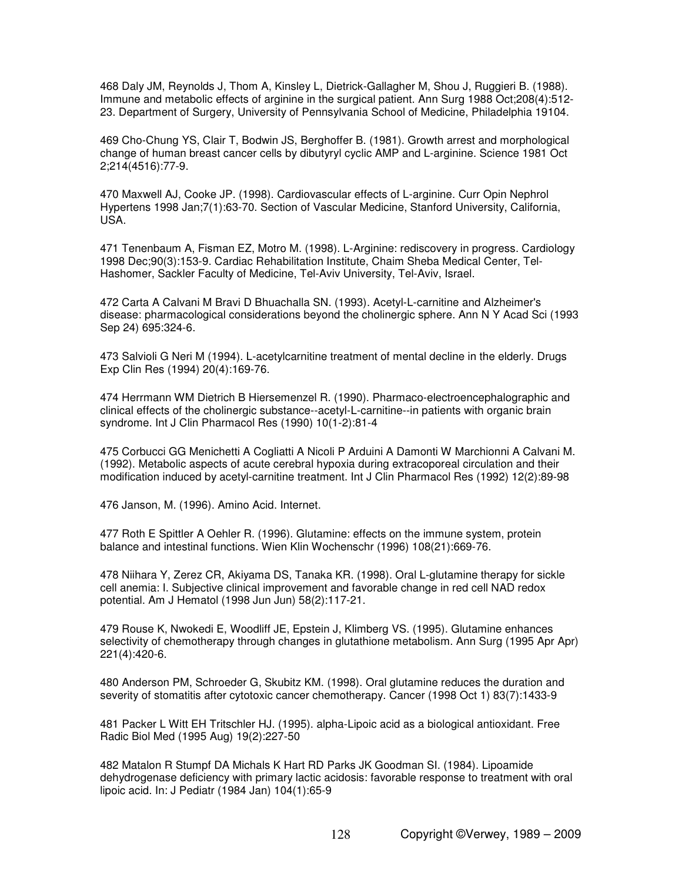468 Daly JM, Reynolds J, Thom A, Kinsley L, Dietrick-Gallagher M, Shou J, Ruggieri B. (1988). Immune and metabolic effects of arginine in the surgical patient. Ann Surg 1988 Oct;208(4):512-23. Department of Surgery, University of Pennsylvania School of Medicine, Philadelphia 19104.

469 Cho-Chung YS, Clair T, Bodwin JS, Berghoffer B. (1981). Growth arrest and morphological change of human breast cancer cells by dibutyryl cyclic AMP and L-arginine. Science 1981 Oct 2;214(4516):77-9.

470 Maxwell AJ, Cooke JP. (1998). Cardiovascular effects of L-arginine. Curr Opin Nephrol Hypertens 1998 Jan;7(1):63-70. Section of Vascular Medicine, Stanford University, California, USA.

471 Tenenbaum A, Fisman EZ, Motro M. (1998). L-Arginine: rediscovery in progress. Cardiology 1998 Dec;90(3):153-9. Cardiac Rehabilitation Institute, Chaim Sheba Medical Center, Tel-Hashomer, Sackler Faculty of Medicine, Tel-Aviv University, Tel-Aviv, Israel.

472 Carta A Calvani M Bravi D Bhuachalla SN. (1993). Acetyl-L-carnitine and Alzheimer's disease: pharmacological considerations beyond the cholinergic sphere. Ann N Y Acad Sci (1993 Sep 24) 695:324-6.

473 Salvioli G Neri M (1994). L-acetylcarnitine treatment of mental decline in the elderly. Drugs Exp Clin Res (1994) 20(4):169-76.

474 Herrmann WM Dietrich B Hiersemenzel R. (1990). Pharmaco-electroencephalographic and clinical effects of the cholinergic substance--acetyl-L-carnitine--in patients with organic brain syndrome. Int J Clin Pharmacol Res (1990) 10(1-2):81-4

475 Corbucci GG Menichetti A Cogliatti A Nicoli P Arduini A Damonti W Marchionni A Calvani M. (1992). Metabolic aspects of acute cerebral hypoxia during extracoporeal circulation and their modification induced by acetyl-carnitine treatment. Int J Clin Pharmacol Res (1992) 12(2):89-98

476 Janson, M. (1996). Amino Acid. Internet.

477 Roth E Spittler A Oehler R. (1996). Glutamine: effects on the immune system, protein balance and intestinal functions. Wien Klin Wochenschr (1996) 108(21):669-76.

478 Niihara Y, Zerez CR, Akiyama DS, Tanaka KR. (1998). Oral L-glutamine therapy for sickle cell anemia: I. Subjective clinical improvement and favorable change in red cell NAD redox potential. Am J Hematol (1998 Jun Jun) 58(2):117-21.

479 Rouse K, Nwokedi E, Woodliff JE, Epstein J, Klimberg VS. (1995). Glutamine enhances selectivity of chemotherapy through changes in glutathione metabolism. Ann Surg (1995 Apr Apr) 221(4):420-6.

480 Anderson PM, Schroeder G, Skubitz KM. (1998). Oral glutamine reduces the duration and severity of stomatitis after cytotoxic cancer chemotherapy. Cancer (1998 Oct 1) 83(7):1433-9

481 Packer L Witt EH Tritschler HJ. (1995). alpha-Lipoic acid as a biological antioxidant. Free Radic Biol Med (1995 Aug) 19(2):227-50

482 Matalon R Stumpf DA Michals K Hart RD Parks JK Goodman SI. (1984). Lipoamide dehydrogenase deficiency with primary lactic acidosis: favorable response to treatment with oral lipoic acid. In: J Pediatr (1984 Jan) 104(1):65-9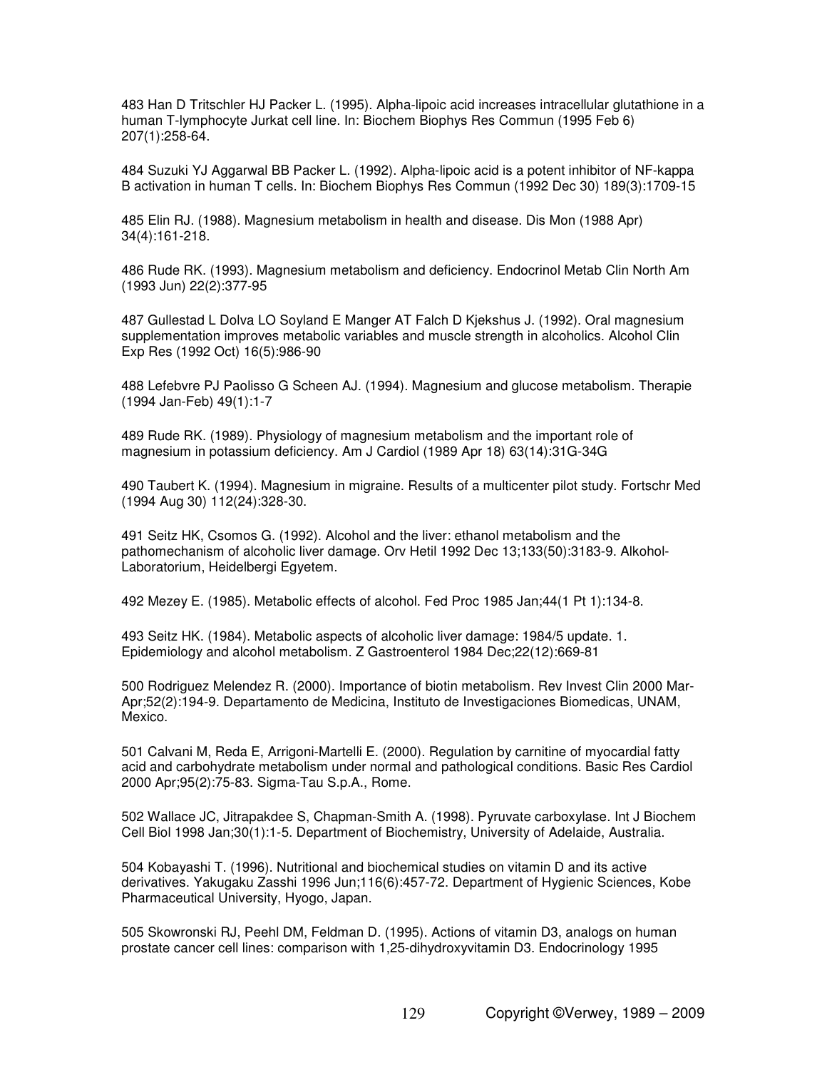483 Han D Tritschler HJ Packer L. (1995). Alpha-lipoic acid increases intracellular glutathione in a human T-lymphocyte Jurkat cell line. In: Biochem Biophys Res Commun (1995 Feb 6) 207(1):258-64.

484 Suzuki YJ Aggarwal BB Packer L. (1992). Alpha-lipoic acid is a potent inhibitor of NF-kappa B activation in human T cells. In: Biochem Biophys Res Commun (1992 Dec 30) 189(3):1709-15

485 Elin RJ. (1988). Magnesium metabolism in health and disease. Dis Mon (1988 Apr) 34(4):161-218.

486 Rude RK. (1993). Magnesium metabolism and deficiency. Endocrinol Metab Clin North Am (1993 Jun) 22(2):377-95

487 Gullestad L Dolva LO Soyland E Manger AT Falch D Kjekshus J. (1992). Oral magnesium supplementation improves metabolic variables and muscle strength in alcoholics. Alcohol Clin Exp Res (1992 Oct) 16(5):986-90

488 Lefebvre PJ Paolisso G Scheen AJ. (1994). Magnesium and glucose metabolism. Therapie (1994 Jan-Feb) 49(1):1-7

489 Rude RK. (1989). Physiology of magnesium metabolism and the important role of magnesium in potassium deficiency. Am J Cardiol (1989 Apr 18) 63(14):31G-34G

490 Taubert K. (1994). Magnesium in migraine. Results of a multicenter pilot study. Fortschr Med (1994 Aug 30) 112(24):328-30.

491 Seitz HK, Csomos G. (1992). Alcohol and the liver: ethanol metabolism and the pathomechanism of alcoholic liver damage. Orv Hetil 1992 Dec 13;133(50):3183-9. Alkohol-Laboratorium, Heidelbergi Egyetem.

492 Mezey E. (1985). Metabolic effects of alcohol. Fed Proc 1985 Jan;44(1 Pt 1):134-8.

493 Seitz HK. (1984). Metabolic aspects of alcoholic liver damage: 1984/5 update. 1. Epidemiology and alcohol metabolism. Z Gastroenterol 1984 Dec;22(12):669-81

500 Rodriguez Melendez R. (2000). Importance of biotin metabolism. Rev Invest Clin 2000 Mar-Apr;52(2):194-9. Departamento de Medicina, Instituto de Investigaciones Biomedicas, UNAM, Mexico.

501 Calvani M, Reda E, Arrigoni-Martelli E. (2000). Regulation by carnitine of myocardial fatty acid and carbohydrate metabolism under normal and pathological conditions. Basic Res Cardiol 2000 Apr;95(2):75-83. Sigma-Tau S.p.A., Rome.

502 Wallace JC, Jitrapakdee S, Chapman-Smith A. (1998). Pyruvate carboxylase. Int J Biochem Cell Biol 1998 Jan;30(1):1-5. Department of Biochemistry, University of Adelaide, Australia.

504 Kobayashi T. (1996). Nutritional and biochemical studies on vitamin D and its active derivatives. Yakugaku Zasshi 1996 Jun;116(6):457-72. Department of Hygienic Sciences, Kobe Pharmaceutical University, Hyogo, Japan.

505 Skowronski RJ, Peehl DM, Feldman D. (1995). Actions of vitamin D3, analogs on human prostate cancer cell lines: comparison with 1,25-dihydroxyvitamin D3. Endocrinology 1995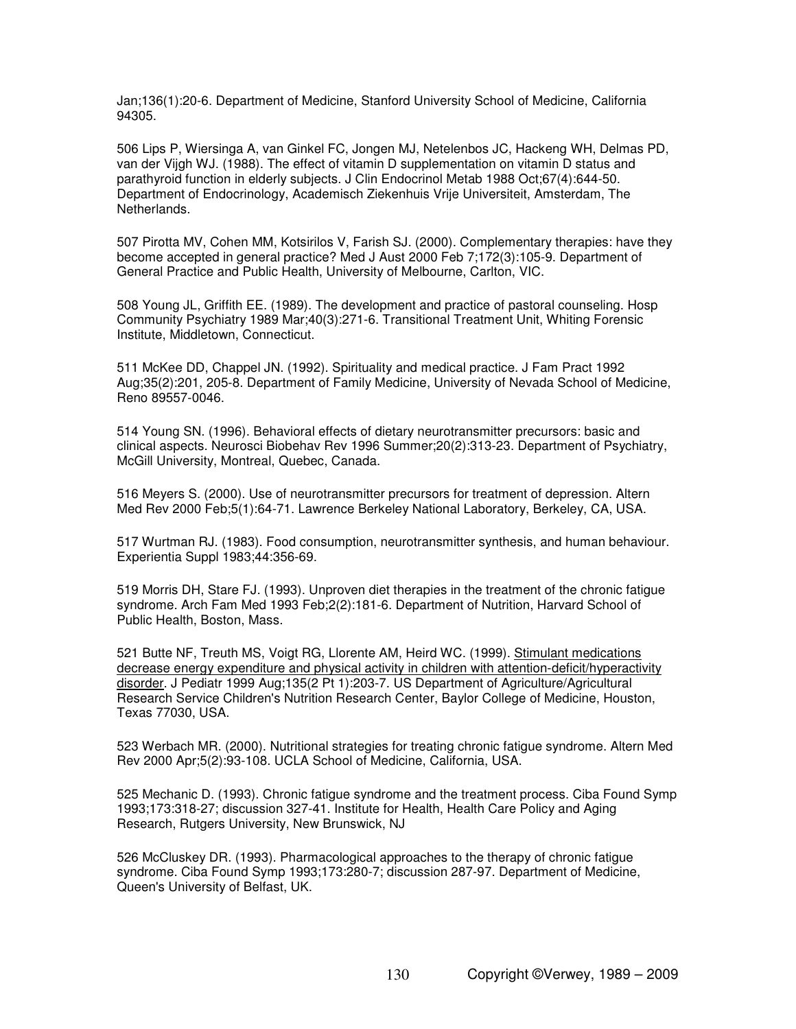Jan;136(1):20-6. Department of Medicine, Stanford University School of Medicine, California 94305.

506 Lips P, Wiersinga A, van Ginkel FC, Jongen MJ, Netelenbos JC, Hackeng WH, Delmas PD, van der Vijgh WJ. (1988). The effect of vitamin D supplementation on vitamin D status and parathyroid function in elderly subjects. J Clin Endocrinol Metab 1988 Oct;67(4):644-50. Department of Endocrinology, Academisch Ziekenhuis Vrije Universiteit, Amsterdam, The Netherlands.

507 Pirotta MV, Cohen MM, Kotsirilos V, Farish SJ. (2000). Complementary therapies: have they become accepted in general practice? Med J Aust 2000 Feb 7;172(3):105-9. Department of General Practice and Public Health, University of Melbourne, Carlton, VIC.

508 Young JL, Griffith EE. (1989). The development and practice of pastoral counseling. Hosp Community Psychiatry 1989 Mar;40(3):271-6. Transitional Treatment Unit, Whiting Forensic Institute, Middletown, Connecticut.

511 McKee DD, Chappel JN. (1992). Spirituality and medical practice. J Fam Pract 1992 Aug;35(2):201, 205-8. Department of Family Medicine, University of Nevada School of Medicine, Reno 89557-0046.

514 Young SN. (1996). Behavioral effects of dietary neurotransmitter precursors: basic and clinical aspects. Neurosci Biobehav Rev 1996 Summer;20(2):313-23. Department of Psychiatry, McGill University, Montreal, Quebec, Canada.

516 Meyers S. (2000). Use of neurotransmitter precursors for treatment of depression. Altern Med Rev 2000 Feb;5(1):64-71. Lawrence Berkeley National Laboratory, Berkeley, CA, USA.

517 Wurtman RJ. (1983). Food consumption, neurotransmitter synthesis, and human behaviour. Experientia Suppl 1983;44:356-69.

519 Morris DH, Stare FJ. (1993). Unproven diet therapies in the treatment of the chronic fatigue syndrome. Arch Fam Med 1993 Feb;2(2):181-6. Department of Nutrition, Harvard School of Public Health, Boston, Mass.

521 Butte NF, Treuth MS, Voigt RG, Llorente AM, Heird WC. (1999). Stimulant medications decrease energy expenditure and physical activity in children with attention-deficit/hyperactivity disorder. J Pediatr 1999 Aug;135(2 Pt 1):203-7. US Department of Agriculture/Agricultural Research Service Children's Nutrition Research Center, Baylor College of Medicine, Houston, Texas 77030, USA.

523 Werbach MR. (2000). Nutritional strategies for treating chronic fatigue syndrome. Altern Med Rev 2000 Apr;5(2):93-108. UCLA School of Medicine, California, USA.

525 Mechanic D. (1993). Chronic fatigue syndrome and the treatment process. Ciba Found Symp 1993;173:318-27; discussion 327-41. Institute for Health, Health Care Policy and Aging Research, Rutgers University, New Brunswick, NJ

526 McCluskey DR. (1993). Pharmacological approaches to the therapy of chronic fatigue syndrome. Ciba Found Symp 1993;173:280-7; discussion 287-97. Department of Medicine, Queen's University of Belfast, UK.

Copyright ©Verwey, 1989 – 2009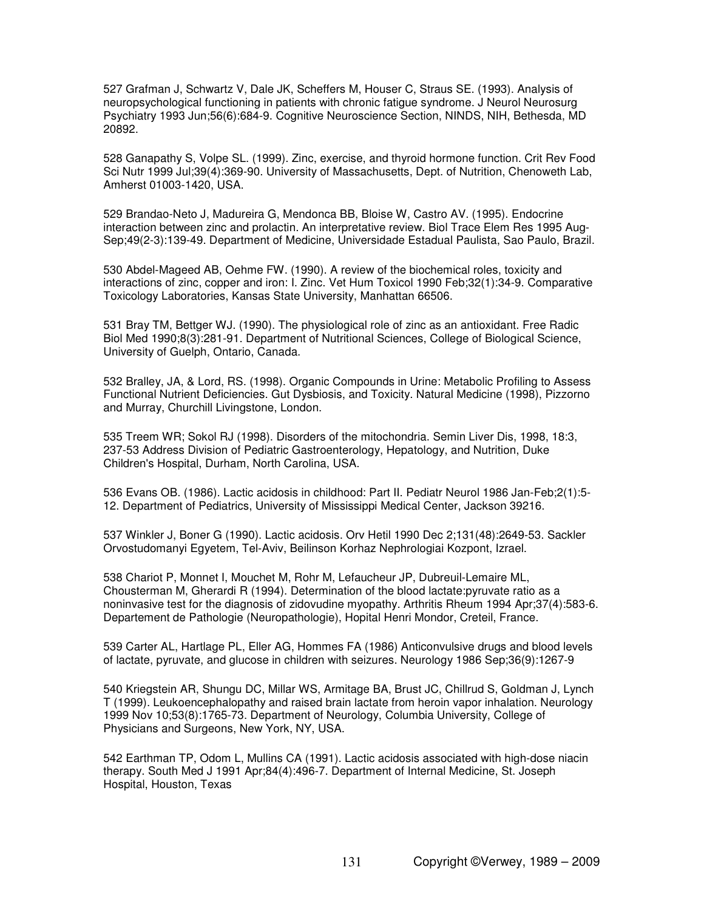527 Grafman J, Schwartz V, Dale JK, Scheffers M, Houser C, Straus SE. (1993). Analysis of neuropsychological functioning in patients with chronic fatigue syndrome. J Neurol Neurosurg Psychiatry 1993 Jun;56(6):684-9. Cognitive Neuroscience Section, NINDS, NIH, Bethesda, MD 20892.

528 Ganapathy S, Volpe SL. (1999). Zinc, exercise, and thyroid hormone function. Crit Rev Food Sci Nutr 1999 Jul;39(4):369-90. University of Massachusetts, Dept. of Nutrition, Chenoweth Lab, Amherst 01003-1420, USA.

529 Brandao-Neto J, Madureira G, Mendonca BB, Bloise W, Castro AV. (1995). Endocrine interaction between zinc and prolactin. An interpretative review. Biol Trace Elem Res 1995 Aug-Sep;49(2-3):139-49. Department of Medicine, Universidade Estadual Paulista, Sao Paulo, Brazil.

530 Abdel-Mageed AB, Oehme FW. (1990). A review of the biochemical roles, toxicity and interactions of zinc, copper and iron: I. Zinc. Vet Hum Toxicol 1990 Feb;32(1):34-9. Comparative Toxicology Laboratories, Kansas State University, Manhattan 66506.

531 Bray TM, Bettger WJ. (1990). The physiological role of zinc as an antioxidant. Free Radic Biol Med 1990;8(3):281-91. Department of Nutritional Sciences, College of Biological Science, University of Guelph, Ontario, Canada.

532 Bralley, JA, & Lord, RS. (1998). Organic Compounds in Urine: Metabolic Profiling to Assess Functional Nutrient Deficiencies. Gut Dysbiosis, and Toxicity. Natural Medicine (1998), Pizzorno and Murray, Churchill Livingstone, London.

535 Treem WR; Sokol RJ (1998). Disorders of the mitochondria. Semin Liver Dis, 1998, 18:3, 237-53 Address Division of Pediatric Gastroenterology, Hepatology, and Nutrition, Duke Children's Hospital, Durham, North Carolina, USA.

536 Evans OB. (1986). Lactic acidosis in childhood: Part II. Pediatr Neurol 1986 Jan-Feb;2(1):5-12. Department of Pediatrics, University of Mississippi Medical Center, Jackson 39216.

537 Winkler J, Boner G (1990). Lactic acidosis. Orv Hetil 1990 Dec 2;131(48):2649-53. Sackler Orvostudomanyi Egyetem, Tel-Aviv, Beilinson Korhaz Nephrologiai Kozpont, Izrael.

538 Chariot P, Monnet I, Mouchet M, Rohr M, Lefaucheur JP, Dubreuil-Lemaire ML, Chousterman M, Gherardi R (1994). Determination of the blood lactate:pyruvate ratio as a noninvasive test for the diagnosis of zidovudine myopathy. Arthritis Rheum 1994 Apr;37(4):583-6. Departement de Pathologie (Neuropathologie), Hopital Henri Mondor, Creteil, France.

539 Carter AL, Hartlage PL, Eller AG, Hommes FA (1986) Anticonvulsive drugs and blood levels of lactate, pyruvate, and glucose in children with seizures. Neurology 1986 Sep;36(9):1267-9

540 Kriegstein AR, Shungu DC, Millar WS, Armitage BA, Brust JC, Chillrud S, Goldman J, Lynch T (1999). Leukoencephalopathy and raised brain lactate from heroin vapor inhalation. Neurology 1999 Nov 10;53(8):1765-73. Department of Neurology, Columbia University, College of Physicians and Surgeons, New York, NY, USA.

542 Earthman TP, Odom L, Mullins CA (1991). Lactic acidosis associated with high-dose niacin therapy. South Med J 1991 Apr;84(4):496-7. Department of Internal Medicine, St. Joseph Hospital, Houston, Texas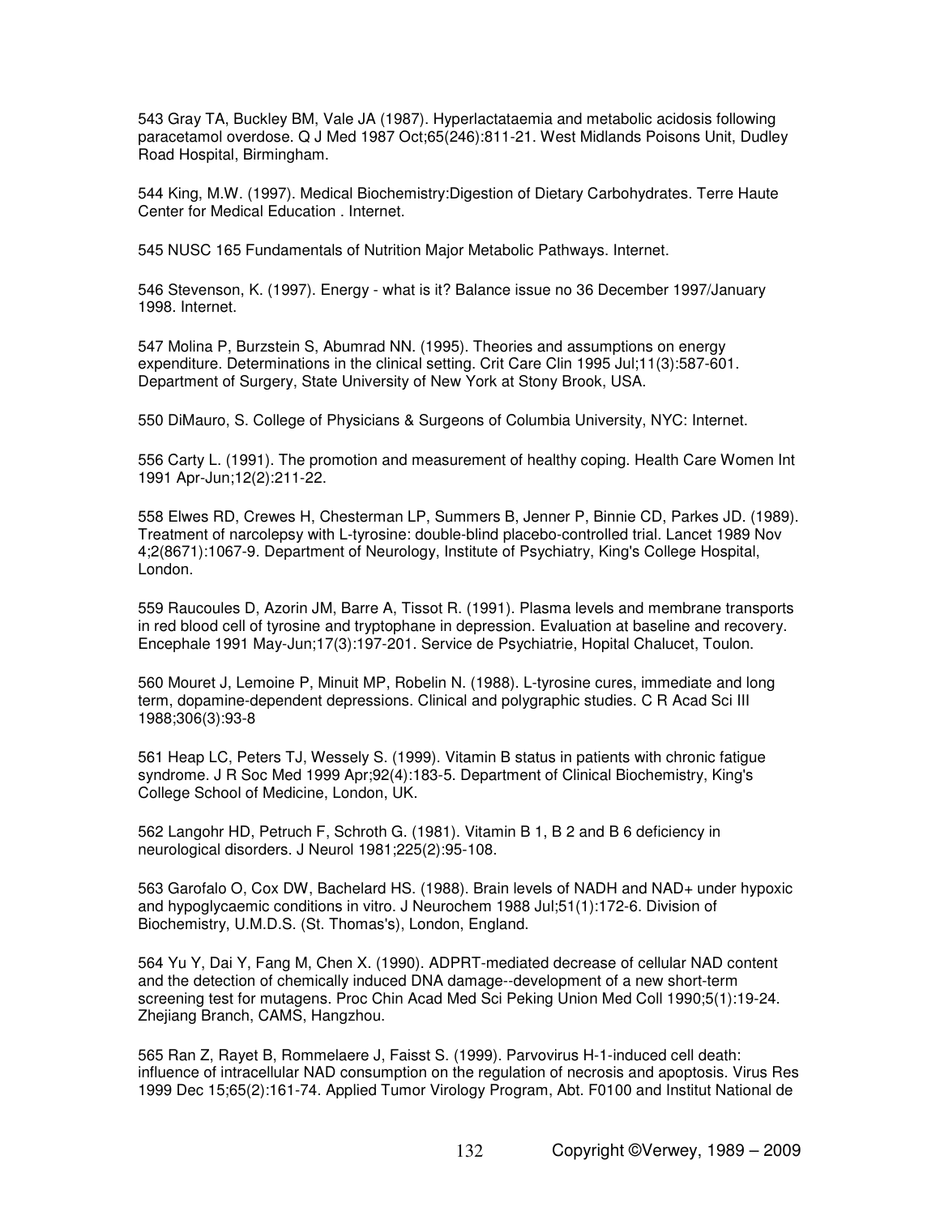543 Gray TA, Buckley BM, Vale JA (1987). Hyperlactataemia and metabolic acidosis following paracetamol overdose. Q J Med 1987 Oct;65(246):811-21. West Midlands Poisons Unit, Dudley Road Hospital, Birmingham.

544 King, M.W. (1997). Medical Biochemistry:Digestion of Dietary Carbohydrates. Terre Haute Center for Medical Education . Internet.

545 NUSC 165 Fundamentals of Nutrition Major Metabolic Pathways. Internet.

546 Stevenson, K. (1997). Energy - what is it? Balance issue no 36 December 1997/January 1998. Internet.

547 Molina P, Burzstein S, Abumrad NN. (1995). Theories and assumptions on energy expenditure. Determinations in the clinical setting. Crit Care Clin 1995 Jul;11(3):587-601. Department of Surgery, State University of New York at Stony Brook, USA.

550 DiMauro, S. College of Physicians & Surgeons of Columbia University, NYC: Internet.

556 Carty L. (1991). The promotion and measurement of healthy coping. Health Care Women Int 1991 Apr-Jun;12(2):211-22.

558 Elwes RD, Crewes H, Chesterman LP, Summers B, Jenner P, Binnie CD, Parkes JD. (1989). Treatment of narcolepsy with L-tyrosine: double-blind placebo-controlled trial. Lancet 1989 Nov 4;2(8671):1067-9. Department of Neurology, Institute of Psychiatry, King's College Hospital, London.

559 Raucoules D, Azorin JM, Barre A, Tissot R. (1991). Plasma levels and membrane transports in red blood cell of tyrosine and tryptophane in depression. Evaluation at baseline and recovery. Encephale 1991 May-Jun;17(3):197-201. Service de Psychiatrie, Hopital Chalucet, Toulon.

560 Mouret J, Lemoine P, Minuit MP, Robelin N. (1988). L-tyrosine cures, immediate and long term, dopamine-dependent depressions. Clinical and polygraphic studies. C R Acad Sci III 1988;306(3):93-8

561 Heap LC, Peters TJ, Wessely S. (1999). Vitamin B status in patients with chronic fatigue syndrome. J R Soc Med 1999 Apr;92(4):183-5. Department of Clinical Biochemistry, King's College School of Medicine, London, UK.

562 Langohr HD, Petruch F, Schroth G. (1981). Vitamin B 1, B 2 and B 6 deficiency in neurological disorders. J Neurol 1981;225(2):95-108.

563 Garofalo O, Cox DW, Bachelard HS. (1988). Brain levels of NADH and NAD+ under hypoxic and hypoglycaemic conditions in vitro. J Neurochem 1988 Jul;51(1):172-6. Division of Biochemistry, U.M.D.S. (St. Thomas's), London, England.

564 Yu Y, Dai Y, Fang M, Chen X. (1990). ADPRT-mediated decrease of cellular NAD content and the detection of chemically induced DNA damage--development of a new short-term screening test for mutagens. Proc Chin Acad Med Sci Peking Union Med Coll 1990;5(1):19-24. Zhejiang Branch, CAMS, Hangzhou.

565 Ran Z, Rayet B, Rommelaere J, Faisst S. (1999). Parvovirus H-1-induced cell death: influence of intracellular NAD consumption on the regulation of necrosis and apoptosis. Virus Res 1999 Dec 15;65(2):161-74. Applied Tumor Virology Program, Abt. F0100 and Institut National de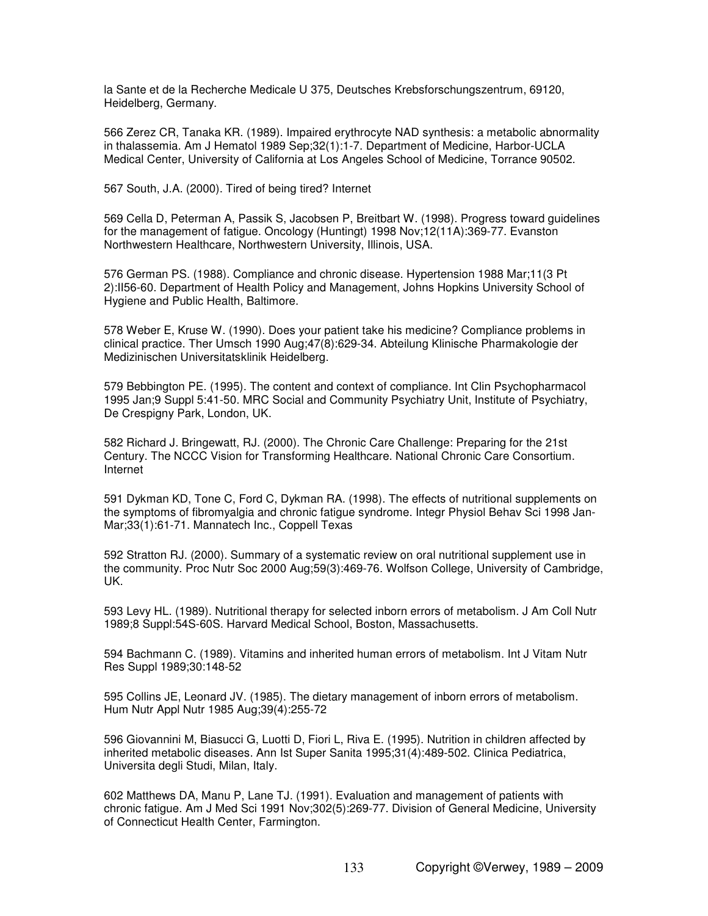la Sante et de la Recherche Medicale U 375, Deutsches Krebsforschungszentrum, 69120, Heidelberg, Germany.

566 Zerez CR, Tanaka KR. (1989). Impaired erythrocyte NAD synthesis: a metabolic abnormality in thalassemia. Am J Hematol 1989 Sep;32(1):1-7. Department of Medicine, Harbor-UCLA Medical Center, University of California at Los Angeles School of Medicine, Torrance 90502.

567 South, J.A. (2000). Tired of being tired? Internet

569 Cella D, Peterman A, Passik S, Jacobsen P, Breitbart W. (1998). Progress toward guidelines for the management of fatigue. Oncology (Huntingt) 1998 Nov;12(11A):369-77. Evanston Northwestern Healthcare, Northwestern University, Illinois, USA.

576 German PS. (1988). Compliance and chronic disease. Hypertension 1988 Mar;11(3 Pt 2):II56-60. Department of Health Policy and Management, Johns Hopkins University School of Hygiene and Public Health, Baltimore.

578 Weber E, Kruse W. (1990). Does your patient take his medicine? Compliance problems in clinical practice. Ther Umsch 1990 Aug;47(8):629-34. Abteilung Klinische Pharmakologie der Medizinischen Universitatsklinik Heidelberg.

579 Bebbington PE. (1995). The content and context of compliance. Int Clin Psychopharmacol 1995 Jan;9 Suppl 5:41-50. MRC Social and Community Psychiatry Unit, Institute of Psychiatry, De Crespigny Park, London, UK.

582 Richard J. Bringewatt, RJ. (2000). The Chronic Care Challenge: Preparing for the 21st Century. The NCCC Vision for Transforming Healthcare. National Chronic Care Consortium. Internet

591 Dykman KD, Tone C, Ford C, Dykman RA. (1998). The effects of nutritional supplements on the symptoms of fibromyalgia and chronic fatigue syndrome. Integr Physiol Behav Sci 1998 Jan-Mar;33(1):61-71. Mannatech Inc., Coppell Texas

592 Stratton RJ. (2000). Summary of a systematic review on oral nutritional supplement use in the community. Proc Nutr Soc 2000 Aug;59(3):469-76. Wolfson College, University of Cambridge, UK.

593 Levy HL. (1989). Nutritional therapy for selected inborn errors of metabolism. J Am Coll Nutr 1989;8 Suppl:54S-60S. Harvard Medical School, Boston, Massachusetts.

594 Bachmann C. (1989). Vitamins and inherited human errors of metabolism. Int J Vitam Nutr Res Suppl 1989;30:148-52

595 Collins JE, Leonard JV. (1985). The dietary management of inborn errors of metabolism. Hum Nutr Appl Nutr 1985 Aug;39(4):255-72

596 Giovannini M, Biasucci G, Luotti D, Fiori L, Riva E. (1995). Nutrition in children affected by inherited metabolic diseases. Ann Ist Super Sanita 1995;31(4):489-502. Clinica Pediatrica, Universita degli Studi, Milan, Italy.

602 Matthews DA, Manu P, Lane TJ. (1991). Evaluation and management of patients with chronic fatigue. Am J Med Sci 1991 Nov;302(5):269-77. Division of General Medicine, University of Connecticut Health Center, Farmington.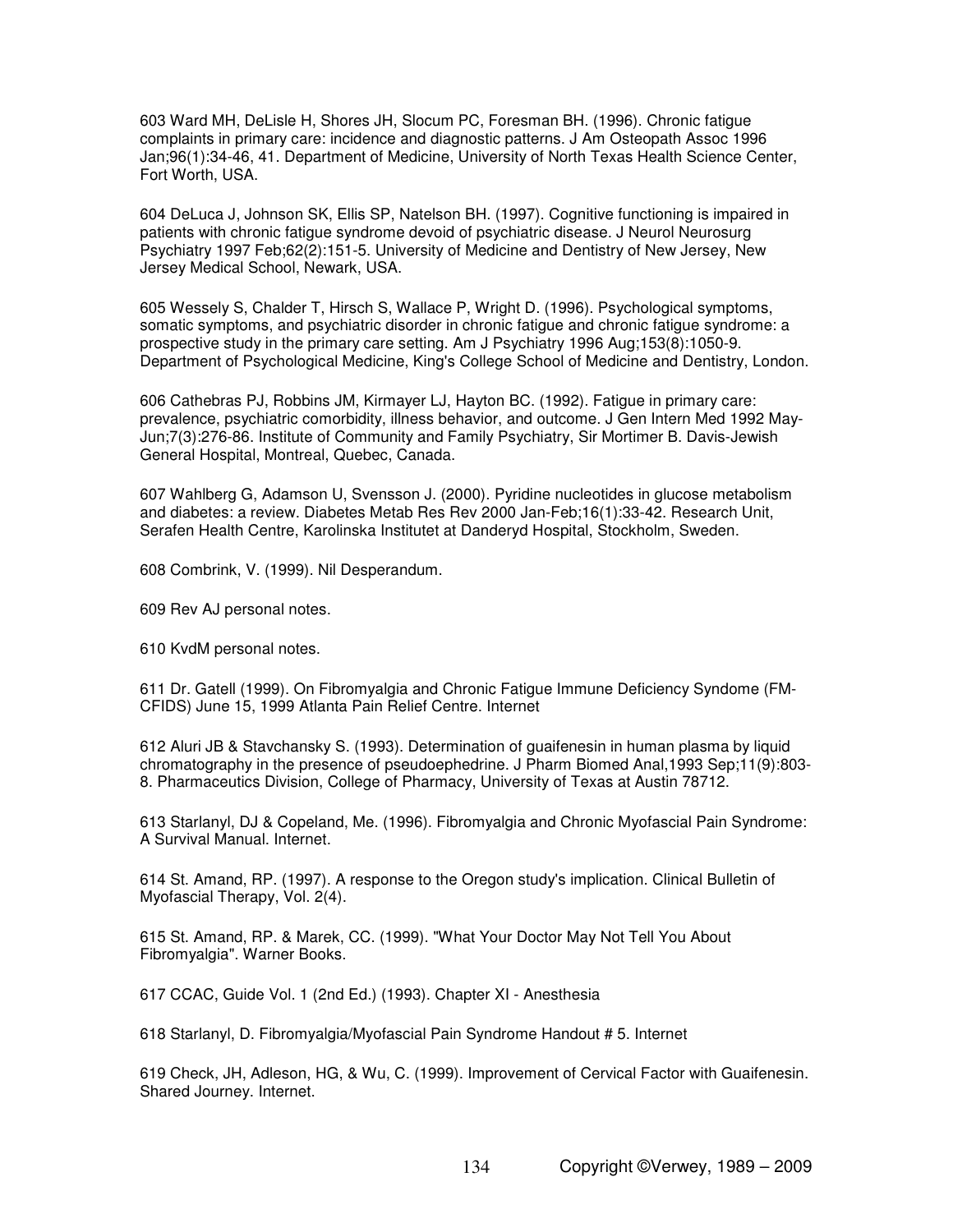603 Ward MH, DeLisle H, Shores JH, Slocum PC, Foresman BH. (1996). Chronic fatigue complaints in primary care: incidence and diagnostic patterns. J Am Osteopath Assoc 1996 Jan;96(1):34-46, 41. Department of Medicine, University of North Texas Health Science Center, Fort Worth, USA.

604 DeLuca J, Johnson SK, Ellis SP, Natelson BH. (1997). Cognitive functioning is impaired in patients with chronic fatigue syndrome devoid of psychiatric disease. J Neurol Neurosurg Psychiatry 1997 Feb;62(2):151-5. University of Medicine and Dentistry of New Jersey, New Jersey Medical School, Newark, USA.

605 Wessely S, Chalder T, Hirsch S, Wallace P, Wright D. (1996). Psychological symptoms, somatic symptoms, and psychiatric disorder in chronic fatigue and chronic fatigue syndrome: a prospective study in the primary care setting. Am J Psychiatry 1996 Aug;153(8):1050-9. Department of Psychological Medicine, King's College School of Medicine and Dentistry, London.

606 Cathebras PJ, Robbins JM, Kirmayer LJ, Hayton BC. (1992). Fatigue in primary care: prevalence, psychiatric comorbidity, illness behavior, and outcome. J Gen Intern Med 1992 May-Jun;7(3):276-86. Institute of Community and Family Psychiatry, Sir Mortimer B. Davis-Jewish General Hospital, Montreal, Quebec, Canada.

607 Wahlberg G, Adamson U, Svensson J. (2000). Pyridine nucleotides in glucose metabolism and diabetes: a review. Diabetes Metab Res Rev 2000 Jan-Feb;16(1):33-42. Research Unit, Serafen Health Centre, Karolinska Institutet at Danderyd Hospital, Stockholm, Sweden.

608 Combrink, V. (1999). Nil Desperandum.

609 Rev AJ personal notes.

610 KvdM personal notes.

611 Dr. Gatell (1999). On Fibromyalgia and Chronic Fatigue Immune Deficiency Syndome (FM-CFIDS) June 15, 1999 Atlanta Pain Relief Centre. Internet

612 Aluri JB & Stavchansky S. (1993). Determination of guaifenesin in human plasma by liquid chromatography in the presence of pseudoephedrine. J Pharm Biomed Anal,1993 Sep;11(9):803-8. Pharmaceutics Division, College of Pharmacy, University of Texas at Austin 78712.

613 Starlanyl, DJ & Copeland, Me. (1996). Fibromyalgia and Chronic Myofascial Pain Syndrome: A Survival Manual. Internet.

614 St. Amand, RP. (1997). A response to the Oregon study's implication. Clinical Bulletin of Myofascial Therapy, Vol. 2(4).

615 St. Amand, RP. & Marek, CC. (1999). "What Your Doctor May Not Tell You About Fibromyalgia". Warner Books.

617 CCAC, Guide Vol. 1 (2nd Ed.) (1993). Chapter XI - Anesthesia

618 Starlanyl, D. Fibromyalgia/Myofascial Pain Syndrome Handout # 5. Internet

619 Check, JH, Adleson, HG, & Wu, C. (1999). Improvement of Cervical Factor with Guaifenesin. Shared Journey. Internet.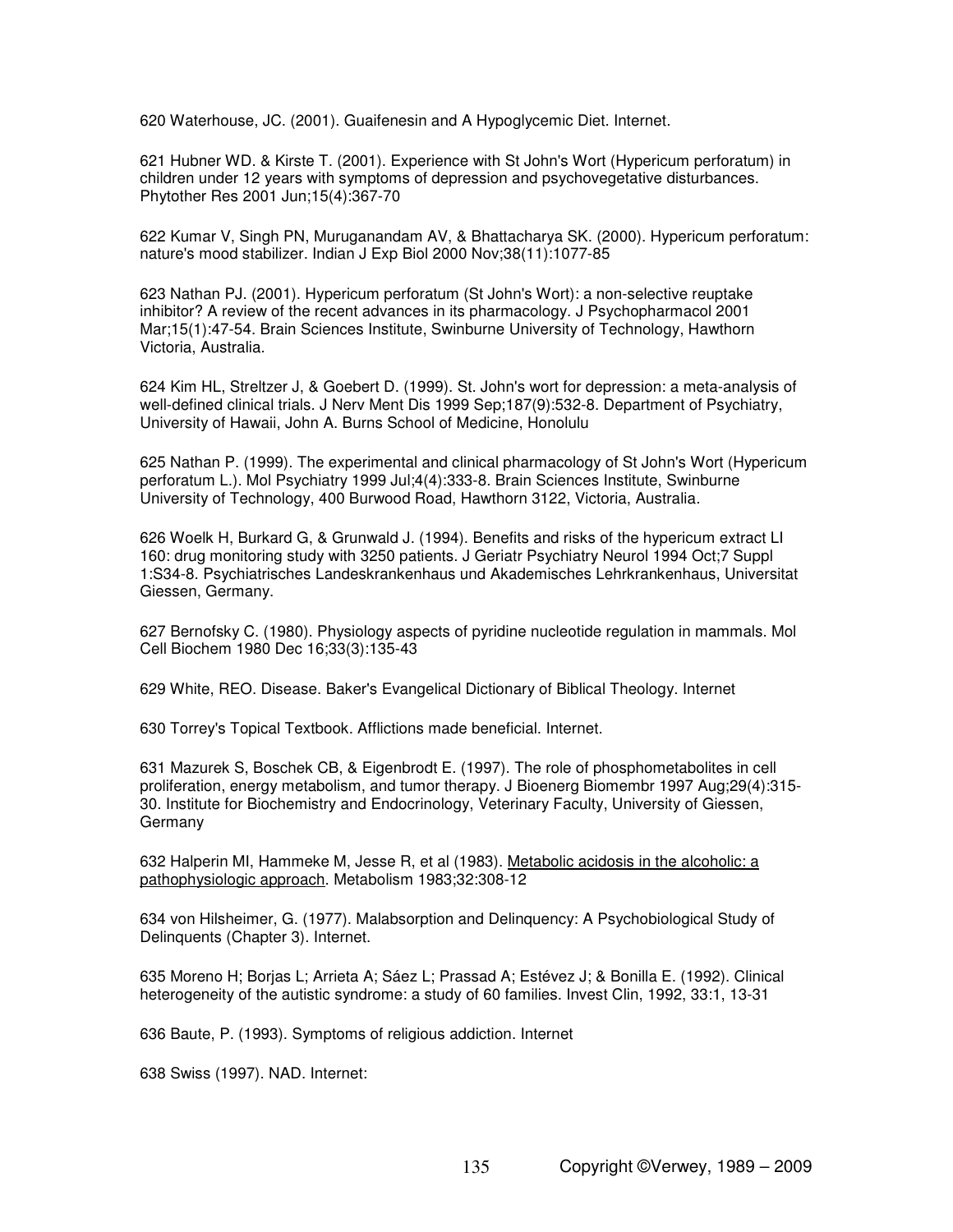620 Waterhouse, JC. (2001). Guaifenesin and A Hypoglycemic Diet. Internet.

621 Hubner WD. & Kirste T. (2001). Experience with St John's Wort (Hypericum perforatum) in children under 12 years with symptoms of depression and psychovegetative disturbances. Phytother Res 2001 Jun;15(4):367-70

622 Kumar V, Singh PN, Muruganandam AV, & Bhattacharya SK. (2000). Hypericum perforatum: nature's mood stabilizer. Indian J Exp Biol 2000 Nov;38(11):1077-85

623 Nathan PJ. (2001). Hypericum perforatum (St John's Wort): a non-selective reuptake inhibitor? A review of the recent advances in its pharmacology. J Psychopharmacol 2001 Mar;15(1):47-54. Brain Sciences Institute, Swinburne University of Technology, Hawthorn Victoria, Australia.

624 Kim HL, Streltzer J, & Goebert D. (1999). St. John's wort for depression: a meta-analysis of well-defined clinical trials. J Nerv Ment Dis 1999 Sep;187(9):532-8. Department of Psychiatry, University of Hawaii, John A. Burns School of Medicine, Honolulu

625 Nathan P. (1999). The experimental and clinical pharmacology of St John's Wort (Hypericum perforatum L.). Mol Psychiatry 1999 Jul;4(4):333-8. Brain Sciences Institute, Swinburne University of Technology, 400 Burwood Road, Hawthorn 3122, Victoria, Australia.

626 Woelk H, Burkard G, & Grunwald J. (1994). Benefits and risks of the hypericum extract LI 160: drug monitoring study with 3250 patients. J Geriatr Psychiatry Neurol 1994 Oct;7 Suppl 1:S34-8. Psychiatrisches Landeskrankenhaus und Akademisches Lehrkrankenhaus, Universitat Giessen, Germany.

627 Bernofsky C. (1980). Physiology aspects of pyridine nucleotide regulation in mammals. Mol Cell Biochem 1980 Dec 16;33(3):135-43

629 White, REO. Disease. Baker's Evangelical Dictionary of Biblical Theology. Internet

630 Torrey's Topical Textbook. Afflictions made beneficial. Internet.

631 Mazurek S, Boschek CB, & Eigenbrodt E. (1997). The role of phosphometabolites in cell proliferation, energy metabolism, and tumor therapy. J Bioenerg Biomembr 1997 Aug;29(4):315-30. Institute for Biochemistry and Endocrinology, Veterinary Faculty, University of Giessen, Germany

632 Halperin MI, Hammeke M, Jesse R, et al (1983). Metabolic acidosis in the alcoholic: a pathophysiologic approach. Metabolism 1983;32:308-12

634 von Hilsheimer, G. (1977). Malabsorption and Delinquency: A Psychobiological Study of Delinquents (Chapter 3). Internet.

635 Moreno H; Borjas L; Arrieta A; Sáez L; Prassad A; Estévez J; & Bonilla E. (1992). Clinical heterogeneity of the autistic syndrome: a study of 60 families. Invest Clin, 1992, 33:1, 13-31

636 Baute, P. (1993). Symptoms of religious addiction. Internet

638 Swiss (1997). NAD. Internet: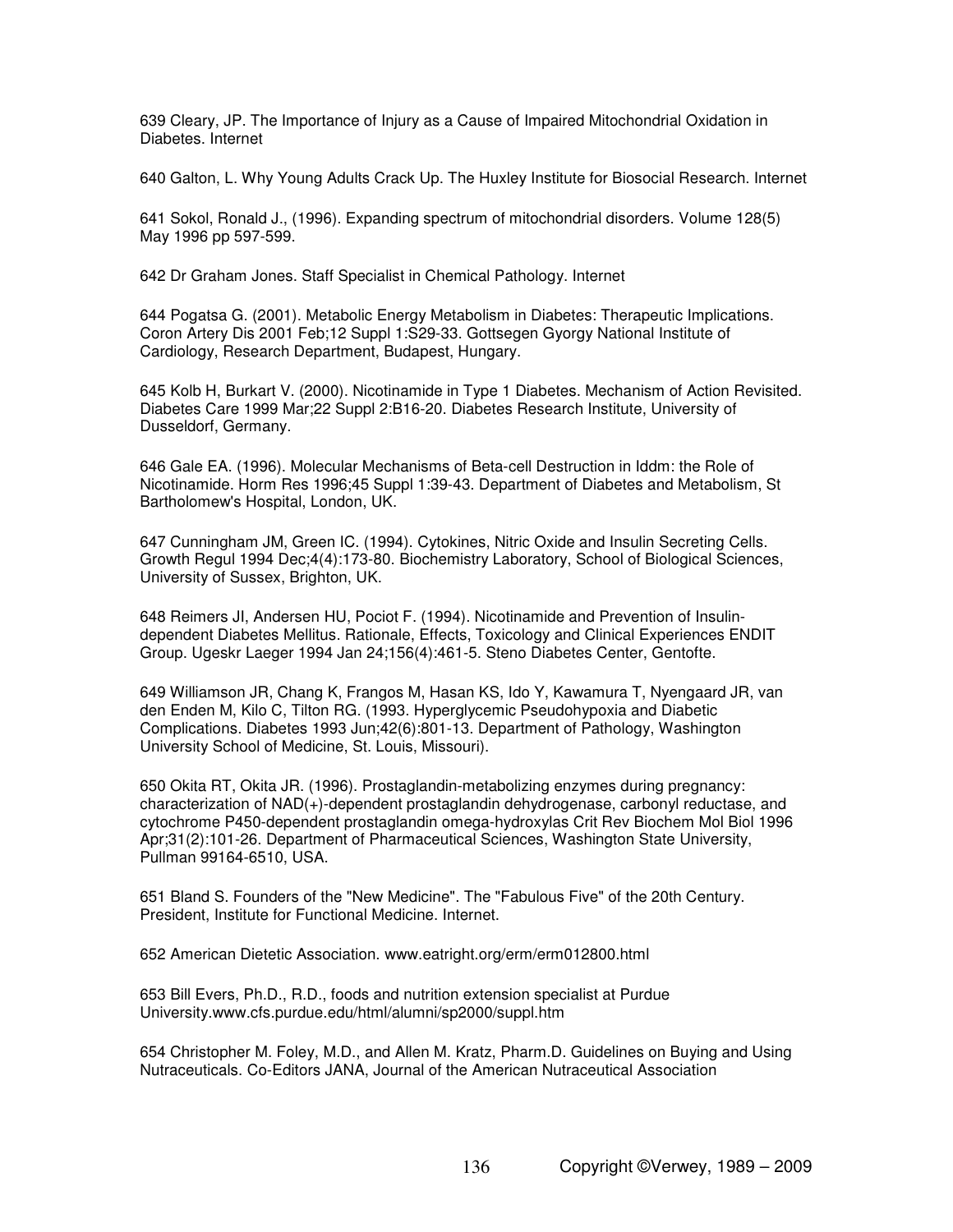639 Cleary, JP. The Importance of Injury as a Cause of Impaired Mitochondrial Oxidation in Diabetes. Internet

640 Galton, L. Why Young Adults Crack Up. The Huxley Institute for Biosocial Research. Internet

641 Sokol, Ronald J., (1996). Expanding spectrum of mitochondrial disorders. Volume 128(5) May 1996 pp 597-599.

642 Dr Graham Jones. Staff Specialist in Chemical Pathology. Internet

644 Pogatsa G. (2001). Metabolic Energy Metabolism in Diabetes: Therapeutic Implications. Coron Artery Dis 2001 Feb;12 Suppl 1:S29-33. Gottsegen Gyorgy National Institute of Cardiology, Research Department, Budapest, Hungary.

645 Kolb H, Burkart V. (2000). Nicotinamide in Type 1 Diabetes. Mechanism of Action Revisited. Diabetes Care 1999 Mar;22 Suppl 2:B16-20. Diabetes Research Institute, University of Dusseldorf, Germany.

646 Gale EA. (1996). Molecular Mechanisms of Beta-cell Destruction in Iddm: the Role of Nicotinamide. Horm Res 1996;45 Suppl 1:39-43. Department of Diabetes and Metabolism, St Bartholomew's Hospital, London, UK.

647 Cunningham JM, Green IC. (1994). Cytokines, Nitric Oxide and Insulin Secreting Cells. Growth Regul 1994 Dec;4(4):173-80. Biochemistry Laboratory, School of Biological Sciences, University of Sussex, Brighton, UK.

648 Reimers JI, Andersen HU, Pociot F. (1994). Nicotinamide and Prevention of Insulin-dependent Diabetes Mellitus. Rationale, Effects, Toxicology and Clinical Experiences ENDIT Group. Ugeskr Laeger 1994 Jan 24;156(4):461-5. Steno Diabetes Center, Gentofte.

649 Williamson JR, Chang K, Frangos M, Hasan KS, Ido Y, Kawamura T, Nyengaard JR, van den Enden M, Kilo C, Tilton RG. (1993. Hyperglycemic Pseudohypoxia and Diabetic Complications. Diabetes 1993 Jun;42(6):801-13. Department of Pathology, Washington University School of Medicine, St. Louis, Missouri).

650 Okita RT, Okita JR. (1996). Prostaglandin-metabolizing enzymes during pregnancy: characterization of NAD(+)-dependent prostaglandin dehydrogenase, carbonyl reductase, and cytochrome P450-dependent prostaglandin omega-hydroxylas Crit Rev Biochem Mol Biol 1996 Apr;31(2):101-26. Department of Pharmaceutical Sciences, Washington State University, Pullman 99164-6510, USA.

651 Bland S. Founders of the "New Medicine". The "Fabulous Five" of the 20th Century. President, Institute for Functional Medicine. Internet.

652 American Dietetic Association. www.eatright.org/erm/erm012800.html

653 Bill Evers, Ph.D., R.D., foods and nutrition extension specialist at Purdue University.www.cfs.purdue.edu/html/alumni/sp2000/suppl.htm

654 Christopher M. Foley, M.D., and Allen M. Kratz, Pharm.D. Guidelines on Buying and Using Nutraceuticals. Co-Editors JANA, Journal of the American Nutraceutical Association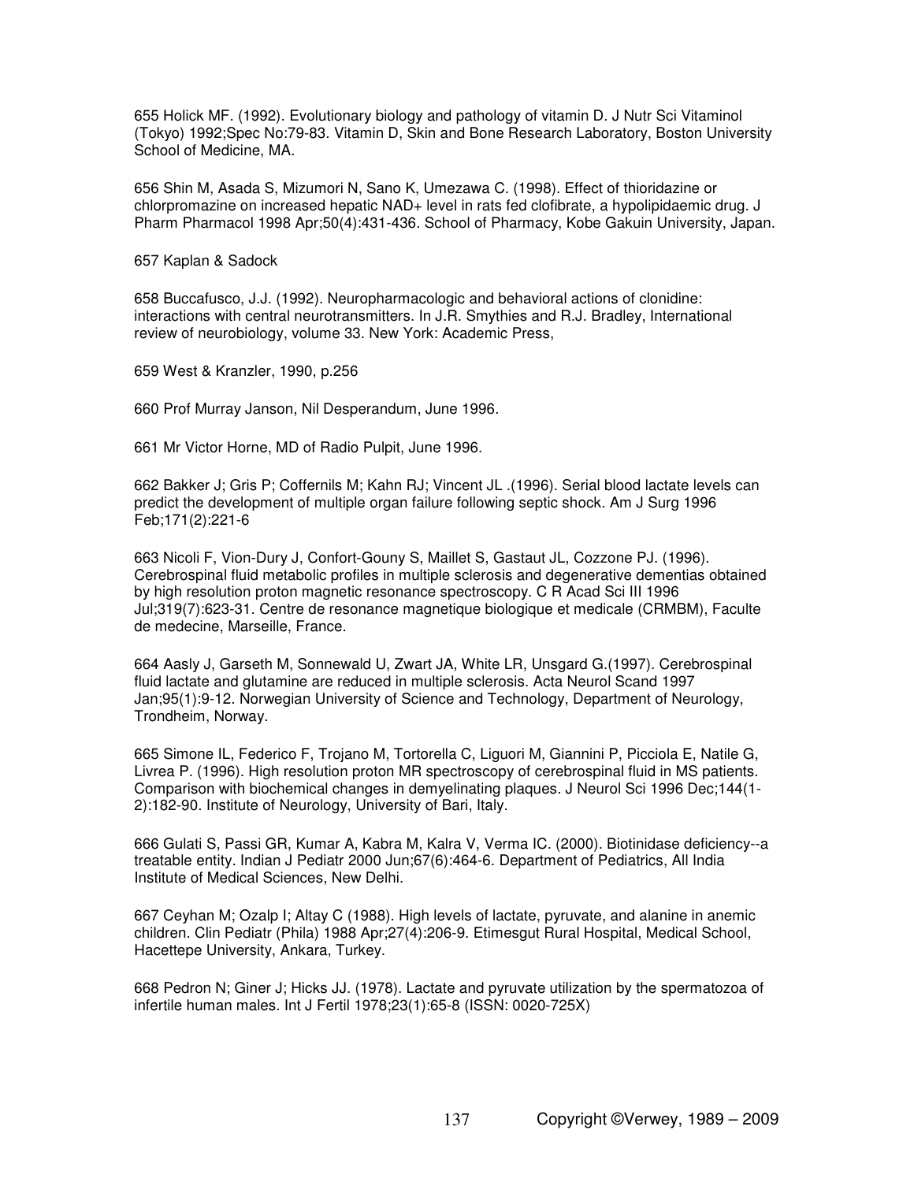655 Holick MF. (1992). Evolutionary biology and pathology of vitamin D. J Nutr Sci Vitaminol (Tokyo) 1992;Spec No:79-83. Vitamin D, Skin and Bone Research Laboratory, Boston University School of Medicine, MA.

656 Shin M, Asada S, Mizumori N, Sano K, Umezawa C. (1998). Effect of thioridazine or chlorpromazine on increased hepatic NAD+ level in rats fed clofibrate, a hypolipidaemic drug. J Pharm Pharmacol 1998 Apr;50(4):431-436. School of Pharmacy, Kobe Gakuin University, Japan.

657 Kaplan & Sadock

658 Buccafusco, J.J. (1992). Neuropharmacologic and behavioral actions of clonidine: interactions with central neurotransmitters. In J.R. Smythies and R.J. Bradley, International review of neurobiology, volume 33. New York: Academic Press,

659 West & Kranzler, 1990, p.256

660 Prof Murray Janson, Nil Desperandum, June 1996.

661 Mr Victor Horne, MD of Radio Pulpit, June 1996.

662 Bakker J; Gris P; Coffernils M; Kahn RJ; Vincent JL .(1996). Serial blood lactate levels can predict the development of multiple organ failure following septic shock. Am J Surg 1996 Feb;171(2):221-6

663 Nicoli F, Vion-Dury J, Confort-Gouny S, Maillet S, Gastaut JL, Cozzone PJ. (1996). Cerebrospinal fluid metabolic profiles in multiple sclerosis and degenerative dementias obtained by high resolution proton magnetic resonance spectroscopy. C R Acad Sci III 1996 Jul;319(7):623-31. Centre de resonance magnetique biologique et medicale (CRMBM), Faculte de medecine, Marseille, France.

664 Aasly J, Garseth M, Sonnewald U, Zwart JA, White LR, Unsgard G.(1997). Cerebrospinal fluid lactate and glutamine are reduced in multiple sclerosis. Acta Neurol Scand 1997 Jan;95(1):9-12. Norwegian University of Science and Technology, Department of Neurology, Trondheim, Norway.

665 Simone IL, Federico F, Trojano M, Tortorella C, Liguori M, Giannini P, Picciola E, Natile G, Livrea P. (1996). High resolution proton MR spectroscopy of cerebrospinal fluid in MS patients. Comparison with biochemical changes in demyelinating plaques. J Neurol Sci 1996 Dec;144(1-2):182-90. Institute of Neurology, University of Bari, Italy.

666 Gulati S, Passi GR, Kumar A, Kabra M, Kalra V, Verma IC. (2000). Biotinidase deficiency--a treatable entity. Indian J Pediatr 2000 Jun;67(6):464-6. Department of Pediatrics, All India Institute of Medical Sciences, New Delhi.

667 Ceyhan M; Ozalp I; Altay C (1988). High levels of lactate, pyruvate, and alanine in anemic children. Clin Pediatr (Phila) 1988 Apr;27(4):206-9. Etimesgut Rural Hospital, Medical School, Hacettepe University, Ankara, Turkey.

668 Pedron N; Giner J; Hicks JJ. (1978). Lactate and pyruvate utilization by the spermatozoa of infertile human males. Int J Fertil 1978;23(1):65-8 (ISSN: 0020-725X)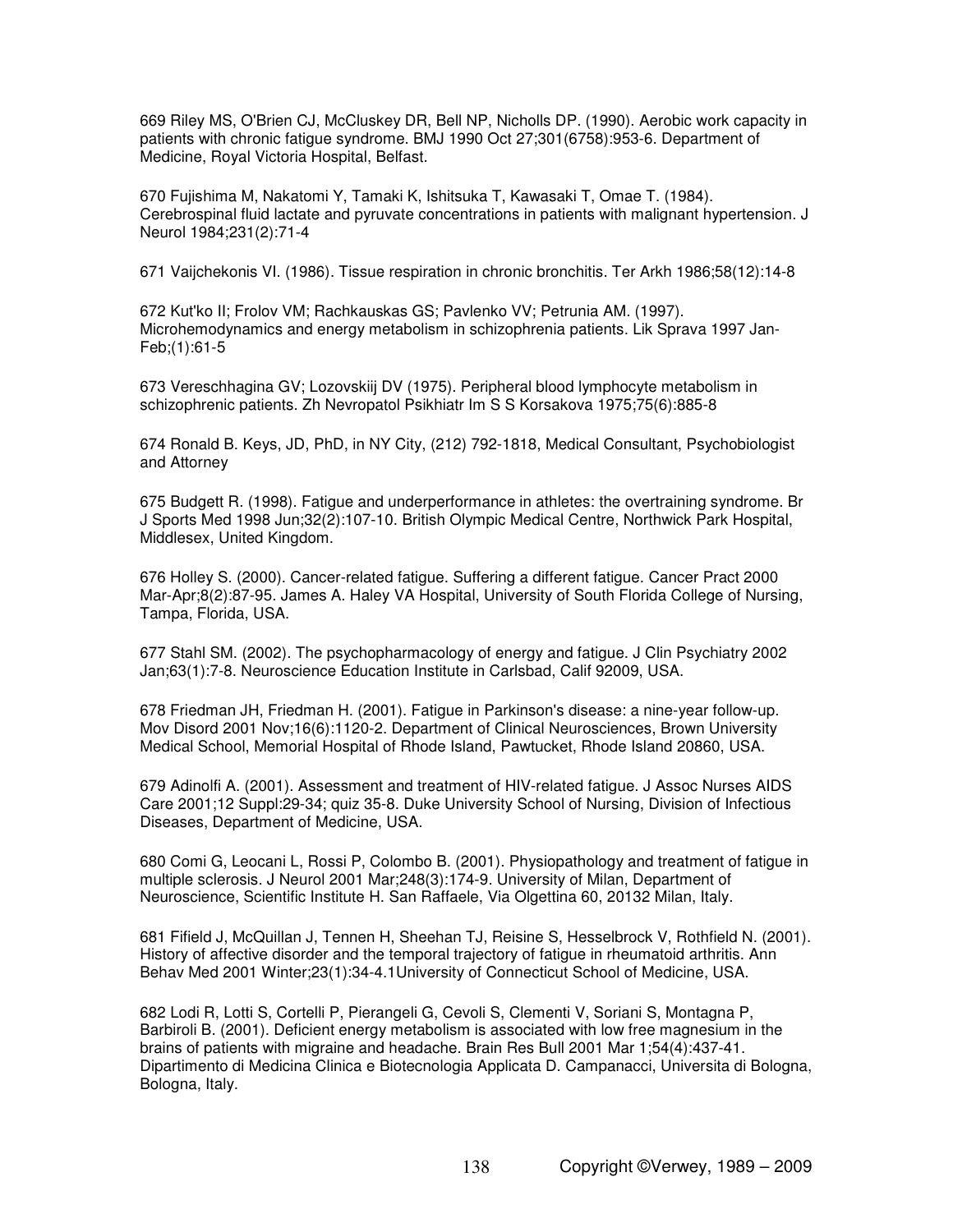669 Riley MS, O'Brien CJ, McCluskey DR, Bell NP, Nicholls DP. (1990). Aerobic work capacity in patients with chronic fatigue syndrome. BMJ 1990 Oct 27;301(6758):953-6. Department of Medicine, Royal Victoria Hospital, Belfast.

670 Fujishima M, Nakatomi Y, Tamaki K, Ishitsuka T, Kawasaki T, Omae T. (1984). Cerebrospinal fluid lactate and pyruvate concentrations in patients with malignant hypertension. J Neurol 1984;231(2):71-4

671 Vaijchekonis VI. (1986). Tissue respiration in chronic bronchitis. Ter Arkh 1986;58(12):14-8

672 Kut'ko II; Frolov VM; Rachkauskas GS; Pavlenko VV; Petrunia AM. (1997). Microhemodynamics and energy metabolism in schizophrenia patients. Lik Sprava 1997 Jan-Feb;(1):61-5

673 Vereschhagina GV; Lozovskiij DV (1975). Peripheral blood lymphocyte metabolism in schizophrenic patients. Zh Nevropatol Psikhiatr Im S S Korsakova 1975;75(6):885-8

674 Ronald B. Keys, JD, PhD, in NY City, (212) 792-1818, Medical Consultant, Psychobiologist and Attorney

675 Budgett R. (1998). Fatigue and underperformance in athletes: the overtraining syndrome. Br J Sports Med 1998 Jun;32(2):107-10. British Olympic Medical Centre, Northwick Park Hospital, Middlesex, United Kingdom.

676 Holley S. (2000). Cancer-related fatigue. Suffering a different fatigue. Cancer Pract 2000 Mar-Apr;8(2):87-95. James A. Haley VA Hospital, University of South Florida College of Nursing, Tampa, Florida, USA.

677 Stahl SM. (2002). The psychopharmacology of energy and fatigue. J Clin Psychiatry 2002 Jan;63(1):7-8. Neuroscience Education Institute in Carlsbad, Calif 92009, USA.

678 Friedman JH, Friedman H. (2001). Fatigue in Parkinson's disease: a nine-year follow-up. Mov Disord 2001 Nov;16(6):1120-2. Department of Clinical Neurosciences, Brown University Medical School, Memorial Hospital of Rhode Island, Pawtucket, Rhode Island 20860, USA.

679 Adinolfi A. (2001). Assessment and treatment of HIV-related fatigue. J Assoc Nurses AIDS Care 2001;12 Suppl:29-34; quiz 35-8. Duke University School of Nursing, Division of Infectious Diseases, Department of Medicine, USA.

680 Comi G, Leocani L, Rossi P, Colombo B. (2001). Physiopathology and treatment of fatigue in multiple sclerosis. J Neurol 2001 Mar;248(3):174-9. University of Milan, Department of Neuroscience, Scientific Institute H. San Raffaele, Via Olgettina 60, 20132 Milan, Italy.

681 Fifield J, McQuillan J, Tennen H, Sheehan TJ, Reisine S, Hesselbrock V, Rothfield N. (2001). History of affective disorder and the temporal trajectory of fatigue in rheumatoid arthritis. Ann Behav Med 2001 Winter;23(1):34-4.1University of Connecticut School of Medicine, USA.

682 Lodi R, Lotti S, Cortelli P, Pierangeli G, Cevoli S, Clementi V, Soriani S, Montagna P, Barbiroli B. (2001). Deficient energy metabolism is associated with low free magnesium in the brains of patients with migraine and headache. Brain Res Bull 2001 Mar 1;54(4):437-41. Dipartimento di Medicina Clinica e Biotecnologia Applicata D. Campanacci, Universita di Bologna, Bologna, Italy.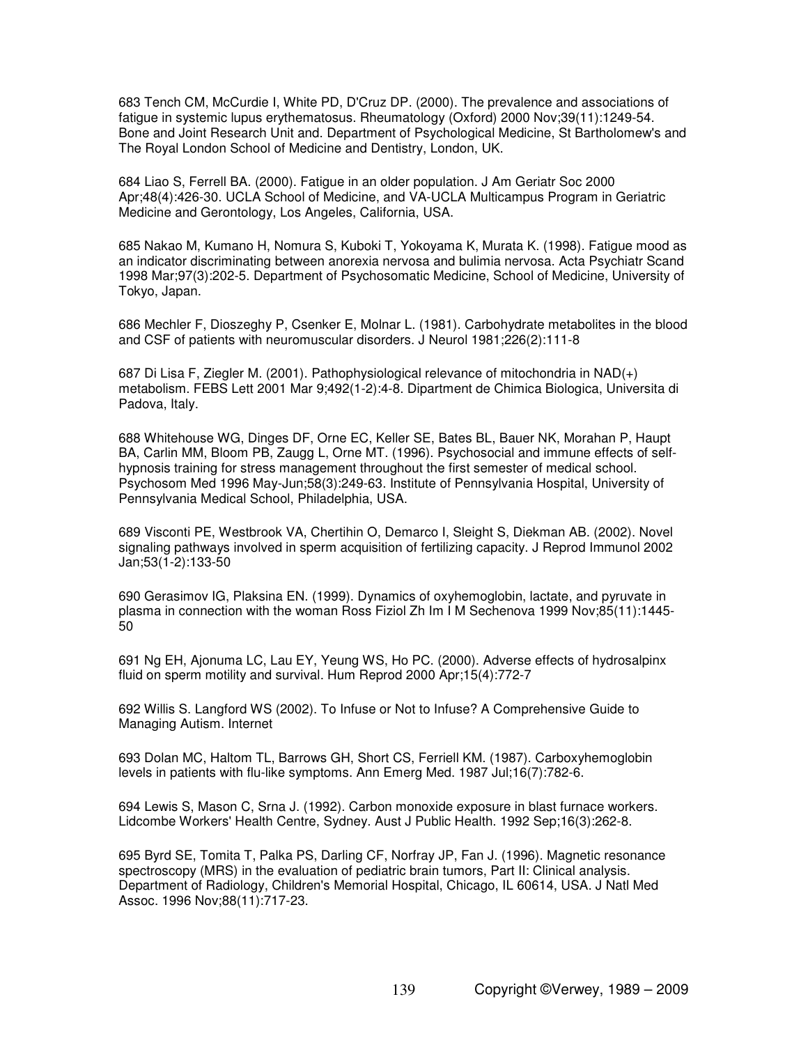683 Tench CM, McCurdie I, White PD, D'Cruz DP. (2000). The prevalence and associations of fatigue in systemic lupus erythematosus. Rheumatology (Oxford) 2000 Nov;39(11):1249-54. Bone and Joint Research Unit and. Department of Psychological Medicine, St Bartholomew's and The Royal London School of Medicine and Dentistry, London, UK.

684 Liao S, Ferrell BA. (2000). Fatigue in an older population. J Am Geriatr Soc 2000 Apr;48(4):426-30. UCLA School of Medicine, and VA-UCLA Multicampus Program in Geriatric Medicine and Gerontology, Los Angeles, California, USA.

685 Nakao M, Kumano H, Nomura S, Kuboki T, Yokoyama K, Murata K. (1998). Fatigue mood as an indicator discriminating between anorexia nervosa and bulimia nervosa. Acta Psychiatr Scand 1998 Mar;97(3):202-5. Department of Psychosomatic Medicine, School of Medicine, University of Tokyo, Japan.

686 Mechler F, Dioszeghy P, Csenker E, Molnar L. (1981). Carbohydrate metabolites in the blood and CSF of patients with neuromuscular disorders. J Neurol 1981;226(2):111-8

687 Di Lisa F, Ziegler M. (2001). Pathophysiological relevance of mitochondria in NAD(+) metabolism. FEBS Lett 2001 Mar 9;492(1-2):4-8. Dipartment de Chimica Biologica, Universita di Padova, Italy.

688 Whitehouse WG, Dinges DF, Orne EC, Keller SE, Bates BL, Bauer NK, Morahan P, Haupt BA, Carlin MM, Bloom PB, Zaugg L, Orne MT. (1996). Psychosocial and immune effects of self-hypnosis training for stress management throughout the first semester of medical school. Psychosom Med 1996 May-Jun;58(3):249-63. Institute of Pennsylvania Hospital, University of Pennsylvania Medical School, Philadelphia, USA.

689 Visconti PE, Westbrook VA, Chertihin O, Demarco I, Sleight S, Diekman AB. (2002). Novel signaling pathways involved in sperm acquisition of fertilizing capacity. J Reprod Immunol 2002 Jan;53(1-2):133-50

690 Gerasimov IG, Plaksina EN. (1999). Dynamics of oxyhemoglobin, lactate, and pyruvate in plasma in connection with the woman Ross Fiziol Zh Im I M Sechenova 1999 Nov;85(11):1445-50

691 Ng EH, Ajonuma LC, Lau EY, Yeung WS, Ho PC. (2000). Adverse effects of hydrosalpinx fluid on sperm motility and survival. Hum Reprod 2000 Apr;15(4):772-7

692 Willis S. Langford WS (2002). To Infuse or Not to Infuse? A Comprehensive Guide to Managing Autism. Internet

693 Dolan MC, Haltom TL, Barrows GH, Short CS, Ferriell KM. (1987). Carboxyhemoglobin levels in patients with flu-like symptoms. Ann Emerg Med. 1987 Jul;16(7):782-6.

694 Lewis S, Mason C, Srna J. (1992). Carbon monoxide exposure in blast furnace workers. Lidcombe Workers' Health Centre, Sydney. Aust J Public Health. 1992 Sep;16(3):262-8.

695 Byrd SE, Tomita T, Palka PS, Darling CF, Norfray JP, Fan J. (1996). Magnetic resonance spectroscopy (MRS) in the evaluation of pediatric brain tumors, Part II: Clinical analysis. Department of Radiology, Children's Memorial Hospital, Chicago, IL 60614, USA. J Natl Med Assoc. 1996 Nov;88(11):717-23.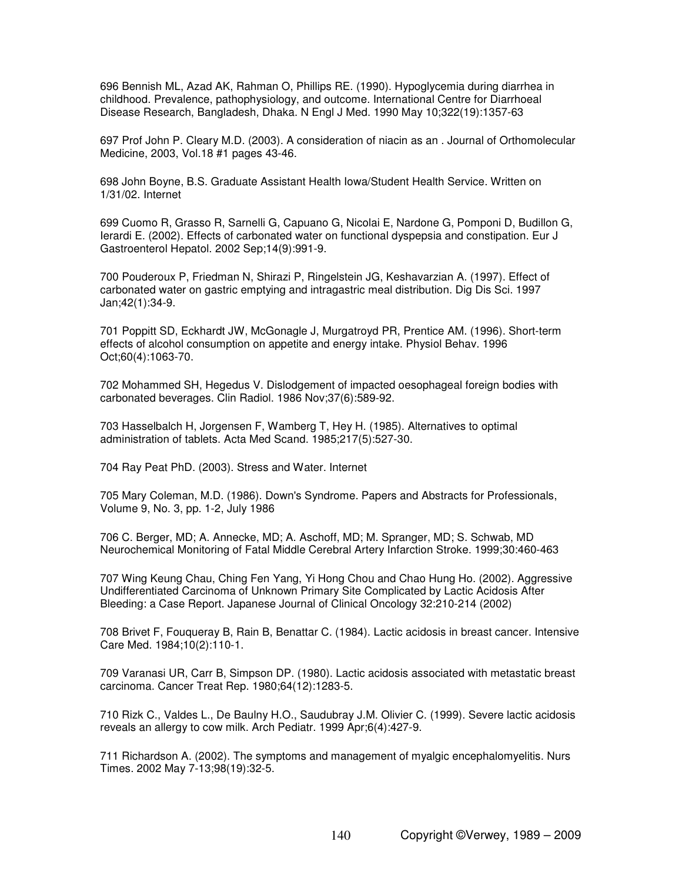696 Bennish ML, Azad AK, Rahman O, Phillips RE. (1990). Hypoglycemia during diarrhea in childhood. Prevalence, pathophysiology, and outcome. International Centre for Diarrhoeal Disease Research, Bangladesh, Dhaka. N Engl J Med. 1990 May 10;322(19):1357-63

697 Prof John P. Cleary M.D. (2003). A consideration of niacin as an . Journal of Orthomolecular Medicine, 2003, Vol.18 #1 pages 43-46.

698 John Boyne, B.S. Graduate Assistant Health Iowa/Student Health Service. Written on 1/31/02. Internet

699 Cuomo R, Grasso R, Sarnelli G, Capuano G, Nicolai E, Nardone G, Pomponi D, Budillon G, Ierardi E. (2002). Effects of carbonated water on functional dyspepsia and constipation. Eur J Gastroenterol Hepatol. 2002 Sep;14(9):991-9.

700 Pouderoux P, Friedman N, Shirazi P, Ringelstein JG, Keshavarzian A. (1997). Effect of carbonated water on gastric emptying and intragastric meal distribution. Dig Dis Sci. 1997 Jan;42(1):34-9.

701 Poppitt SD, Eckhardt JW, McGonagle J, Murgatroyd PR, Prentice AM. (1996). Short-term effects of alcohol consumption on appetite and energy intake. Physiol Behav. 1996 Oct;60(4):1063-70.

702 Mohammed SH, Hegedus V. Dislodgement of impacted oesophageal foreign bodies with carbonated beverages. Clin Radiol. 1986 Nov;37(6):589-92.

703 Hasselbalch H, Jorgensen F, Wamberg T, Hey H. (1985). Alternatives to optimal administration of tablets. Acta Med Scand. 1985;217(5):527-30.

704 Ray Peat PhD. (2003). Stress and Water. Internet

705 Mary Coleman, M.D. (1986). Down's Syndrome. Papers and Abstracts for Professionals, Volume 9, No. 3, pp. 1-2, July 1986

706 C. Berger, MD; A. Annecke, MD; A. Aschoff, MD; M. Spranger, MD; S. Schwab, MD Neurochemical Monitoring of Fatal Middle Cerebral Artery Infarction Stroke. 1999;30:460-463

707 Wing Keung Chau, Ching Fen Yang, Yi Hong Chou and Chao Hung Ho. (2002). Aggressive Undifferentiated Carcinoma of Unknown Primary Site Complicated by Lactic Acidosis After Bleeding: a Case Report. Japanese Journal of Clinical Oncology 32:210-214 (2002)

708 Brivet F, Fouqueray B, Rain B, Benattar C. (1984). Lactic acidosis in breast cancer. Intensive Care Med. 1984;10(2):110-1.

709 Varanasi UR, Carr B, Simpson DP. (1980). Lactic acidosis associated with metastatic breast carcinoma. Cancer Treat Rep. 1980;64(12):1283-5.

710 Rizk C., Valdes L., De Baulny H.O., Saudubray J.M. Olivier C. (1999). Severe lactic acidosis reveals an allergy to cow milk. Arch Pediatr. 1999 Apr;6(4):427-9.

711 Richardson A. (2002). The symptoms and management of myalgic encephalomyelitis. Nurs Times. 2002 May 7-13;98(19):32-5.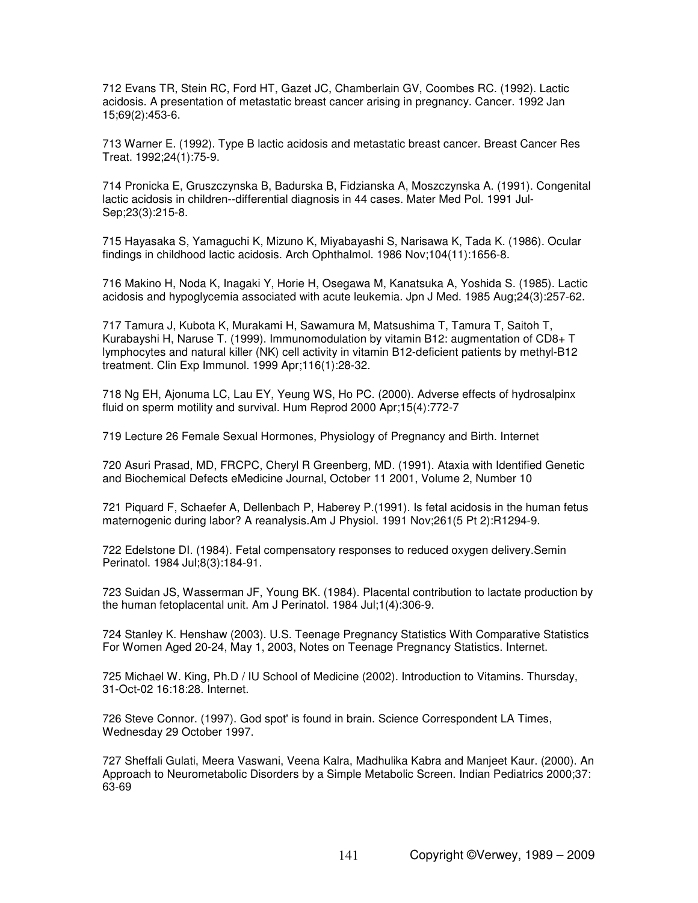712 Evans TR, Stein RC, Ford HT, Gazet JC, Chamberlain GV, Coombes RC. (1992). Lactic acidosis. A presentation of metastatic breast cancer arising in pregnancy. Cancer. 1992 Jan 15;69(2):453-6.

713 Warner E. (1992). Type B lactic acidosis and metastatic breast cancer. Breast Cancer Res Treat. 1992;24(1):75-9.

714 Pronicka E, Gruszczynska B, Badurska B, Fidzianska A, Moszczynska A. (1991). Congenital lactic acidosis in children--differential diagnosis in 44 cases. Mater Med Pol. 1991 Jul-Sep;23(3):215-8.

715 Hayasaka S, Yamaguchi K, Mizuno K, Miyabayashi S, Narisawa K, Tada K. (1986). Ocular findings in childhood lactic acidosis. Arch Ophthalmol. 1986 Nov;104(11):1656-8.

716 Makino H, Noda K, Inagaki Y, Horie H, Osegawa M, Kanatsuka A, Yoshida S. (1985). Lactic acidosis and hypoglycemia associated with acute leukemia. Jpn J Med. 1985 Aug;24(3):257-62.

717 Tamura J, Kubota K, Murakami H, Sawamura M, Matsushima T, Tamura T, Saitoh T, Kurabayshi H, Naruse T. (1999). Immunomodulation by vitamin B12: augmentation of CD8+ T lymphocytes and natural killer (NK) cell activity in vitamin B12-deficient patients by methyl-B12 treatment. Clin Exp Immunol. 1999 Apr;116(1):28-32.

718 Ng EH, Ajonuma LC, Lau EY, Yeung WS, Ho PC. (2000). Adverse effects of hydrosalpinx fluid on sperm motility and survival. Hum Reprod 2000 Apr;15(4):772-7

719 Lecture 26 Female Sexual Hormones, Physiology of Pregnancy and Birth. Internet

720 Asuri Prasad, MD, FRCPC, Cheryl R Greenberg, MD. (1991). Ataxia with Identified Genetic and Biochemical Defects eMedicine Journal, October 11 2001, Volume 2, Number 10

721 Piquard F, Schaefer A, Dellenbach P, Haberey P.(1991). Is fetal acidosis in the human fetus maternogenic during labor? A reanalysis.Am J Physiol. 1991 Nov;261(5 Pt 2):R1294-9.

722 Edelstone DI. (1984). Fetal compensatory responses to reduced oxygen delivery.Semin Perinatol. 1984 Jul;8(3):184-91.

723 Suidan JS, Wasserman JF, Young BK. (1984). Placental contribution to lactate production by the human fetoplacental unit. Am J Perinatol. 1984 Jul;1(4):306-9.

724 Stanley K. Henshaw (2003). U.S. Teenage Pregnancy Statistics With Comparative Statistics For Women Aged 20-24, May 1, 2003, Notes on Teenage Pregnancy Statistics. Internet.

725 Michael W. King, Ph.D / IU School of Medicine (2002). Introduction to Vitamins. Thursday, 31-Oct-02 16:18:28. Internet.

726 Steve Connor. (1997). God spot' is found in brain. Science Correspondent LA Times, Wednesday 29 October 1997.

727 Sheffali Gulati, Meera Vaswani, Veena Kalra, Madhulika Kabra and Manjeet Kaur. (2000). An Approach to Neurometabolic Disorders by a Simple Metabolic Screen. Indian Pediatrics 2000;37: 63-69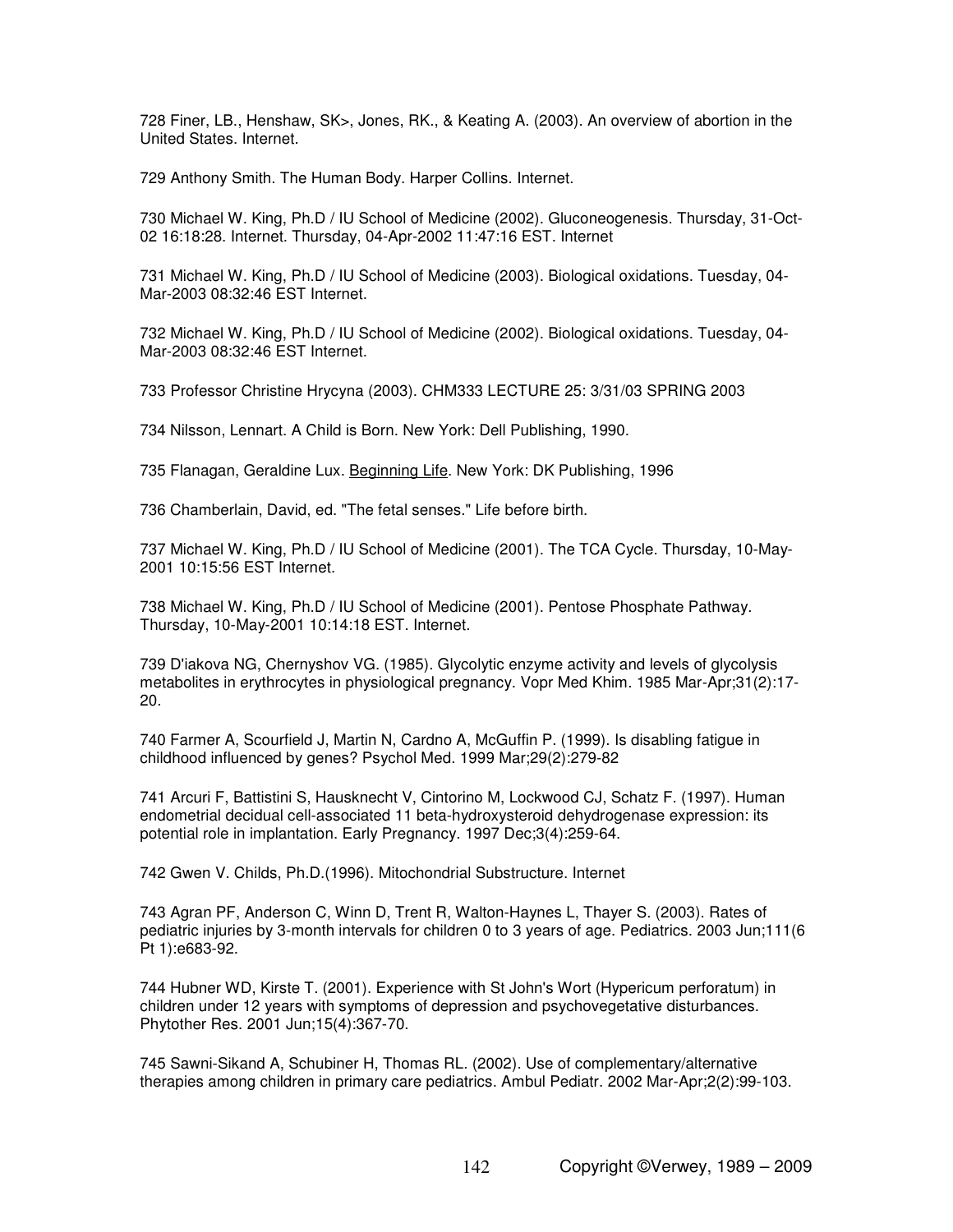728 Finer, LB., Henshaw, SK>, Jones, RK., & Keating A. (2003). An overview of abortion in the United States. Internet.

729 Anthony Smith. The Human Body. Harper Collins. Internet.

730 Michael W. King, Ph.D / IU School of Medicine (2002). Gluconeogenesis. Thursday, 31-Oct-02 16:18:28. Internet. Thursday, 04-Apr-2002 11:47:16 EST. Internet

731 Michael W. King, Ph.D / IU School of Medicine (2003). Biological oxidations. Tuesday, 04-Mar-2003 08:32:46 EST Internet.

732 Michael W. King, Ph.D / IU School of Medicine (2002). Biological oxidations. Tuesday, 04-Mar-2003 08:32:46 EST Internet.

733 Professor Christine Hrycyna (2003). CHM333 LECTURE 25: 3/31/03 SPRING 2003

734 Nilsson, Lennart. A Child is Born. New York: Dell Publishing, 1990.

735 Flanagan, Geraldine Lux. Beginning Life. New York: DK Publishing, 1996

736 Chamberlain, David, ed. "The fetal senses." Life before birth.

737 Michael W. King, Ph.D / IU School of Medicine (2001). The TCA Cycle. Thursday, 10-May-2001 10:15:56 EST Internet.

738 Michael W. King, Ph.D / IU School of Medicine (2001). Pentose Phosphate Pathway. Thursday, 10-May-2001 10:14:18 EST. Internet.

739 D'iakova NG, Chernyshov VG. (1985). Glycolytic enzyme activity and levels of glycolysis metabolites in erythrocytes in physiological pregnancy. Vopr Med Khim. 1985 Mar-Apr;31(2):17-20.

740 Farmer A, Scourfield J, Martin N, Cardno A, McGuffin P. (1999). Is disabling fatigue in childhood influenced by genes? Psychol Med. 1999 Mar;29(2):279-82

741 Arcuri F, Battistini S, Hausknecht V, Cintorino M, Lockwood CJ, Schatz F. (1997). Human endometrial decidual cell-associated 11 beta-hydroxysteroid dehydrogenase expression: its potential role in implantation. Early Pregnancy. 1997 Dec;3(4):259-64.

742 Gwen V. Childs, Ph.D.(1996). Mitochondrial Substructure. Internet

743 Agran PF, Anderson C, Winn D, Trent R, Walton-Haynes L, Thayer S. (2003). Rates of pediatric injuries by 3-month intervals for children 0 to 3 years of age. Pediatrics. 2003 Jun;111(6 Pt 1):e683-92.

744 Hubner WD, Kirste T. (2001). Experience with St John's Wort (Hypericum perforatum) in children under 12 years with symptoms of depression and psychovegetative disturbances. Phytother Res. 2001 Jun;15(4):367-70.

745 Sawni-Sikand A, Schubiner H, Thomas RL. (2002). Use of complementary/alternative therapies among children in primary care pediatrics. Ambul Pediatr. 2002 Mar-Apr;2(2):99-103.

Copyright ©Verwey, 1989 – 2009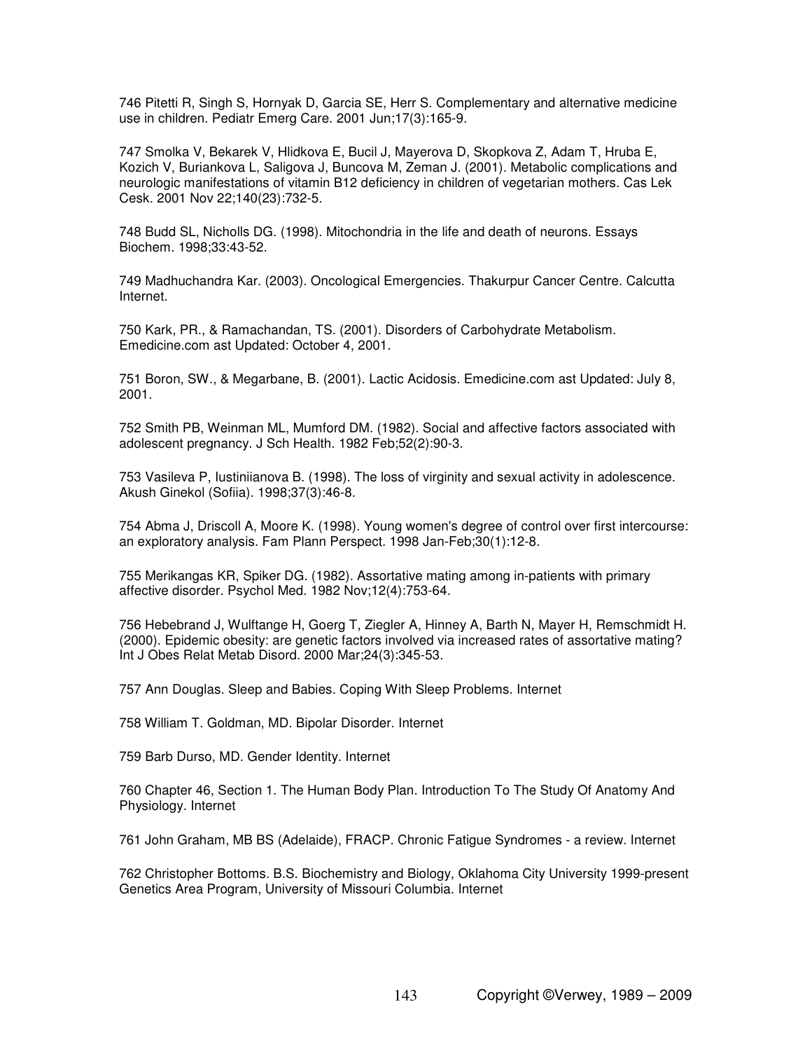746 Pitetti R, Singh S, Hornyak D, Garcia SE, Herr S. Complementary and alternative medicine use in children. Pediatr Emerg Care. 2001 Jun;17(3):165-9.

747 Smolka V, Bekarek V, Hlidkova E, Bucil J, Mayerova D, Skopkova Z, Adam T, Hruba E, Kozich V, Buriankova L, Saligova J, Buncova M, Zeman J. (2001). Metabolic complications and neurologic manifestations of vitamin B12 deficiency in children of vegetarian mothers. Cas Lek Cesk. 2001 Nov 22;140(23):732-5.

748 Budd SL, Nicholls DG. (1998). Mitochondria in the life and death of neurons. Essays Biochem. 1998;33:43-52.

749 Madhuchandra Kar. (2003). Oncological Emergencies. Thakurpur Cancer Centre. Calcutta Internet.

750 Kark, PR., & Ramachandan, TS. (2001). Disorders of Carbohydrate Metabolism. Emedicine.com ast Updated: October 4, 2001.

751 Boron, SW., & Megarbane, B. (2001). Lactic Acidosis. Emedicine.com ast Updated: July 8, 2001.

752 Smith PB, Weinman ML, Mumford DM. (1982). Social and affective factors associated with adolescent pregnancy. J Sch Health. 1982 Feb;52(2):90-3.

753 Vasileva P, Iustiniianova B. (1998). The loss of virginity and sexual activity in adolescence. Akush Ginekol (Sofiia). 1998;37(3):46-8.

754 Abma J, Driscoll A, Moore K. (1998). Young women's degree of control over first intercourse: an exploratory analysis. Fam Plann Perspect. 1998 Jan-Feb;30(1):12-8.

755 Merikangas KR, Spiker DG. (1982). Assortative mating among in-patients with primary affective disorder. Psychol Med. 1982 Nov;12(4):753-64.

756 Hebebrand J, Wulftange H, Goerg T, Ziegler A, Hinney A, Barth N, Mayer H, Remschmidt H. (2000). Epidemic obesity: are genetic factors involved via increased rates of assortative mating? Int J Obes Relat Metab Disord. 2000 Mar;24(3):345-53.

757 Ann Douglas. Sleep and Babies. Coping With Sleep Problems. Internet

758 William T. Goldman, MD. Bipolar Disorder. Internet

759 Barb Durso, MD. Gender Identity. Internet

760 Chapter 46, Section 1. The Human Body Plan. Introduction To The Study Of Anatomy And Physiology. Internet

761 John Graham, MB BS (Adelaide), FRACP. Chronic Fatigue Syndromes - a review. Internet

762 Christopher Bottoms. B.S. Biochemistry and Biology, Oklahoma City University 1999-present Genetics Area Program, University of Missouri Columbia. Internet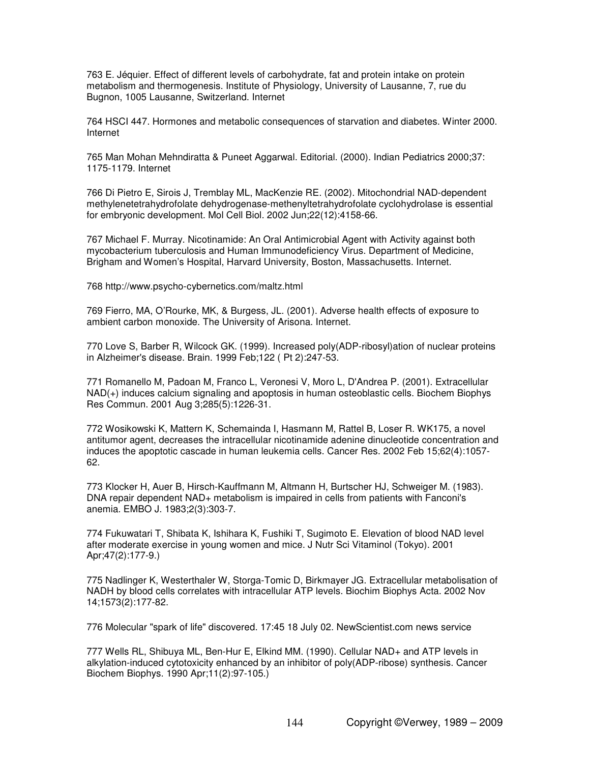763 E. Jéquier. Effect of different levels of carbohydrate, fat and protein intake on protein metabolism and thermogenesis. Institute of Physiology, University of Lausanne, 7, rue du Bugnon, 1005 Lausanne, Switzerland. Internet

764 HSCI 447. Hormones and metabolic consequences of starvation and diabetes. Winter 2000. Internet

765 Man Mohan Mehndiratta & Puneet Aggarwal. Editorial. (2000). Indian Pediatrics 2000;37: 1175-1179. Internet

766 Di Pietro E, Sirois J, Tremblay ML, MacKenzie RE. (2002). Mitochondrial NAD-dependent methylenetetrahydrofolate dehydrogenase-methenyltetrahydrofolate cyclohydrolase is essential for embryonic development. Mol Cell Biol. 2002 Jun;22(12):4158-66.

767 Michael F. Murray. Nicotinamide: An Oral Antimicrobial Agent with Activity against both mycobacterium tuberculosis and Human Immunodeficiency Virus. Department of Medicine, Brigham and Women's Hospital, Harvard University, Boston, Massachusetts. Internet.

768 http://www.psycho-cybernetics.com/maltz.html

769 Fierro, MA, O'Rourke, MK, & Burgess, JL. (2001). Adverse health effects of exposure to ambient carbon monoxide. The University of Arisona. Internet.

770 Love S, Barber R, Wilcock GK. (1999). Increased poly(ADP-ribosyl)ation of nuclear proteins in Alzheimer's disease. Brain. 1999 Feb;122 ( Pt 2):247-53.

771 Romanello M, Padoan M, Franco L, Veronesi V, Moro L, D'Andrea P. (2001). Extracellular NAD(+) induces calcium signaling and apoptosis in human osteoblastic cells. Biochem Biophys Res Commun. 2001 Aug 3;285(5):1226-31.

772 Wosikowski K, Mattern K, Schemainda I, Hasmann M, Rattel B, Loser R. WK175, a novel antitumor agent, decreases the intracellular nicotinamide adenine dinucleotide concentration and induces the apoptotic cascade in human leukemia cells. Cancer Res. 2002 Feb 15;62(4):1057-62.

773 Klocker H, Auer B, Hirsch-Kauffmann M, Altmann H, Burtscher HJ, Schweiger M. (1983). DNA repair dependent NAD+ metabolism is impaired in cells from patients with Fanconi's anemia. EMBO J. 1983;2(3):303-7.

774 Fukuwatari T, Shibata K, Ishihara K, Fushiki T, Sugimoto E. Elevation of blood NAD level after moderate exercise in young women and mice. J Nutr Sci Vitaminol (Tokyo). 2001 Apr;47(2):177-9.)

775 Nadlinger K, Westerthaler W, Storga-Tomic D, Birkmayer JG. Extracellular metabolisation of NADH by blood cells correlates with intracellular ATP levels. Biochim Biophys Acta. 2002 Nov 14;1573(2):177-82.

776 Molecular "spark of life" discovered. 17:45 18 July 02. NewScientist.com news service

777 Wells RL, Shibuya ML, Ben-Hur E, Elkind MM. (1990). Cellular NAD+ and ATP levels in alkylation-induced cytotoxicity enhanced by an inhibitor of poly(ADP-ribose) synthesis. Cancer Biochem Biophys. 1990 Apr;11(2):97-105.)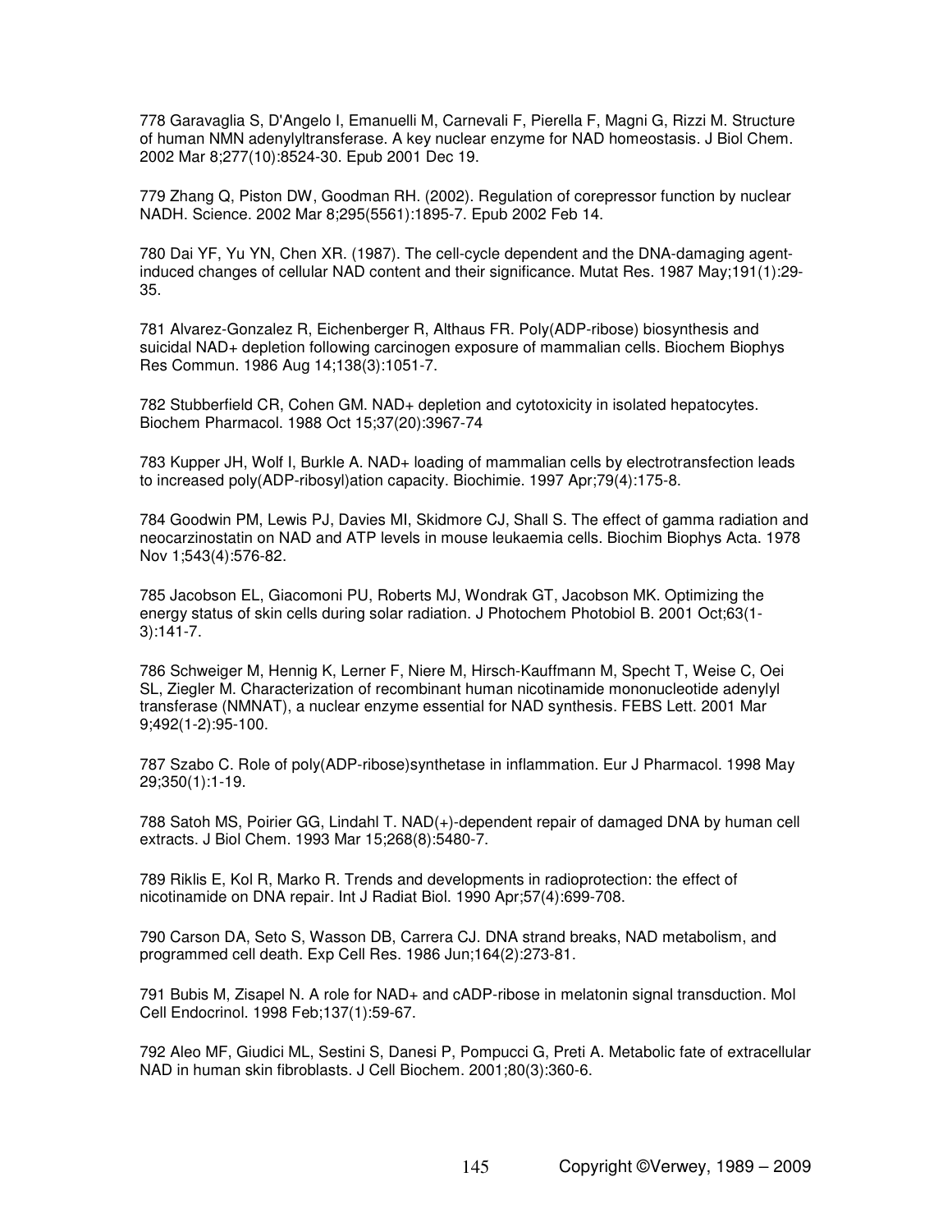778 Garavaglia S, D'Angelo I, Emanuelli M, Carnevali F, Pierella F, Magni G, Rizzi M. Structure of human NMN adenylyltransferase. A key nuclear enzyme for NAD homeostasis. J Biol Chem. 2002 Mar 8;277(10):8524-30. Epub 2001 Dec 19.

779 Zhang Q, Piston DW, Goodman RH. (2002). Regulation of corepressor function by nuclear NADH. Science. 2002 Mar 8;295(5561):1895-7. Epub 2002 Feb 14.

780 Dai YF, Yu YN, Chen XR. (1987). The cell-cycle dependent and the DNA-damaging agent-induced changes of cellular NAD content and their significance. Mutat Res. 1987 May;191(1):29-35.

781 Alvarez-Gonzalez R, Eichenberger R, Althaus FR. Poly(ADP-ribose) biosynthesis and suicidal NAD+ depletion following carcinogen exposure of mammalian cells. Biochem Biophys Res Commun. 1986 Aug 14;138(3):1051-7.

782 Stubberfield CR, Cohen GM. NAD+ depletion and cytotoxicity in isolated hepatocytes. Biochem Pharmacol. 1988 Oct 15;37(20):3967-74

783 Kupper JH, Wolf I, Burkle A. NAD+ loading of mammalian cells by electrotransfection leads to increased poly(ADP-ribosyl)ation capacity. Biochimie. 1997 Apr;79(4):175-8.

784 Goodwin PM, Lewis PJ, Davies MI, Skidmore CJ, Shall S. The effect of gamma radiation and neocarzinostatin on NAD and ATP levels in mouse leukaemia cells. Biochim Biophys Acta. 1978 Nov 1;543(4):576-82.

785 Jacobson EL, Giacomoni PU, Roberts MJ, Wondrak GT, Jacobson MK. Optimizing the energy status of skin cells during solar radiation. J Photochem Photobiol B. 2001 Oct;63(1-3):141-7.

786 Schweiger M, Hennig K, Lerner F, Niere M, Hirsch-Kauffmann M, Specht T, Weise C, Oei SL, Ziegler M. Characterization of recombinant human nicotinamide mononucleotide adenylyl transferase (NMNAT), a nuclear enzyme essential for NAD synthesis. FEBS Lett. 2001 Mar 9;492(1-2):95-100.

787 Szabo C. Role of poly(ADP-ribose)synthetase in inflammation. Eur J Pharmacol. 1998 May 29;350(1):1-19.

788 Satoh MS, Poirier GG, Lindahl T. NAD(+)-dependent repair of damaged DNA by human cell extracts. J Biol Chem. 1993 Mar 15;268(8):5480-7.

789 Riklis E, Kol R, Marko R. Trends and developments in radioprotection: the effect of nicotinamide on DNA repair. Int J Radiat Biol. 1990 Apr;57(4):699-708.

790 Carson DA, Seto S, Wasson DB, Carrera CJ. DNA strand breaks, NAD metabolism, and programmed cell death. Exp Cell Res. 1986 Jun;164(2):273-81.

791 Bubis M, Zisapel N. A role for NAD+ and cADP-ribose in melatonin signal transduction. Mol Cell Endocrinol. 1998 Feb;137(1):59-67.

792 Aleo MF, Giudici ML, Sestini S, Danesi P, Pompucci G, Preti A. Metabolic fate of extracellular NAD in human skin fibroblasts. J Cell Biochem. 2001;80(3):360-6.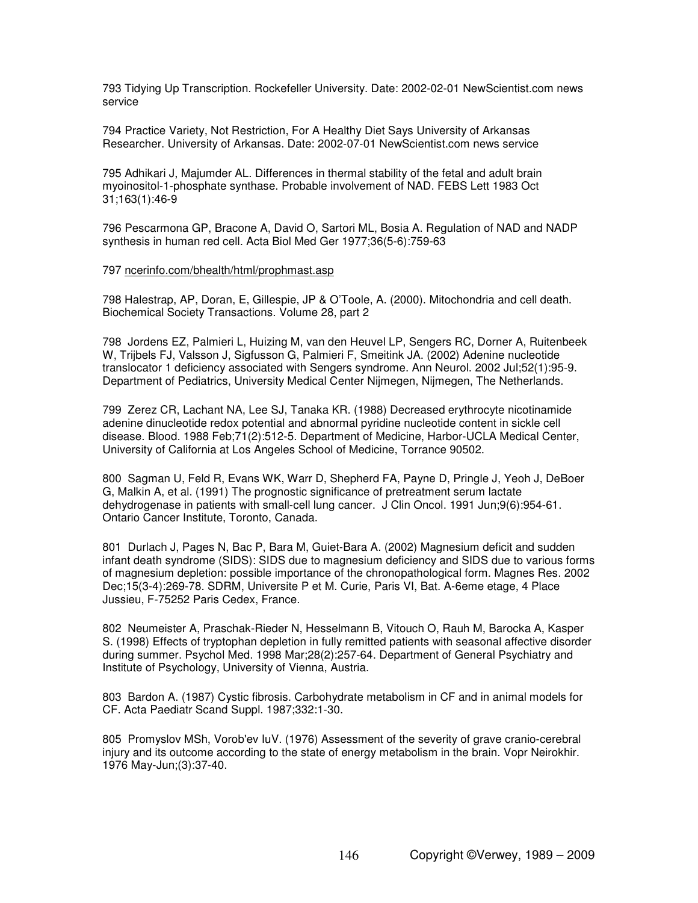793 Tidying Up Transcription. Rockefeller University. Date: 2002-02-01 NewScientist.com news service

794 Practice Variety, Not Restriction, For A Healthy Diet Says University of Arkansas Researcher. University of Arkansas. Date: 2002-07-01 NewScientist.com news service

795 Adhikari J, Majumder AL. Differences in thermal stability of the fetal and adult brain myoinositol-1-phosphate synthase. Probable involvement of NAD. FEBS Lett 1983 Oct 31;163(1):46-9

796 Pescarmona GP, Bracone A, David O, Sartori ML, Bosia A. Regulation of NAD and NADP synthesis in human red cell. Acta Biol Med Ger 1977;36(5-6):759-63

797 ncerinfo.com/bhealth/html/prophmast.asp

798 Halestrap, AP, Doran, E, Gillespie, JP & O'Toole, A. (2000). Mitochondria and cell death. Biochemical Society Transactions. Volume 28, part 2

798 Jordens EZ, Palmieri L, Huizing M, van den Heuvel LP, Sengers RC, Dorner A, Ruitenbeek W, Trijbels FJ, Valsson J, Sigfusson G, Palmieri F, Smeitink JA. (2002) Adenine nucleotide translocator 1 deficiency associated with Sengers syndrome. Ann Neurol. 2002 Jul;52(1):95-9. Department of Pediatrics, University Medical Center Nijmegen, Nijmegen, The Netherlands.

799 Zerez CR, Lachant NA, Lee SJ, Tanaka KR. (1988) Decreased erythrocyte nicotinamide adenine dinucleotide redox potential and abnormal pyridine nucleotide content in sickle cell disease. Blood. 1988 Feb;71(2):512-5. Department of Medicine, Harbor-UCLA Medical Center, University of California at Los Angeles School of Medicine, Torrance 90502.

800 Sagman U, Feld R, Evans WK, Warr D, Shepherd FA, Payne D, Pringle J, Yeoh J, DeBoer G, Malkin A, et al. (1991) The prognostic significance of pretreatment serum lactate dehydrogenase in patients with small-cell lung cancer. J Clin Oncol. 1991 Jun;9(6):954-61. Ontario Cancer Institute, Toronto, Canada.

801 Durlach J, Pages N, Bac P, Bara M, Guiet-Bara A. (2002) Magnesium deficit and sudden infant death syndrome (SIDS): SIDS due to magnesium deficiency and SIDS due to various forms of magnesium depletion: possible importance of the chronopathological form. Magnes Res. 2002 Dec;15(3-4):269-78. SDRM, Universite P et M. Curie, Paris VI, Bat. A-6eme etage, 4 Place Jussieu, F-75252 Paris Cedex, France.

802 Neumeister A, Praschak-Rieder N, Hesselmann B, Vitouch O, Rauh M, Barocka A, Kasper S. (1998) Effects of tryptophan depletion in fully remitted patients with seasonal affective disorder during summer. Psychol Med. 1998 Mar;28(2):257-64. Department of General Psychiatry and Institute of Psychology, University of Vienna, Austria.

803 Bardon A. (1987) Cystic fibrosis. Carbohydrate metabolism in CF and in animal models for CF. Acta Paediatr Scand Suppl. 1987;332:1-30.

805 Promyslov MSh, Vorob'ev IuV. (1976) Assessment of the severity of grave cranio-cerebral injury and its outcome according to the state of energy metabolism in the brain. Vopr Neirokhir. 1976 May-Jun;(3):37-40.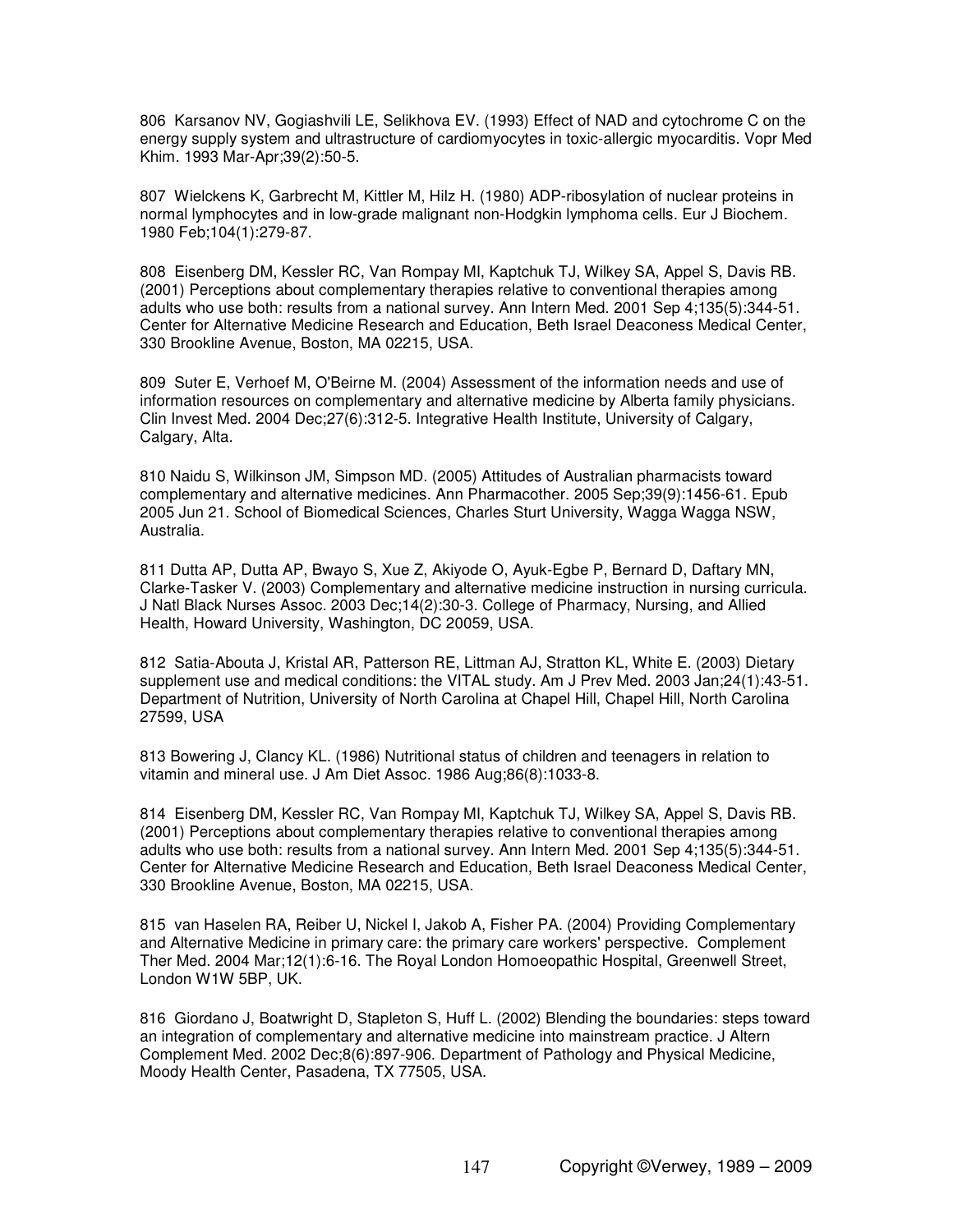806 Karsanov NV, Gogiashvili LE, Selikhova EV. (1993) Effect of NAD and cytochrome C on the energy supply system and ultrastructure of cardiomyocytes in toxic-allergic myocarditis. Vopr Med Khim. 1993 Mar-Apr;39(2):50-5.

807 Wielckens K, Garbrecht M, Kittler M, Hilz H. (1980) ADP-ribosylation of nuclear proteins in normal lymphocytes and in low-grade malignant non-Hodgkin lymphoma cells. Eur J Biochem. 1980 Feb;104(1):279-87.

808 Eisenberg DM, Kessler RC, Van Rompay MI, Kaptchuk TJ, Wilkey SA, Appel S, Davis RB. (2001) Perceptions about complementary therapies relative to conventional therapies among adults who use both: results from a national survey. Ann Intern Med. 2001 Sep 4;135(5):344-51. Center for Alternative Medicine Research and Education, Beth Israel Deaconess Medical Center, 330 Brookline Avenue, Boston, MA 02215, USA.

809 Suter E, Verhoef M, O'Beirne M. (2004) Assessment of the information needs and use of information resources on complementary and alternative medicine by Alberta family physicians. Clin Invest Med. 2004 Dec;27(6):312-5. Integrative Health Institute, University of Calgary, Calgary, Alta.

810 Naidu S, Wilkinson JM, Simpson MD. (2005) Attitudes of Australian pharmacists toward complementary and alternative medicines. Ann Pharmacother. 2005 Sep;39(9):1456-61. Epub 2005 Jun 21. School of Biomedical Sciences, Charles Sturt University, Wagga Wagga NSW, Australia.

811 Dutta AP, Dutta AP, Bwayo S, Xue Z, Akiyode O, Ayuk-Egbe P, Bernard D, Daftary MN, Clarke-Tasker V. (2003) Complementary and alternative medicine instruction in nursing curricula. J Natl Black Nurses Assoc. 2003 Dec;14(2):30-3. College of Pharmacy, Nursing, and Allied Health, Howard University, Washington, DC 20059, USA.

812 Satia-Abouta J, Kristal AR, Patterson RE, Littman AJ, Stratton KL, White E. (2003) Dietary supplement use and medical conditions: the VITAL study. Am J Prev Med. 2003 Jan;24(1):43-51. Department of Nutrition, University of North Carolina at Chapel Hill, Chapel Hill, North Carolina 27599, USA

813 Bowering J, Clancy KL. (1986) Nutritional status of children and teenagers in relation to vitamin and mineral use. J Am Diet Assoc. 1986 Aug;86(8):1033-8.

814 Eisenberg DM, Kessler RC, Van Rompay MI, Kaptchuk TJ, Wilkey SA, Appel S, Davis RB. (2001) Perceptions about complementary therapies relative to conventional therapies among adults who use both: results from a national survey. Ann Intern Med. 2001 Sep 4;135(5):344-51. Center for Alternative Medicine Research and Education, Beth Israel Deaconess Medical Center, 330 Brookline Avenue, Boston, MA 02215, USA.

815 van Haselen RA, Reiber U, Nickel I, Jakob A, Fisher PA. (2004) Providing Complementary and Alternative Medicine in primary care: the primary care workers' perspective. Complement Ther Med. 2004 Mar;12(1):6-16. The Royal London Homoeopathic Hospital, Greenwell Street, London W1W 5BP, UK.

816 Giordano J, Boatwright D, Stapleton S, Huff L. (2002) Blending the boundaries: steps toward an integration of complementary and alternative medicine into mainstream practice. J Altern Complement Med. 2002 Dec;8(6):897-906. Department of Pathology and Physical Medicine, Moody Health Center, Pasadena, TX 77505, USA.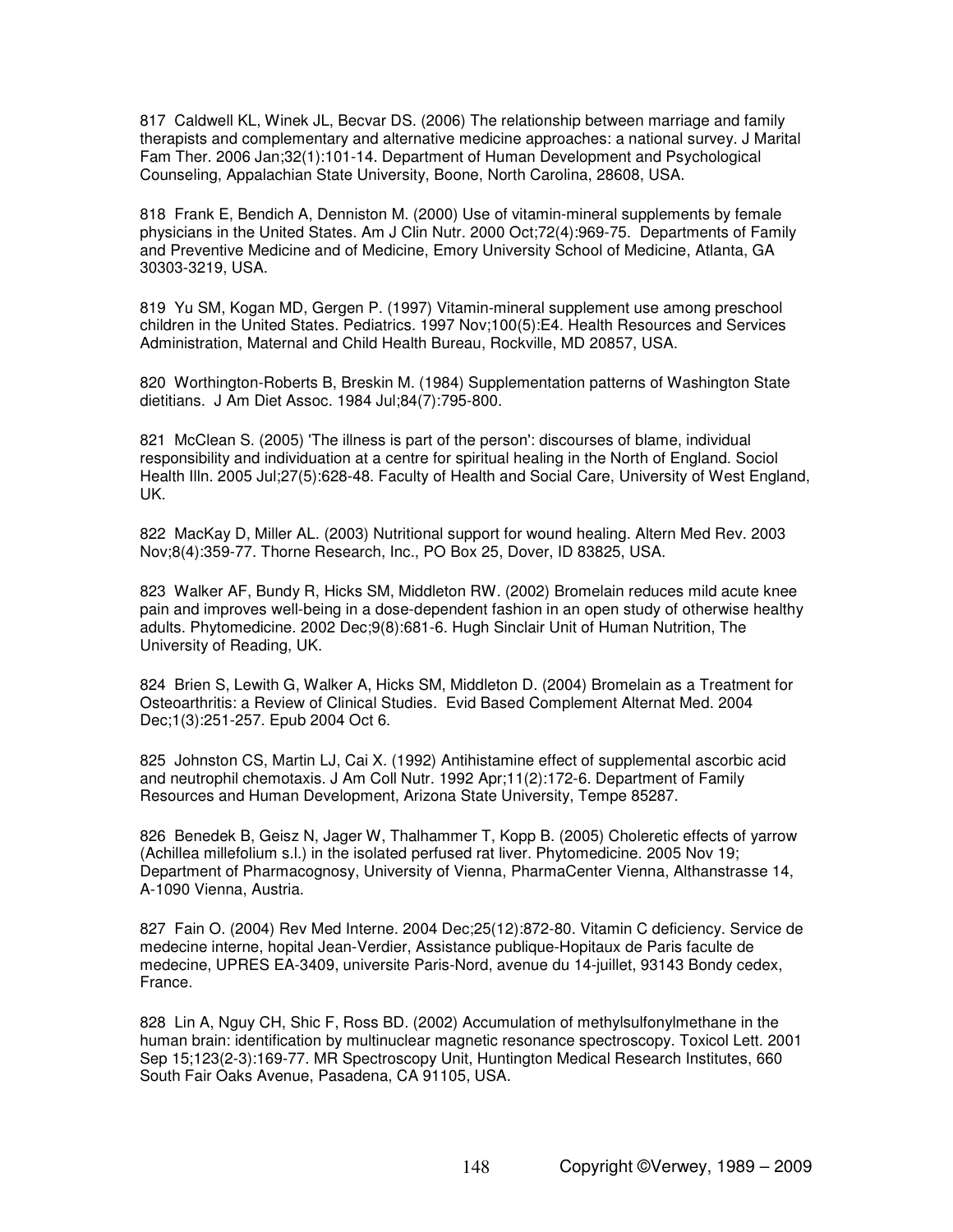817 Caldwell KL, Winek JL, Becvar DS. (2006) The relationship between marriage and family therapists and complementary and alternative medicine approaches: a national survey. J Marital Fam Ther. 2006 Jan;32(1):101-14. Department of Human Development and Psychological Counseling, Appalachian State University, Boone, North Carolina, 28608, USA.

818 Frank E, Bendich A, Denniston M. (2000) Use of vitamin-mineral supplements by female physicians in the United States. Am J Clin Nutr. 2000 Oct;72(4):969-75. Departments of Family and Preventive Medicine and of Medicine, Emory University School of Medicine, Atlanta, GA 30303-3219, USA.

819 Yu SM, Kogan MD, Gergen P. (1997) Vitamin-mineral supplement use among preschool children in the United States. Pediatrics. 1997 Nov;100(5):E4. Health Resources and Services Administration, Maternal and Child Health Bureau, Rockville, MD 20857, USA.

820 Worthington-Roberts B, Breskin M. (1984) Supplementation patterns of Washington State dietitians. J Am Diet Assoc. 1984 Jul;84(7):795-800.

821 McClean S. (2005) 'The illness is part of the person': discourses of blame, individual responsibility and individuation at a centre for spiritual healing in the North of England. Sociol Health Illn. 2005 Jul;27(5):628-48. Faculty of Health and Social Care, University of West England, UK.

822 MacKay D, Miller AL. (2003) Nutritional support for wound healing. Altern Med Rev. 2003 Nov;8(4):359-77. Thorne Research, Inc., PO Box 25, Dover, ID 83825, USA.

823 Walker AF, Bundy R, Hicks SM, Middleton RW. (2002) Bromelain reduces mild acute knee pain and improves well-being in a dose-dependent fashion in an open study of otherwise healthy adults. Phytomedicine. 2002 Dec;9(8):681-6. Hugh Sinclair Unit of Human Nutrition, The University of Reading, UK.

824 Brien S, Lewith G, Walker A, Hicks SM, Middleton D. (2004) Bromelain as a Treatment for Osteoarthritis: a Review of Clinical Studies. Evid Based Complement Alternat Med. 2004 Dec;1(3):251-257. Epub 2004 Oct 6.

825 Johnston CS, Martin LJ, Cai X. (1992) Antihistamine effect of supplemental ascorbic acid and neutrophil chemotaxis. J Am Coll Nutr. 1992 Apr;11(2):172-6. Department of Family Resources and Human Development, Arizona State University, Tempe 85287.

826 Benedek B, Geisz N, Jager W, Thalhammer T, Kopp B. (2005) Choleretic effects of yarrow (Achillea millefolium s.l.) in the isolated perfused rat liver. Phytomedicine. 2005 Nov 19; Department of Pharmacognosy, University of Vienna, PharmaCenter Vienna, Althanstrasse 14, A-1090 Vienna, Austria.

827 Fain O. (2004) Rev Med Interne. 2004 Dec;25(12):872-80. Vitamin C deficiency. Service de medecine interne, hopital Jean-Verdier, Assistance publique-Hopitaux de Paris faculte de medecine, UPRES EA-3409, universite Paris-Nord, avenue du 14-juillet, 93143 Bondy cedex, France.

828 Lin A, Nguy CH, Shic F, Ross BD. (2002) Accumulation of methylsulfonylmethane in the human brain: identification by multinuclear magnetic resonance spectroscopy. Toxicol Lett. 2001 Sep 15;123(2-3):169-77. MR Spectroscopy Unit, Huntington Medical Research Institutes, 660 South Fair Oaks Avenue, Pasadena, CA 91105, USA.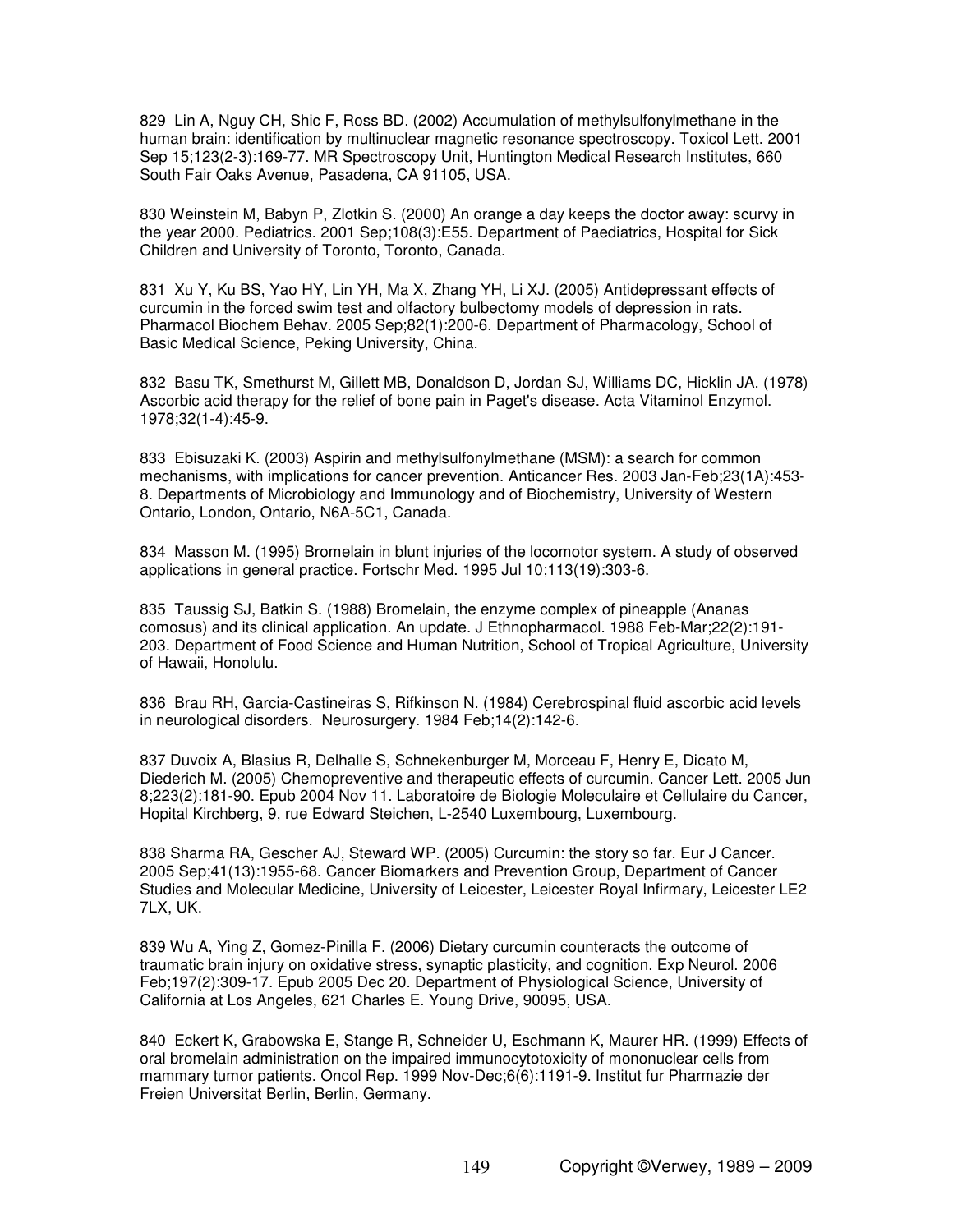829 Lin A, Nguy CH, Shic F, Ross BD. (2002) Accumulation of methylsulfonylmethane in the human brain: identification by multinuclear magnetic resonance spectroscopy. Toxicol Lett. 2001 Sep 15;123(2-3):169-77. MR Spectroscopy Unit, Huntington Medical Research Institutes, 660 South Fair Oaks Avenue, Pasadena, CA 91105, USA.

830 Weinstein M, Babyn P, Zlotkin S. (2000) An orange a day keeps the doctor away: scurvy in the year 2000. Pediatrics. 2001 Sep;108(3):E55. Department of Paediatrics, Hospital for Sick Children and University of Toronto, Toronto, Canada.

831 Xu Y, Ku BS, Yao HY, Lin YH, Ma X, Zhang YH, Li XJ. (2005) Antidepressant effects of curcumin in the forced swim test and olfactory bulbectomy models of depression in rats. Pharmacol Biochem Behav. 2005 Sep;82(1):200-6. Department of Pharmacology, School of Basic Medical Science, Peking University, China.

832 Basu TK, Smethurst M, Gillett MB, Donaldson D, Jordan SJ, Williams DC, Hicklin JA. (1978) Ascorbic acid therapy for the relief of bone pain in Paget's disease. Acta Vitaminol Enzymol. 1978;32(1-4):45-9.

833 Ebisuzaki K. (2003) Aspirin and methylsulfonylmethane (MSM): a search for common mechanisms, with implications for cancer prevention. Anticancer Res. 2003 Jan-Feb;23(1A):453-8. Departments of Microbiology and Immunology and of Biochemistry, University of Western Ontario, London, Ontario, N6A-5C1, Canada.

834 Masson M. (1995) Bromelain in blunt injuries of the locomotor system. A study of observed applications in general practice. Fortschr Med. 1995 Jul 10;113(19):303-6.

835 Taussig SJ, Batkin S. (1988) Bromelain, the enzyme complex of pineapple (Ananas comosus) and its clinical application. An update. J Ethnopharmacol. 1988 Feb-Mar;22(2):191-203. Department of Food Science and Human Nutrition, School of Tropical Agriculture, University of Hawaii, Honolulu.

836 Brau RH, Garcia-Castineiras S, Rifkinson N. (1984) Cerebrospinal fluid ascorbic acid levels in neurological disorders. Neurosurgery. 1984 Feb;14(2):142-6.

837 Duvoix A, Blasius R, Delhalle S, Schnekenburger M, Morceau F, Henry E, Dicato M, Diederich M. (2005) Chemopreventive and therapeutic effects of curcumin. Cancer Lett. 2005 Jun 8;223(2):181-90. Epub 2004 Nov 11. Laboratoire de Biologie Moleculaire et Cellulaire du Cancer, Hopital Kirchberg, 9, rue Edward Steichen, L-2540 Luxembourg, Luxembourg.

838 Sharma RA, Gescher AJ, Steward WP. (2005) Curcumin: the story so far. Eur J Cancer. 2005 Sep;41(13):1955-68. Cancer Biomarkers and Prevention Group, Department of Cancer Studies and Molecular Medicine, University of Leicester, Leicester Royal Infirmary, Leicester LE2 7LX, UK.

839 Wu A, Ying Z, Gomez-Pinilla F. (2006) Dietary curcumin counteracts the outcome of traumatic brain injury on oxidative stress, synaptic plasticity, and cognition. Exp Neurol. 2006 Feb;197(2):309-17. Epub 2005 Dec 20. Department of Physiological Science, University of California at Los Angeles, 621 Charles E. Young Drive, 90095, USA.

840 Eckert K, Grabowska E, Stange R, Schneider U, Eschmann K, Maurer HR. (1999) Effects of oral bromelain administration on the impaired immunocytotoxicity of mononuclear cells from mammary tumor patients. Oncol Rep. 1999 Nov-Dec;6(6):1191-9. Institut fur Pharmazie der Freien Universitat Berlin, Berlin, Germany.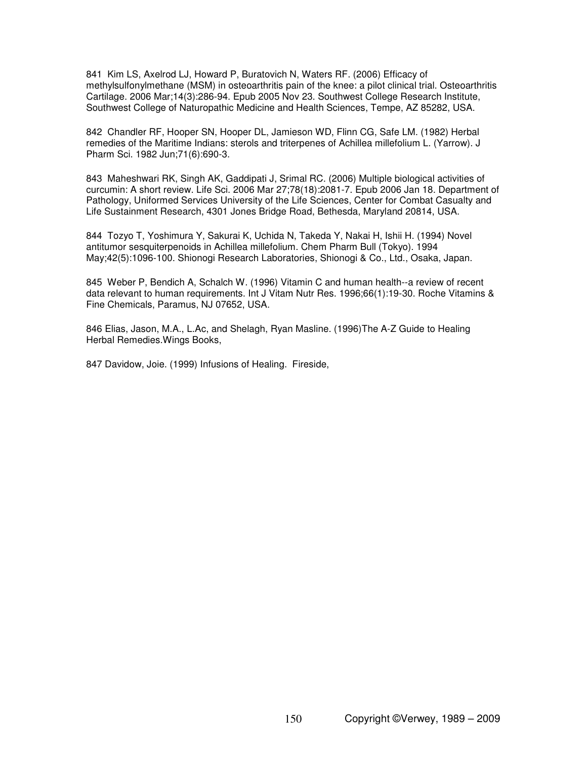841 Kim LS, Axelrod LJ, Howard P, Buratovich N, Waters RF. (2006) Efficacy of methylsulfonylmethane (MSM) in osteoarthritis pain of the knee: a pilot clinical trial. Osteoarthritis Cartilage. 2006 Mar;14(3):286-94. Epub 2005 Nov 23. Southwest College Research Institute, Southwest College of Naturopathic Medicine and Health Sciences, Tempe, AZ 85282, USA.

842 Chandler RF, Hooper SN, Hooper DL, Jamieson WD, Flinn CG, Safe LM. (1982) Herbal remedies of the Maritime Indians: sterols and triterpenes of Achillea millefolium L. (Yarrow). J Pharm Sci. 1982 Jun;71(6):690-3.

843 Maheshwari RK, Singh AK, Gaddipati J, Srimal RC. (2006) Multiple biological activities of curcumin: A short review. Life Sci. 2006 Mar 27;78(18):2081-7. Epub 2006 Jan 18. Department of Pathology, Uniformed Services University of the Life Sciences, Center for Combat Casualty and Life Sustainment Research, 4301 Jones Bridge Road, Bethesda, Maryland 20814, USA.

844 Tozyo T, Yoshimura Y, Sakurai K, Uchida N, Takeda Y, Nakai H, Ishii H. (1994) Novel antitumor sesquiterpenoids in Achillea millefolium. Chem Pharm Bull (Tokyo). 1994 May;42(5):1096-100. Shionogi Research Laboratories, Shionogi & Co., Ltd., Osaka, Japan.

845 Weber P, Bendich A, Schalch W. (1996) Vitamin C and human health--a review of recent data relevant to human requirements. Int J Vitam Nutr Res. 1996;66(1):19-30. Roche Vitamins & Fine Chemicals, Paramus, NJ 07652, USA.

846 Elias, Jason, M.A., L.Ac, and Shelagh, Ryan Masline. (1996)The A-Z Guide to Healing Herbal Remedies.Wings Books,

847 Davidow, Joie. (1999) Infusions of Healing. Fireside,